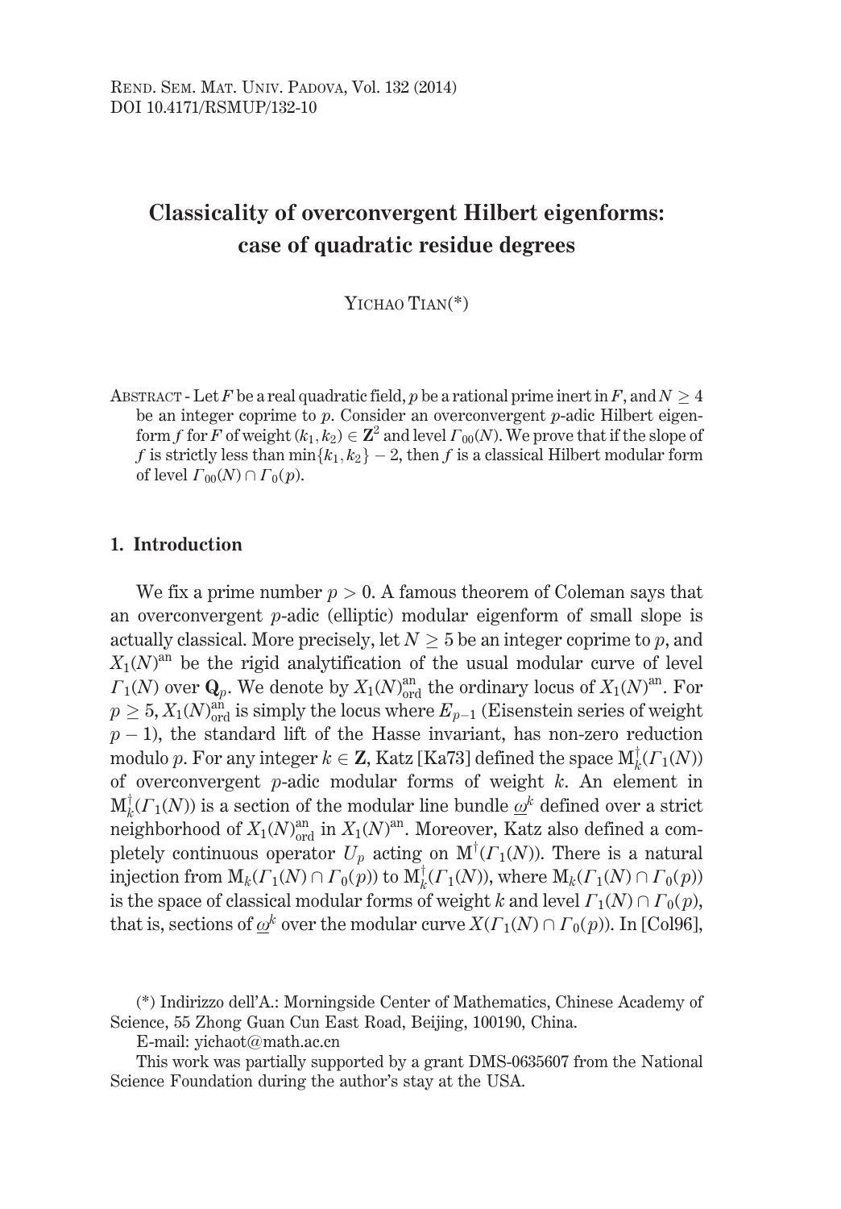Rend. Sem. Mat. Univ. Padova, Vol. 132 (2014)
DOI 10.4171/RSMUP/132-10

# Classicality of overconvergent Hilbert eigenforms: case of quadratic residue degrees

Yichao Tian(*)

Abstract - Let $F$ be a real quadratic field, $p$ be a rational prime inert in $F$, and $N \geq 4$ be an integer coprime to $p$. Consider an overconvergent $p$-adic Hilbert eigenform $f$ for $F$ of weight $(k_1, k_2) \in \mathbf{Z}^2$ and level $\Gamma_{00}(N)$. We prove that if the slope of $f$ is strictly less than $\min\{k_1, k_2\} - 2$, then $f$ is a classical Hilbert modular form of level $\Gamma_{00}(N) \cap \Gamma_0(p)$.

## 1. Introduction

We fix a prime number $p > 0$. A famous theorem of Coleman says that an overconvergent $p$-adic (elliptic) modular eigenform of small slope is actually classical. More precisely, let $N \geq 5$ be an integer coprime to $p$, and $X_1(N)^{\mathrm{an}}$ be the rigid analytification of the usual modular curve of level $\Gamma_1(N)$ over $\mathbf{Q}_p$. We denote by $X_1(N)^{\mathrm{an}}_{\mathrm{ord}}$ the ordinary locus of $X_1(N)^{\mathrm{an}}$. For $p \geq 5$, $X_1(N)^{\mathrm{an}}_{\mathrm{ord}}$ is simply the locus where $E_{p-1}$ (Eisenstein series of weight $p-1$), the standard lift of the Hasse invariant, has non-zero reduction modulo $p$. For any integer $k \in \mathbf{Z}$, Katz [Ka73] defined the space $\mathrm{M}^{\dagger}_k(\Gamma_1(N))$ of overconvergent $p$-adic modular forms of weight $k$. An element in $\mathrm{M}^{\dagger}_k(\Gamma_1(N))$ is a section of the modular line bundle $\underline{\omega}^k$ defined over a strict neighborhood of $X_1(N)^{\mathrm{an}}_{\mathrm{ord}}$ in $X_1(N)^{\mathrm{an}}$. Moreover, Katz also defined a completely continuous operator $U_p$ acting on $\mathrm{M}^{\dagger}(\Gamma_1(N))$. There is a natural injection from $\mathrm{M}_k(\Gamma_1(N) \cap \Gamma_0(p))$ to $\mathrm{M}^{\dagger}_k(\Gamma_1(N))$, where $\mathrm{M}_k(\Gamma_1(N) \cap \Gamma_0(p))$ is the space of classical modular forms of weight $k$ and level $\Gamma_1(N) \cap \Gamma_0(p)$, that is, sections of $\underline{\omega}^k$ over the modular curve $X(\Gamma_1(N) \cap \Gamma_0(p))$. In [Col96],

(*) Indirizzo dell'A.: Morningside Center of Mathematics, Chinese Academy of Science, 55 Zhong Guan Cun East Road, Beijing, 100190, China.
E-mail: yichaot@math.ac.cn

This work was partially supported by a grant DMS-0635607 from the National Science Foundation during the author's stay at the USA.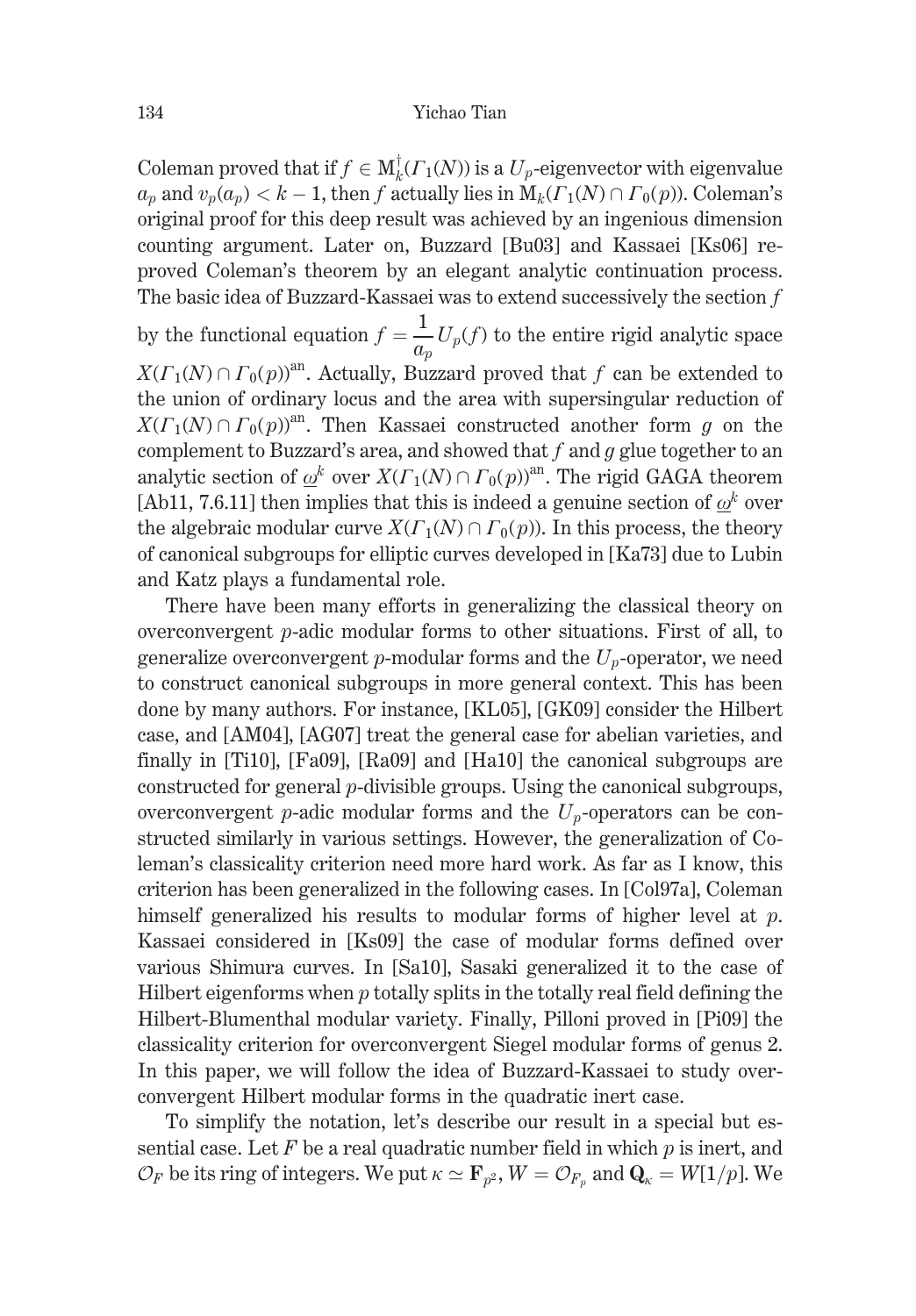Coleman proved that if $f \in \mathrm{M}_k^\dagger(\Gamma_1(N))$ is a $U_p$-eigenvector with eigenvalue $a_p$ and $v_p(a_p) < k-1$, then $f$ actually lies in $\mathrm{M}_k(\Gamma_1(N)\cap\Gamma_0(p))$. Coleman's original proof for this deep result was achieved by an ingenious dimension counting argument. Later on, Buzzard [Bu03] and Kassaei [Ks06] reproved Coleman's theorem by an elegant analytic continuation process. The basic idea of Buzzard-Kassaei was to extend successively the section $f$ by the functional equation $f = \dfrac{1}{a_p}U_p(f)$ to the entire rigid analytic space $X(\Gamma_1(N)\cap\Gamma_0(p))^{\mathrm{an}}$. Actually, Buzzard proved that $f$ can be extended to the union of ordinary locus and the area with supersingular reduction of $X(\Gamma_1(N)\cap\Gamma_0(p))^{\mathrm{an}}$. Then Kassaei constructed another form $g$ on the complement to Buzzard's area, and showed that $f$ and $g$ glue together to an analytic section of $\underline{\omega}^k$ over $X(\Gamma_1(N)\cap\Gamma_0(p))^{\mathrm{an}}$. The rigid GAGA theorem [Ab11, 7.6.11] then implies that this is indeed a genuine section of $\underline{\omega}^k$ over the algebraic modular curve $X(\Gamma_1(N)\cap\Gamma_0(p))$. In this process, the theory of canonical subgroups for elliptic curves developed in [Ka73] due to Lubin and Katz plays a fundamental role.

There have been many efforts in generalizing the classical theory on overconvergent $p$-adic modular forms to other situations. First of all, to generalize overconvergent $p$-modular forms and the $U_p$-operator, we need to construct canonical subgroups in more general context. This has been done by many authors. For instance, [KL05], [GK09] consider the Hilbert case, and [AM04], [AG07] treat the general case for abelian varieties, and finally in [Ti10], [Fa09], [Ra09] and [Ha10] the canonical subgroups are constructed for general $p$-divisible groups. Using the canonical subgroups, overconvergent $p$-adic modular forms and the $U_p$-operators can be constructed similarly in various settings. However, the generalization of Coleman's classicality criterion need more hard work. As far as I know, this criterion has been generalized in the following cases. In [Col97a], Coleman himself generalized his results to modular forms of higher level at $p$. Kassaei considered in [Ks09] the case of modular forms defined over various Shimura curves. In [Sa10], Sasaki generalized it to the case of Hilbert eigenforms when $p$ totally splits in the totally real field defining the Hilbert-Blumenthal modular variety. Finally, Pilloni proved in [Pi09] the classicality criterion for overconvergent Siegel modular forms of genus 2. In this paper, we will follow the idea of Buzzard-Kassaei to study overconvergent Hilbert modular forms in the quadratic inert case.

To simplify the notation, let's describe our result in a special but essential case. Let $F$ be a real quadratic number field in which $p$ is inert, and $\mathcal{O}_F$ be its ring of integers. We put $\kappa \simeq \mathbf{F}_{p^2}$, $W = \mathcal{O}_{F_p}$ and $\mathbf{Q}_\kappa = W[1/p]$. We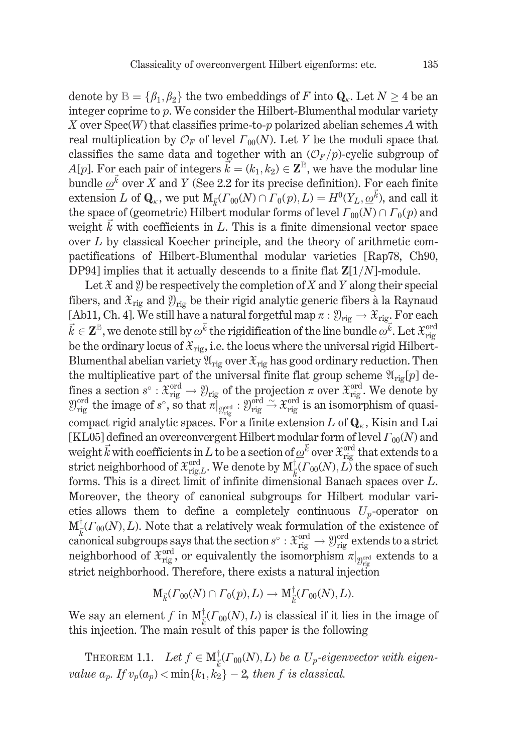denote by $\mathbb{B} = \{\beta_1, \beta_2\}$ the two embeddings of $F$ into $\mathbf{Q}_\kappa$. Let $N \geq 4$ be an integer coprime to $p$. We consider the Hilbert-Blumenthal modular variety $X$ over $\mathrm{Spec}(W)$ that classifies prime-to-$p$ polarized abelian schemes $A$ with real multiplication by $\mathcal{O}_F$ of level $\Gamma_{00}(N)$. Let $Y$ be the moduli space that classifies the same data and together with an $(\mathcal{O}_F/p)$-cyclic subgroup of $A[p]$. For each pair of integers $\vec{k} = (k_1, k_2) \in \mathbf{Z}^{\mathbb{B}}$, we have the modular line bundle $\underline{\omega}^{\vec{k}}$ over $X$ and $Y$ (See 2.2 for its precise definition). For each finite extension $L$ of $\mathbf{Q}_\kappa$, we put $\mathrm{M}_{\vec{k}}(\Gamma_{00}(N) \cap \Gamma_0(p), L) = H^0(Y_L, \underline{\omega}^{\vec{k}})$, and call it the space of (geometric) Hilbert modular forms of level $\Gamma_{00}(N) \cap \Gamma_0(p)$ and weight $\vec{k}$ with coefficients in $L$. This is a finite dimensional vector space over $L$ by classical Koecher principle, and the theory of arithmetic compactifications of Hilbert-Blumenthal modular varieties [Rap78, Ch90, DP94] implies that it actually descends to a finite flat $\mathbf{Z}[1/N]$-module.

Let $\mathfrak{X}$ and $\mathfrak{Y}$ be respectively the completion of $X$ and $Y$ along their special fibers, and $\mathfrak{X}_{\mathrm{rig}}$ and $\mathfrak{Y}_{\mathrm{rig}}$ be their rigid analytic generic fibers à la Raynaud [Ab11, Ch. 4]. We still have a natural forgetful map $\pi : \mathfrak{Y}_{\mathrm{rig}} \to \mathfrak{X}_{\mathrm{rig}}$. For each $\vec{k} \in \mathbf{Z}^{\mathbb{B}}$, we denote still by $\underline{\omega}^{\vec{k}}$ the rigidification of the line bundle $\underline{\omega}^{\vec{k}}$. Let $\mathfrak{X}^{\mathrm{ord}}_{\mathrm{rig}}$ be the ordinary locus of $\mathfrak{X}_{\mathrm{rig}}$, i.e. the locus where the universal rigid Hilbert-Blumenthal abelian variety $\mathfrak{A}_{\mathrm{rig}}$ over $\mathfrak{X}_{\mathrm{rig}}$ has good ordinary reduction. Then the multiplicative part of the universal finite flat group scheme $\mathfrak{A}_{\mathrm{rig}}[p]$ defines a section $s^\circ : \mathfrak{X}^{\mathrm{ord}}_{\mathrm{rig}} \to \mathfrak{Y}_{\mathrm{rig}}$ of the projection $\pi$ over $\mathfrak{X}^{\mathrm{ord}}_{\mathrm{rig}}$. We denote by $\mathfrak{Y}^{\mathrm{ord}}_{\mathrm{rig}}$ the image of $s^\circ$, so that $\pi|_{\mathfrak{Y}^{\mathrm{ord}}_{\mathrm{rig}}} : \mathfrak{Y}^{\mathrm{ord}}_{\mathrm{rig}} \xrightarrow{\sim} \mathfrak{X}^{\mathrm{ord}}_{\mathrm{rig}}$ is an isomorphism of quasi-compact rigid analytic spaces. For a finite extension $L$ of $\mathbf{Q}_\kappa$, Kisin and Lai [KL05] defined an overconvergent Hilbert modular form of level $\Gamma_{00}(N)$ and weight $\vec{k}$ with coefficients in $L$ to be a section of $\underline{\omega}^{\vec{k}}$ over $\mathfrak{X}^{\mathrm{ord}}_{\mathrm{rig}}$ that extends to a strict neighborhood of $\mathfrak{X}^{\mathrm{ord}}_{\mathrm{rig},L}$. We denote by $\mathrm{M}^\dagger_{\vec{k}}(\Gamma_{00}(N), L)$ the space of such forms. This is a direct limit of infinite dimensional Banach spaces over $L$. Moreover, the theory of canonical subgroups for Hilbert modular varieties allows them to define a completely continuous $U_p$-operator on $\mathrm{M}^\dagger_{\vec{k}}(\Gamma_{00}(N), L)$. Note that a relatively weak formulation of the existence of canonical subgroups says that the section $s^\circ : \mathfrak{X}^{\mathrm{ord}}_{\mathrm{rig}} \to \mathfrak{Y}^{\mathrm{ord}}_{\mathrm{rig}}$ extends to a strict neighborhood of $\mathfrak{X}^{\mathrm{ord}}_{\mathrm{rig}}$, or equivalently the isomorphism $\pi|_{\mathfrak{Y}^{\mathrm{ord}}_{\mathrm{rig}}}$ extends to a strict neighborhood. Therefore, there exists a natural injection

$$\mathrm{M}_{\vec{k}}(\Gamma_{00}(N) \cap \Gamma_0(p), L) \to \mathrm{M}^\dagger_{\vec{k}}(\Gamma_{00}(N), L).$$

We say an element $f$ in $\mathrm{M}^\dagger_{\vec{k}}(\Gamma_{00}(N), L)$ is classical if it lies in the image of this injection. The main result of this paper is the following

THEOREM 1.1. *Let $f \in \mathrm{M}^\dagger_{\vec{k}}(\Gamma_{00}(N), L)$ be a $U_p$-eigenvector with eigenvalue $a_p$. If $v_p(a_p) < \min\{k_1, k_2\} - 2$, then $f$ is classical.*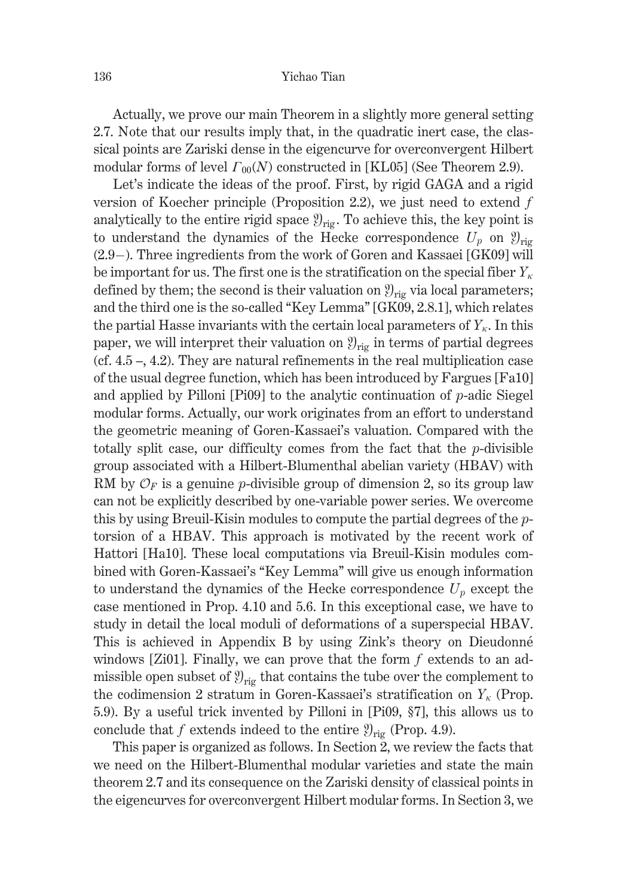Actually, we prove our main Theorem in a slightly more general setting 2.7. Note that our results imply that, in the quadratic inert case, the classical points are Zariski dense in the eigencurve for overconvergent Hilbert modular forms of level $\Gamma_{00}(N)$ constructed in [KL05] (See Theorem 2.9).

Let's indicate the ideas of the proof. First, by rigid GAGA and a rigid version of Koecher principle (Proposition 2.2), we just need to extend $f$ analytically to the entire rigid space $\mathfrak{Y}_{\mathrm{rig}}$. To achieve this, the key point is to understand the dynamics of the Hecke correspondence $U_p$ on $\mathfrak{Y}_{\mathrm{rig}}$ (2.9−). Three ingredients from the work of Goren and Kassaei [GK09] will be important for us. The first one is the stratification on the special fiber $Y_\kappa$ defined by them; the second is their valuation on $\mathfrak{Y}_{\mathrm{rig}}$ via local parameters; and the third one is the so-called "Key Lemma" [GK09, 2.8.1], which relates the partial Hasse invariants with the certain local parameters of $Y_\kappa$. In this paper, we will interpret their valuation on $\mathfrak{Y}_{\mathrm{rig}}$ in terms of partial degrees (cf. 4.5 –, 4.2). They are natural refinements in the real multiplication case of the usual degree function, which has been introduced by Fargues [Fa10] and applied by Pilloni [Pi09] to the analytic continuation of $p$-adic Siegel modular forms. Actually, our work originates from an effort to understand the geometric meaning of Goren-Kassaei's valuation. Compared with the totally split case, our difficulty comes from the fact that the $p$-divisible group associated with a Hilbert-Blumenthal abelian variety (HBAV) with RM by $\mathcal{O}_F$ is a genuine $p$-divisible group of dimension 2, so its group law can not be explicitly described by one-variable power series. We overcome this by using Breuil-Kisin modules to compute the partial degrees of the $p$-torsion of a HBAV. This approach is motivated by the recent work of Hattori [Ha10]. These local computations via Breuil-Kisin modules combined with Goren-Kassaei's "Key Lemma" will give us enough information to understand the dynamics of the Hecke correspondence $U_p$ except the case mentioned in Prop. 4.10 and 5.6. In this exceptional case, we have to study in detail the local moduli of deformations of a superspecial HBAV. This is achieved in Appendix B by using Zink's theory on Dieudonné windows [Zi01]. Finally, we can prove that the form $f$ extends to an admissible open subset of $\mathfrak{Y}_{\mathrm{rig}}$ that contains the tube over the complement to the codimension 2 stratum in Goren-Kassaei's stratification on $Y_\kappa$ (Prop. 5.9). By a useful trick invented by Pilloni in [Pi09, §7], this allows us to conclude that $f$ extends indeed to the entire $\mathfrak{Y}_{\mathrm{rig}}$ (Prop. 4.9).

This paper is organized as follows. In Section 2, we review the facts that we need on the Hilbert-Blumenthal modular varieties and state the main theorem 2.7 and its consequence on the Zariski density of classical points in the eigencurves for overconvergent Hilbert modular forms. In Section 3, we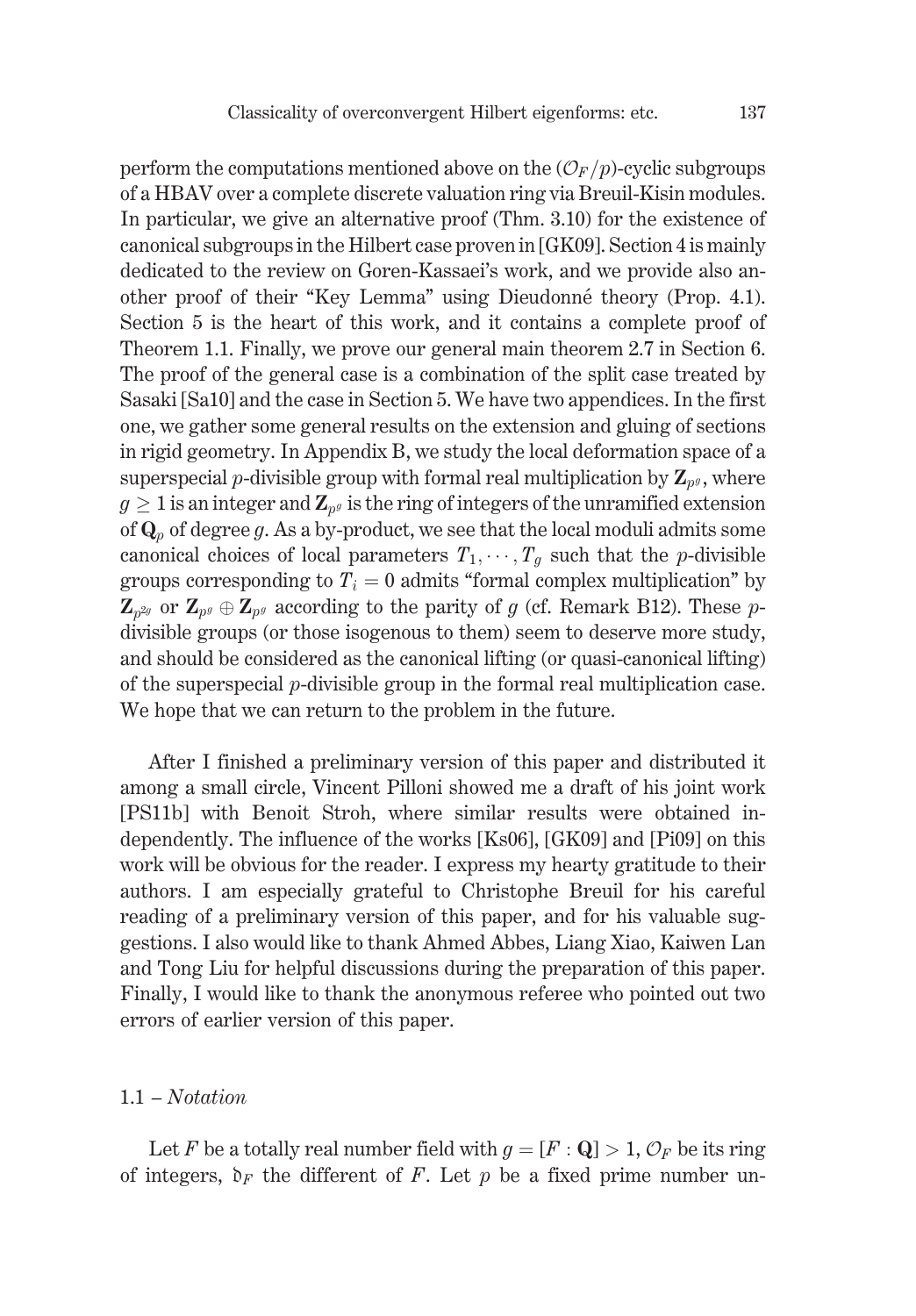perform the computations mentioned above on the $(\mathcal{O}_F/p)$-cyclic subgroups of a HBAV over a complete discrete valuation ring via Breuil-Kisin modules. In particular, we give an alternative proof (Thm. 3.10) for the existence of canonical subgroups in the Hilbert case proven in [GK09]. Section 4 is mainly dedicated to the review on Goren-Kassaei's work, and we provide also another proof of their "Key Lemma" using Dieudonné theory (Prop. 4.1). Section 5 is the heart of this work, and it contains a complete proof of Theorem 1.1. Finally, we prove our general main theorem 2.7 in Section 6. The proof of the general case is a combination of the split case treated by Sasaki [Sa10] and the case in Section 5. We have two appendices. In the first one, we gather some general results on the extension and gluing of sections in rigid geometry. In Appendix B, we study the local deformation space of a superspecial $p$-divisible group with formal real multiplication by $\mathbf{Z}_{p^g}$, where $g \geq 1$ is an integer and $\mathbf{Z}_{p^g}$ is the ring of integers of the unramified extension of $\mathbf{Q}_p$ of degree $g$. As a by-product, we see that the local moduli admits some canonical choices of local parameters $T_1, \cdots, T_g$ such that the $p$-divisible groups corresponding to $T_i = 0$ admits "formal complex multiplication" by $\mathbf{Z}_{p^{2g}}$ or $\mathbf{Z}_{p^g} \oplus \mathbf{Z}_{p^g}$ according to the parity of $g$ (cf. Remark B12). These $p$-divisible groups (or those isogenous to them) seem to deserve more study, and should be considered as the canonical lifting (or quasi-canonical lifting) of the superspecial $p$-divisible group in the formal real multiplication case. We hope that we can return to the problem in the future.

After I finished a preliminary version of this paper and distributed it among a small circle, Vincent Pilloni showed me a draft of his joint work [PS11b] with Benoit Stroh, where similar results were obtained independently. The influence of the works [Ks06], [GK09] and [Pi09] on this work will be obvious for the reader. I express my hearty gratitude to their authors. I am especially grateful to Christophe Breuil for his careful reading of a preliminary version of this paper, and for his valuable suggestions. I also would like to thank Ahmed Abbes, Liang Xiao, Kaiwen Lan and Tong Liu for helpful discussions during the preparation of this paper. Finally, I would like to thank the anonymous referee who pointed out two errors of earlier version of this paper.

### 1.1 – *Notation*

Let $F$ be a totally real number field with $g = [F : \mathbf{Q}] > 1$, $\mathcal{O}_F$ be its ring of integers, $\mathfrak{d}_F$ the different of $F$. Let $p$ be a fixed prime number un-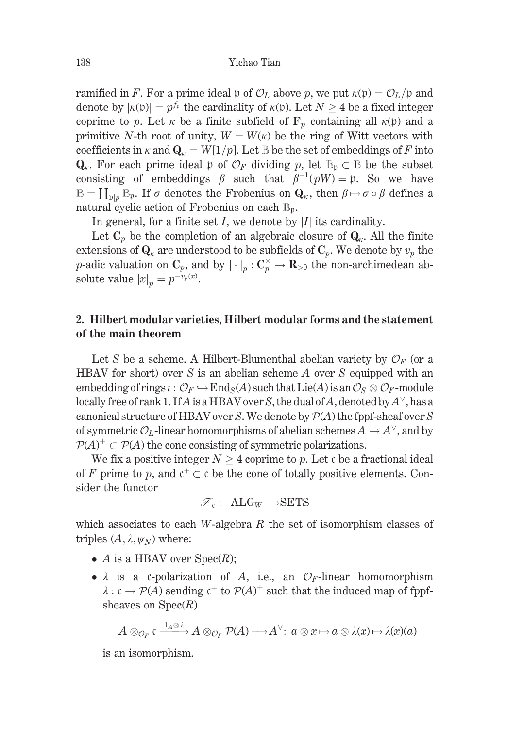ramified in $F$. For a prime ideal $\mathfrak{p}$ of $\mathcal{O}_L$ above $p$, we put $\kappa(\mathfrak{p}) = \mathcal{O}_L/\mathfrak{p}$ and denote by $|\kappa(\mathfrak{p})| = p^{f_\mathfrak{p}}$ the cardinality of $\kappa(\mathfrak{p})$. Let $N \geq 4$ be a fixed integer coprime to $p$. Let $\kappa$ be a finite subfield of $\overline{\mathbf{F}}_p$ containing all $\kappa(\mathfrak{p})$ and a primitive $N$-th root of unity, $W = W(\kappa)$ be the ring of Witt vectors with coefficients in $\kappa$ and $\mathbf{Q}_\kappa = W[1/p]$. Let $\mathbb{B}$ be the set of embeddings of $F$ into $\mathbf{Q}_\kappa$. For each prime ideal $\mathfrak{p}$ of $\mathcal{O}_F$ dividing $p$, let $\mathbb{B}_\mathfrak{p} \subset \mathbb{B}$ be the subset consisting of embeddings $\beta$ such that $\beta^{-1}(pW) = \mathfrak{p}$. So we have $\mathbb{B} = \coprod_{\mathfrak{p}|p} \mathbb{B}_\mathfrak{p}$. If $\sigma$ denotes the Frobenius on $\mathbf{Q}_\kappa$, then $\beta \mapsto \sigma \circ \beta$ defines a natural cyclic action of Frobenius on each $\mathbb{B}_\mathfrak{p}$.

In general, for a finite set $I$, we denote by $|I|$ its cardinality.

Let $\mathbf{C}_p$ be the completion of an algebraic closure of $\mathbf{Q}_\kappa$. All the finite extensions of $\mathbf{Q}_\kappa$ are understood to be subfields of $\mathbf{C}_p$. We denote by $v_p$ the $p$-adic valuation on $\mathbf{C}_p$, and by $|\cdot|_p : \mathbf{C}_p^\times \to \mathbf{R}_{>0}$ the non-archimedean absolute value $|x|_p = p^{-v_p(x)}$.

## 2. Hilbert modular varieties, Hilbert modular forms and the statement of the main theorem

Let $S$ be a scheme. A Hilbert-Blumenthal abelian variety by $\mathcal{O}_F$ (or a HBAV for short) over $S$ is an abelian scheme $A$ over $S$ equipped with an embedding of rings $\iota : \mathcal{O}_F \hookrightarrow \mathrm{End}_S(A)$ such that $\mathrm{Lie}(A)$ is an $\mathcal{O}_S \otimes \mathcal{O}_F$-module locally free of rank 1. If $A$ is a HBAV over $S$, the dual of $A$, denoted by $A^\vee$, has a canonical structure of HBAV over $S$. We denote by $\mathcal{P}(A)$ the fppf-sheaf over $S$ of symmetric $\mathcal{O}_L$-linear homomorphisms of abelian schemes $A \to A^\vee$, and by $\mathcal{P}(A)^+ \subset \mathcal{P}(A)$ the cone consisting of symmetric polarizations.

We fix a positive integer $N \geq 4$ coprime to $p$. Let $\mathfrak{c}$ be a fractional ideal of $F$ prime to $p$, and $\mathfrak{c}^+ \subset \mathfrak{c}$ be the cone of totally positive elements. Consider the functor

$$\mathscr{F}_\mathfrak{c} : \ \mathrm{ALG}_W \longrightarrow \mathrm{SETS}$$

which associates to each $W$-algebra $R$ the set of isomorphism classes of triples $(A, \lambda, \psi_N)$ where:

- $A$ is a HBAV over $\mathrm{Spec}(R)$;
- $\lambda$ is a $\mathfrak{c}$-polarization of $A$, i.e., an $\mathcal{O}_F$-linear homomorphism $\lambda : \mathfrak{c} \to \mathcal{P}(A)$ sending $\mathfrak{c}^+$ to $\mathcal{P}(A)^+$ such that the induced map of fppf-sheaves on $\mathrm{Spec}(R)$

$$A \otimes_{\mathcal{O}_F} \mathfrak{c} \xrightarrow{1_A \otimes \lambda} A \otimes_{\mathcal{O}_F} \mathcal{P}(A) \longrightarrow A^\vee : \ a \otimes x \mapsto a \otimes \lambda(x) \mapsto \lambda(x)(a)$$

is an isomorphism.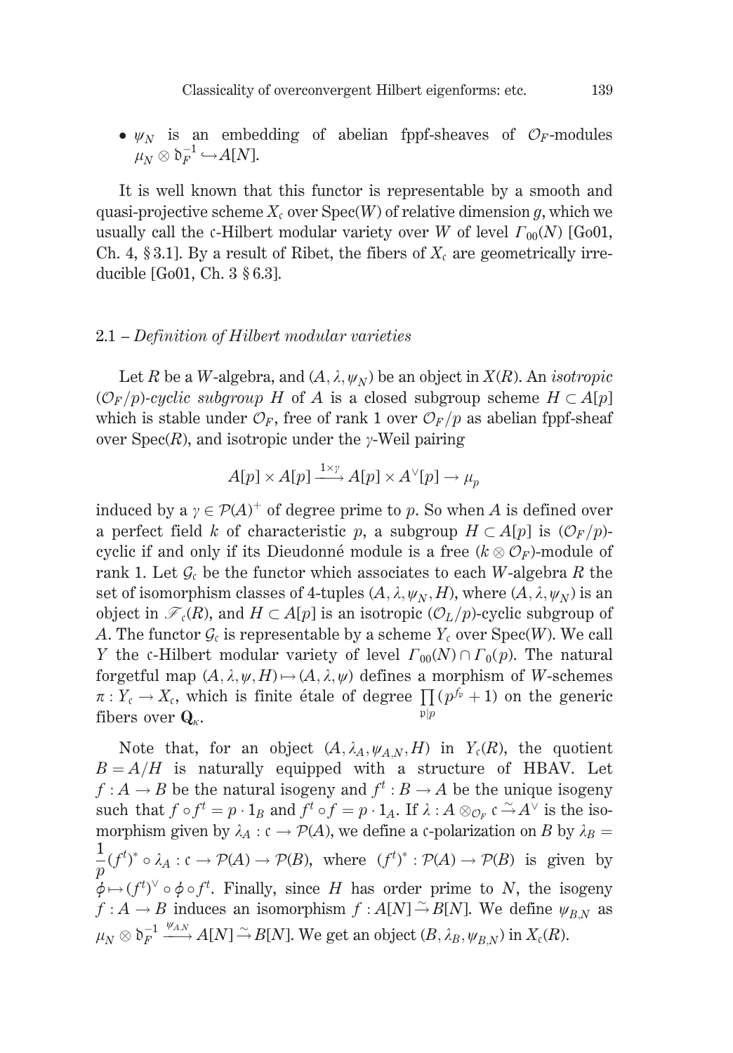- $\psi_N$ is an embedding of abelian fppf-sheaves of $\mathcal{O}_F$-modules $\mu_N \otimes \mathfrak{d}_F^{-1} \hookrightarrow A[N]$.

It is well known that this functor is representable by a smooth and quasi-projective scheme $X_\mathfrak{c}$ over $\mathrm{Spec}(W)$ of relative dimension $g$, which we usually call the $\mathfrak{c}$-Hilbert modular variety over $W$ of level $\Gamma_{00}(N)$ [Go01, Ch. 4, § 3.1]. By a result of Ribet, the fibers of $X_\mathfrak{c}$ are geometrically irreducible [Go01, Ch. 3 § 6.3].

## 2.1 – *Definition of Hilbert modular varieties*

Let $R$ be a $W$-algebra, and $(A, \lambda, \psi_N)$ be an object in $X(R)$. An *isotropic* $(\mathcal{O}_F/p)$*-cyclic subgroup* $H$ of $A$ is a closed subgroup scheme $H \subset A[p]$ which is stable under $\mathcal{O}_F$, free of rank 1 over $\mathcal{O}_F/p$ as abelian fppf-sheaf over $\mathrm{Spec}(R)$, and isotropic under the $\gamma$-Weil pairing

$$A[p] \times A[p] \xrightarrow{1 \times \gamma} A[p] \times A^\vee[p] \to \mu_p$$

induced by a $\gamma \in \mathcal{P}(A)^+$ of degree prime to $p$. So when $A$ is defined over a perfect field $k$ of characteristic $p$, a subgroup $H \subset A[p]$ is $(\mathcal{O}_F/p)$-cyclic if and only if its Dieudonné module is a free $(k \otimes \mathcal{O}_F)$-module of rank 1. Let $\mathcal{G}_\mathfrak{c}$ be the functor which associates to each $W$-algebra $R$ the set of isomorphism classes of 4-tuples $(A, \lambda, \psi_N, H)$, where $(A, \lambda, \psi_N)$ is an object in $\mathscr{F}_\mathfrak{c}(R)$, and $H \subset A[p]$ is an isotropic $(\mathcal{O}_L/p)$-cyclic subgroup of $A$. The functor $\mathcal{G}_\mathfrak{c}$ is representable by a scheme $Y_\mathfrak{c}$ over $\mathrm{Spec}(W)$. We call $Y$ the $\mathfrak{c}$-Hilbert modular variety of level $\Gamma_{00}(N) \cap \Gamma_0(p)$. The natural forgetful map $(A, \lambda, \psi, H) \mapsto (A, \lambda, \psi)$ defines a morphism of $W$-schemes $\pi : Y_\mathfrak{c} \to X_\mathfrak{c}$, which is finite étale of degree $\prod_{\mathfrak{p}|p} (p^{f_\mathfrak{p}} + 1)$ on the generic fibers over $\mathbf{Q}_\kappa$.

Note that, for an object $(A, \lambda_A, \psi_{A,N}, H)$ in $Y_\mathfrak{c}(R)$, the quotient $B = A/H$ is naturally equipped with a structure of HBAV. Let $f : A \to B$ be the natural isogeny and $f^t : B \to A$ be the unique isogeny such that $f \circ f^t = p \cdot 1_B$ and $f^t \circ f = p \cdot 1_A$. If $\lambda : A \otimes_{\mathcal{O}_F} \mathfrak{c} \xrightarrow{\sim} A^\vee$ is the isomorphism given by $\lambda_A : \mathfrak{c} \to \mathcal{P}(A)$, we define a $\mathfrak{c}$-polarization on $B$ by $\lambda_B = \dfrac{1}{p}(f^t)^* \circ \lambda_A : \mathfrak{c} \to \mathcal{P}(A) \to \mathcal{P}(B)$, where $(f^t)^* : \mathcal{P}(A) \to \mathcal{P}(B)$ is given by $\phi \mapsto (f^t)^\vee \circ \phi \circ f^t$. Finally, since $H$ has order prime to $N$, the isogeny $f : A \to B$ induces an isomorphism $f : A[N] \xrightarrow{\sim} B[N]$. We define $\psi_{B,N}$ as $\mu_N \otimes \mathfrak{d}_F^{-1} \xrightarrow{\psi_{A,N}} A[N] \xrightarrow{\sim} B[N]$. We get an object $(B, \lambda_B, \psi_{B,N})$ in $X_\mathfrak{c}(R)$.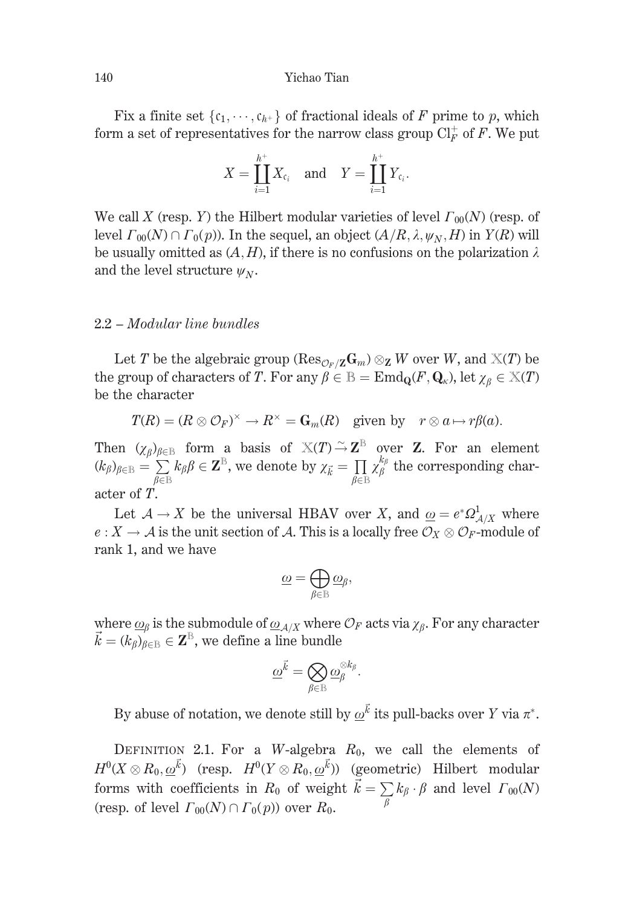Fix a finite set $\{\mathfrak{c}_1, \cdots, \mathfrak{c}_{h^+}\}$ of fractional ideals of $F$ prime to $p$, which form a set of representatives for the narrow class group $\mathrm{Cl}_F^+$ of $F$. We put

$$X = \coprod_{i=1}^{h^+} X_{\mathfrak{c}_i} \quad \text{and} \quad Y = \coprod_{i=1}^{h^+} Y_{\mathfrak{c}_i}.$$

We call $X$ (resp. $Y$) the Hilbert modular varieties of level $\Gamma_{00}(N)$ (resp. of level $\Gamma_{00}(N) \cap \Gamma_0(p)$). In the sequel, an object $(A/R, \lambda, \psi_N, H)$ in $Y(R)$ will be usually omitted as $(A, H)$, if there is no confusions on the polarization $\lambda$ and the level structure $\psi_N$.

## 2.2 – *Modular line bundles*

Let $T$ be the algebraic group $(\mathrm{Res}_{\mathcal{O}_F/\mathbf{Z}} \mathbf{G}_m) \otimes_{\mathbf{Z}} W$ over $W$, and $\mathbb{X}(T)$ be the group of characters of $T$. For any $\beta \in \mathbb{B} = \mathrm{Emd}_{\mathbf{Q}}(F, \mathbf{Q}_\kappa)$, let $\chi_\beta \in \mathbb{X}(T)$ be the character

$$T(R) = (R \otimes \mathcal{O}_F)^\times \to R^\times = \mathbf{G}_m(R) \quad \text{given by} \quad r \otimes a \mapsto r\beta(a).$$

Then $(\chi_\beta)_{\beta \in \mathbb{B}}$ form a basis of $\mathbb{X}(T) \xrightarrow{\sim} \mathbf{Z}^{\mathbb{B}}$ over $\mathbf{Z}$. For an element $(k_\beta)_{\beta \in \mathbb{B}} = \sum_{\beta \in \mathbb{B}} k_\beta \beta \in \mathbf{Z}^{\mathbb{B}}$, we denote by $\chi_{\vec{k}} = \prod_{\beta \in \mathbb{B}} \chi_\beta^{k_\beta}$ the corresponding character of $T$.

Let $\mathcal{A} \to X$ be the universal HBAV over $X$, and $\underline{\omega} = e^* \Omega^1_{\mathcal{A}/X}$ where $e : X \to \mathcal{A}$ is the unit section of $\mathcal{A}$. This is a locally free $\mathcal{O}_X \otimes \mathcal{O}_F$-module of rank 1, and we have

$$\underline{\omega} = \bigoplus_{\beta \in \mathbb{B}} \underline{\omega}_\beta,$$

where $\underline{\omega}_\beta$ is the submodule of $\underline{\omega}_{\mathcal{A}/X}$ where $\mathcal{O}_F$ acts via $\chi_\beta$. For any character $\vec{k} = (k_\beta)_{\beta \in \mathbb{B}} \in \mathbf{Z}^{\mathbb{B}}$, we define a line bundle

$$\underline{\omega}^{\vec{k}} = \bigotimes_{\beta \in \mathbb{B}} \underline{\omega}_\beta^{\otimes k_\beta}.$$

By abuse of notation, we denote still by $\underline{\omega}^{\vec{k}}$ its pull-backs over $Y$ via $\pi^*$.

Definition 2.1. For a $W$-algebra $R_0$, we call the elements of $H^0(X \otimes R_0, \underline{\omega}^{\vec{k}})$ (resp. $H^0(Y \otimes R_0, \underline{\omega}^{\vec{k}})$) (geometric) Hilbert modular forms with coefficients in $R_0$ of weight $\vec{k} = \sum_\beta k_\beta \cdot \beta$ and level $\Gamma_{00}(N)$ (resp. of level $\Gamma_{00}(N) \cap \Gamma_0(p)$) over $R_0$.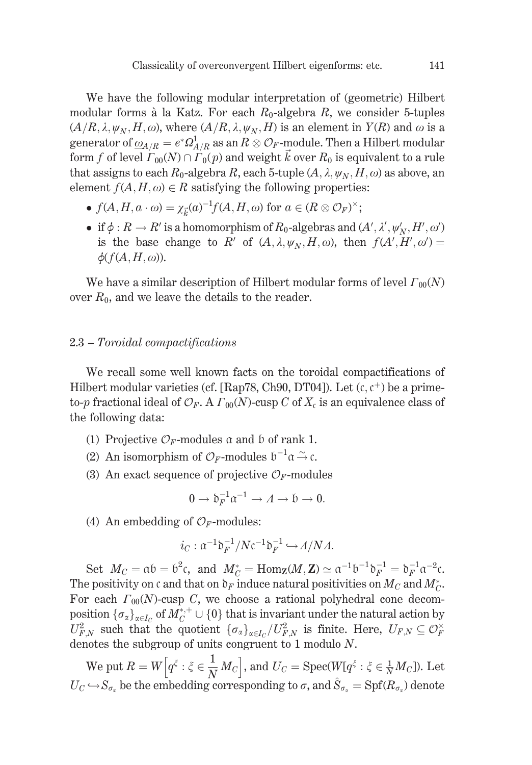We have the following modular interpretation of (geometric) Hilbert modular forms à la Katz. For each $R_0$-algebra $R$, we consider 5-tuples $(A/R, \lambda, \psi_N, H, \omega)$, where $(A/R, \lambda, \psi_N, H)$ is an element in $Y(R)$ and $\omega$ is a generator of $\underline{\omega}_{A/R} = e^*\Omega^1_{A/R}$ as an $R \otimes \mathcal{O}_F$-module. Then a Hilbert modular form $f$ of level $\Gamma_{00}(N) \cap \Gamma_0(p)$ and weight $\vec{k}$ over $R_0$ is equivalent to a rule that assigns to each $R_0$-algebra $R$, each 5-tuple $(A, \lambda, \psi_N, H, \omega)$ as above, an element $f(A, H, \omega) \in R$ satisfying the following properties:

- $f(A, H, a \cdot \omega) = \chi_{\vec{k}}(a)^{-1} f(A, H, \omega)$ for $a \in (R \otimes \mathcal{O}_F)^\times$;
- if $\phi : R \to R'$ is a homomorphism of $R_0$-algebras and $(A', \lambda', \psi'_N, H', \omega')$ is the base change to $R'$ of $(A, \lambda, \psi_N, H, \omega)$, then $f(A', H', \omega') = \phi(f(A, H, \omega))$.

We have a similar description of Hilbert modular forms of level $\Gamma_{00}(N)$ over $R_0$, and we leave the details to the reader.

## 2.3 – *Toroidal compactifications*

We recall some well known facts on the toroidal compactifications of Hilbert modular varieties (cf. [Rap78, Ch90, DT04]). Let $(\mathfrak{c}, \mathfrak{c}^+)$ be a prime-to-$p$ fractional ideal of $\mathcal{O}_F$. A $\Gamma_{00}(N)$-cusp $C$ of $X_\mathfrak{c}$ is an equivalence class of the following data:

(1) Projective $\mathcal{O}_F$-modules $\mathfrak{a}$ and $\mathfrak{b}$ of rank 1.

(2) An isomorphism of $\mathcal{O}_F$-modules $\mathfrak{b}^{-1}\mathfrak{a} \xrightarrow{\sim} \mathfrak{c}$.

(3) An exact sequence of projective $\mathcal{O}_F$-modules

$$0 \to \mathfrak{d}_F^{-1}\mathfrak{a}^{-1} \to \Lambda \to \mathfrak{b} \to 0.$$

(4) An embedding of $\mathcal{O}_F$-modules:

$$i_C : \mathfrak{a}^{-1}\mathfrak{d}_F^{-1}/N\mathfrak{c}^{-1}\mathfrak{d}_F^{-1} \hookrightarrow \Lambda/N\Lambda.$$

Set $M_C = \mathfrak{a}\mathfrak{b} = \mathfrak{b}^2\mathfrak{c}$, and $M_C^* = \mathrm{Hom}_{\mathbf{Z}}(M, \mathbf{Z}) \simeq \mathfrak{a}^{-1}\mathfrak{b}^{-1}\mathfrak{d}_F^{-1} = \mathfrak{d}_F^{-1}\mathfrak{a}^{-2}\mathfrak{c}$. The positivity on $\mathfrak{c}$ and that on $\mathfrak{d}_F$ induce natural positivities on $M_C$ and $M_C^*$. For each $\Gamma_{00}(N)$-cusp $C$, we choose a rational polyhedral cone decomposition $\{\sigma_\alpha\}_{\alpha \in I_C}$ of $M_C^{*,+} \cup \{0\}$ that is invariant under the natural action by $U_{F,N}^2$ such that the quotient $\{\sigma_\alpha\}_{\alpha \in I_C}/U_{F,N}^2$ is finite. Here, $U_{F,N} \subseteq \mathcal{O}_F^\times$ denotes the subgroup of units congruent to 1 modulo $N$.

We put $R = W\Big[q^\xi : \xi \in \dfrac{1}{N} M_C\Big]$, and $U_C = \mathrm{Spec}(W[q^\xi : \xi \in \frac{1}{N}M_C])$. Let $U_C \hookrightarrow S_{\sigma_\alpha}$ be the embedding corresponding to $\sigma$, and $\hat{S}_{\sigma_\alpha} = \mathrm{Spf}(R_{\sigma_\alpha})$ denote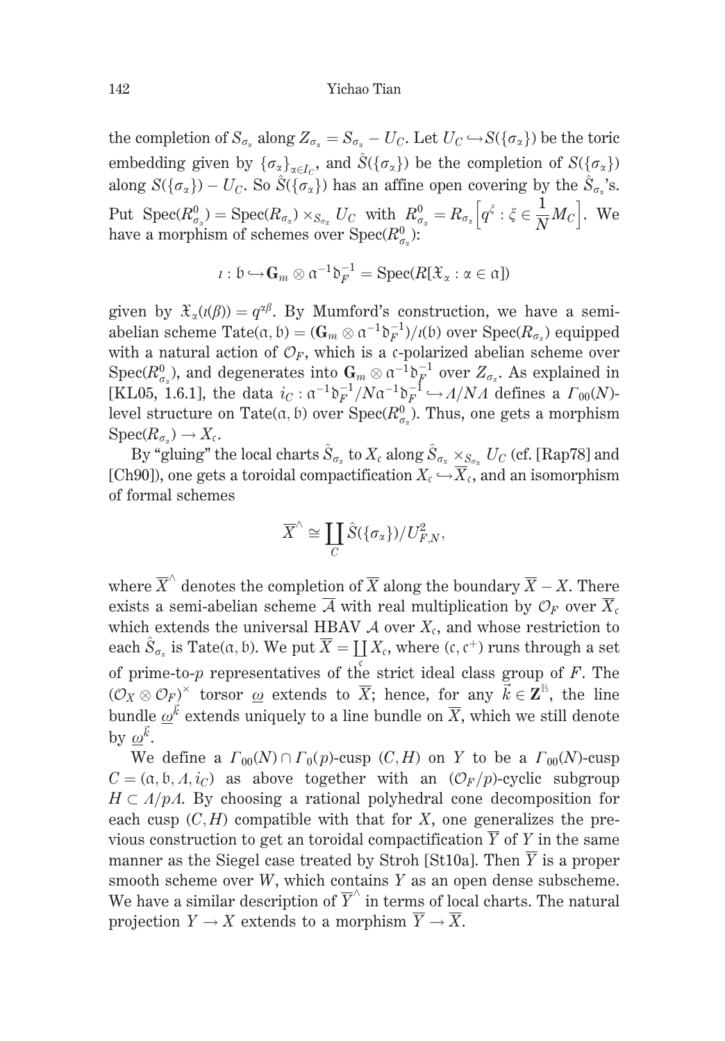the completion of $S_{\sigma_\alpha}$ along $Z_{\sigma_\alpha} = S_{\sigma_\alpha} - U_C$. Let $U_C \hookrightarrow S(\{\sigma_\alpha\})$ be the toric embedding given by $\{\sigma_\alpha\}_{\alpha \in I_C}$, and $\hat{S}(\{\sigma_\alpha\})$ be the completion of $S(\{\sigma_\alpha\})$ along $S(\{\sigma_\alpha\}) - U_C$. So $\hat{S}(\{\sigma_\alpha\})$ has an affine open covering by the $\hat{S}_{\sigma_\alpha}$'s. Put $\mathrm{Spec}(R^0_{\sigma_\alpha}) = \mathrm{Spec}(R_{\sigma_\alpha}) \times_{S_{\sigma_\alpha}} U_C$ with $R^0_{\sigma_\alpha} = R_{\sigma_\alpha}\Big[q^\xi : \xi \in \dfrac{1}{N} M_C\Big]$. We have a morphism of schemes over $\mathrm{Spec}(R^0_{\sigma_\alpha})$:

$$\iota : \mathfrak{b} \hookrightarrow \mathbf{G}_m \otimes \mathfrak{a}^{-1}\mathfrak{d}_F^{-1} = \mathrm{Spec}(R[\mathfrak{X}_\alpha : \alpha \in \mathfrak{a}])$$

given by $\mathfrak{X}_\alpha(\iota(\beta)) = q^{\alpha\beta}$. By Mumford's construction, we have a semi-abelian scheme $\mathrm{Tate}(\mathfrak{a}, \mathfrak{b}) = (\mathbf{G}_m \otimes \mathfrak{a}^{-1}\mathfrak{d}_F^{-1})/\iota(\mathfrak{b})$ over $\mathrm{Spec}(R_{\sigma_\alpha})$ equipped with a natural action of $\mathcal{O}_F$, which is a $\mathfrak{c}$-polarized abelian scheme over $\mathrm{Spec}(R^0_{\sigma_\alpha})$, and degenerates into $\mathbf{G}_m \otimes \mathfrak{a}^{-1}\mathfrak{d}_F^{-1}$ over $Z_{\sigma_\alpha}$. As explained in [KL05, 1.6.1], the data $i_C : \mathfrak{a}^{-1}\mathfrak{d}_F^{-1}/N\mathfrak{a}^{-1}\mathfrak{d}_F^{-1} \hookrightarrow \Lambda/N\Lambda$ defines a $\Gamma_{00}(N)$-level structure on $\mathrm{Tate}(\mathfrak{a}, \mathfrak{b})$ over $\mathrm{Spec}(R^0_{\sigma_\alpha})$. Thus, one gets a morphism $\mathrm{Spec}(R_{\sigma_\alpha}) \to X_\mathfrak{c}$.

By "gluing" the local charts $\hat{S}_{\sigma_\alpha}$ to $X_\mathfrak{c}$ along $\hat{S}_{\sigma_\alpha} \times_{S_{\sigma_\alpha}} U_C$ (cf. [Rap78] and [Ch90]), one gets a toroidal compactification $X_\mathfrak{c} \hookrightarrow \overline{X}_\mathfrak{c}$, and an isomorphism of formal schemes

$$\overline{X}^\wedge \cong \coprod_C \hat{S}(\{\sigma_\alpha\})/U^2_{F,N},$$

where $\overline{X}^\wedge$ denotes the completion of $\overline{X}$ along the boundary $\overline{X} - X$. There exists a semi-abelian scheme $\overline{\mathcal{A}}$ with real multiplication by $\mathcal{O}_F$ over $\overline{X}_\mathfrak{c}$ which extends the universal HBAV $\mathcal{A}$ over $X_\mathfrak{c}$, and whose restriction to each $\hat{S}_{\sigma_\alpha}$ is $\mathrm{Tate}(\mathfrak{a}, \mathfrak{b})$. We put $\overline{X} = \coprod_\mathfrak{c} X_\mathfrak{c}$, where $(\mathfrak{c}, \mathfrak{c}^+)$ runs through a set of prime-to-$p$ representatives of the strict ideal class group of $F$. The $(\mathcal{O}_X \otimes \mathcal{O}_F)^\times$ torsor $\underline{\omega}$ extends to $\overline{X}$; hence, for any $\vec{k} \in \mathbf{Z}^{\mathbb{B}}$, the line bundle $\underline{\omega}^{\vec{k}}$ extends uniquely to a line bundle on $\overline{X}$, which we still denote by $\underline{\omega}^{\vec{k}}$.

We define a $\Gamma_{00}(N) \cap \Gamma_0(p)$-cusp $(C, H)$ on $Y$ to be a $\Gamma_{00}(N)$-cusp $C = (\mathfrak{a}, \mathfrak{b}, \Lambda, i_C)$ as above together with an $(\mathcal{O}_F/p)$-cyclic subgroup $H \subset \Lambda/p\Lambda$. By choosing a rational polyhedral cone decomposition for each cusp $(C, H)$ compatible with that for $X$, one generalizes the previous construction to get an toroidal compactification $\overline{Y}$ of $Y$ in the same manner as the Siegel case treated by Stroh [St10a]. Then $\overline{Y}$ is a proper smooth scheme over $W$, which contains $Y$ as an open dense subscheme. We have a similar description of $\overline{Y}^\wedge$ in terms of local charts. The natural projection $Y \to X$ extends to a morphism $\overline{Y} \to \overline{X}$.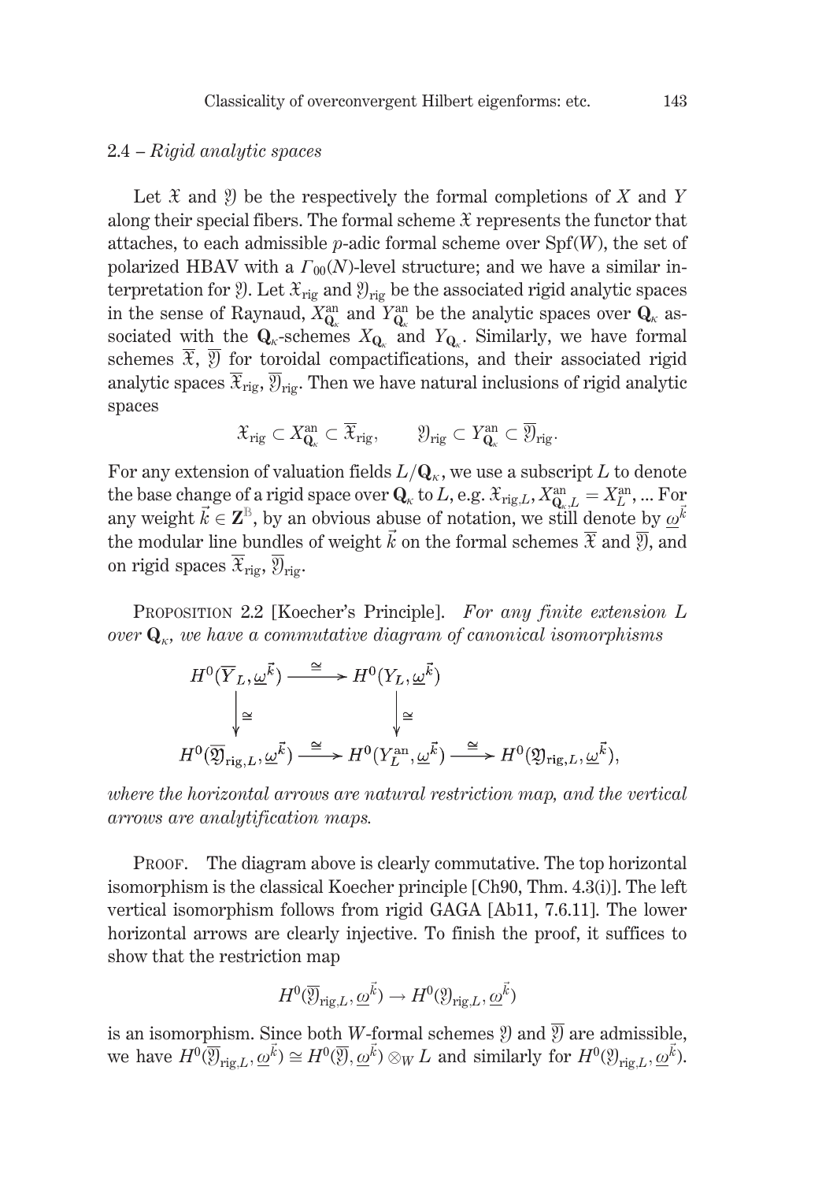### 2.4 – *Rigid analytic spaces*

Let $\mathfrak{X}$ and $\mathfrak{Y}$ be the respectively the formal completions of $X$ and $Y$ along their special fibers. The formal scheme $\mathfrak{X}$ represents the functor that attaches, to each admissible $p$-adic formal scheme over $\mathrm{Spf}(W)$, the set of polarized HBAV with a $\Gamma_{00}(N)$-level structure; and we have a similar interpretation for $\mathfrak{Y}$. Let $\mathfrak{X}_{\mathrm{rig}}$ and $\mathfrak{Y}_{\mathrm{rig}}$ be the associated rigid analytic spaces in the sense of Raynaud, $X^{\mathrm{an}}_{\mathbf{Q}_\kappa}$ and $Y^{\mathrm{an}}_{\mathbf{Q}_\kappa}$ be the analytic spaces over $\mathbf{Q}_\kappa$ associated with the $\mathbf{Q}_\kappa$-schemes $X_{\mathbf{Q}_\kappa}$ and $Y_{\mathbf{Q}_\kappa}$. Similarly, we have formal schemes $\overline{\mathfrak{X}}$, $\overline{\mathfrak{Y}}$ for toroidal compactifications, and their associated rigid analytic spaces $\overline{\mathfrak{X}}_{\mathrm{rig}}$, $\overline{\mathfrak{Y}}_{\mathrm{rig}}$. Then we have natural inclusions of rigid analytic spaces

$$\mathfrak{X}_{\mathrm{rig}} \subset X^{\mathrm{an}}_{\mathbf{Q}_\kappa} \subset \overline{\mathfrak{X}}_{\mathrm{rig}}, \qquad \mathfrak{Y}_{\mathrm{rig}} \subset Y^{\mathrm{an}}_{\mathbf{Q}_\kappa} \subset \overline{\mathfrak{Y}}_{\mathrm{rig}}.$$

For any extension of valuation fields $L/\mathbf{Q}_\kappa$, we use a subscript $L$ to denote the base change of a rigid space over $\mathbf{Q}_\kappa$ to $L$, e.g. $\mathfrak{X}_{\mathrm{rig},L}, X^{\mathrm{an}}_{\mathbf{Q}_\kappa,L} = X^{\mathrm{an}}_L, \ldots$ For any weight $\vec{k} \in \mathbf{Z}^{\mathbb{B}}$, by an obvious abuse of notation, we still denote by $\underline{\omega}^{\vec{k}}$ the modular line bundles of weight $\vec{k}$ on the formal schemes $\overline{\mathfrak{X}}$ and $\overline{\mathfrak{Y}}$, and on rigid spaces $\overline{\mathfrak{X}}_{\mathrm{rig}}$, $\overline{\mathfrak{Y}}_{\mathrm{rig}}$.

Proposition 2.2 [Koecher's Principle]. *For any finite extension $L$ over $\mathbf{Q}_\kappa$, we have a commutative diagram of canonical isomorphisms*

$$\begin{array}{ccccc}
H^0(\overline{Y}_L, \underline{\omega}^{\vec{k}}) & \xrightarrow{\cong} & H^0(Y_L, \underline{\omega}^{\vec{k}}) & & \\
\downarrow \cong & & \downarrow \cong & & \\
H^0(\overline{\mathfrak{Y}}_{\mathrm{rig},L}, \underline{\omega}^{\vec{k}}) & \xrightarrow{\cong} & H^0(Y^{\mathrm{an}}_L, \underline{\omega}^{\vec{k}}) & \xrightarrow{\cong} & H^0(\mathfrak{Y}_{\mathrm{rig},L}, \underline{\omega}^{\vec{k}}),
\end{array}$$

*where the horizontal arrows are natural restriction map, and the vertical arrows are analytification maps.*

Proof. The diagram above is clearly commutative. The top horizontal isomorphism is the classical Koecher principle [Ch90, Thm. 4.3(i)]. The left vertical isomorphism follows from rigid GAGA [Ab11, 7.6.11]. The lower horizontal arrows are clearly injective. To finish the proof, it suffices to show that the restriction map

$$H^0(\overline{\mathfrak{Y}}_{\mathrm{rig},L}, \underline{\omega}^{\vec{k}}) \to H^0(\mathfrak{Y}_{\mathrm{rig},L}, \underline{\omega}^{\vec{k}})$$

is an isomorphism. Since both $W$-formal schemes $\mathfrak{Y}$ and $\overline{\mathfrak{Y}}$ are admissible, we have $H^0(\overline{\mathfrak{Y}}_{\mathrm{rig},L}, \underline{\omega}^{\vec{k}}) \cong H^0(\overline{\mathfrak{Y}}, \underline{\omega}^{\vec{k}}) \otimes_W L$ and similarly for $H^0(\mathfrak{Y}_{\mathrm{rig},L}, \underline{\omega}^{\vec{k}})$.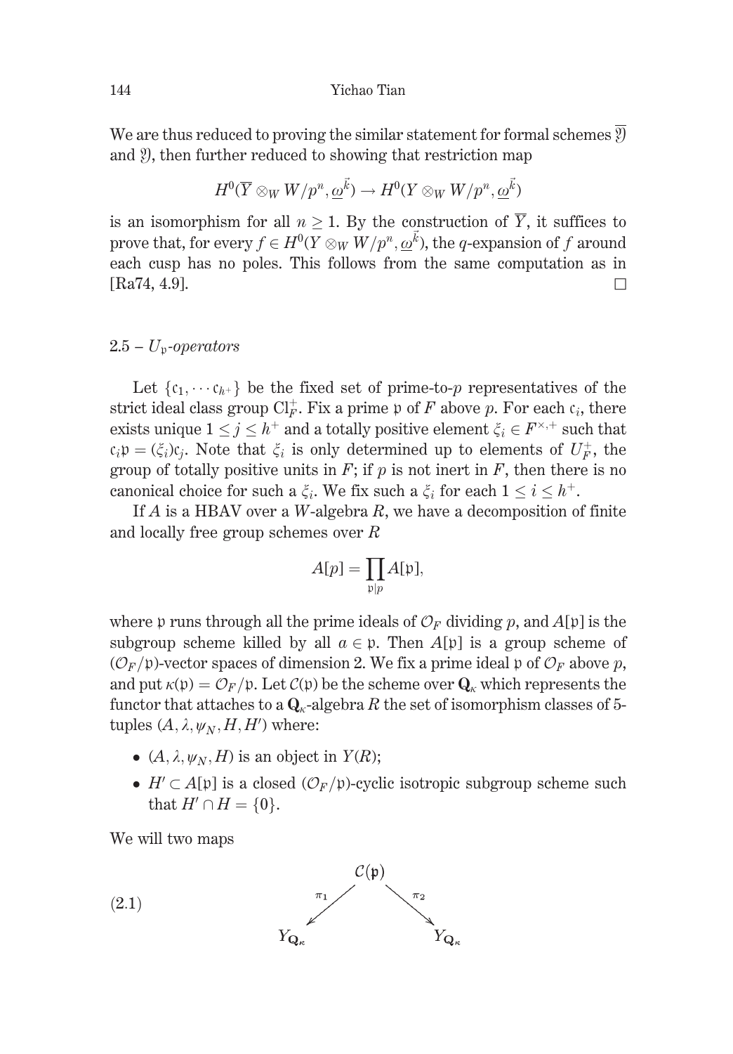We are thus reduced to proving the similar statement for formal schemes $\overline{\mathfrak{Y}}$ and $\mathfrak{Y}$, then further reduced to showing that restriction map

$$H^0(\overline{Y} \otimes_W W/p^n, \underline{\omega}^{\vec{k}}) \to H^0(Y \otimes_W W/p^n, \underline{\omega}^{\vec{k}})$$

is an isomorphism for all $n \geq 1$. By the construction of $\overline{Y}$, it suffices to prove that, for every $f \in H^0(Y \otimes_W W/p^n, \underline{\omega}^{\vec{k}})$, the $q$-expansion of $f$ around each cusp has no poles. This follows from the same computation as in [Ra74, 4.9]. $\square$

## 2.5 – $U_{\mathfrak{p}}$-*operators*

Let $\{\mathfrak{c}_1, \cdots \mathfrak{c}_{h^+}\}$ be the fixed set of prime-to-$p$ representatives of the strict ideal class group $\mathrm{Cl}_F^+$. Fix a prime $\mathfrak{p}$ of $F$ above $p$. For each $\mathfrak{c}_i$, there exists unique $1 \leq j \leq h^+$ and a totally positive element $\xi_i \in F^{\times,+}$ such that $\mathfrak{c}_i\mathfrak{p} = (\xi_i)\mathfrak{c}_j$. Note that $\xi_i$ is only determined up to elements of $U_F^+$, the group of totally positive units in $F$; if $p$ is not inert in $F$, then there is no canonical choice for such a $\xi_i$. We fix such a $\xi_i$ for each $1 \leq i \leq h^+$.

If $A$ is a HBAV over a $W$-algebra $R$, we have a decomposition of finite and locally free group schemes over $R$

$$A[p] = \prod_{\mathfrak{p}|p} A[\mathfrak{p}],$$

where $\mathfrak{p}$ runs through all the prime ideals of $\mathcal{O}_F$ dividing $p$, and $A[\mathfrak{p}]$ is the subgroup scheme killed by all $a \in \mathfrak{p}$. Then $A[\mathfrak{p}]$ is a group scheme of $(\mathcal{O}_F/\mathfrak{p})$-vector spaces of dimension 2. We fix a prime ideal $\mathfrak{p}$ of $\mathcal{O}_F$ above $p$, and put $\kappa(\mathfrak{p}) = \mathcal{O}_F/\mathfrak{p}$. Let $\mathcal{C}(\mathfrak{p})$ be the scheme over $\mathbf{Q}_\kappa$ which represents the functor that attaches to a $\mathbf{Q}_\kappa$-algebra $R$ the set of isomorphism classes of 5-tuples $(A, \lambda, \psi_N, H, H')$ where:

- $(A, \lambda, \psi_N, H)$ is an object in $Y(R)$;
- $H' \subset A[\mathfrak{p}]$ is a closed $(\mathcal{O}_F/\mathfrak{p})$-cyclic isotropic subgroup scheme such that $H' \cap H = \{0\}$.

We will two maps

$$(2.1) \qquad \begin{array}{ccccc} & & \mathcal{C}(\mathfrak{p}) & & \\ & \swarrow^{\pi_1} & & \searrow^{\pi_2} & \\ Y_{\mathbf{Q}_\kappa} & & & & Y_{\mathbf{Q}_\kappa} \end{array}$$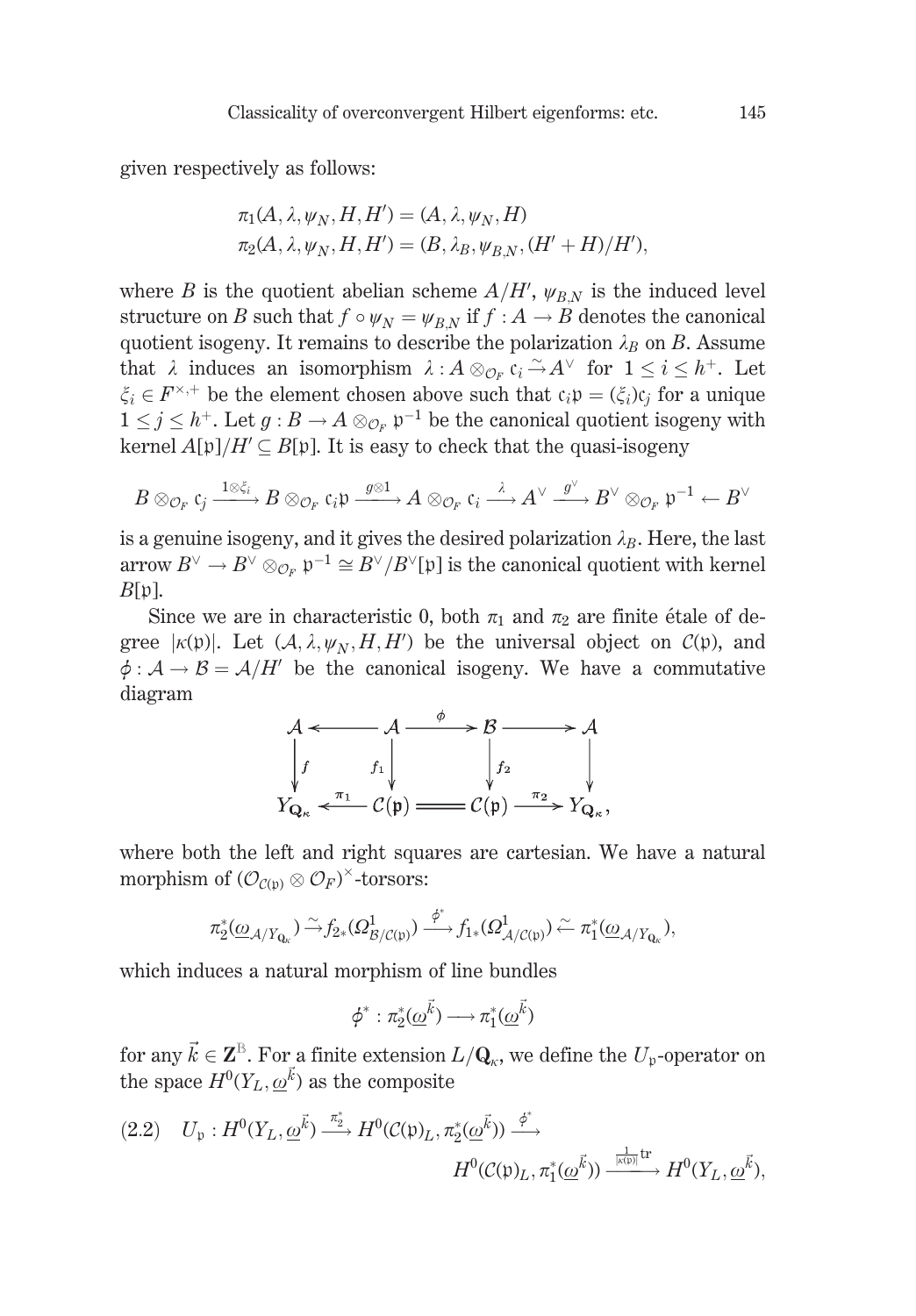given respectively as follows:

$$\pi_1(A, \lambda, \psi_N, H, H') = (A, \lambda, \psi_N, H)$$
$$\pi_2(A, \lambda, \psi_N, H, H') = (B, \lambda_B, \psi_{B,N}, (H' + H)/H'),$$

where $B$ is the quotient abelian scheme $A/H'$, $\psi_{B,N}$ is the induced level structure on $B$ such that $f \circ \psi_N = \psi_{B,N}$ if $f : A \to B$ denotes the canonical quotient isogeny. It remains to describe the polarization $\lambda_B$ on $B$. Assume that $\lambda$ induces an isomorphism $\lambda : A \otimes_{\mathcal{O}_F} \mathfrak{c}_i \xrightarrow{\sim} A^\vee$ for $1 \le i \le h^+$. Let $\xi_i \in F^{\times,+}$ be the element chosen above such that $\mathfrak{c}_i\mathfrak{p} = (\xi_i)\mathfrak{c}_j$ for a unique $1 \le j \le h^+$. Let $g : B \to A \otimes_{\mathcal{O}_F} \mathfrak{p}^{-1}$ be the canonical quotient isogeny with kernel $A[\mathfrak{p}]/H' \subseteq B[\mathfrak{p}]$. It is easy to check that the quasi-isogeny

$$B \otimes_{\mathcal{O}_F} \mathfrak{c}_j \xrightarrow{1\otimes\xi_i} B \otimes_{\mathcal{O}_F} \mathfrak{c}_i\mathfrak{p} \xrightarrow{g\otimes 1} A \otimes_{\mathcal{O}_F} \mathfrak{c}_i \xrightarrow{\lambda} A^\vee \xrightarrow{g^\vee} B^\vee \otimes_{\mathcal{O}_F} \mathfrak{p}^{-1} \leftarrow B^\vee$$

is a genuine isogeny, and it gives the desired polarization $\lambda_B$. Here, the last arrow $B^\vee \to B^\vee \otimes_{\mathcal{O}_F} \mathfrak{p}^{-1} \cong B^\vee/B^\vee[\mathfrak{p}]$ is the canonical quotient with kernel $B[\mathfrak{p}]$.

Since we are in characteristic 0, both $\pi_1$ and $\pi_2$ are finite étale of degree $|\kappa(\mathfrak{p})|$. Let $(\mathcal{A}, \lambda, \psi_N, H, H')$ be the universal object on $\mathcal{C}(\mathfrak{p})$, and $\phi : \mathcal{A} \to \mathcal{B} = \mathcal{A}/H'$ be the canonical isogeny. We have a commutative diagram

$$\begin{array}{ccccccc}
\mathcal{A} & \longleftarrow & \mathcal{A} & \xrightarrow{\phi} & \mathcal{B} & \longrightarrow & \mathcal{A} \\
\downarrow{\scriptstyle f} & & \downarrow{\scriptstyle f_1} & & \downarrow{\scriptstyle f_2} & & \downarrow \\
Y_{\mathbf{Q}_\kappa} & \xleftarrow{\pi_1} & \mathcal{C}(\mathfrak{p}) & = & \mathcal{C}(\mathfrak{p}) & \xrightarrow{\pi_2} & Y_{\mathbf{Q}_\kappa},
\end{array}$$

where both the left and right squares are cartesian. We have a natural morphism of $(\mathcal{O}_{\mathcal{C}(\mathfrak{p})} \otimes \mathcal{O}_F)^\times$-torsors:

$$\pi_2^*(\underline{\omega}_{\mathcal{A}/Y_{\mathbf{Q}_\kappa}}) \xrightarrow{\sim} f_{2*}(\Omega^1_{\mathcal{B}/\mathcal{C}(\mathfrak{p})}) \xrightarrow{\phi^*} f_{1*}(\Omega^1_{\mathcal{A}/\mathcal{C}(\mathfrak{p})}) \xleftarrow{\sim} \pi_1^*(\underline{\omega}_{\mathcal{A}/Y_{\mathbf{Q}_\kappa}}),$$

which induces a natural morphism of line bundles

$$\phi^* : \pi_2^*(\underline{\omega}^{\vec{k}}) \longrightarrow \pi_1^*(\underline{\omega}^{\vec{k}})$$

for any $\vec{k} \in \mathbf{Z}^{\mathbb{B}}$. For a finite extension $L/\mathbf{Q}_\kappa$, we define the $U_\mathfrak{p}$-operator on the space $H^0(Y_L, \underline{\omega}^{\vec{k}})$ as the composite

$$(2.2) \quad U_\mathfrak{p} : H^0(Y_L, \underline{\omega}^{\vec{k}}) \xrightarrow{\pi_2^*} H^0(\mathcal{C}(\mathfrak{p})_L, \pi_2^*(\underline{\omega}^{\vec{k}})) \xrightarrow{\phi^*} H^0(\mathcal{C}(\mathfrak{p})_L, \pi_1^*(\underline{\omega}^{\vec{k}})) \xrightarrow{\frac{1}{|\kappa(\mathfrak{p})|}\mathrm{tr}} H^0(Y_L, \underline{\omega}^{\vec{k}}),$$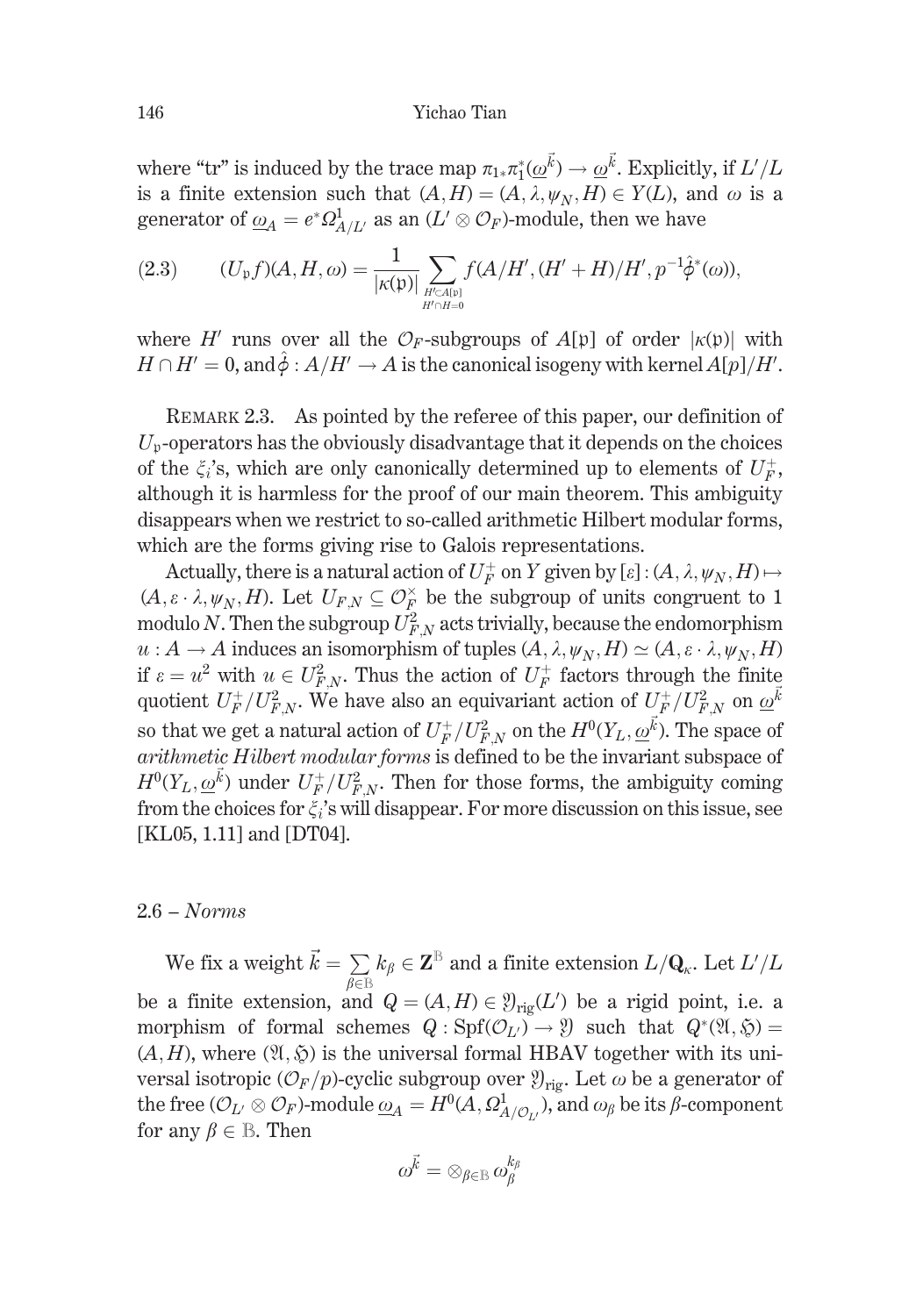where "tr" is induced by the trace map $\pi_{1*}\pi_1^*(\underline{\omega}^{\vec{k}}) \to \underline{\omega}^{\vec{k}}$. Explicitly, if $L'/L$ is a finite extension such that $(A, H) = (A, \lambda, \psi_N, H) \in Y(L)$, and $\omega$ is a generator of $\underline{\omega}_A = e^*\Omega^1_{A/L'}$ as an $(L' \otimes \mathcal{O}_F)$-module, then we have

$$(2.3) \qquad (U_{\mathfrak{p}}f)(A, H, \omega) = \frac{1}{|\kappa(\mathfrak{p})|} \sum_{\substack{H' \subset A[\mathfrak{p}] \\ H' \cap H = 0}} f(A/H', (H' + H)/H', p^{-1}\hat{\phi}^*(\omega)),$$

where $H'$ runs over all the $\mathcal{O}_F$-subgroups of $A[\mathfrak{p}]$ of order $|\kappa(\mathfrak{p})|$ with $H \cap H' = 0$, and $\hat{\phi} : A/H' \to A$ is the canonical isogeny with kernel $A[p]/H'$.

Remark 2.3. As pointed by the referee of this paper, our definition of $U_{\mathfrak{p}}$-operators has the obviously disadvantage that it depends on the choices of the $\xi_i$'s, which are only canonically determined up to elements of $U_F^+$, although it is harmless for the proof of our main theorem. This ambiguity disappears when we restrict to so-called arithmetic Hilbert modular forms, which are the forms giving rise to Galois representations.

Actually, there is a natural action of $U_F^+$ on $Y$ given by $[\varepsilon] : (A, \lambda, \psi_N, H) \mapsto (A, \varepsilon \cdot \lambda, \psi_N, H)$. Let $U_{F,N} \subseteq \mathcal{O}_F^\times$ be the subgroup of units congruent to 1 modulo $N$. Then the subgroup $U_{F,N}^2$ acts trivially, because the endomorphism $u : A \to A$ induces an isomorphism of tuples $(A, \lambda, \psi_N, H) \simeq (A, \varepsilon \cdot \lambda, \psi_N, H)$ if $\varepsilon = u^2$ with $u \in U_{F,N}^2$. Thus the action of $U_F^+$ factors through the finite quotient $U_F^+/U_{F,N}^2$. We have also an equivariant action of $U_F^+/U_{F,N}^2$ on $\underline{\omega}^{\vec{k}}$ so that we get a natural action of $U_F^+/U_{F,N}^2$ on the $H^0(Y_L, \underline{\omega}^{\vec{k}})$. The space of *arithmetic Hilbert modular forms* is defined to be the invariant subspace of $H^0(Y_L, \underline{\omega}^{\vec{k}})$ under $U_F^+/U_{F,N}^2$. Then for those forms, the ambiguity coming from the choices for $\xi_i$'s will disappear. For more discussion on this issue, see [KL05, 1.11] and [DT04].

## 2.6 – *Norms*

We fix a weight $\vec{k} = \sum_{\beta \in \mathbb{B}} k_\beta \in \mathbf{Z}^{\mathbb{B}}$ and a finite extension $L/\mathbf{Q}_\kappa$. Let $L'/L$ be a finite extension, and $Q = (A, H) \in \mathfrak{Y}_{\mathrm{rig}}(L')$ be a rigid point, i.e. a morphism of formal schemes $Q : \mathrm{Spf}(\mathcal{O}_{L'}) \to \mathfrak{Y}$ such that $Q^*(\mathfrak{A}, \mathfrak{H}) = (A, H)$, where $(\mathfrak{A}, \mathfrak{H})$ is the universal formal HBAV together with its universal isotropic $(\mathcal{O}_F/p)$-cyclic subgroup over $\mathfrak{Y}_{\mathrm{rig}}$. Let $\omega$ be a generator of the free $(\mathcal{O}_{L'} \otimes \mathcal{O}_F)$-module $\underline{\omega}_A = H^0(A, \Omega^1_{A/\mathcal{O}_{L'}})$, and $\omega_\beta$ be its $\beta$-component for any $\beta \in \mathbb{B}$. Then

$$\omega^{\vec{k}} = \otimes_{\beta \in \mathbb{B}} \, \omega_\beta^{k_\beta}$$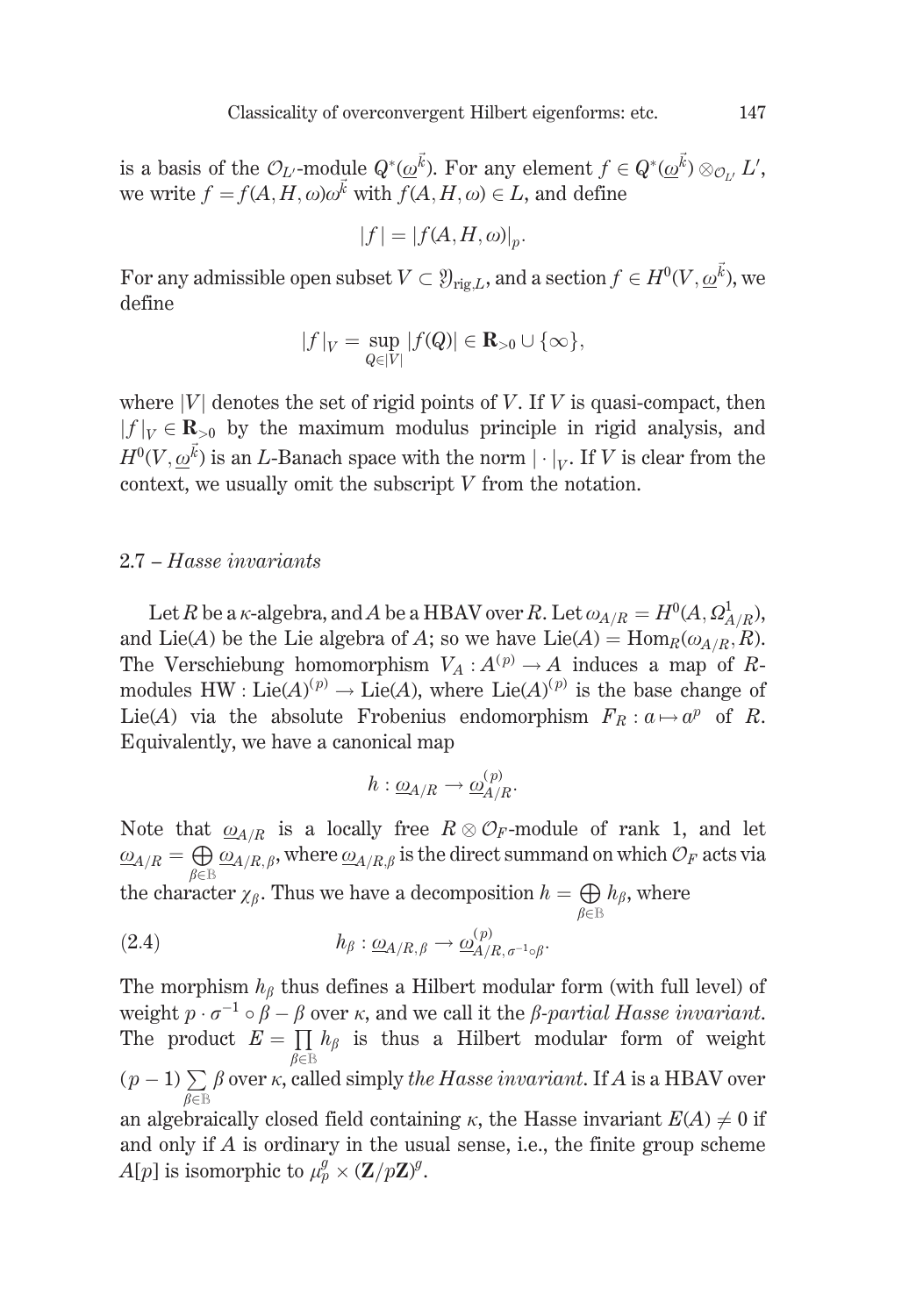is a basis of the $\mathcal{O}_{L'}$-module $Q^*(\underline{\omega}^{\vec{k}})$. For any element $f \in Q^*(\underline{\omega}^{\vec{k}}) \otimes_{\mathcal{O}_{L'}} L'$, we write $f = f(A, H, \omega)\omega^{\vec{k}}$ with $f(A, H, \omega) \in L$, and define

$$|f| = |f(A, H, \omega)|_p.$$

For any admissible open subset $V \subset \mathfrak{Y}_{\mathrm{rig},L}$, and a section $f \in H^0(V, \underline{\omega}^{\vec{k}})$, we define

$$|f|_V = \sup_{Q \in |V|} |f(Q)| \in \mathbf{R}_{>0} \cup \{\infty\},$$

where $|V|$ denotes the set of rigid points of $V$. If $V$ is quasi-compact, then $|f|_V \in \mathbf{R}_{>0}$ by the maximum modulus principle in rigid analysis, and $H^0(V, \underline{\omega}^{\vec{k}})$ is an $L$-Banach space with the norm $|\cdot|_V$. If $V$ is clear from the context, we usually omit the subscript $V$ from the notation.

### 2.7 – *Hasse invariants*

Let $R$ be a $\kappa$-algebra, and $A$ be a HBAV over $R$. Let $\omega_{A/R} = H^0(A, \Omega^1_{A/R})$, and $\mathrm{Lie}(A)$ be the Lie algebra of $A$; so we have $\mathrm{Lie}(A) = \mathrm{Hom}_R(\omega_{A/R}, R)$. The Verschiebung homomorphism $V_A : A^{(p)} \to A$ induces a map of $R$-modules $\mathrm{HW} : \mathrm{Lie}(A)^{(p)} \to \mathrm{Lie}(A)$, where $\mathrm{Lie}(A)^{(p)}$ is the base change of $\mathrm{Lie}(A)$ via the absolute Frobenius endomorphism $F_R : a \mapsto a^p$ of $R$. Equivalently, we have a canonical map

$$h : \underline{\omega}_{A/R} \to \underline{\omega}^{(p)}_{A/R}.$$

Note that $\underline{\omega}_{A/R}$ is a locally free $R \otimes \mathcal{O}_F$-module of rank 1, and let $\underline{\omega}_{A/R} = \bigoplus_{\beta \in \mathbb{B}} \underline{\omega}_{A/R,\beta}$, where $\underline{\omega}_{A/R,\beta}$ is the direct summand on which $\mathcal{O}_F$ acts via the character $\chi_\beta$. Thus we have a decomposition $h = \bigoplus_{\beta \in \mathbb{B}} h_\beta$, where

$$h_\beta : \underline{\omega}_{A/R,\beta} \to \underline{\omega}^{(p)}_{A/R,\sigma^{-1}\circ\beta}. \tag{2.4}$$

The morphism $h_\beta$ thus defines a Hilbert modular form (with full level) of weight $p \cdot \sigma^{-1} \circ \beta - \beta$ over $\kappa$, and we call it the *$\beta$-partial Hasse invariant*. The product $E = \prod_{\beta \in \mathbb{B}} h_\beta$ is thus a Hilbert modular form of weight $(p-1) \sum_{\beta \in \mathbb{B}} \beta$ over $\kappa$, called simply *the Hasse invariant*. If $A$ is a HBAV over an algebraically closed field containing $\kappa$, the Hasse invariant $E(A) \neq 0$ if and only if $A$ is ordinary in the usual sense, i.e., the finite group scheme $A[p]$ is isomorphic to $\mu_p^g \times (\mathbf{Z}/p\mathbf{Z})^g$.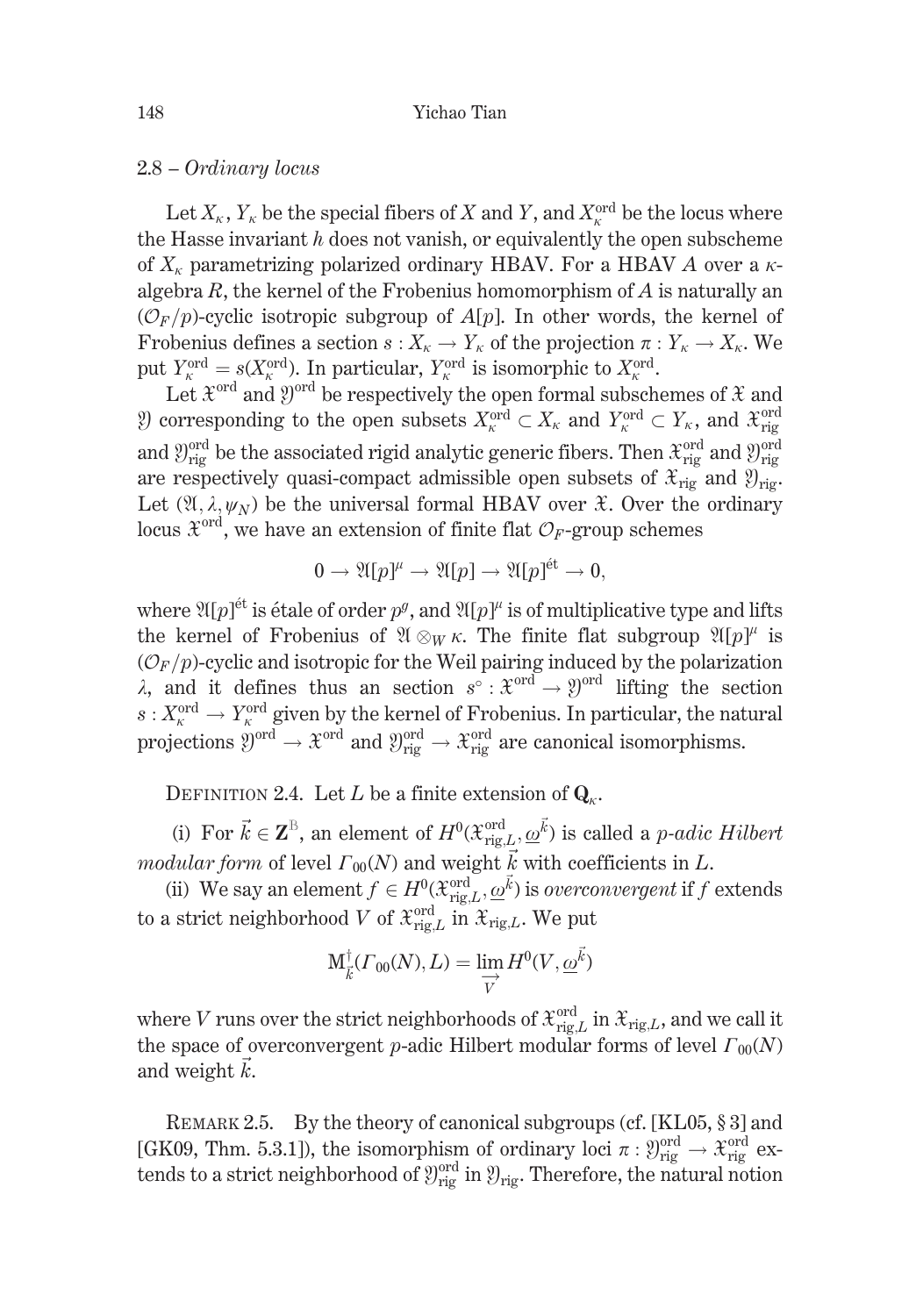### 2.8 – *Ordinary locus*

Let $X_\kappa$, $Y_\kappa$ be the special fibers of $X$ and $Y$, and $X_\kappa^{\mathrm{ord}}$ be the locus where the Hasse invariant $h$ does not vanish, or equivalently the open subscheme of $X_\kappa$ parametrizing polarized ordinary HBAV. For a HBAV $A$ over a $\kappa$-algebra $R$, the kernel of the Frobenius homomorphism of $A$ is naturally an $(\mathcal{O}_F/p)$-cyclic isotropic subgroup of $A[p]$. In other words, the kernel of Frobenius defines a section $s : X_\kappa \to Y_\kappa$ of the projection $\pi : Y_\kappa \to X_\kappa$. We put $Y_\kappa^{\mathrm{ord}} = s(X_\kappa^{\mathrm{ord}})$. In particular, $Y_\kappa^{\mathrm{ord}}$ is isomorphic to $X_\kappa^{\mathrm{ord}}$.

Let $\mathfrak{X}^{\mathrm{ord}}$ and $\mathfrak{Y}^{\mathrm{ord}}$ be respectively the open formal subschemes of $\mathfrak{X}$ and $\mathfrak{Y}$ corresponding to the open subsets $X_\kappa^{\mathrm{ord}} \subset X_\kappa$ and $Y_\kappa^{\mathrm{ord}} \subset Y_\kappa$, and $\mathfrak{X}_{\mathrm{rig}}^{\mathrm{ord}}$ and $\mathfrak{Y}_{\mathrm{rig}}^{\mathrm{ord}}$ be the associated rigid analytic generic fibers. Then $\mathfrak{X}_{\mathrm{rig}}^{\mathrm{ord}}$ and $\mathfrak{Y}_{\mathrm{rig}}^{\mathrm{ord}}$ are respectively quasi-compact admissible open subsets of $\mathfrak{X}_{\mathrm{rig}}$ and $\mathfrak{Y}_{\mathrm{rig}}$. Let $(\mathfrak{A}, \lambda, \psi_N)$ be the universal formal HBAV over $\mathfrak{X}$. Over the ordinary locus $\mathfrak{X}^{\mathrm{ord}}$, we have an extension of finite flat $\mathcal{O}_F$-group schemes

$$0 \to \mathfrak{A}[p]^\mu \to \mathfrak{A}[p] \to \mathfrak{A}[p]^{\text{ét}} \to 0,$$

where $\mathfrak{A}[p]^{\text{ét}}$ is étale of order $p^g$, and $\mathfrak{A}[p]^\mu$ is of multiplicative type and lifts the kernel of Frobenius of $\mathfrak{A} \otimes_W \kappa$. The finite flat subgroup $\mathfrak{A}[p]^\mu$ is $(\mathcal{O}_F/p)$-cyclic and isotropic for the Weil pairing induced by the polarization $\lambda$, and it defines thus an section $s^\circ : \mathfrak{X}^{\mathrm{ord}} \to \mathfrak{Y}^{\mathrm{ord}}$ lifting the section $s : X_\kappa^{\mathrm{ord}} \to Y_\kappa^{\mathrm{ord}}$ given by the kernel of Frobenius. In particular, the natural projections $\mathfrak{Y}^{\mathrm{ord}} \to \mathfrak{X}^{\mathrm{ord}}$ and $\mathfrak{Y}_{\mathrm{rig}}^{\mathrm{ord}} \to \mathfrak{X}_{\mathrm{rig}}^{\mathrm{ord}}$ are canonical isomorphisms.

Definition 2.4. Let $L$ be a finite extension of $\mathbf{Q}_\kappa$.

(i) For $\vec{k} \in \mathbf{Z}^{\mathbb{B}}$, an element of $H^0(\mathfrak{X}_{\mathrm{rig},L}^{\mathrm{ord}}, \underline{\omega}^{\vec{k}})$ is called a *p-adic Hilbert modular form* of level $\Gamma_{00}(N)$ and weight $\vec{k}$ with coefficients in $L$.

(ii) We say an element $f \in H^0(\mathfrak{X}_{\mathrm{rig},L}^{\mathrm{ord}}, \underline{\omega}^{\vec{k}})$ is *overconvergent* if $f$ extends to a strict neighborhood $V$ of $\mathfrak{X}_{\mathrm{rig},L}^{\mathrm{ord}}$ in $\mathfrak{X}_{\mathrm{rig},L}$. We put

$$\mathrm{M}_{\vec{k}}^\dagger(\Gamma_{00}(N), L) = \varinjlim_{V} H^0(V, \underline{\omega}^{\vec{k}})$$

where $V$ runs over the strict neighborhoods of $\mathfrak{X}_{\mathrm{rig},L}^{\mathrm{ord}}$ in $\mathfrak{X}_{\mathrm{rig},L}$, and we call it the space of overconvergent $p$-adic Hilbert modular forms of level $\Gamma_{00}(N)$ and weight $\vec{k}$.

Remark 2.5. By the theory of canonical subgroups (cf. [KL05, § 3] and [GK09, Thm. 5.3.1]), the isomorphism of ordinary loci $\pi : \mathfrak{Y}_{\mathrm{rig}}^{\mathrm{ord}} \to \mathfrak{X}_{\mathrm{rig}}^{\mathrm{ord}}$ extends to a strict neighborhood of $\mathfrak{Y}_{\mathrm{rig}}^{\mathrm{ord}}$ in $\mathfrak{Y}_{\mathrm{rig}}$. Therefore, the natural notion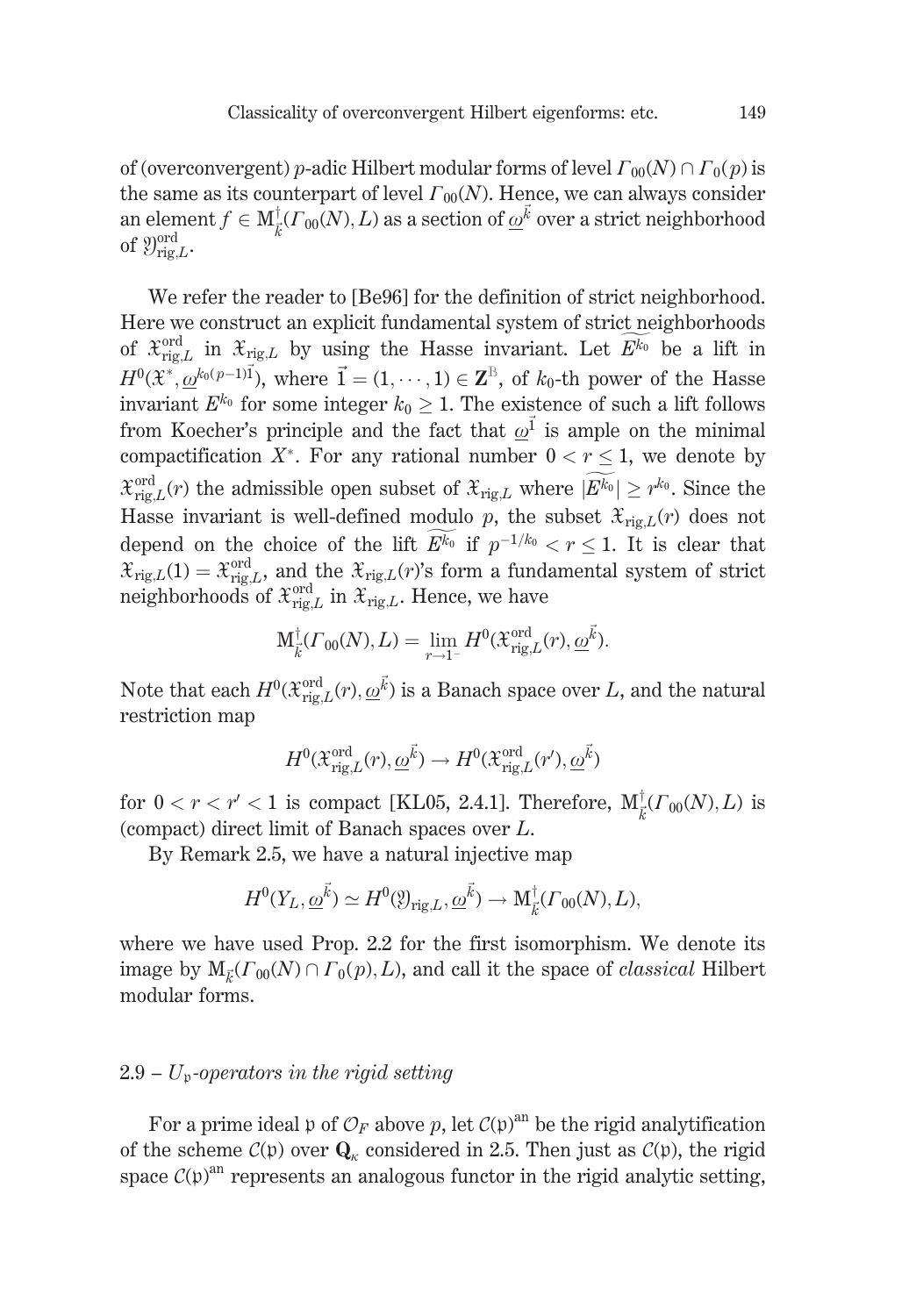of (overconvergent) $p$-adic Hilbert modular forms of level $\Gamma_{00}(N) \cap \Gamma_0(p)$ is the same as its counterpart of level $\Gamma_{00}(N)$. Hence, we can always consider an element $f \in \mathrm{M}^{\dagger}_{\vec{k}}(\Gamma_{00}(N), L)$ as a section of $\underline{\omega}^{\vec{k}}$ over a strict neighborhood of $\mathfrak{Y}^{\mathrm{ord}}_{\mathrm{rig},L}$.

We refer the reader to [Be96] for the definition of strict neighborhood. Here we construct an explicit fundamental system of strict neighborhoods of $\mathfrak{X}^{\mathrm{ord}}_{\mathrm{rig},L}$ in $\mathfrak{X}_{\mathrm{rig},L}$ by using the Hasse invariant. Let $\widetilde{E^{k_0}}$ be a lift in $H^0(\mathfrak{X}^*, \underline{\omega}^{k_0(p-1)\vec{1}})$, where $\vec{1} = (1, \cdots, 1) \in \mathbf{Z}^{\mathbb{B}}$, of $k_0$-th power of the Hasse invariant $E^{k_0}$ for some integer $k_0 \geq 1$. The existence of such a lift follows from Koecher's principle and the fact that $\underline{\omega}^{\vec{1}}$ is ample on the minimal compactification $X^*$. For any rational number $0 < r \leq 1$, we denote by $\mathfrak{X}^{\mathrm{ord}}_{\mathrm{rig},L}(r)$ the admissible open subset of $\mathfrak{X}_{\mathrm{rig},L}$ where $|\widetilde{E^{k_0}}| \geq r^{k_0}$. Since the Hasse invariant is well-defined modulo $p$, the subset $\mathfrak{X}_{\mathrm{rig},L}(r)$ does not depend on the choice of the lift $\widetilde{E^{k_0}}$ if $p^{-1/k_0} < r \leq 1$. It is clear that $\mathfrak{X}_{\mathrm{rig},L}(1) = \mathfrak{X}^{\mathrm{ord}}_{\mathrm{rig},L}$, and the $\mathfrak{X}_{\mathrm{rig},L}(r)$'s form a fundamental system of strict neighborhoods of $\mathfrak{X}^{\mathrm{ord}}_{\mathrm{rig},L}$ in $\mathfrak{X}_{\mathrm{rig},L}$. Hence, we have

$$\mathrm{M}^{\dagger}_{\vec{k}}(\Gamma_{00}(N), L) = \lim_{r \to 1^-} H^0(\mathfrak{X}^{\mathrm{ord}}_{\mathrm{rig},L}(r), \underline{\omega}^{\vec{k}}).$$

Note that each $H^0(\mathfrak{X}^{\mathrm{ord}}_{\mathrm{rig},L}(r), \underline{\omega}^{\vec{k}})$ is a Banach space over $L$, and the natural restriction map

$$H^0(\mathfrak{X}^{\mathrm{ord}}_{\mathrm{rig},L}(r), \underline{\omega}^{\vec{k}}) \to H^0(\mathfrak{X}^{\mathrm{ord}}_{\mathrm{rig},L}(r'), \underline{\omega}^{\vec{k}})$$

for $0 < r < r' < 1$ is compact [KL05, 2.4.1]. Therefore, $\mathrm{M}^{\dagger}_{\vec{k}}(\Gamma_{00}(N), L)$ is (compact) direct limit of Banach spaces over $L$.

By Remark 2.5, we have a natural injective map

$$H^0(Y_L, \underline{\omega}^{\vec{k}}) \simeq H^0(\mathfrak{Y}_{\mathrm{rig},L}, \underline{\omega}^{\vec{k}}) \to \mathrm{M}^{\dagger}_{\vec{k}}(\Gamma_{00}(N), L),$$

where we have used Prop. 2.2 for the first isomorphism. We denote its image by $\mathrm{M}_{\vec{k}}(\Gamma_{00}(N) \cap \Gamma_0(p), L)$, and call it the space of *classical* Hilbert modular forms.

### 2.9 – $U_{\mathfrak{p}}$-*operators in the rigid setting*

For a prime ideal $\mathfrak{p}$ of $\mathcal{O}_F$ above $p$, let $\mathcal{C}(\mathfrak{p})^{\mathrm{an}}$ be the rigid analytification of the scheme $\mathcal{C}(\mathfrak{p})$ over $\mathbf{Q}_\kappa$ considered in 2.5. Then just as $\mathcal{C}(\mathfrak{p})$, the rigid space $\mathcal{C}(\mathfrak{p})^{\mathrm{an}}$ represents an analogous functor in the rigid analytic setting,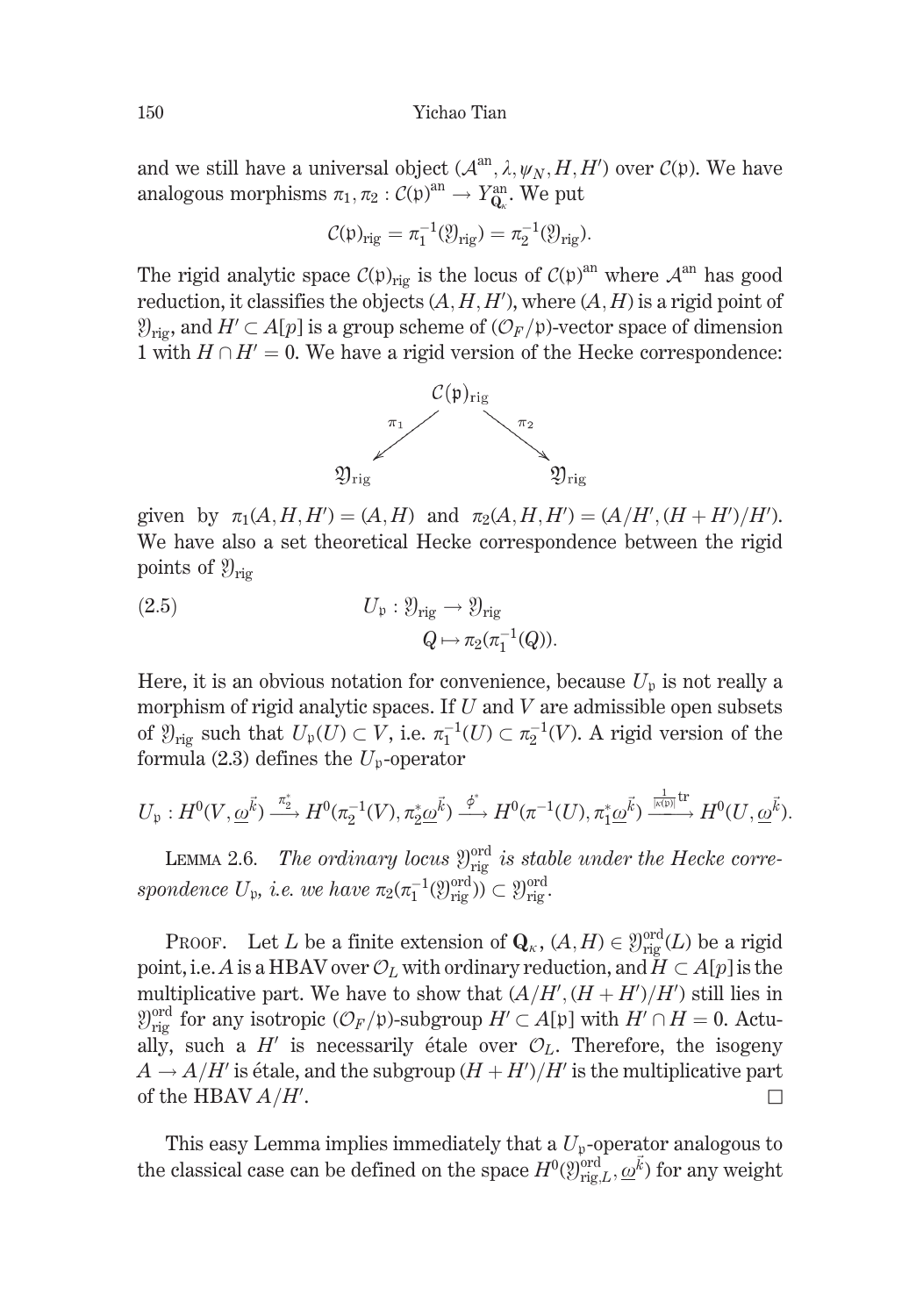and we still have a universal object $(\mathcal{A}^{\rm an}, \lambda, \psi_N, H, H')$ over $\mathcal{C}(\mathfrak{p})$. We have analogous morphisms $\pi_1, \pi_2 : \mathcal{C}(\mathfrak{p})^{\rm an} \to Y^{\rm an}_{\mathbf{Q}_\kappa}$. We put

$$\mathcal{C}(\mathfrak{p})_{\rm rig} = \pi_1^{-1}(\mathfrak{Y}_{\rm rig}) = \pi_2^{-1}(\mathfrak{Y}_{\rm rig}).$$

The rigid analytic space $\mathcal{C}(\mathfrak{p})_{\rm rig}$ is the locus of $\mathcal{C}(\mathfrak{p})^{\rm an}$ where $\mathcal{A}^{\rm an}$ has good reduction, it classifies the objects $(A, H, H')$, where $(A, H)$ is a rigid point of $\mathfrak{Y}_{\rm rig}$, and $H' \subset A[p]$ is a group scheme of $(\mathcal{O}_F/\mathfrak{p})$-vector space of dimension 1 with $H \cap H' = 0$. We have a rigid version of the Hecke correspondence:

$$\begin{array}{ccccc} & & \mathcal{C}(\mathfrak{p})_{\rm rig} & & \\ & \swarrow^{\pi_1} & & \searrow^{\pi_2} & \\ \mathfrak{Y}_{\rm rig} & & & & \mathfrak{Y}_{\rm rig} \end{array}$$

given by $\pi_1(A, H, H') = (A, H)$ and $\pi_2(A, H, H') = (A/H', (H + H')/H')$. We have also a set theoretical Hecke correspondence between the rigid points of $\mathfrak{Y}_{\rm rig}$

$$\begin{aligned} U_\mathfrak{p} : \mathfrak{Y}_{\rm rig} &\to \mathfrak{Y}_{\rm rig} \\ Q &\mapsto \pi_2(\pi_1^{-1}(Q)). \end{aligned} \tag{2.5}$$

Here, it is an obvious notation for convenience, because $U_\mathfrak{p}$ is not really a morphism of rigid analytic spaces. If $U$ and $V$ are admissible open subsets of $\mathfrak{Y}_{\rm rig}$ such that $U_\mathfrak{p}(U) \subset V$, i.e. $\pi_1^{-1}(U) \subset \pi_2^{-1}(V)$. A rigid version of the formula (2.3) defines the $U_\mathfrak{p}$-operator

$$U_\mathfrak{p} : H^0(V, \underline{\omega}^{\vec{k}}) \xrightarrow{\pi_2^*} H^0(\pi_2^{-1}(V), \pi_2^*\underline{\omega}^{\vec{k}}) \xrightarrow{\phi^*} H^0(\pi^{-1}(U), \pi_1^*\underline{\omega}^{\vec{k}}) \xrightarrow{\frac{1}{|\kappa(\mathfrak{p})|}\mathrm{tr}} H^0(U, \underline{\omega}^{\vec{k}}).$$

Lemma 2.6. *The ordinary locus $\mathfrak{Y}^{\rm ord}_{\rm rig}$ is stable under the Hecke correspondence $U_\mathfrak{p}$, i.e. we have $\pi_2(\pi_1^{-1}(\mathfrak{Y}^{\rm ord}_{\rm rig})) \subset \mathfrak{Y}^{\rm ord}_{\rm rig}$.*

Proof. Let $L$ be a finite extension of $\mathbf{Q}_\kappa$, $(A, H) \in \mathfrak{Y}^{\rm ord}_{\rm rig}(L)$ be a rigid point, i.e. $A$ is a HBAV over $\mathcal{O}_L$ with ordinary reduction, and $H \subset A[p]$ is the multiplicative part. We have to show that $(A/H', (H + H')/H')$ still lies in $\mathfrak{Y}^{\rm ord}_{\rm rig}$ for any isotropic $(\mathcal{O}_F/\mathfrak{p})$-subgroup $H' \subset A[\mathfrak{p}]$ with $H' \cap H = 0$. Actually, such a $H'$ is necessarily étale over $\mathcal{O}_L$. Therefore, the isogeny $A \to A/H'$ is étale, and the subgroup $(H + H')/H'$ is the multiplicative part of the HBAV $A/H'$. □

This easy Lemma implies immediately that a $U_\mathfrak{p}$-operator analogous to the classical case can be defined on the space $H^0(\mathfrak{Y}^{\rm ord}_{{\rm rig},L}, \underline{\omega}^{\vec{k}})$ for any weight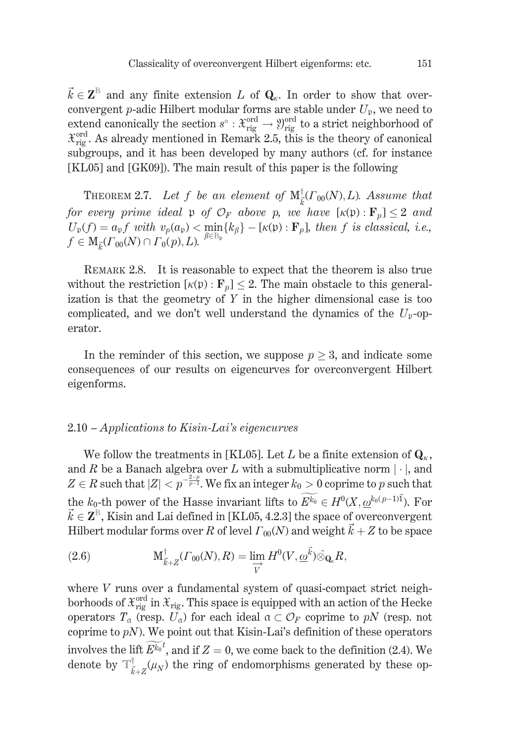$\vec{k} \in \mathbf{Z}^{\mathbb{B}}$ and any finite extension $L$ of $\mathbf{Q}_\kappa$. In order to show that overconvergent $p$-adic Hilbert modular forms are stable under $U_\mathfrak{p}$, we need to extend canonically the section $s^\circ : \mathfrak{X}^{\mathrm{ord}}_{\mathrm{rig}} \to \mathfrak{Y}^{\mathrm{ord}}_{\mathrm{rig}}$ to a strict neighborhood of $\mathfrak{X}^{\mathrm{ord}}_{\mathrm{rig}}$. As already mentioned in Remark 2.5, this is the theory of canonical subgroups, and it has been developed by many authors (cf. for instance [KL05] and [GK09]). The main result of this paper is the following

THEOREM 2.7. *Let $f$ be an element of $\mathrm{M}^{\dagger}_{\vec{k}}(\Gamma_{00}(N), L)$. Assume that for every prime ideal $\mathfrak{p}$ of $\mathcal{O}_F$ above $p$, we have $[\kappa(\mathfrak{p}) : \mathbf{F}_p] \leq 2$ and $U_\mathfrak{p}(f) = a_\mathfrak{p} f$ with $v_p(a_\mathfrak{p}) < \min_{\beta \in \mathbb{B}_\mathfrak{p}}\{k_\beta\} - [\kappa(\mathfrak{p}) : \mathbf{F}_p]$, then $f$ is classical, i.e., $f \in \mathrm{M}_{\vec{k}}(\Gamma_{00}(N) \cap \Gamma_0(p), L)$.*

REMARK 2.8. It is reasonable to expect that the theorem is also true without the restriction $[\kappa(\mathfrak{p}) : \mathbf{F}_p] \leq 2$. The main obstacle to this generalization is that the geometry of $Y$ in the higher dimensional case is too complicated, and we don't well understand the dynamics of the $U_\mathfrak{p}$-operator.

In the reminder of this section, we suppose $p \geq 3$, and indicate some consequences of our results on eigencurves for overconvergent Hilbert eigenforms.

### 2.10 – *Applications to Kisin-Lai's eigencurves*

We follow the treatments in [KL05]. Let $L$ be a finite extension of $\mathbf{Q}_\kappa$, and $R$ be a Banach algebra over $L$ with a submultiplicative norm $|\cdot|$, and $Z \in R$ such that $|Z| < p^{-\frac{2-p}{p-1}}$. We fix an integer $k_0 > 0$ coprime to $p$ such that the $k_0$-th power of the Hasse invariant lifts to $\widetilde{E^{k_0}} \in H^0(X, \underline{\omega}^{k_0(p-1)\vec{1}})$. For $\vec{k} \in \mathbf{Z}^{\mathbb{B}}$, Kisin and Lai defined in [KL05, 4.2.3] the space of overconvergent Hilbert modular forms over $R$ of level $\Gamma_{00}(N)$ and weight $\vec{k} + Z$ to be space

$$
\mathrm{M}^{\dagger}_{\vec{k}+Z}(\Gamma_{00}(N), R) = \varinjlim_{V} H^0(V, \underline{\omega}^{\vec{k}}) \hat{\otimes}_{\mathbf{Q}_\kappa} R, \tag{2.6}
$$

where $V$ runs over a fundamental system of quasi-compact strict neighborhoods of $\mathfrak{X}^{\mathrm{ord}}_{\mathrm{rig}}$ in $\mathfrak{X}_{\mathrm{rig}}$. This space is equipped with an action of the Hecke operators $T_\mathfrak{a}$ (resp. $U_\mathfrak{a}$) for each ideal $\mathfrak{a} \subset \mathcal{O}_F$ coprime to $pN$ (resp. not coprime to $pN$). We point out that Kisin-Lai's definition of these operators involves the lift $\widetilde{E^{k_0}}^{t}$, and if $Z = 0$, we come back to the definition (2.4). We denote by $\mathbb{T}^{\dagger}_{\vec{k}+Z}(\mu_N)$ the ring of endomorphisms generated by these op-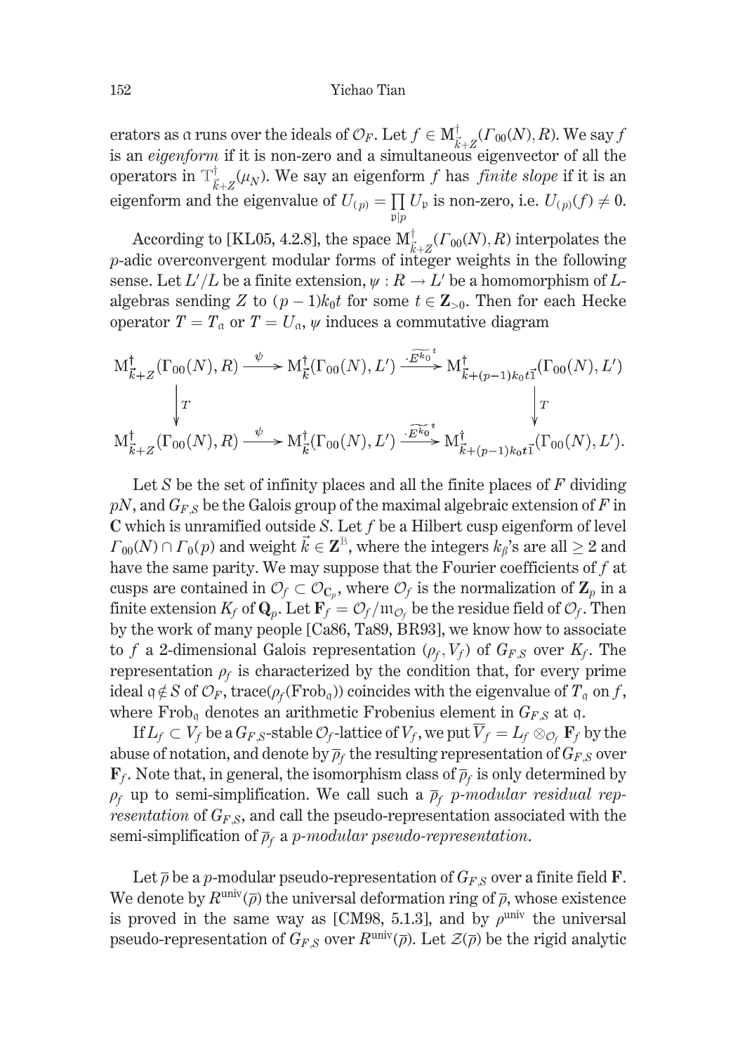erators as $\mathfrak{a}$ runs over the ideals of $\mathcal{O}_F$. Let $f \in \mathrm{M}^{\dagger}_{\vec{k}+Z}(\Gamma_{00}(N), R)$. We say $f$ is an *eigenform* if it is non-zero and a simultaneous eigenvector of all the operators in $\mathbb{T}^{\dagger}_{\vec{k}+Z}(\mu_N)$. We say an eigenform $f$ has *finite slope* if it is an eigenform and the eigenvalue of $U_{(p)} = \prod_{\mathfrak{p}|p} U_{\mathfrak{p}}$ is non-zero, i.e. $U_{(p)}(f) \neq 0$.

According to [KL05, 4.2.8], the space $\mathrm{M}^{\dagger}_{\vec{k}+Z}(\Gamma_{00}(N), R)$ interpolates the $p$-adic overconvergent modular forms of integer weights in the following sense. Let $L'/L$ be a finite extension, $\psi : R \to L'$ be a homomorphism of $L$-algebras sending $Z$ to $(p-1)k_0 t$ for some $t \in \mathbf{Z}_{>0}$. Then for each Hecke operator $T = T_{\mathfrak{a}}$ or $T = U_{\mathfrak{a}}$, $\psi$ induces a commutative diagram

$$
\begin{array}{ccccc}
\mathrm{M}^{\dagger}_{\vec{k}+Z}(\Gamma_{00}(N), R) & \xrightarrow{\psi} & \mathrm{M}^{\dagger}_{\vec{k}}(\Gamma_{00}(N), L') & \xrightarrow{\cdot \widetilde{E^{k_0}}^{t}} & \mathrm{M}^{\dagger}_{\vec{k}+(p-1)k_0 t\vec{1}}(\Gamma_{00}(N), L') \\
\big\downarrow T & & & & \big\downarrow T \\
\mathrm{M}^{\dagger}_{\vec{k}+Z}(\Gamma_{00}(N), R) & \xrightarrow{\psi} & \mathrm{M}^{\dagger}_{\vec{k}}(\Gamma_{00}(N), L') & \xrightarrow{\cdot \widetilde{E^{k_0}}^{t}} & \mathrm{M}^{\dagger}_{\vec{k}+(p-1)k_0 t\vec{1}}(\Gamma_{00}(N), L').
\end{array}
$$

Let $S$ be the set of infinity places and all the finite places of $F$ dividing $pN$, and $G_{F,S}$ be the Galois group of the maximal algebraic extension of $F$ in $\mathbf{C}$ which is unramified outside $S$. Let $f$ be a Hilbert cusp eigenform of level $\Gamma_{00}(N) \cap \Gamma_0(p)$ and weight $\vec{k} \in \mathbf{Z}^{\mathbb{B}}$, where the integers $k_\beta$'s are all $\geq 2$ and have the same parity. We may suppose that the Fourier coefficients of $f$ at cusps are contained in $\mathcal{O}_f \subset \mathcal{O}_{\mathbf{C}_p}$, where $\mathcal{O}_f$ is the normalization of $\mathbf{Z}_p$ in a finite extension $K_f$ of $\mathbf{Q}_p$. Let $\mathbf{F}_f = \mathcal{O}_f/\mathfrak{m}_{\mathcal{O}_f}$ be the residue field of $\mathcal{O}_f$. Then by the work of many people [Ca86, Ta89, BR93], we know how to associate to $f$ a 2-dimensional Galois representation $(\rho_f, V_f)$ of $G_{F,S}$ over $K_f$. The representation $\rho_f$ is characterized by the condition that, for every prime ideal $\mathfrak{q} \notin S$ of $\mathcal{O}_F$, $\mathrm{trace}(\rho_f(\mathrm{Frob}_{\mathfrak{q}}))$ coincides with the eigenvalue of $T_{\mathfrak{q}}$ on $f$, where $\mathrm{Frob}_{\mathfrak{q}}$ denotes an arithmetic Frobenius element in $G_{F,S}$ at $\mathfrak{q}$.

If $L_f \subset V_f$ be a $G_{F,S}$-stable $\mathcal{O}_f$-lattice of $V_f$, we put $\overline{V}_f = L_f \otimes_{\mathcal{O}_f} \mathbf{F}_f$ by the abuse of notation, and denote by $\overline{\rho}_f$ the resulting representation of $G_{F,S}$ over $\mathbf{F}_f$. Note that, in general, the isomorphism class of $\overline{\rho}_f$ is only determined by $\rho_f$ up to semi-simplification. We call such a $\overline{\rho}_f$ *$p$-modular residual representation* of $G_{F,S}$, and call the pseudo-representation associated with the semi-simplification of $\overline{\rho}_f$ a *$p$-modular pseudo-representation*.

Let $\overline{\rho}$ be a $p$-modular pseudo-representation of $G_{F,S}$ over a finite field $\mathbf{F}$. We denote by $R^{\mathrm{univ}}(\overline{\rho})$ the universal deformation ring of $\overline{\rho}$, whose existence is proved in the same way as [CM98, 5.1.3], and by $\rho^{\mathrm{univ}}$ the universal pseudo-representation of $G_{F,S}$ over $R^{\mathrm{univ}}(\overline{\rho})$. Let $\mathcal{Z}(\overline{\rho})$ be the rigid analytic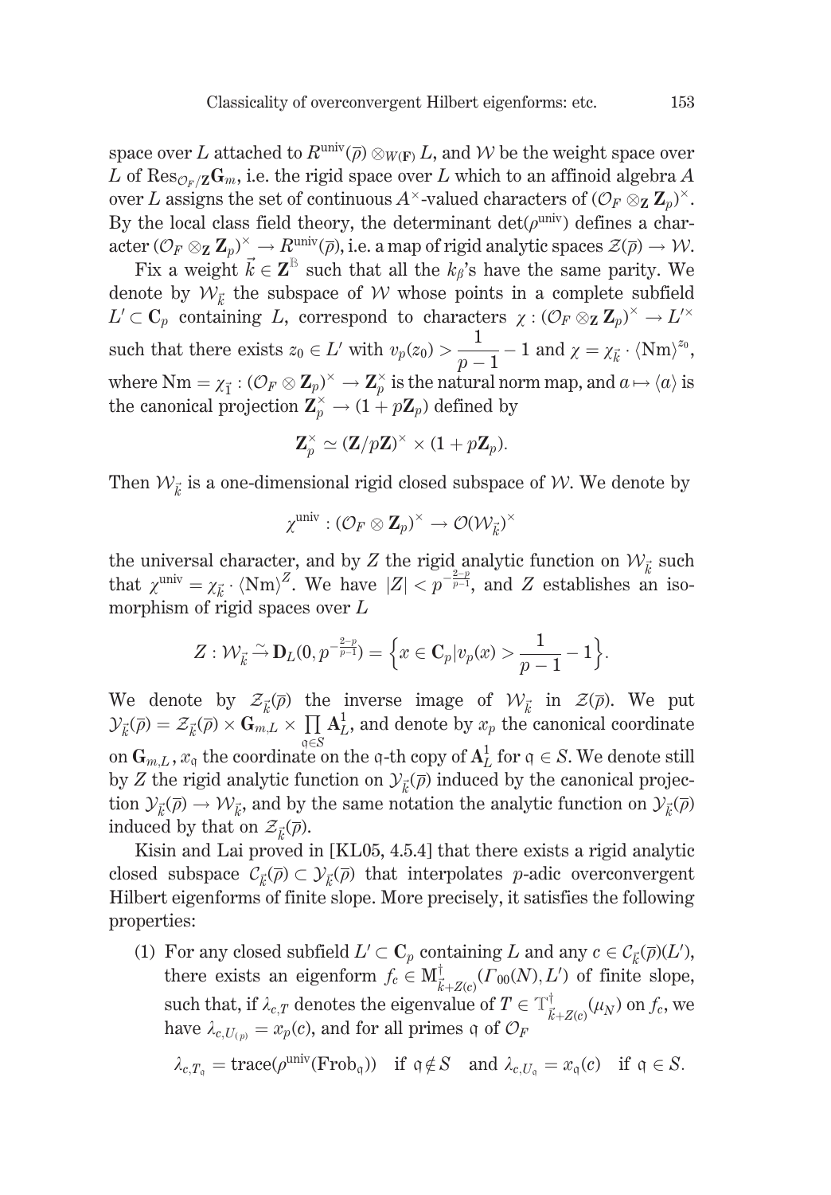space over $L$ attached to $R^{\mathrm{univ}}(\overline{\rho}) \otimes_{W(\mathbf{F})} L$, and $\mathcal{W}$ be the weight space over $L$ of $\mathrm{Res}_{\mathcal{O}_F/\mathbf{Z}}\mathbf{G}_m$, i.e. the rigid space over $L$ which to an affinoid algebra $A$ over $L$ assigns the set of continuous $A^\times$-valued characters of $(\mathcal{O}_F \otimes_{\mathbf{Z}} \mathbf{Z}_p)^\times$. By the local class field theory, the determinant $\det(\rho^{\mathrm{univ}})$ defines a character $(\mathcal{O}_F \otimes_{\mathbf{Z}} \mathbf{Z}_p)^\times \to R^{\mathrm{univ}}(\overline{\rho})$, i.e. a map of rigid analytic spaces $\mathcal{Z}(\overline{\rho}) \to \mathcal{W}$.

Fix a weight $\vec{k} \in \mathbf{Z}^{\mathbb{B}}$ such that all the $k_\beta$'s have the same parity. We denote by $\mathcal{W}_{\vec{k}}$ the subspace of $\mathcal{W}$ whose points in a complete subfield $L' \subset \mathbf{C}_p$ containing $L$, correspond to characters $\chi : (\mathcal{O}_F \otimes_{\mathbf{Z}} \mathbf{Z}_p)^\times \to L'^\times$ such that there exists $z_0 \in L'$ with $v_p(z_0) > \dfrac{1}{p-1} - 1$ and $\chi = \chi_{\vec{k}} \cdot \langle \mathrm{Nm} \rangle^{z_0}$, where $\mathrm{Nm} = \chi_{\vec{1}} : (\mathcal{O}_F \otimes \mathbf{Z}_p)^\times \to \mathbf{Z}_p^\times$ is the natural norm map, and $a \mapsto \langle a \rangle$ is the canonical projection $\mathbf{Z}_p^\times \to (1 + p\mathbf{Z}_p)$ defined by

$$\mathbf{Z}_p^\times \simeq (\mathbf{Z}/p\mathbf{Z})^\times \times (1 + p\mathbf{Z}_p).$$

Then $\mathcal{W}_{\vec{k}}$ is a one-dimensional rigid closed subspace of $\mathcal{W}$. We denote by

$$\chi^{\mathrm{univ}} : (\mathcal{O}_F \otimes \mathbf{Z}_p)^\times \to \mathcal{O}(\mathcal{W}_{\vec{k}})^\times$$

the universal character, and by $Z$ the rigid analytic function on $\mathcal{W}_{\vec{k}}$ such that $\chi^{\mathrm{univ}} = \chi_{\vec{k}} \cdot \langle \mathrm{Nm} \rangle^{Z}$. We have $|Z| < p^{-\frac{2-p}{p-1}}$, and $Z$ establishes an isomorphism of rigid spaces over $L$

$$Z : \mathcal{W}_{\vec{k}} \xrightarrow{\sim} \mathbf{D}_L(0, p^{-\frac{2-p}{p-1}}) = \Big\{ x \in \mathbf{C}_p | v_p(x) > \frac{1}{p-1} - 1 \Big\}.$$

We denote by $\mathcal{Z}_{\vec{k}}(\overline{\rho})$ the inverse image of $\mathcal{W}_{\vec{k}}$ in $\mathcal{Z}(\overline{\rho})$. We put $\mathcal{Y}_{\vec{k}}(\overline{\rho}) = \mathcal{Z}_{\vec{k}}(\overline{\rho}) \times \mathbf{G}_{m,L} \times \prod_{\mathfrak{q} \in S} \mathbf{A}^1_L$, and denote by $x_p$ the canonical coordinate on $\mathbf{G}_{m,L}$, $x_{\mathfrak{q}}$ the coordinate on the $\mathfrak{q}$-th copy of $\mathbf{A}^1_L$ for $\mathfrak{q} \in S$. We denote still by $Z$ the rigid analytic function on $\mathcal{Y}_{\vec{k}}(\overline{\rho})$ induced by the canonical projection $\mathcal{Y}_{\vec{k}}(\overline{\rho}) \to \mathcal{W}_{\vec{k}}$, and by the same notation the analytic function on $\mathcal{Y}_{\vec{k}}(\overline{\rho})$ induced by that on $\mathcal{Z}_{\vec{k}}(\overline{\rho})$.

Kisin and Lai proved in [KL05, 4.5.4] that there exists a rigid analytic closed subspace $\mathcal{C}_{\vec{k}}(\overline{\rho}) \subset \mathcal{Y}_{\vec{k}}(\overline{\rho})$ that interpolates $p$-adic overconvergent Hilbert eigenforms of finite slope. More precisely, it satisfies the following properties:

(1) For any closed subfield $L' \subset \mathbf{C}_p$ containing $L$ and any $c \in \mathcal{C}_{\vec{k}}(\overline{\rho})(L')$, there exists an eigenform $f_c \in \mathrm{M}^\dagger_{\vec{k}+Z(c)}(\Gamma_{00}(N), L')$ of finite slope, such that, if $\lambda_{c,T}$ denotes the eigenvalue of $T \in \mathbb{T}^\dagger_{\vec{k}+Z(c)}(\mu_N)$ on $f_c$, we have $\lambda_{c,U_{(p)}} = x_p(c)$, and for all primes $\mathfrak{q}$ of $\mathcal{O}_F$

$$\lambda_{c,T_{\mathfrak{q}}} = \mathrm{trace}(\rho^{\mathrm{univ}}(\mathrm{Frob}_{\mathfrak{q}})) \quad \text{if } \mathfrak{q} \notin S \quad \text{and } \lambda_{c,U_{\mathfrak{q}}} = x_{\mathfrak{q}}(c) \quad \text{if } \mathfrak{q} \in S.$$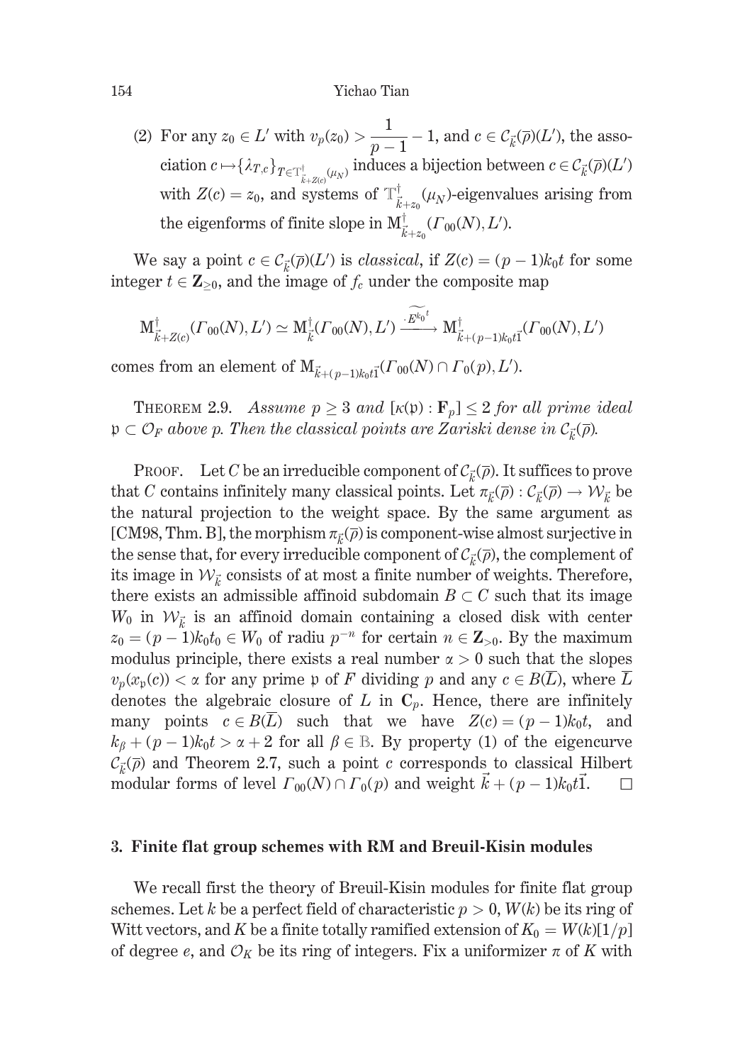(2) For any $z_0 \in L'$ with $v_p(z_0) > \dfrac{1}{p-1} - 1$, and $c \in \mathcal{C}_{\vec{k}}(\overline{\rho})(L')$, the association $c \mapsto \{\lambda_{T,c}\}_{T \in \mathbb{T}^{\dagger}_{\vec{k}+Z(c)}(\mu_N)}$ induces a bijection between $c \in \mathcal{C}_{\vec{k}}(\overline{\rho})(L')$ with $Z(c) = z_0$, and systems of $\mathbb{T}^{\dagger}_{\vec{k}+z_0}(\mu_N)$-eigenvalues arising from the eigenforms of finite slope in $\mathrm{M}^{\dagger}_{\vec{k}+z_0}(\Gamma_{00}(N), L')$.

We say a point $c \in \mathcal{C}_{\vec{k}}(\overline{\rho})(L')$ is *classical*, if $Z(c) = (p-1)k_0 t$ for some integer $t \in \mathbf{Z}_{\geq 0}$, and the image of $f_c$ under the composite map

$$\mathrm{M}^{\dagger}_{\vec{k}+Z(c)}(\Gamma_{00}(N), L') \simeq \mathrm{M}^{\dagger}_{\vec{k}}(\Gamma_{00}(N), L') \xrightarrow{\cdot \widetilde{E^{k_0}}^{t}} \mathrm{M}^{\dagger}_{\vec{k}+(p-1)k_0 t\vec{1}}(\Gamma_{00}(N), L')$$

comes from an element of $\mathrm{M}_{\vec{k}+(p-1)k_0 t\vec{1}}(\Gamma_{00}(N) \cap \Gamma_0(p), L')$.

THEOREM 2.9. *Assume $p \geq 3$ and $[\kappa(\mathfrak{p}) : \mathbf{F}_p] \leq 2$ for all prime ideal $\mathfrak{p} \subset \mathcal{O}_F$ above $p$. Then the classical points are Zariski dense in $\mathcal{C}_{\vec{k}}(\overline{\rho})$.*

PROOF. Let $C$ be an irreducible component of $\mathcal{C}_{\vec{k}}(\overline{\rho})$. It suffices to prove that $C$ contains infinitely many classical points. Let $\pi_{\vec{k}}(\overline{\rho}) : \mathcal{C}_{\vec{k}}(\overline{\rho}) \to \mathcal{W}_{\vec{k}}$ be the natural projection to the weight space. By the same argument as [CM98, Thm. B], the morphism $\pi_{\vec{k}}(\overline{\rho})$ is component-wise almost surjective in the sense that, for every irreducible component of $\mathcal{C}_{\vec{k}}(\overline{\rho})$, the complement of its image in $\mathcal{W}_{\vec{k}}$ consists of at most a finite number of weights. Therefore, there exists an admissible affinoid subdomain $B \subset C$ such that its image $W_0$ in $\mathcal{W}_{\vec{k}}$ is an affinoid domain containing a closed disk with center $z_0 = (p-1)k_0 t_0 \in W_0$ of radiu $p^{-n}$ for certain $n \in \mathbf{Z}_{>0}$. By the maximum modulus principle, there exists a real number $\alpha > 0$ such that the slopes $v_p(x_{\mathfrak{p}}(c)) < \alpha$ for any prime $\mathfrak{p}$ of $F$ dividing $p$ and any $c \in B(\overline{L})$, where $\overline{L}$ denotes the algebraic closure of $L$ in $\mathbf{C}_p$. Hence, there are infinitely many points $c \in B(\overline{L})$ such that we have $Z(c) = (p-1)k_0 t$, and $k_\beta + (p-1)k_0 t > \alpha + 2$ for all $\beta \in \mathbb{B}$. By property (1) of the eigencurve $\mathcal{C}_{\vec{k}}(\overline{\rho})$ and Theorem 2.7, such a point $c$ corresponds to classical Hilbert modular forms of level $\Gamma_{00}(N) \cap \Gamma_0(p)$ and weight $\vec{k} + (p-1)k_0 t\vec{1}$. $\square$

## 3. Finite flat group schemes with RM and Breuil-Kisin modules

We recall first the theory of Breuil-Kisin modules for finite flat group schemes. Let $k$ be a perfect field of characteristic $p > 0$, $W(k)$ be its ring of Witt vectors, and $K$ be a finite totally ramified extension of $K_0 = W(k)[1/p]$ of degree $e$, and $\mathcal{O}_K$ be its ring of integers. Fix a uniformizer $\pi$ of $K$ with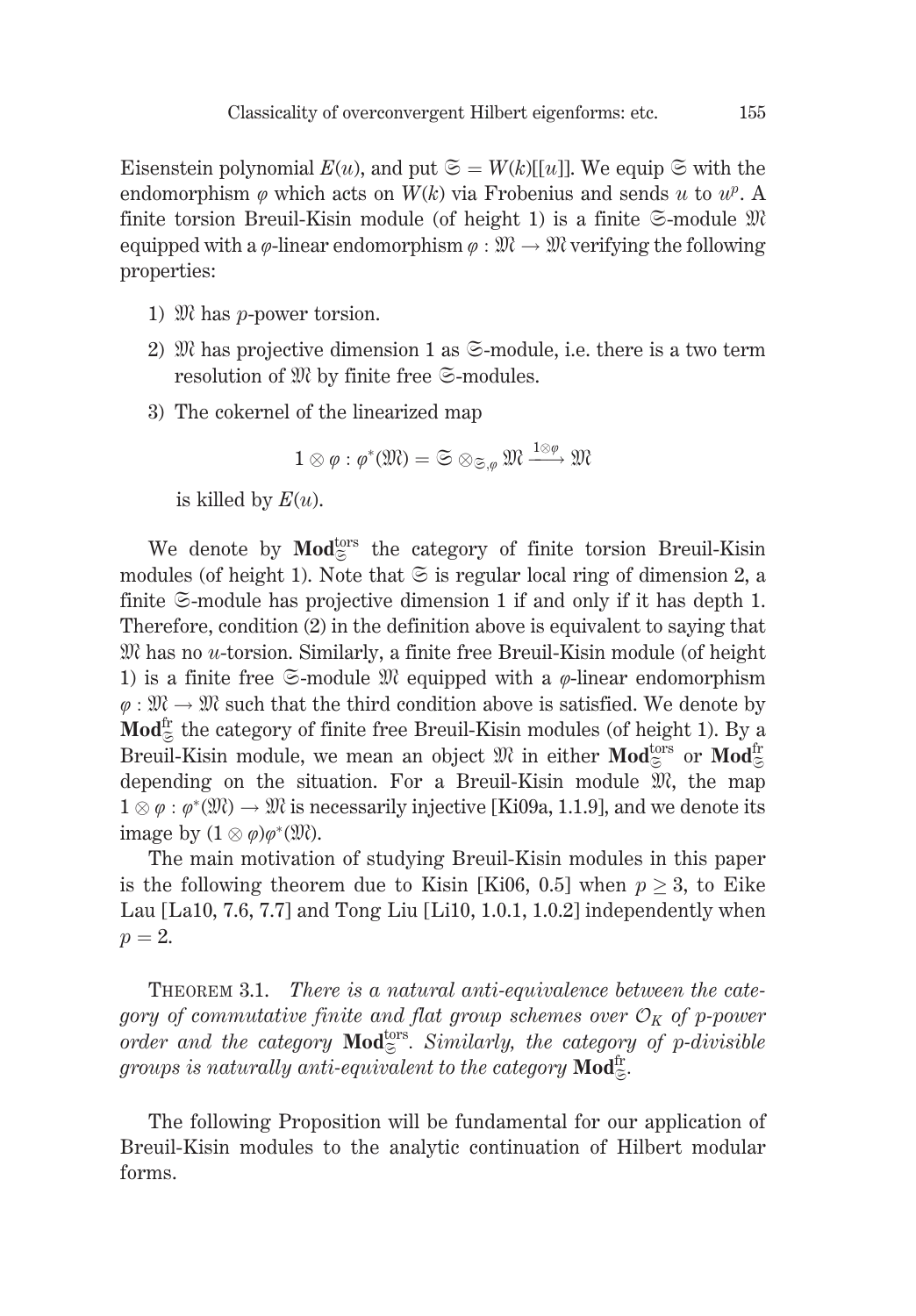Eisenstein polynomial $E(u)$, and put $\mathfrak{S} = W(k)[[u]]$. We equip $\mathfrak{S}$ with the endomorphism $\varphi$ which acts on $W(k)$ via Frobenius and sends $u$ to $u^p$. A finite torsion Breuil-Kisin module (of height 1) is a finite $\mathfrak{S}$-module $\mathfrak{M}$ equipped with a $\varphi$-linear endomorphism $\varphi : \mathfrak{M} \to \mathfrak{M}$ verifying the following properties:

1) $\mathfrak{M}$ has $p$-power torsion.
2) $\mathfrak{M}$ has projective dimension 1 as $\mathfrak{S}$-module, i.e. there is a two term resolution of $\mathfrak{M}$ by finite free $\mathfrak{S}$-modules.
3) The cokernel of the linearized map

$$1 \otimes \varphi : \varphi^*(\mathfrak{M}) = \mathfrak{S} \otimes_{\mathfrak{S},\varphi} \mathfrak{M} \xrightarrow{1\otimes\varphi} \mathfrak{M}$$

   is killed by $E(u)$.

We denote by $\mathbf{Mod}_{\mathfrak{S}}^{\mathrm{tors}}$ the category of finite torsion Breuil-Kisin modules (of height 1). Note that $\mathfrak{S}$ is regular local ring of dimension 2, a finite $\mathfrak{S}$-module has projective dimension 1 if and only if it has depth 1. Therefore, condition (2) in the definition above is equivalent to saying that $\mathfrak{M}$ has no $u$-torsion. Similarly, a finite free Breuil-Kisin module (of height 1) is a finite free $\mathfrak{S}$-module $\mathfrak{M}$ equipped with a $\varphi$-linear endomorphism $\varphi : \mathfrak{M} \to \mathfrak{M}$ such that the third condition above is satisfied. We denote by $\mathbf{Mod}_{\mathfrak{S}}^{\mathrm{fr}}$ the category of finite free Breuil-Kisin modules (of height 1). By a Breuil-Kisin module, we mean an object $\mathfrak{M}$ in either $\mathbf{Mod}_{\mathfrak{S}}^{\mathrm{tors}}$ or $\mathbf{Mod}_{\mathfrak{S}}^{\mathrm{fr}}$ depending on the situation. For a Breuil-Kisin module $\mathfrak{M}$, the map $1 \otimes \varphi : \varphi^*(\mathfrak{M}) \to \mathfrak{M}$ is necessarily injective [Ki09a, 1.1.9], and we denote its image by $(1 \otimes \varphi)\varphi^*(\mathfrak{M})$.

The main motivation of studying Breuil-Kisin modules in this paper is the following theorem due to Kisin [Ki06, 0.5] when $p \geq 3$, to Eike Lau [La10, 7.6, 7.7] and Tong Liu [Li10, 1.0.1, 1.0.2] independently when $p = 2$.

THEOREM 3.1. *There is a natural anti-equivalence between the category of commutative finite and flat group schemes over $\mathcal{O}_K$ of $p$-power order and the category $\mathbf{Mod}_{\mathfrak{S}}^{\mathrm{tors}}$. Similarly, the category of $p$-divisible groups is naturally anti-equivalent to the category $\mathbf{Mod}_{\mathfrak{S}}^{\mathrm{fr}}$.*

The following Proposition will be fundamental for our application of Breuil-Kisin modules to the analytic continuation of Hilbert modular forms.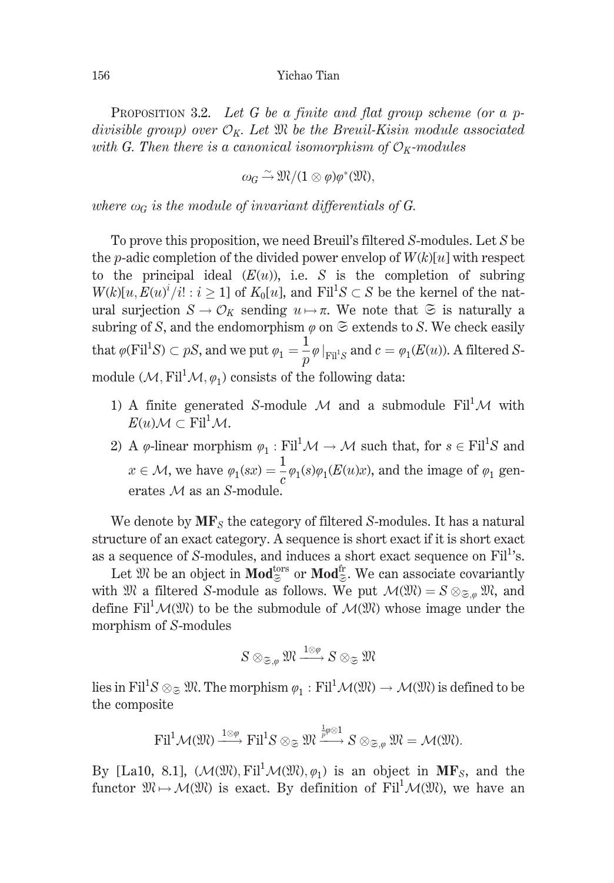PROPOSITION 3.2. *Let $G$ be a finite and flat group scheme (or a $p$-divisible group) over $\mathcal{O}_K$. Let $\mathfrak{M}$ be the Breuil-Kisin module associated with $G$. Then there is a canonical isomorphism of $\mathcal{O}_K$-modules*

$$\omega_G \xrightarrow{\sim} \mathfrak{M}/(1\otimes\varphi)\varphi^*(\mathfrak{M}),$$

*where $\omega_G$ is the module of invariant differentials of $G$.*

To prove this proposition, we need Breuil's filtered $S$-modules. Let $S$ be the $p$-adic completion of the divided power envelop of $W(k)[u]$ with respect to the principal ideal $(E(u))$, i.e. $S$ is the completion of subring $W(k)[u, E(u)^i/i! : i\geq 1]$ of $K_0[u]$, and $\mathrm{Fil}^1 S\subset S$ be the kernel of the natural surjection $S\to\mathcal{O}_K$ sending $u\mapsto\pi$. We note that $\mathfrak{S}$ is naturally a subring of $S$, and the endomorphism $\varphi$ on $\mathfrak{S}$ extends to $S$. We check easily that $\varphi(\mathrm{Fil}^1 S)\subset pS$, and we put $\varphi_1=\dfrac{1}{p}\varphi|_{\mathrm{Fil}^1 S}$ and $c=\varphi_1(E(u))$. A filtered $S$-module $(\mathcal{M},\mathrm{Fil}^1\mathcal{M},\varphi_1)$ consists of the following data:

1) A finite generated $S$-module $\mathcal{M}$ and a submodule $\mathrm{Fil}^1\mathcal{M}$ with $E(u)\mathcal{M}\subset\mathrm{Fil}^1\mathcal{M}$.
2) A $\varphi$-linear morphism $\varphi_1:\mathrm{Fil}^1\mathcal{M}\to\mathcal{M}$ such that, for $s\in\mathrm{Fil}^1 S$ and $x\in\mathcal{M}$, we have $\varphi_1(sx)=\dfrac{1}{c}\varphi_1(s)\varphi_1(E(u)x)$, and the image of $\varphi_1$ generates $\mathcal{M}$ as an $S$-module.

We denote by $\mathbf{MF}_S$ the category of filtered $S$-modules. It has a natural structure of an exact category. A sequence is short exact if it is short exact as a sequence of $S$-modules, and induces a short exact sequence on $\mathrm{Fil}^1$'s.

Let $\mathfrak{M}$ be an object in $\mathbf{Mod}_{\mathfrak{S}}^{\mathrm{tors}}$ or $\mathbf{Mod}_{\mathfrak{S}}^{\mathrm{fr}}$. We can associate covariantly with $\mathfrak{M}$ a filtered $S$-module as follows. We put $\mathcal{M}(\mathfrak{M})=S\otimes_{\mathfrak{S},\varphi}\mathfrak{M}$, and define $\mathrm{Fil}^1\mathcal{M}(\mathfrak{M})$ to be the submodule $\mathcal{M}(\mathfrak{M})$ whose image under the morphism of $S$-modules

$$S\otimes_{\mathfrak{S},\varphi}\mathfrak{M}\xrightarrow{1\otimes\varphi}S\otimes_{\mathfrak{S}}\mathfrak{M}$$

lies in $\mathrm{Fil}^1 S\otimes_{\mathfrak{S}}\mathfrak{M}$. The morphism $\varphi_1:\mathrm{Fil}^1\mathcal{M}(\mathfrak{M})\to\mathcal{M}(\mathfrak{M})$ is defined to be the composite

$$\mathrm{Fil}^1\mathcal{M}(\mathfrak{M})\xrightarrow{1\otimes\varphi}\mathrm{Fil}^1 S\otimes_{\mathfrak{S}}\mathfrak{M}\xrightarrow{\frac{1}{p}\varphi\otimes 1}S\otimes_{\mathfrak{S},\varphi}\mathfrak{M}=\mathcal{M}(\mathfrak{M}).$$

By [La10, 8.1], $(\mathcal{M}(\mathfrak{M}),\mathrm{Fil}^1\mathcal{M}(\mathfrak{M}),\varphi_1)$ is an object in $\mathbf{MF}_S$, and the functor $\mathfrak{M}\mapsto\mathcal{M}(\mathfrak{M})$ is exact. By definition of $\mathrm{Fil}^1\mathcal{M}(\mathfrak{M})$, we have an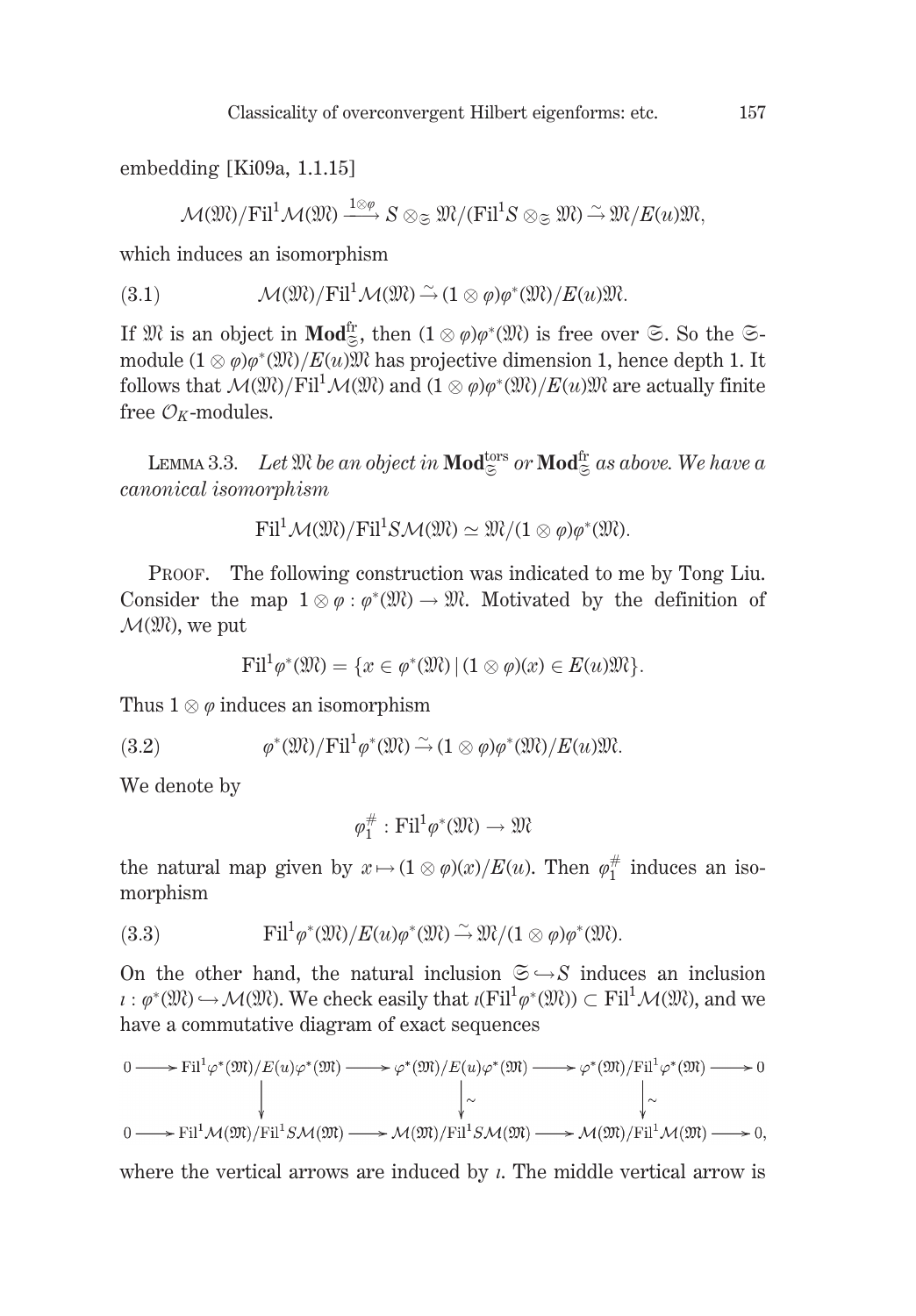embedding [Ki09a, 1.1.15]

$$\mathcal{M}(\mathfrak{M})/\mathrm{Fil}^1\mathcal{M}(\mathfrak{M}) \xrightarrow{1\otimes\varphi} S \otimes_{\mathfrak{S}} \mathfrak{M}/(\mathrm{Fil}^1 S \otimes_{\mathfrak{S}} \mathfrak{M}) \xrightarrow{\sim} \mathfrak{M}/E(u)\mathfrak{M},$$

which induces an isomorphism

$$\mathcal{M}(\mathfrak{M})/\mathrm{Fil}^1\mathcal{M}(\mathfrak{M}) \xrightarrow{\sim} (1\otimes\varphi)\varphi^*(\mathfrak{M})/E(u)\mathfrak{M}. \tag{3.1}$$

If $\mathfrak{M}$ is an object in $\mathbf{Mod}^{\mathrm{fr}}_{\mathfrak{S}}$, then $(1\otimes\varphi)\varphi^*(\mathfrak{M})$ is free over $\mathfrak{S}$. So the $\mathfrak{S}$-module $(1\otimes\varphi)\varphi^*(\mathfrak{M})/E(u)\mathfrak{M}$ has projective dimension 1, hence depth 1. It follows that $\mathcal{M}(\mathfrak{M})/\mathrm{Fil}^1\mathcal{M}(\mathfrak{M})$ and $(1\otimes\varphi)\varphi^*(\mathfrak{M})/E(u)\mathfrak{M}$ are actually finite free $\mathcal{O}_K$-modules.

Lemma 3.3. *Let $\mathfrak{M}$ be an object in $\mathbf{Mod}^{\mathrm{tors}}_{\mathfrak{S}}$ or $\mathbf{Mod}^{\mathrm{fr}}_{\mathfrak{S}}$ as above. We have a canonical isomorphism*

$$\mathrm{Fil}^1\mathcal{M}(\mathfrak{M})/\mathrm{Fil}^1 S\mathcal{M}(\mathfrak{M}) \simeq \mathfrak{M}/(1\otimes\varphi)\varphi^*(\mathfrak{M}).$$

Proof. The following construction was indicated to me by Tong Liu. Consider the map $1\otimes\varphi : \varphi^*(\mathfrak{M}) \to \mathfrak{M}$. Motivated by the definition of $\mathcal{M}(\mathfrak{M})$, we put

$$\mathrm{Fil}^1\varphi^*(\mathfrak{M}) = \{x \in \varphi^*(\mathfrak{M}) \,|\, (1\otimes\varphi)(x) \in E(u)\mathfrak{M}\}.$$

Thus $1\otimes\varphi$ induces an isomorphism

$$\varphi^*(\mathfrak{M})/\mathrm{Fil}^1\varphi^*(\mathfrak{M}) \xrightarrow{\sim} (1\otimes\varphi)\varphi^*(\mathfrak{M})/E(u)\mathfrak{M}. \tag{3.2}$$

We denote by

$$\varphi_1^{\#} : \mathrm{Fil}^1\varphi^*(\mathfrak{M}) \to \mathfrak{M}$$

the natural map given by $x \mapsto (1\otimes\varphi)(x)/E(u)$. Then $\varphi_1^{\#}$ induces an isomorphism

$$\mathrm{Fil}^1\varphi^*(\mathfrak{M})/E(u)\varphi^*(\mathfrak{M}) \xrightarrow{\sim} \mathfrak{M}/(1\otimes\varphi)\varphi^*(\mathfrak{M}). \tag{3.3}$$

On the other hand, the natural inclusion $\mathfrak{S} \hookrightarrow S$ induces an inclusion $\iota : \varphi^*(\mathfrak{M}) \hookrightarrow \mathcal{M}(\mathfrak{M})$. We check easily that $\iota(\mathrm{Fil}^1\varphi^*(\mathfrak{M})) \subset \mathrm{Fil}^1\mathcal{M}(\mathfrak{M})$, and we have a commutative diagram of exact sequences

$$\begin{array}{ccccccccc}
0 & \to & \mathrm{Fil}^1\varphi^*(\mathfrak{M})/E(u)\varphi^*(\mathfrak{M}) & \to & \varphi^*(\mathfrak{M})/E(u)\varphi^*(\mathfrak{M}) & \to & \varphi^*(\mathfrak{M})/\mathrm{Fil}^1\varphi^*(\mathfrak{M}) & \to & 0 \\
 & & \downarrow & & \downarrow \wr & & \downarrow \wr & & \\
0 & \to & \mathrm{Fil}^1\mathcal{M}(\mathfrak{M})/\mathrm{Fil}^1 S\mathcal{M}(\mathfrak{M}) & \to & \mathcal{M}(\mathfrak{M})/\mathrm{Fil}^1 S\mathcal{M}(\mathfrak{M}) & \to & \mathcal{M}(\mathfrak{M})/\mathrm{Fil}^1\mathcal{M}(\mathfrak{M}) & \to & 0,
\end{array}$$

where the vertical arrows are induced by $\iota$. The middle vertical arrow is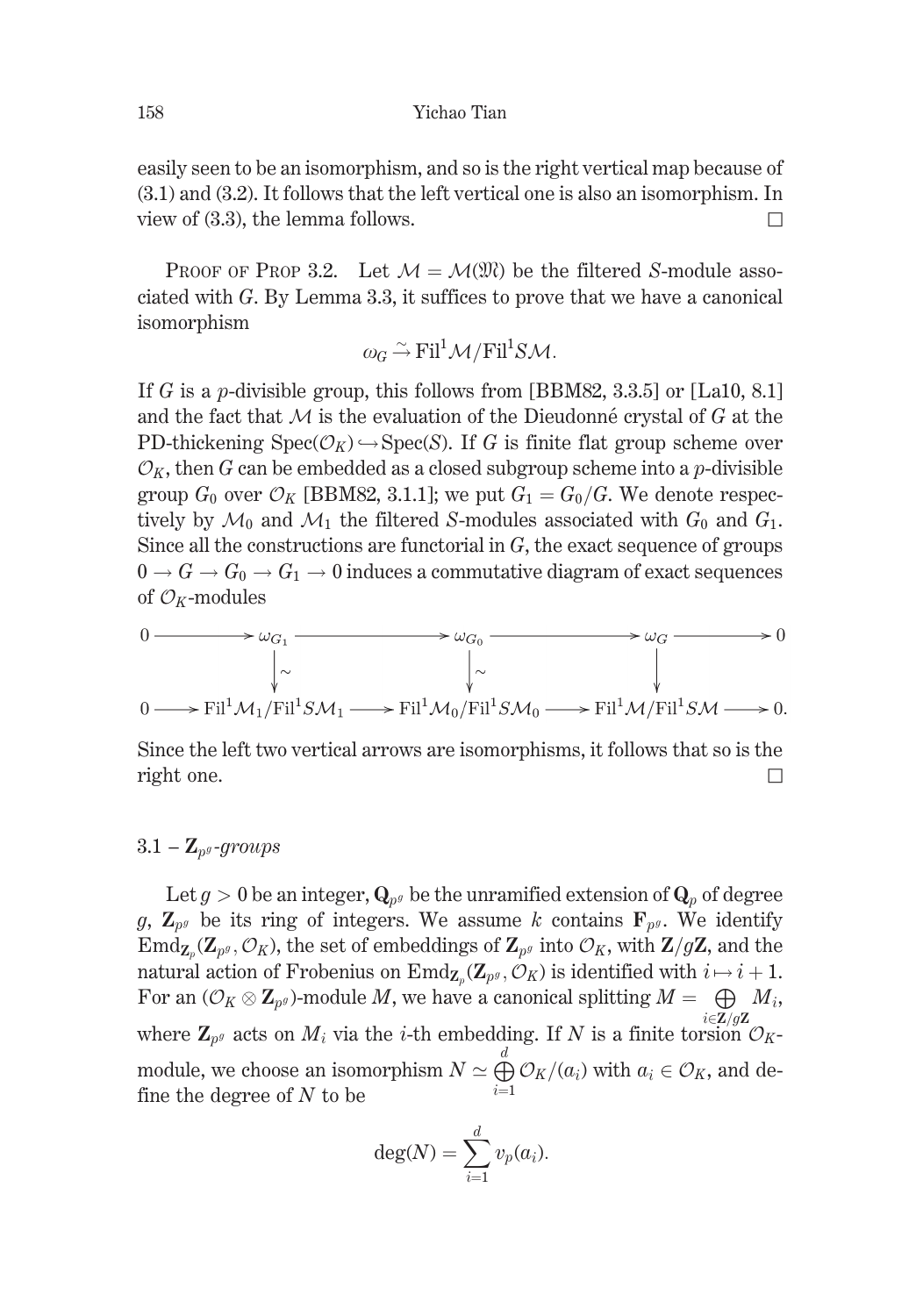easily seen to be an isomorphism, and so is the right vertical map because of (3.1) and (3.2). It follows that the left vertical one is also an isomorphism. In view of (3.3), the lemma follows. □

Proof of Prop 3.2. Let $\mathcal{M} = \mathcal{M}(\mathfrak{M})$ be the filtered $S$-module associated with $G$. By Lemma 3.3, it suffices to prove that we have a canonical isomorphism

$$\omega_G \xrightarrow{\sim} \mathrm{Fil}^1\mathcal{M}/\mathrm{Fil}^1 S\mathcal{M}.$$

If $G$ is a $p$-divisible group, this follows from [BBM82, 3.3.5] or [La10, 8.1] and the fact that $\mathcal{M}$ is the evaluation of the Dieudonné crystal of $G$ at the PD-thickening $\mathrm{Spec}(\mathcal{O}_K) \hookrightarrow \mathrm{Spec}(S)$. If $G$ is finite flat group scheme over $\mathcal{O}_K$, then $G$ can be embedded as a closed subgroup scheme into a $p$-divisible group $G_0$ over $\mathcal{O}_K$ [BBM82, 3.1.1]; we put $G_1 = G_0/G$. We denote respectively by $\mathcal{M}_0$ and $\mathcal{M}_1$ the filtered $S$-modules associated with $G_0$ and $G_1$. Since all the constructions are functorial in $G$, the exact sequence of groups $0 \to G \to G_0 \to G_1 \to 0$ induces a commutative diagram of exact sequences of $\mathcal{O}_K$-modules

$$\begin{array}{ccccccccc}
0 & \longrightarrow & \omega_{G_1} & \longrightarrow & \omega_{G_0} & \longrightarrow & \omega_G & \longrightarrow & 0 \\
 & & \downarrow \wr & & \downarrow \wr & & \downarrow & & \\
0 & \longrightarrow & \mathrm{Fil}^1\mathcal{M}_1/\mathrm{Fil}^1 S\mathcal{M}_1 & \longrightarrow & \mathrm{Fil}^1\mathcal{M}_0/\mathrm{Fil}^1 S\mathcal{M}_0 & \longrightarrow & \mathrm{Fil}^1\mathcal{M}/\mathrm{Fil}^1 S\mathcal{M} & \longrightarrow & 0.
\end{array}$$

Since the left two vertical arrows are isomorphisms, it follows that so is the right one. □

### 3.1 – $\mathbf{Z}_{p^g}$-*groups*

Let $g > 0$ be an integer, $\mathbf{Q}_{p^g}$ be the unramified extension of $\mathbf{Q}_p$ of degree $g$, $\mathbf{Z}_{p^g}$ be its ring of integers. We assume $k$ contains $\mathbf{F}_{p^g}$. We identify $\mathrm{Emd}_{\mathbf{Z}_p}(\mathbf{Z}_{p^g}, \mathcal{O}_K)$, the set of embeddings of $\mathbf{Z}_{p^g}$ into $\mathcal{O}_K$, with $\mathbf{Z}/g\mathbf{Z}$, and the natural action of Frobenius on $\mathrm{Emd}_{\mathbf{Z}_p}(\mathbf{Z}_{p^g}, \mathcal{O}_K)$ is identified with $i \mapsto i+1$. For an $(\mathcal{O}_K \otimes \mathbf{Z}_{p^g})$-module $M$, we have a canonical splitting $M = \bigoplus_{i \in \mathbf{Z}/g\mathbf{Z}} M_i$, where $\mathbf{Z}_{p^g}$ acts on $M_i$ via the $i$-th embedding. If $N$ is a finite torsion $\mathcal{O}_K$-module, we choose an isomorphism $N \simeq \bigoplus_{i=1}^{d} \mathcal{O}_K/(a_i)$ with $a_i \in \mathcal{O}_K$, and define the degree of $N$ to be

$$\deg(N) = \sum_{i=1}^{d} v_p(a_i).$$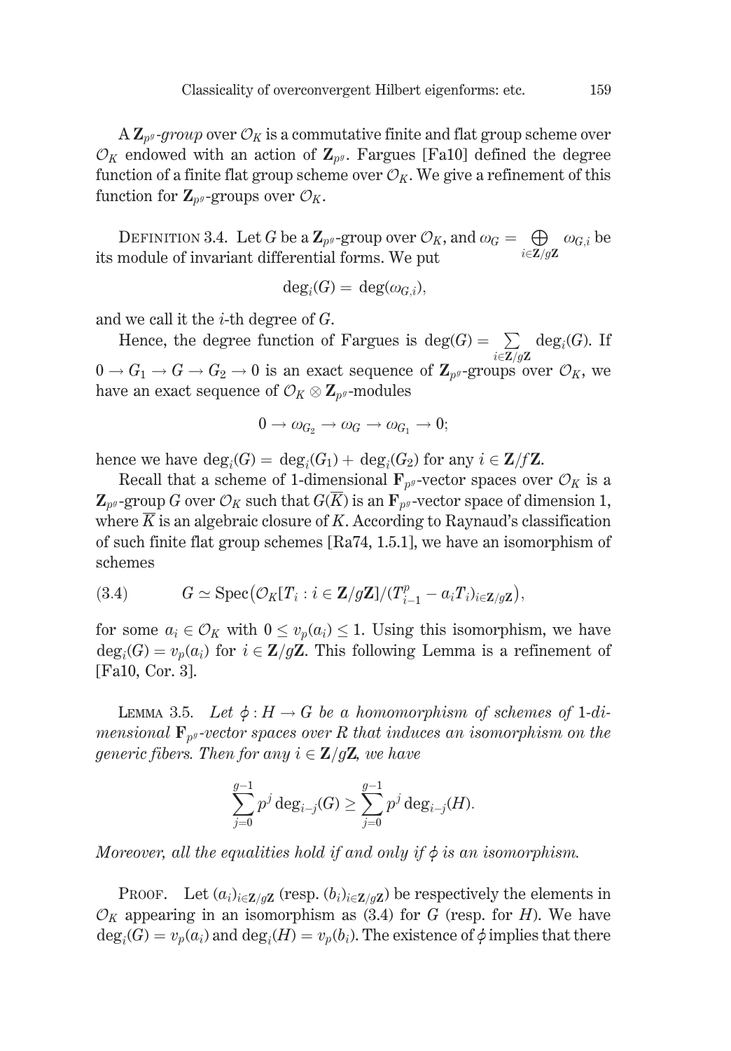A $\mathbf{Z}_{p^g}$*-group* over $\mathcal{O}_K$ is a commutative finite and flat group scheme over $\mathcal{O}_K$ endowed with an action of $\mathbf{Z}_{p^g}$. Fargues [Fa10] defined the degree function of a finite flat group scheme over $\mathcal{O}_K$. We give a refinement of this function for $\mathbf{Z}_{p^g}$-groups over $\mathcal{O}_K$.

DEFINITION 3.4. Let $G$ be a $\mathbf{Z}_{p^g}$-group over $\mathcal{O}_K$, and $\omega_G = \bigoplus_{i \in \mathbf{Z}/g\mathbf{Z}} \omega_{G,i}$ be its module of invariant differential forms. We put

$$\deg_i(G) = \deg(\omega_{G,i}),$$

and we call it the $i$-th degree of $G$.

Hence, the degree function of Fargues is $\deg(G) = \sum_{i \in \mathbf{Z}/g\mathbf{Z}} \deg_i(G)$. If $0 \to G_1 \to G \to G_2 \to 0$ is an exact sequence of $\mathbf{Z}_{p^g}$-groups over $\mathcal{O}_K$, we have an exact sequence of $\mathcal{O}_K \otimes \mathbf{Z}_{p^g}$-modules

$$0 \to \omega_{G_2} \to \omega_G \to \omega_{G_1} \to 0;$$

hence we have $\deg_i(G) = \deg_i(G_1) + \deg_i(G_2)$ for any $i \in \mathbf{Z}/f\mathbf{Z}$.

Recall that a scheme of 1-dimensional $\mathbf{F}_{p^g}$-vector spaces over $\mathcal{O}_K$ is a $\mathbf{Z}_{p^g}$-group $G$ over $\mathcal{O}_K$ such that $G(\overline{K})$ is an $\mathbf{F}_{p^g}$-vector space of dimension 1, where $\overline{K}$ is an algebraic closure of $K$. According to Raynaud's classification of such finite flat group schemes [Ra74, 1.5.1], we have an isomorphism of schemes

$$G \simeq \operatorname{Spec}\big(\mathcal{O}_K[T_i : i \in \mathbf{Z}/g\mathbf{Z}]/(T_{i-1}^p - a_i T_i)_{i \in \mathbf{Z}/g\mathbf{Z}}\big), \tag{3.4}$$

for some $a_i \in \mathcal{O}_K$ with $0 \leq v_p(a_i) \leq 1$. Using this isomorphism, we have $\deg_i(G) = v_p(a_i)$ for $i \in \mathbf{Z}/g\mathbf{Z}$. This following Lemma is a refinement of [Fa10, Cor. 3].

LEMMA 3.5. *Let $\phi : H \to G$ be a homomorphism of schemes of 1-dimensional $\mathbf{F}_{p^g}$-vector spaces over $R$ that induces an isomorphism on the generic fibers. Then for any $i \in \mathbf{Z}/g\mathbf{Z}$, we have*

$$\sum_{j=0}^{g-1} p^j \deg_{i-j}(G) \geq \sum_{j=0}^{g-1} p^j \deg_{i-j}(H).$$

*Moreover, all the equalities hold if and only if $\phi$ is an isomorphism.*

PROOF. Let $(a_i)_{i \in \mathbf{Z}/g\mathbf{Z}}$ (resp. $(b_i)_{i \in \mathbf{Z}/g\mathbf{Z}}$) be respectively the elements in $\mathcal{O}_K$ appearing in an isomorphism as (3.4) for $G$ (resp. for $H$). We have $\deg_i(G) = v_p(a_i)$ and $\deg_i(H) = v_p(b_i)$. The existence of $\phi$ implies that there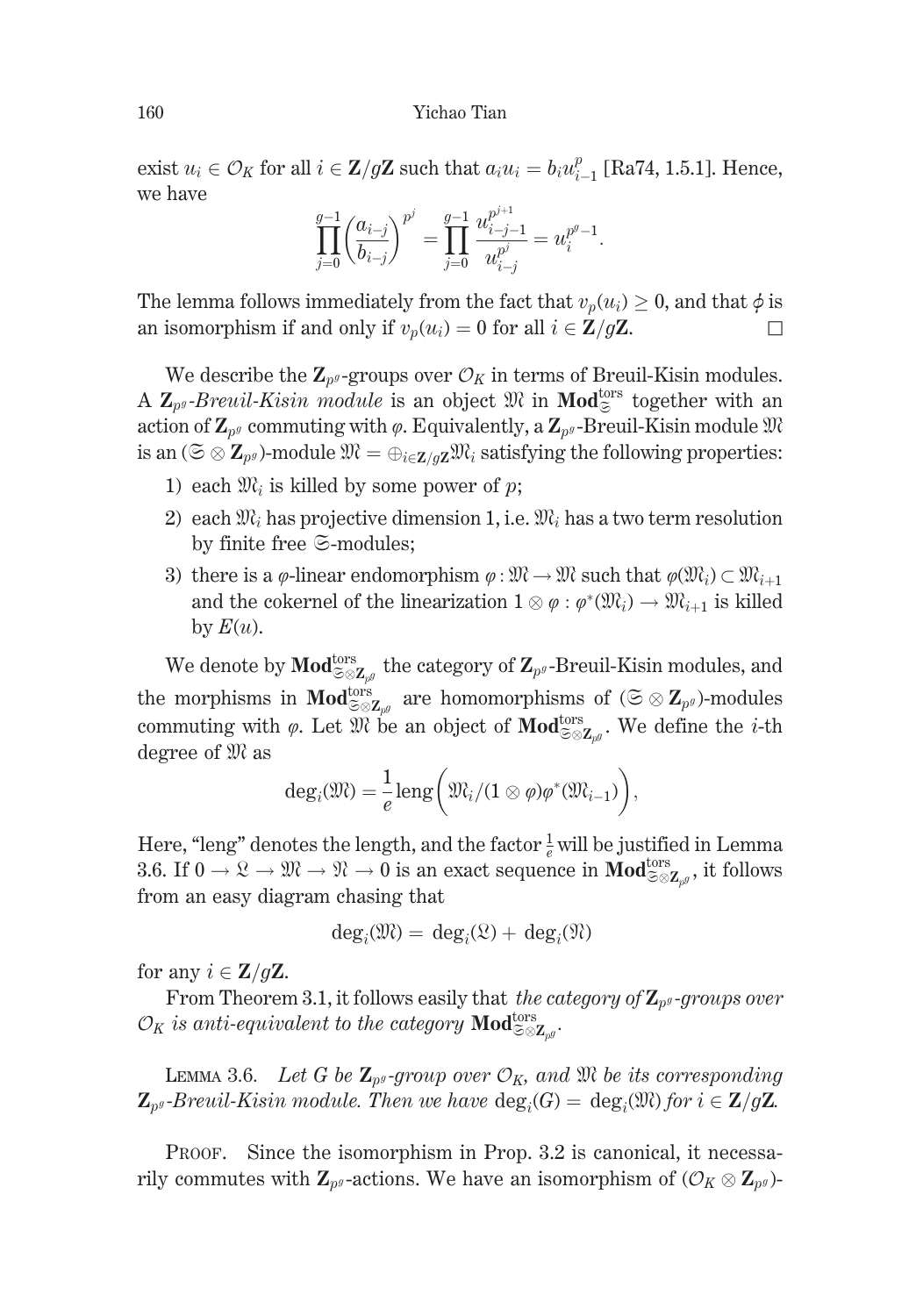exist $u_i \in \mathcal{O}_K$ for all $i \in \mathbf{Z}/g\mathbf{Z}$ such that $a_i u_i = b_i u_{i-1}^p$ [Ra74, 1.5.1]. Hence, we have

$$\prod_{j=0}^{g-1}\left(\frac{a_{i-j}}{b_{i-j}}\right)^{p^j} = \prod_{j=0}^{g-1}\frac{u_{i-j-1}^{p^{j+1}}}{u_{i-j}^{p^j}} = u_i^{p^g-1}.$$

The lemma follows immediately from the fact that $v_p(u_i) \geq 0$, and that $\phi$ is an isomorphism if and only if $v_p(u_i) = 0$ for all $i \in \mathbf{Z}/g\mathbf{Z}$. □

We describe the $\mathbf{Z}_{p^g}$-groups over $\mathcal{O}_K$ in terms of Breuil-Kisin modules. A *$\mathbf{Z}_{p^g}$-Breuil-Kisin module* is an object $\mathfrak{M}$ in $\mathbf{Mod}_{\mathfrak{S}}^{\mathrm{tors}}$ together with an action of $\mathbf{Z}_{p^g}$ commuting with $\varphi$. Equivalently, a $\mathbf{Z}_{p^g}$-Breuil-Kisin module $\mathfrak{M}$ is an $(\mathfrak{S} \otimes \mathbf{Z}_{p^g})$-module $\mathfrak{M} = \oplus_{i\in\mathbf{Z}/g\mathbf{Z}}\mathfrak{M}_i$ satisfying the following properties:

1) each $\mathfrak{M}_i$ is killed by some power of $p$;
2) each $\mathfrak{M}_i$ has projective dimension 1, i.e. $\mathfrak{M}_i$ has a two term resolution by finite free $\mathfrak{S}$-modules;
3) there is a $\varphi$-linear endomorphism $\varphi : \mathfrak{M} \to \mathfrak{M}$ such that $\varphi(\mathfrak{M}_i) \subset \mathfrak{M}_{i+1}$ and the cokernel of the linearization $1 \otimes \varphi : \varphi^*(\mathfrak{M}_i) \to \mathfrak{M}_{i+1}$ is killed by $E(u)$.

We denote by $\mathbf{Mod}_{\mathfrak{S}\otimes\mathbf{Z}_{p^g}}^{\mathrm{tors}}$ the category of $\mathbf{Z}_{p^g}$-Breuil-Kisin modules, and the morphisms in $\mathbf{Mod}_{\mathfrak{S}\otimes\mathbf{Z}_{p^g}}^{\mathrm{tors}}$ are homomorphisms of $(\mathfrak{S} \otimes \mathbf{Z}_{p^g})$-modules commuting with $\varphi$. Let $\mathfrak{M}$ be an object of $\mathbf{Mod}_{\mathfrak{S}\otimes\mathbf{Z}_{p^g}}^{\mathrm{tors}}$. We define the $i$-th degree of $\mathfrak{M}$ as

$$\deg_i(\mathfrak{M}) = \frac{1}{e}\mathrm{leng}\left(\mathfrak{M}_i/(1\otimes\varphi)\varphi^*(\mathfrak{M}_{i-1})\right),$$

Here, "leng" denotes the length, and the factor $\frac{1}{e}$ will be justified in Lemma 3.6. If $0 \to \mathfrak{L} \to \mathfrak{M} \to \mathfrak{N} \to 0$ is an exact sequence in $\mathbf{Mod}_{\mathfrak{S}\otimes\mathbf{Z}_{p^g}}^{\mathrm{tors}}$, it follows from an easy diagram chasing that

$$\deg_i(\mathfrak{M}) = \deg_i(\mathfrak{L}) + \deg_i(\mathfrak{N})$$

for any $i \in \mathbf{Z}/g\mathbf{Z}$.

From Theorem 3.1, it follows easily that *the category of $\mathbf{Z}_{p^g}$-groups over $\mathcal{O}_K$ is anti-equivalent to the category $\mathbf{Mod}_{\mathfrak{S}\otimes\mathbf{Z}_{p^g}}^{\mathrm{tors}}$.*

Lemma 3.6. *Let $G$ be $\mathbf{Z}_{p^g}$-group over $\mathcal{O}_K$, and $\mathfrak{M}$ be its corresponding $\mathbf{Z}_{p^g}$-Breuil-Kisin module. Then we have $\deg_i(G) = \deg_i(\mathfrak{M})$ for $i \in \mathbf{Z}/g\mathbf{Z}$.*

Proof. Since the isomorphism in Prop. 3.2 is canonical, it necessarily commutes with $\mathbf{Z}_{p^g}$-actions. We have an isomorphism of $(\mathcal{O}_K \otimes \mathbf{Z}_{p^g})$-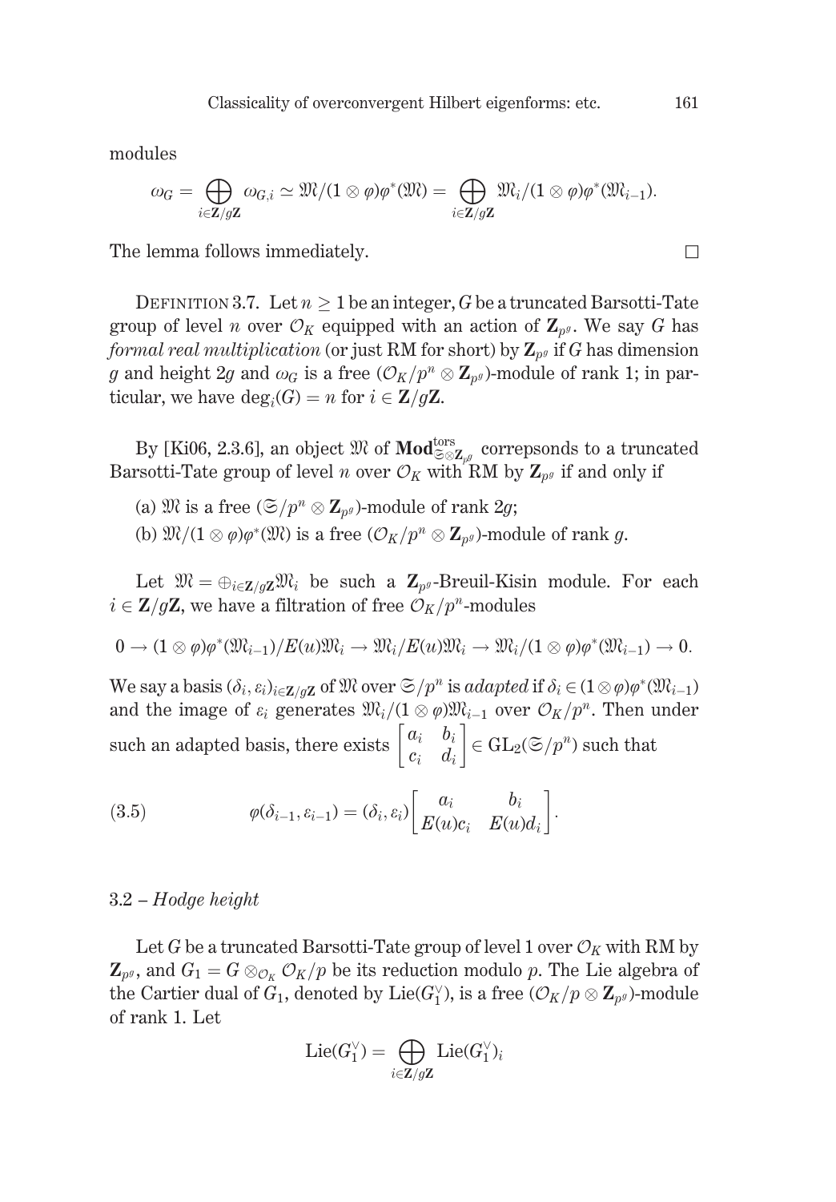modules

$$\omega_G = \bigoplus_{i\in \mathbf{Z}/g\mathbf{Z}} \omega_{G,i} \simeq \mathfrak{M}/(1\otimes\varphi)\varphi^*(\mathfrak{M}) = \bigoplus_{i\in\mathbf{Z}/g\mathbf{Z}} \mathfrak{M}_i/(1\otimes\varphi)\varphi^*(\mathfrak{M}_{i-1}).$$

The lemma follows immediately. □

DEFINITION 3.7. Let $n \geq 1$ be an integer, $G$ be a truncated Barsotti-Tate group of level $n$ over $\mathcal{O}_K$ equipped with an action of $\mathbf{Z}_{p^g}$. We say $G$ has *formal real multiplication* (or just RM for short) by $\mathbf{Z}_{p^g}$ if $G$ has dimension $g$ and height $2g$ and $\omega_G$ is a free $(\mathcal{O}_K/p^n \otimes \mathbf{Z}_{p^g})$-module of rank 1; in particular, we have $\deg_i(G) = n$ for $i \in \mathbf{Z}/g\mathbf{Z}$.

By [Ki06, 2.3.6], an object $\mathfrak{M}$ of $\mathbf{Mod}^{\mathrm{tors}}_{\mathfrak{S}\otimes\mathbf{Z}_{p^g}}$ correpsonds to a truncated Barsotti-Tate group of level $n$ over $\mathcal{O}_K$ with RM by $\mathbf{Z}_{p^g}$ if and only if

(a) $\mathfrak{M}$ is a free $(\mathfrak{S}/p^n \otimes \mathbf{Z}_{p^g})$-module of rank $2g$;

(b) $\mathfrak{M}/(1\otimes\varphi)\varphi^*(\mathfrak{M})$ is a free $(\mathcal{O}_K/p^n \otimes \mathbf{Z}_{p^g})$-module of rank $g$.

Let $\mathfrak{M} = \oplus_{i\in\mathbf{Z}/g\mathbf{Z}}\mathfrak{M}_i$ be such a $\mathbf{Z}_{p^g}$-Breuil-Kisin module. For each $i \in \mathbf{Z}/g\mathbf{Z}$, we have a filtration of free $\mathcal{O}_K/p^n$-modules

$$0 \to (1\otimes\varphi)\varphi^*(\mathfrak{M}_{i-1})/E(u)\mathfrak{M}_i \to \mathfrak{M}_i/E(u)\mathfrak{M}_i \to \mathfrak{M}_i/(1\otimes\varphi)\varphi^*(\mathfrak{M}_{i-1}) \to 0.$$

We say a basis $(\delta_i, \varepsilon_i)_{i\in\mathbf{Z}/g\mathbf{Z}}$ of $\mathfrak{M}$ over $\mathfrak{S}/p^n$ is *adapted* if $\delta_i \in (1\otimes\varphi)\varphi^*(\mathfrak{M}_{i-1})$ and the image of $\varepsilon_i$ generates $\mathfrak{M}_i/(1\otimes\varphi)\mathfrak{M}_{i-1}$ over $\mathcal{O}_K/p^n$. Then under such an adapted basis, there exists $\begin{bmatrix} a_i & b_i \\ c_i & d_i \end{bmatrix} \in \mathrm{GL}_2(\mathfrak{S}/p^n)$ such that

$$\varphi(\delta_{i-1}, \varepsilon_{i-1}) = (\delta_i, \varepsilon_i)\begin{bmatrix} a_i & b_i \\ E(u)c_i & E(u)d_i \end{bmatrix}. \tag{3.5}$$

### 3.2 – *Hodge height*

Let $G$ be a truncated Barsotti-Tate group of level 1 over $\mathcal{O}_K$ with RM by $\mathbf{Z}_{p^g}$, and $G_1 = G\otimes_{\mathcal{O}_K}\mathcal{O}_K/p$ be its reduction modulo $p$. The Lie algebra of the Cartier dual of $G_1$, denoted by $\mathrm{Lie}(G_1^\vee)$, is a free $(\mathcal{O}_K/p\otimes\mathbf{Z}_{p^g})$-module of rank 1. Let

$$\mathrm{Lie}(G_1^\vee) = \bigoplus_{i\in\mathbf{Z}/g\mathbf{Z}} \mathrm{Lie}(G_1^\vee)_i$$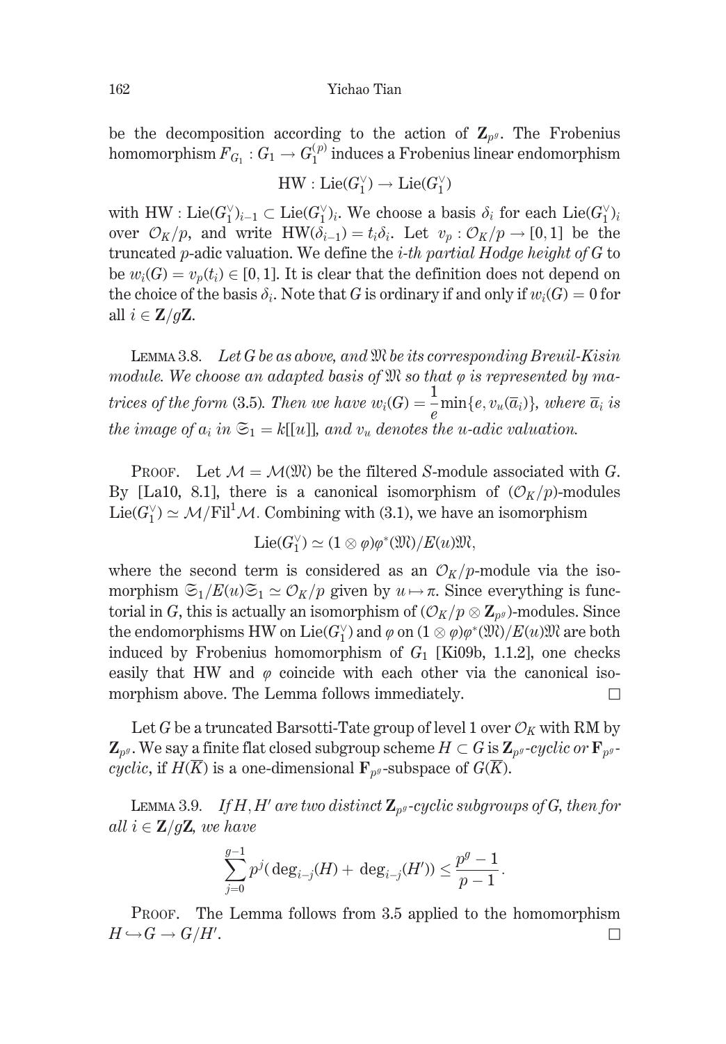be the decomposition according to the action of $\mathbf{Z}_{p^g}$. The Frobenius homomorphism $F_{G_1}: G_1 \to G_1^{(p)}$ induces a Frobenius linear endomorphism

$$\mathrm{HW}: \mathrm{Lie}(G_1^\vee) \to \mathrm{Lie}(G_1^\vee)$$

with $\mathrm{HW}: \mathrm{Lie}(G_1^\vee)_{i-1} \subset \mathrm{Lie}(G_1^\vee)_i$. We choose a basis $\delta_i$ for each $\mathrm{Lie}(G_1^\vee)_i$ over $\mathcal{O}_K/p$, and write $\mathrm{HW}(\delta_{i-1}) = t_i\delta_i$. Let $v_p : \mathcal{O}_K/p \to [0,1]$ be the truncated $p$-adic valuation. We define the *$i$-th partial Hodge height of $G$* to be $w_i(G) = v_p(t_i) \in [0,1]$. It is clear that the definition does not depend on the choice of the basis $\delta_i$. Note that $G$ is ordinary if and only if $w_i(G) = 0$ for all $i \in \mathbf{Z}/g\mathbf{Z}$.

Lemma 3.8. *Let $G$ be as above, and $\mathfrak{M}$ be its corresponding Breuil-Kisin module. We choose an adapted basis of $\mathfrak{M}$ so that $\varphi$ is represented by matrices of the form* (3.5). *Then we have $w_i(G) = \dfrac{1}{e}\min\{e, v_u(\overline{a}_i)\}$, where $\overline{a}_i$ is the image of $a_i$ in $\mathfrak{S}_1 = k[[u]]$, and $v_u$ denotes the $u$-adic valuation.*

Proof. Let $\mathcal{M} = \mathcal{M}(\mathfrak{M})$ be the filtered $S$-module associated with $G$. By [La10, 8.1], there is a canonical isomorphism of $(\mathcal{O}_K/p)$-modules $\mathrm{Lie}(G_1^\vee) \simeq \mathcal{M}/\mathrm{Fil}^1\mathcal{M}$. Combining with (3.1), we have an isomorphism

$$\mathrm{Lie}(G_1^\vee) \simeq (1 \otimes \varphi)\varphi^*(\mathfrak{M})/E(u)\mathfrak{M},$$

where the second term is considered as an $\mathcal{O}_K/p$-module via the isomorphism $\mathfrak{S}_1/E(u)\mathfrak{S}_1 \simeq \mathcal{O}_K/p$ given by $u \mapsto \pi$. Since everything is functorial in $G$, this is actually an isomorphism of $(\mathcal{O}_K/p \otimes \mathbf{Z}_{p^g})$-modules. Since the endomorphisms HW on $\mathrm{Lie}(G_1^\vee)$ and $\varphi$ on $(1 \otimes \varphi)\varphi^*(\mathfrak{M})/E(u)\mathfrak{M}$ are both induced by Frobenius homomorphism of $G_1$ [Ki09b, 1.1.2], one checks easily that HW and $\varphi$ coincide with each other via the canonical isomorphism above. The Lemma follows immediately. $\square$

Let $G$ be a truncated Barsotti-Tate group of level 1 over $\mathcal{O}_K$ with RM by $\mathbf{Z}_{p^g}$. We say a finite flat closed subgroup scheme $H \subset G$ is *$\mathbf{Z}_{p^g}$-cyclic or $\mathbf{F}_{p^g}$-cyclic*, if $H(\overline{K})$ is a one-dimensional $\mathbf{F}_{p^g}$-subspace of $G(\overline{K})$.

Lemma 3.9. *If $H, H'$ are two distinct $\mathbf{Z}_{p^g}$-cyclic subgroups of $G$, then for all $i \in \mathbf{Z}/g\mathbf{Z}$, we have*

$$\sum_{j=0}^{g-1} p^j(\deg_{i-j}(H) + \deg_{i-j}(H')) \le \frac{p^g - 1}{p - 1}.$$

Proof. The Lemma follows from 3.5 applied to the homomorphism $H \hookrightarrow G \to G/H'$. $\square$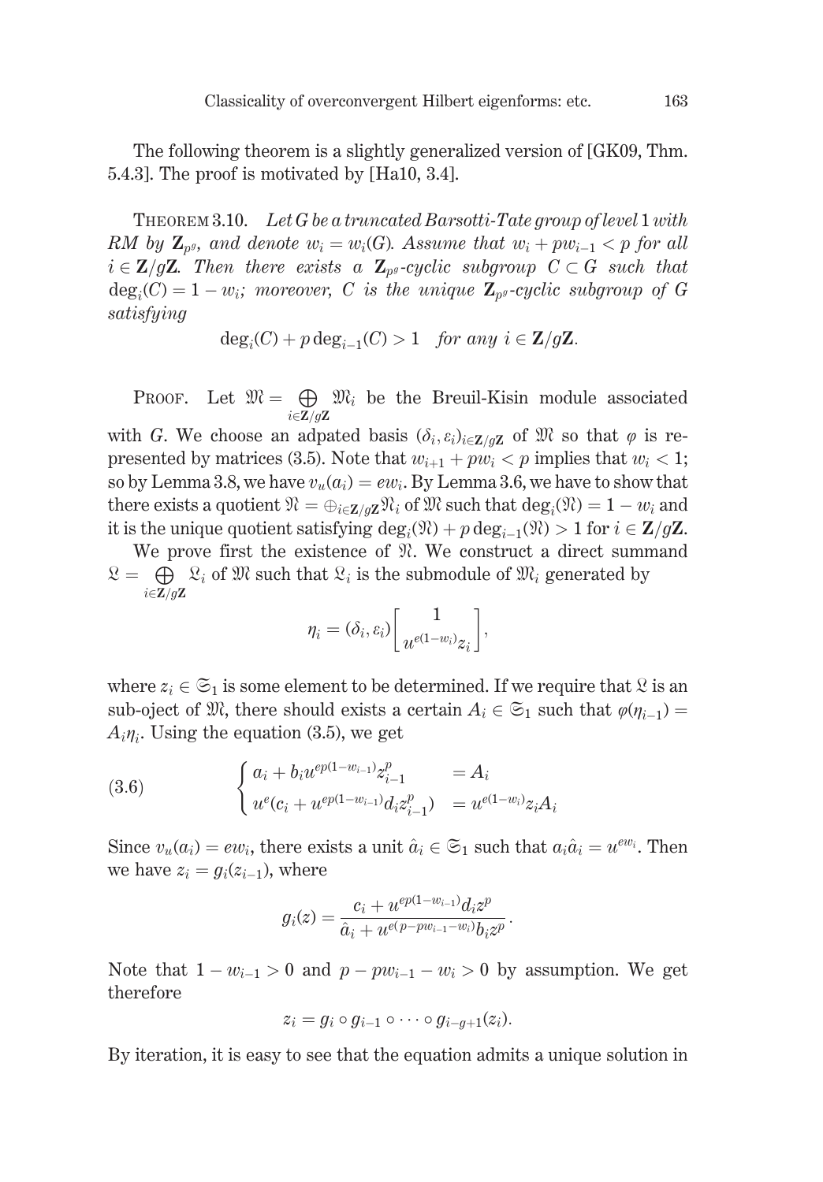The following theorem is a slightly generalized version of [GK09, Thm. 5.4.3]. The proof is motivated by [Ha10, 3.4].

THEOREM 3.10. *Let $G$ be a truncated Barsotti-Tate group of level 1 with RM by $\mathbf{Z}_{p^g}$, and denote $w_i = w_i(G)$. Assume that $w_i + pw_{i-1} < p$ for all $i \in \mathbf{Z}/g\mathbf{Z}$. Then there exists a $\mathbf{Z}_{p^g}$-cyclic subgroup $C \subset G$ such that $\deg_i(C) = 1 - w_i$; moreover, $C$ is the unique $\mathbf{Z}_{p^g}$-cyclic subgroup of $G$ satisfying*

$$\deg_i(C) + p\deg_{i-1}(C) > 1 \quad \textit{for any } i \in \mathbf{Z}/g\mathbf{Z}.$$

PROOF. Let $\mathfrak{M} = \bigoplus_{i\in\mathbf{Z}/g\mathbf{Z}} \mathfrak{M}_i$ be the Breuil-Kisin module associated with $G$. We choose an adpated basis $(\delta_i, \varepsilon_i)_{i\in\mathbf{Z}/g\mathbf{Z}}$ of $\mathfrak{M}$ so that $\varphi$ is represented by matrices (3.5). Note that $w_{i+1} + pw_i < p$ implies that $w_i < 1$; so by Lemma 3.8, we have $v_u(a_i) = ew_i$. By Lemma 3.6, we have to show that there exists a quotient $\mathfrak{N} = \oplus_{i\in\mathbf{Z}/g\mathbf{Z}}\mathfrak{N}_i$ of $\mathfrak{M}$ such that $\deg_i(\mathfrak{N}) = 1 - w_i$ and it is the unique quotient satisfying $\deg_i(\mathfrak{N}) + p\deg_{i-1}(\mathfrak{N}) > 1$ for $i \in \mathbf{Z}/g\mathbf{Z}$.

We prove first the existence of $\mathfrak{N}$. We construct a direct summand $\mathfrak{L} = \bigoplus_{i\in\mathbf{Z}/g\mathbf{Z}} \mathfrak{L}_i$ of $\mathfrak{M}$ such that $\mathfrak{L}_i$ is the submodule of $\mathfrak{M}_i$ generated by

$$\eta_i = (\delta_i, \varepsilon_i)\begin{bmatrix} 1 \\ u^{e(1-w_i)}z_i \end{bmatrix},$$

where $z_i \in \mathfrak{S}_1$ is some element to be determined. If we require that $\mathfrak{L}$ is an sub-oject of $\mathfrak{M}$, there should exists a certain $A_i \in \mathfrak{S}_1$ such that $\varphi(\eta_{i-1}) = A_i\eta_i$. Using the equation (3.5), we get

$$\begin{cases} a_i + b_i u^{ep(1-w_{i-1})}z_{i-1}^p & = A_i \\ u^e(c_i + u^{ep(1-w_{i-1})}d_i z_{i-1}^p) & = u^{e(1-w_i)}z_i A_i \end{cases} \tag{3.6}$$

Since $v_u(a_i) = ew_i$, there exists a unit $\hat{a}_i \in \mathfrak{S}_1$ such that $a_i\hat{a}_i = u^{ew_i}$. Then we have $z_i = g_i(z_{i-1})$, where

$$g_i(z) = \frac{c_i + u^{ep(1-w_{i-1})}d_i z^p}{\hat{a}_i + u^{e(p-pw_{i-1}-w_i)}b_i z^p}.$$

Note that $1 - w_{i-1} > 0$ and $p - pw_{i-1} - w_i > 0$ by assumption. We get therefore

$$z_i = g_i \circ g_{i-1} \circ \cdots \circ g_{i-g+1}(z_i).$$

By iteration, it is easy to see that the equation admits a unique solution in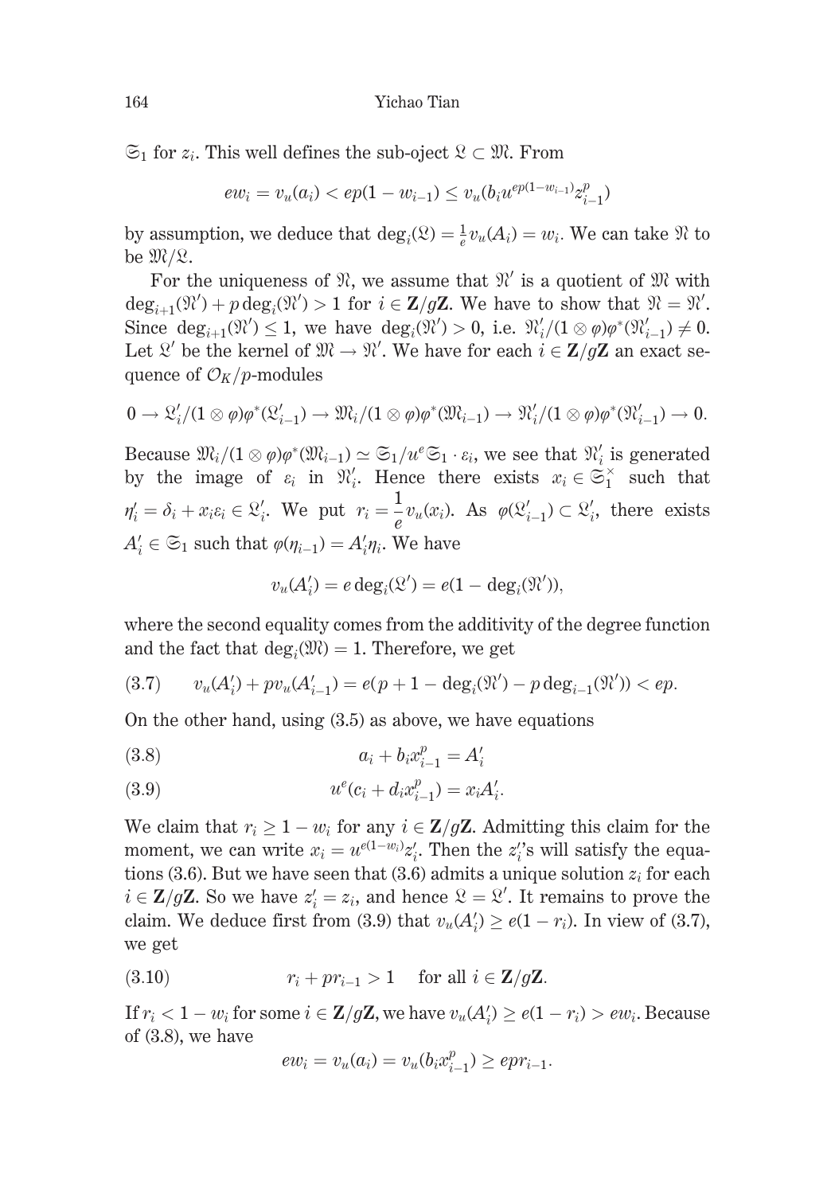$\mathfrak{S}_1$ for $z_i$. This well defines the sub-oject $\mathfrak{L} \subset \mathfrak{M}$. From

$$ew_i = v_u(a_i) < ep(1 - w_{i-1}) \leq v_u(b_i u^{ep(1-w_{i-1})} z_{i-1}^p)$$

by assumption, we deduce that $\deg_i(\mathfrak{L}) = \frac{1}{e} v_u(A_i) = w_i$. We can take $\mathfrak{N}$ to be $\mathfrak{M}/\mathfrak{L}$.

For the uniqueness of $\mathfrak{N}$, we assume that $\mathfrak{N}'$ is a quotient of $\mathfrak{M}$ with $\deg_{i+1}(\mathfrak{N}') + p \deg_i(\mathfrak{N}') > 1$ for $i \in \mathbf{Z}/g\mathbf{Z}$. We have to show that $\mathfrak{N} = \mathfrak{N}'$. Since $\deg_{i+1}(\mathfrak{N}') \leq 1$, we have $\deg_i(\mathfrak{N}') > 0$, i.e. $\mathfrak{N}'_i/(1 \otimes \varphi)\varphi^*(\mathfrak{N}'_{i-1}) \neq 0$. Let $\mathfrak{L}'$ be the kernel of $\mathfrak{M} \to \mathfrak{N}'$. We have for each $i \in \mathbf{Z}/g\mathbf{Z}$ an exact sequence of $\mathcal{O}_K/p$-modules

$$0 \to \mathfrak{L}'_i/(1 \otimes \varphi)\varphi^*(\mathfrak{L}'_{i-1}) \to \mathfrak{M}_i/(1 \otimes \varphi)\varphi^*(\mathfrak{M}_{i-1}) \to \mathfrak{N}'_i/(1 \otimes \varphi)\varphi^*(\mathfrak{N}'_{i-1}) \to 0.$$

Because $\mathfrak{M}_i/(1 \otimes \varphi)\varphi^*(\mathfrak{M}_{i-1}) \simeq \mathfrak{S}_1/u^e\mathfrak{S}_1 \cdot \varepsilon_i$, we see that $\mathfrak{N}'_i$ is generated by the image of $\varepsilon_i$ in $\mathfrak{N}'_i$. Hence there exists $x_i \in \mathfrak{S}_1^\times$ such that $\eta'_i = \delta_i + x_i \varepsilon_i \in \mathfrak{L}'_i$. We put $r_i = \dfrac{1}{e} v_u(x_i)$. As $\varphi(\mathfrak{L}'_{i-1}) \subset \mathfrak{L}'_i$, there exists $A'_i \in \mathfrak{S}_1$ such that $\varphi(\eta_{i-1}) = A'_i \eta_i$. We have

$$v_u(A'_i) = e \deg_i(\mathfrak{L}') = e(1 - \deg_i(\mathfrak{N}')),$$

where the second equality comes from the additivity of the degree function and the fact that $\deg_i(\mathfrak{M}) = 1$. Therefore, we get

$$v_u(A'_i) + p v_u(A'_{i-1}) = e(p + 1 - \deg_i(\mathfrak{N}') - p \deg_{i-1}(\mathfrak{N}')) < ep. \tag{3.7}$$

On the other hand, using (3.5) as above, we have equations

$$a_i + b_i x_{i-1}^p = A'_i \tag{3.8}$$

$$u^e(c_i + d_i x_{i-1}^p) = x_i A'_i. \tag{3.9}$$

We claim that $r_i \geq 1 - w_i$ for any $i \in \mathbf{Z}/g\mathbf{Z}$. Admitting this claim for the moment, we can write $x_i = u^{e(1-w_i)} z'_i$. Then the $z'_i$'s will satisfy the equations (3.6). But we have seen that (3.6) admits a unique solution $z_i$ for each $i \in \mathbf{Z}/g\mathbf{Z}$. So we have $z'_i = z_i$, and hence $\mathfrak{L} = \mathfrak{L}'$. It remains to prove the claim. We deduce first from (3.9) that $v_u(A'_i) \geq e(1 - r_i)$. In view of (3.7), we get

$$r_i + p r_{i-1} > 1 \quad \text{for all } i \in \mathbf{Z}/g\mathbf{Z}. \tag{3.10}$$

If $r_i < 1 - w_i$ for some $i \in \mathbf{Z}/g\mathbf{Z}$, we have $v_u(A'_i) \geq e(1 - r_i) > e w_i$. Because of (3.8), we have

$$ew_i = v_u(a_i) = v_u(b_i x_{i-1}^p) \geq ep r_{i-1}.$$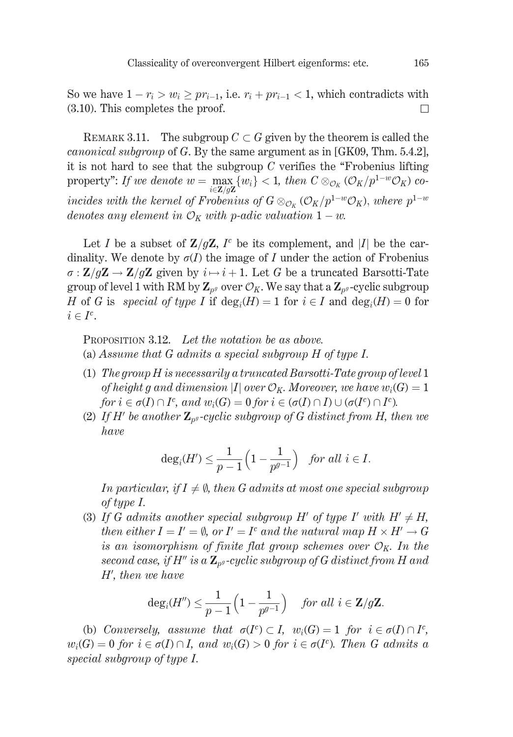So we have $1 - r_i > w_i \geq pr_{i-1}$, i.e. $r_i + pr_{i-1} < 1$, which contradicts with (3.10). This completes the proof. $\square$

REMARK 3.11. The subgroup $C \subset G$ given by the theorem is called the *canonical subgroup* of $G$. By the same argument as in [GK09, Thm. 5.4.2], it is not hard to see that the subgroup $C$ verifies the "Frobenius lifting property": *If we denote $w = \max_{i \in \mathbf{Z}/g\mathbf{Z}}\{w_i\} < 1$, then $C \otimes_{\mathcal{O}_K} (\mathcal{O}_K/p^{1-w}\mathcal{O}_K)$ coincides with the kernel of Frobenius of $G \otimes_{\mathcal{O}_K} (\mathcal{O}_K/p^{1-w}\mathcal{O}_K)$, where $p^{1-w}$ denotes any element in $\mathcal{O}_K$ with $p$-adic valuation $1 - w$.*

Let $I$ be a subset of $\mathbf{Z}/g\mathbf{Z}$, $I^c$ be its complement, and $|I|$ be the cardinality. We denote by $\sigma(I)$ the image of $I$ under the action of Frobenius $\sigma : \mathbf{Z}/g\mathbf{Z} \to \mathbf{Z}/g\mathbf{Z}$ given by $i \mapsto i + 1$. Let $G$ be a truncated Barsotti-Tate group of level 1 with RM by $\mathbf{Z}_{p^g}$ over $\mathcal{O}_K$. We say that a $\mathbf{Z}_{p^g}$-cyclic subgroup $H$ of $G$ is *special of type $I$* if $\deg_i(H) = 1$ for $i \in I$ and $\deg_i(H) = 0$ for $i \in I^c$.

PROPOSITION 3.12. *Let the notation be as above.*

(a) *Assume that $G$ admits a special subgroup $H$ of type $I$.*

(1) *The group $H$ is necessarily a truncated Barsotti-Tate group of level 1 of height $g$ and dimension $|I|$ over $\mathcal{O}_K$. Moreover, we have $w_i(G) = 1$ for $i \in \sigma(I) \cap I^c$, and $w_i(G) = 0$ for $i \in (\sigma(I) \cap I) \cup (\sigma(I^c) \cap I^c)$.*

(2) *If $H'$ be another $\mathbf{Z}_{p^g}$-cyclic subgroup of $G$ distinct from $H$, then we have*

$$\deg_i(H') \leq \frac{1}{p-1}\Big(1 - \frac{1}{p^{g-1}}\Big) \quad \text{for all } i \in I.$$

*In particular, if $I \neq \emptyset$, then $G$ admits at most one special subgroup of type $I$.*

(3) *If $G$ admits another special subgroup $H'$ of type $I'$ with $H' \neq H$, then either $I = I' = \emptyset$, or $I' = I^c$ and the natural map $H \times H' \to G$ is an isomorphism of finite flat group schemes over $\mathcal{O}_K$. In the second case, if $H''$ is a $\mathbf{Z}_{p^g}$-cyclic subgroup of $G$ distinct from $H$ and $H'$, then we have*

$$\deg_i(H'') \leq \frac{1}{p-1}\Big(1 - \frac{1}{p^{g-1}}\Big) \quad \text{for all } i \in \mathbf{Z}/g\mathbf{Z}.$$

(b) *Conversely, assume that $\sigma(I^c) \subset I$, $w_i(G) = 1$ for $i \in \sigma(I) \cap I^c$, $w_i(G) = 0$ for $i \in \sigma(I) \cap I$, and $w_i(G) > 0$ for $i \in \sigma(I^c)$. Then $G$ admits a special subgroup of type $I$.*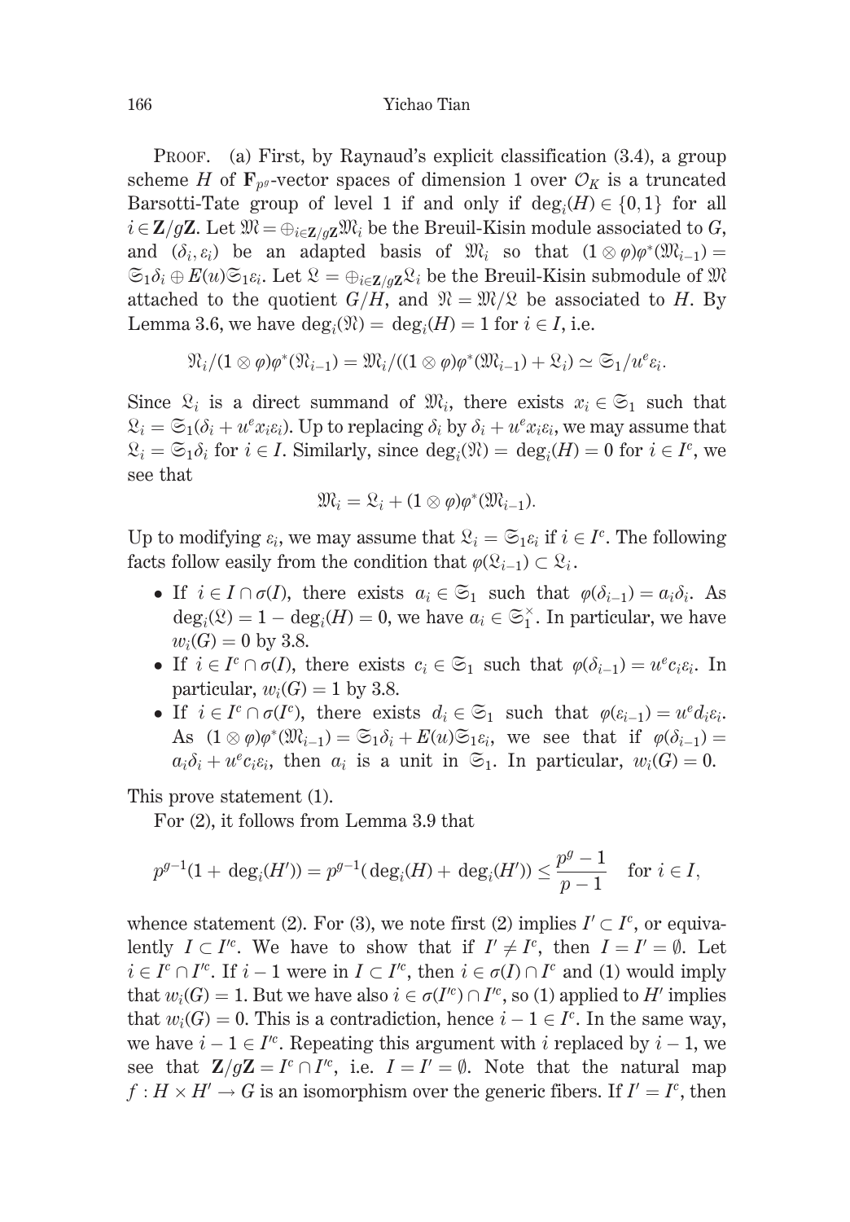PROOF. (a) First, by Raynaud's explicit classification (3.4), a group scheme $H$ of $\mathbf{F}_{p^g}$-vector spaces of dimension 1 over $\mathcal{O}_K$ is a truncated Barsotti-Tate group of level 1 if and only if $\deg_i(H) \in \{0, 1\}$ for all $i \in \mathbf{Z}/g\mathbf{Z}$. Let $\mathfrak{M} = \oplus_{i \in \mathbf{Z}/g\mathbf{Z}} \mathfrak{M}_i$ be the Breuil-Kisin module associated to $G$, and $(\delta_i, \varepsilon_i)$ be an adapted basis of $\mathfrak{M}_i$ so that $(1 \otimes \varphi)\varphi^*(\mathfrak{M}_{i-1}) = \mathfrak{S}_1\delta_i \oplus E(u)\mathfrak{S}_1\varepsilon_i$. Let $\mathfrak{L} = \oplus_{i \in \mathbf{Z}/g\mathbf{Z}} \mathfrak{L}_i$ be the Breuil-Kisin submodule of $\mathfrak{M}$ attached to the quotient $G/H$, and $\mathfrak{N} = \mathfrak{M}/\mathfrak{L}$ be associated to $H$. By Lemma 3.6, we have $\deg_i(\mathfrak{N}) = \deg_i(H) = 1$ for $i \in I$, i.e.

$$\mathfrak{N}_i/(1 \otimes \varphi)\varphi^*(\mathfrak{N}_{i-1}) = \mathfrak{M}_i/((1 \otimes \varphi)\varphi^*(\mathfrak{M}_{i-1}) + \mathfrak{L}_i) \simeq \mathfrak{S}_1/u^e\varepsilon_i.$$

Since $\mathfrak{L}_i$ is a direct summand of $\mathfrak{M}_i$, there exists $x_i \in \mathfrak{S}_1$ such that $\mathfrak{L}_i = \mathfrak{S}_1(\delta_i + u^e x_i \varepsilon_i)$. Up to replacing $\delta_i$ by $\delta_i + u^e x_i \varepsilon_i$, we may assume that $\mathfrak{L}_i = \mathfrak{S}_1\delta_i$ for $i \in I$. Similarly, since $\deg_i(\mathfrak{N}) = \deg_i(H) = 0$ for $i \in I^c$, we see that

$$\mathfrak{M}_i = \mathfrak{L}_i + (1 \otimes \varphi)\varphi^*(\mathfrak{M}_{i-1}).$$

Up to modifying $\varepsilon_i$, we may assume that $\mathfrak{L}_i = \mathfrak{S}_1\varepsilon_i$ if $i \in I^c$. The following facts follow easily from the condition that $\varphi(\mathfrak{L}_{i-1}) \subset \mathfrak{L}_i$.

- If $i \in I \cap \sigma(I)$, there exists $a_i \in \mathfrak{S}_1$ such that $\varphi(\delta_{i-1}) = a_i\delta_i$. As $\deg_i(\mathfrak{L}) = 1 - \deg_i(H) = 0$, we have $a_i \in \mathfrak{S}_1^\times$. In particular, we have $w_i(G) = 0$ by 3.8.
- If $i \in I^c \cap \sigma(I)$, there exists $c_i \in \mathfrak{S}_1$ such that $\varphi(\delta_{i-1}) = u^e c_i \varepsilon_i$. In particular, $w_i(G) = 1$ by 3.8.
- If $i \in I^c \cap \sigma(I^c)$, there exists $d_i \in \mathfrak{S}_1$ such that $\varphi(\varepsilon_{i-1}) = u^e d_i \varepsilon_i$. As $(1 \otimes \varphi)\varphi^*(\mathfrak{M}_{i-1}) = \mathfrak{S}_1\delta_i + E(u)\mathfrak{S}_1\varepsilon_i$, we see that if $\varphi(\delta_{i-1}) = a_i\delta_i + u^e c_i \varepsilon_i$, then $a_i$ is a unit in $\mathfrak{S}_1$. In particular, $w_i(G) = 0$.

This prove statement (1).

For (2), it follows from Lemma 3.9 that

$$p^{g-1}(1 + \deg_i(H')) = p^{g-1}(\deg_i(H) + \deg_i(H')) \leq \frac{p^g - 1}{p - 1} \quad \text{for } i \in I,$$

whence statement (2). For (3), we note first (2) implies $I' \subset I^c$, or equivalently $I \subset I'^c$. We have to show that if $I' \neq I^c$, then $I = I' = \emptyset$. Let $i \in I^c \cap I'^c$. If $i - 1$ were in $I \subset I'^c$, then $i \in \sigma(I) \cap I^c$ and (1) would imply that $w_i(G) = 1$. But we have also $i \in \sigma(I'^c) \cap I'^c$, so (1) applied to $H'$ implies that $w_i(G) = 0$. This is a contradiction, hence $i - 1 \in I^c$. In the same way, we have $i - 1 \in I'^c$. Repeating this argument with $i$ replaced by $i - 1$, we see that $\mathbf{Z}/g\mathbf{Z} = I^c \cap I'^c$, i.e. $I = I' = \emptyset$. Note that the natural map $f : H \times H' \to G$ is an isomorphism over the generic fibers. If $I' = I^c$, then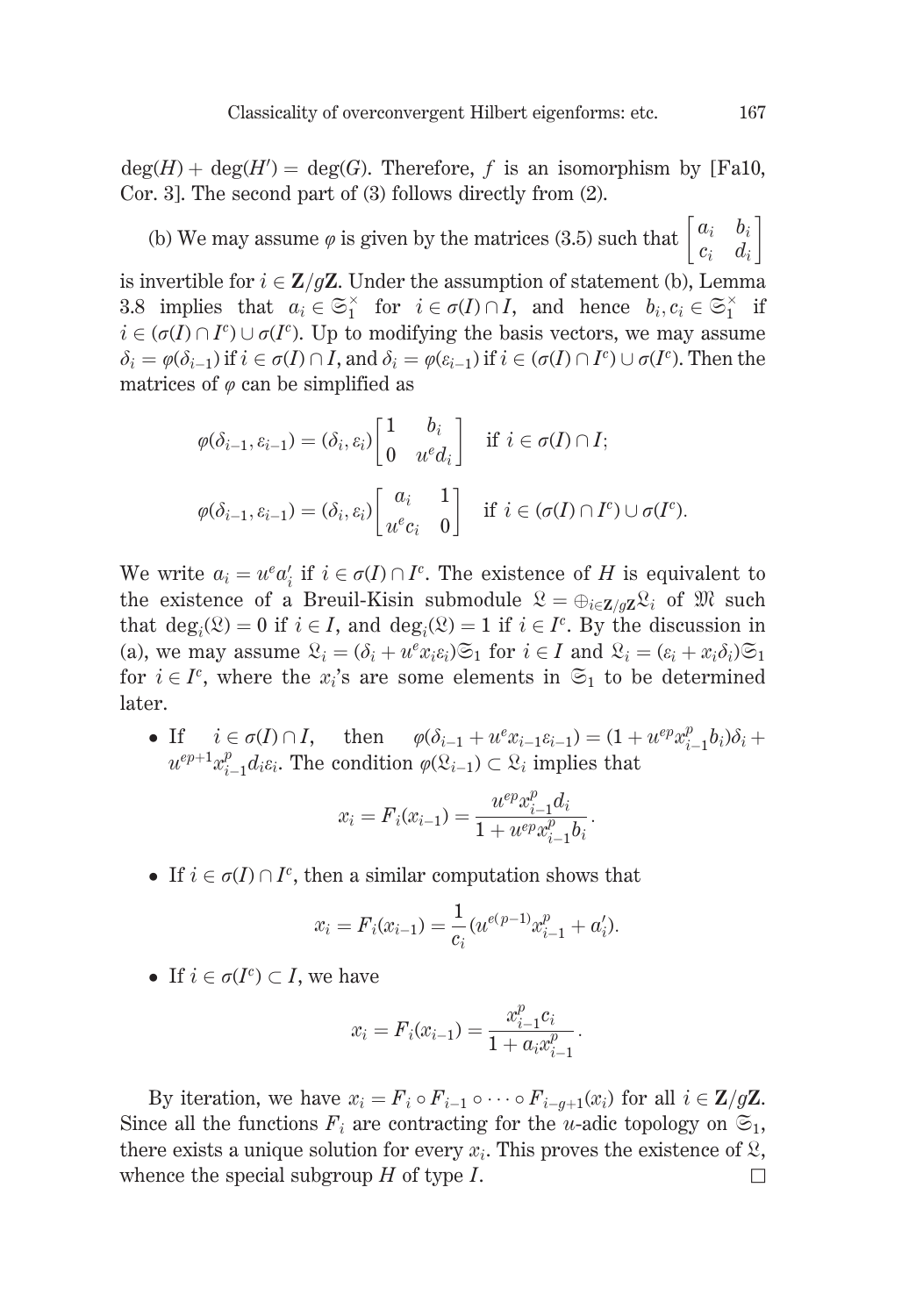$\deg(H) + \deg(H') = \deg(G)$. Therefore, $f$ is an isomorphism by [Fa10, Cor. 3]. The second part of (3) follows directly from (2).

(b) We may assume $\varphi$ is given by the matrices (3.5) such that $\begin{bmatrix} a_i & b_i \\ c_i & d_i \end{bmatrix}$ is invertible for $i \in \mathbf{Z}/g\mathbf{Z}$. Under the assumption of statement (b), Lemma 3.8 implies that $a_i \in \mathfrak{S}_1^\times$ for $i \in \sigma(I) \cap I$, and hence $b_i, c_i \in \mathfrak{S}_1^\times$ if $i \in (\sigma(I) \cap I^c) \cup \sigma(I^c)$. Up to modifying the basis vectors, we may assume $\delta_i = \varphi(\delta_{i-1})$ if $i \in \sigma(I) \cap I$, and $\delta_i = \varphi(\varepsilon_{i-1})$ if $i \in (\sigma(I) \cap I^c) \cup \sigma(I^c)$. Then the matrices of $\varphi$ can be simplified as

$$\varphi(\delta_{i-1}, \varepsilon_{i-1}) = (\delta_i, \varepsilon_i) \begin{bmatrix} 1 & b_i \\ 0 & u^e d_i \end{bmatrix} \quad \text{if } i \in \sigma(I) \cap I;$$

$$\varphi(\delta_{i-1}, \varepsilon_{i-1}) = (\delta_i, \varepsilon_i) \begin{bmatrix} a_i & 1 \\ u^e c_i & 0 \end{bmatrix} \quad \text{if } i \in (\sigma(I) \cap I^c) \cup \sigma(I^c).$$

We write $a_i = u^e a_i'$ if $i \in \sigma(I) \cap I^c$. The existence of $H$ is equivalent to the existence of a Breuil-Kisin submodule $\mathfrak{L} = \oplus_{i \in \mathbf{Z}/g\mathbf{Z}} \mathfrak{L}_i$ of $\mathfrak{M}$ such that $\deg_i(\mathfrak{L}) = 0$ if $i \in I$, and $\deg_i(\mathfrak{L}) = 1$ if $i \in I^c$. By the discussion in (a), we may assume $\mathfrak{L}_i = (\delta_i + u^e x_i \varepsilon_i)\mathfrak{S}_1$ for $i \in I$ and $\mathfrak{L}_i = (\varepsilon_i + x_i \delta_i)\mathfrak{S}_1$ for $i \in I^c$, where the $x_i$'s are some elements in $\mathfrak{S}_1$ to be determined later.

- If $i \in \sigma(I) \cap I$, then $\varphi(\delta_{i-1} + u^e x_{i-1} \varepsilon_{i-1}) = (1 + u^{ep} x_{i-1}^p b_i)\delta_i + u^{ep+1} x_{i-1}^p d_i \varepsilon_i$. The condition $\varphi(\mathfrak{L}_{i-1}) \subset \mathfrak{L}_i$ implies that

$$x_i = F_i(x_{i-1}) = \frac{u^{ep} x_{i-1}^p d_i}{1 + u^{ep} x_{i-1}^p b_i}.$$

- If $i \in \sigma(I) \cap I^c$, then a similar computation shows that

$$x_i = F_i(x_{i-1}) = \frac{1}{c_i}(u^{e(p-1)} x_{i-1}^p + a_i').$$

- If $i \in \sigma(I^c) \subset I$, we have

$$x_i = F_i(x_{i-1}) = \frac{x_{i-1}^p c_i}{1 + a_i x_{i-1}^p}.$$

By iteration, we have $x_i = F_i \circ F_{i-1} \circ \cdots \circ F_{i-g+1}(x_i)$ for all $i \in \mathbf{Z}/g\mathbf{Z}$. Since all the functions $F_i$ are contracting for the $u$-adic topology on $\mathfrak{S}_1$, there exists a unique solution for every $x_i$. This proves the existence of $\mathfrak{L}$, whence the special subgroup $H$ of type $I$. $\square$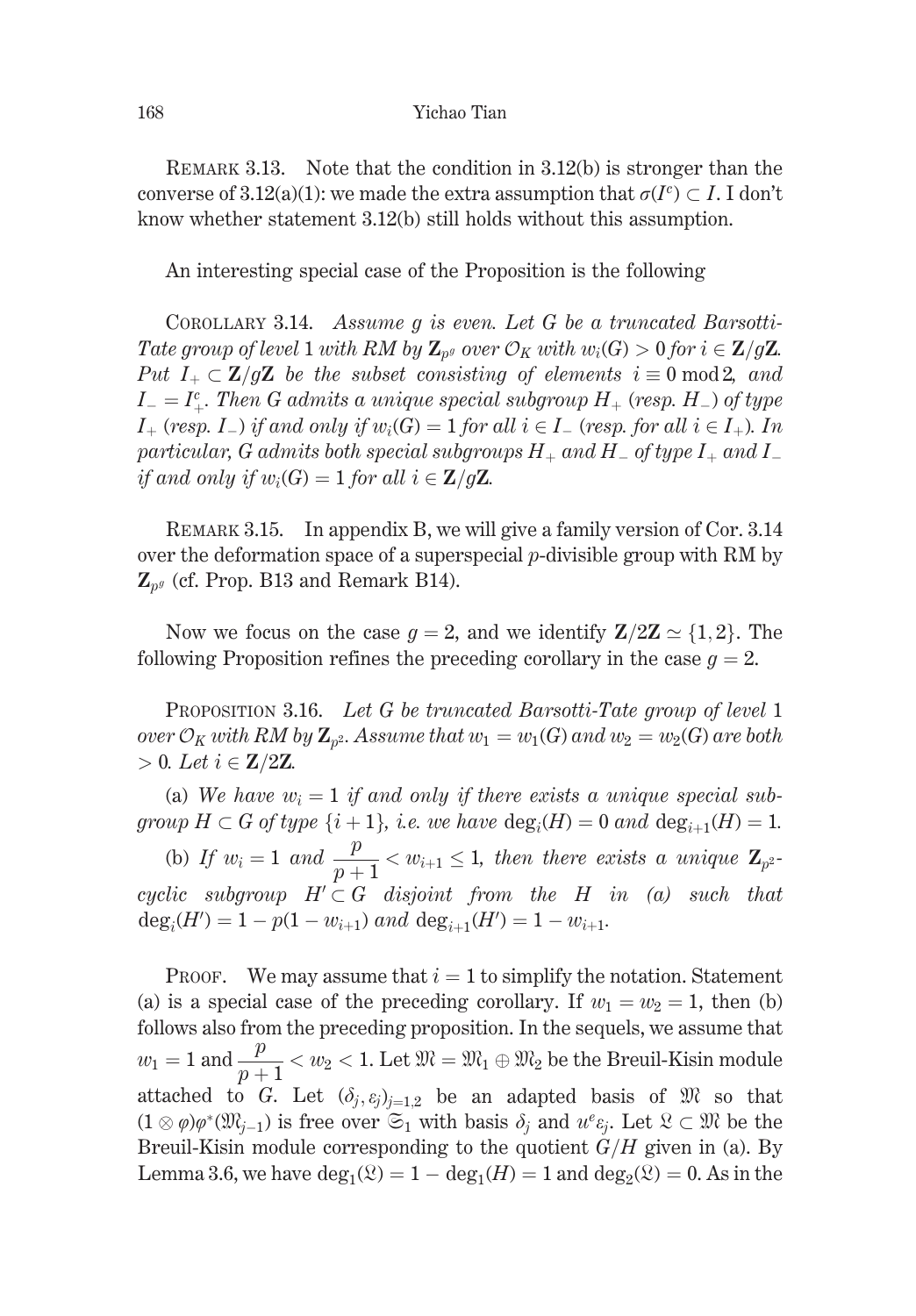REMARK 3.13. Note that the condition in 3.12(b) is stronger than the converse of 3.12(a)(1): we made the extra assumption that $\sigma(I^c) \subset I$. I don't know whether statement 3.12(b) still holds without this assumption.

An interesting special case of the Proposition is the following

COROLLARY 3.14. *Assume $g$ is even. Let $G$ be a truncated Barsotti-Tate group of level 1 with RM by $\mathbf{Z}_{p^g}$ over $\mathcal{O}_K$ with $w_i(G) > 0$ for $i \in \mathbf{Z}/g\mathbf{Z}$. Put $I_+ \subset \mathbf{Z}/g\mathbf{Z}$ be the subset consisting of elements $i \equiv 0 \bmod 2$, and $I_- = I_+^c$. Then $G$ admits a unique special subgroup $H_+$ (resp. $H_-$) of type $I_+$ (resp. $I_-$) if and only if $w_i(G) = 1$ for all $i \in I_-$ (resp. for all $i \in I_+$). In particular, $G$ admits both special subgroups $H_+$ and $H_-$ of type $I_+$ and $I_-$ if and only if $w_i(G) = 1$ for all $i \in \mathbf{Z}/g\mathbf{Z}$.*

REMARK 3.15. In appendix B, we will give a family version of Cor. 3.14 over the deformation space of a superspecial $p$-divisible group with RM by $\mathbf{Z}_{p^g}$ (cf. Prop. B13 and Remark B14).

Now we focus on the case $g = 2$, and we identify $\mathbf{Z}/2\mathbf{Z} \simeq \{1, 2\}$. The following Proposition refines the preceding corollary in the case $g = 2$.

PROPOSITION 3.16. *Let $G$ be truncated Barsotti-Tate group of level 1 over $\mathcal{O}_K$ with RM by $\mathbf{Z}_{p^2}$. Assume that $w_1 = w_1(G)$ and $w_2 = w_2(G)$ are both $> 0$. Let $i \in \mathbf{Z}/2\mathbf{Z}$.*

(a) *We have $w_i = 1$ if and only if there exists a unique special subgroup $H \subset G$ of type $\{i+1\}$, i.e. we have $\deg_i(H) = 0$ and $\deg_{i+1}(H) = 1$.*

(b) *If $w_i = 1$ and $\dfrac{p}{p+1} < w_{i+1} \leq 1$, then there exists a unique $\mathbf{Z}_{p^2}$-cyclic subgroup $H' \subset G$ disjoint from the $H$ in (a) such that $\deg_i(H') = 1 - p(1 - w_{i+1})$ and $\deg_{i+1}(H') = 1 - w_{i+1}$.*

PROOF. We may assume that $i = 1$ to simplify the notation. Statement (a) is a special case of the preceding corollary. If $w_1 = w_2 = 1$, then (b) follows also from the preceding proposition. In the sequels, we assume that $w_1 = 1$ and $\dfrac{p}{p+1} < w_2 < 1$. Let $\mathfrak{M} = \mathfrak{M}_1 \oplus \mathfrak{M}_2$ be the Breuil-Kisin module attached to $G$. Let $(\delta_j, \varepsilon_j)_{j=1,2}$ be an adapted basis of $\mathfrak{M}$ so that $(1 \otimes \varphi)\varphi^*(\mathfrak{M}_{j-1})$ is free over $\mathfrak{S}_1$ with basis $\delta_j$ and $u^e\varepsilon_j$. Let $\mathfrak{L} \subset \mathfrak{M}$ be the Breuil-Kisin module corresponding to the quotient $G/H$ given in (a). By Lemma 3.6, we have $\deg_1(\mathfrak{L}) = 1 - \deg_1(H) = 1$ and $\deg_2(\mathfrak{L}) = 0$. As in the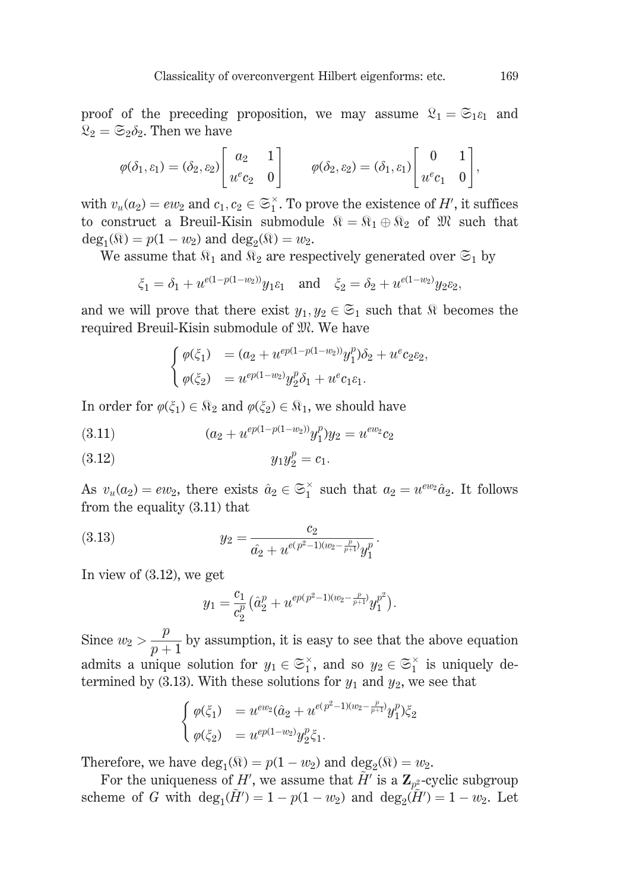proof of the preceding proposition, we may assume $\mathfrak{L}_1 = \mathfrak{S}_1\varepsilon_1$ and $\mathfrak{L}_2 = \mathfrak{S}_2\delta_2$. Then we have

$$\varphi(\delta_1, \varepsilon_1) = (\delta_2, \varepsilon_2)\begin{bmatrix} a_2 & 1 \\ u^e c_2 & 0 \end{bmatrix} \qquad \varphi(\delta_2, \varepsilon_2) = (\delta_1, \varepsilon_1)\begin{bmatrix} 0 & 1 \\ u^e c_1 & 0 \end{bmatrix},$$

with $v_u(a_2) = ew_2$ and $c_1, c_2 \in \mathfrak{S}_1^\times$. To prove the existence of $H'$, it suffices to construct a Breuil-Kisin submodule $\mathfrak{N} = \mathfrak{N}_1 \oplus \mathfrak{N}_2$ of $\mathfrak{M}$ such that $\deg_1(\mathfrak{N}) = p(1 - w_2)$ and $\deg_2(\mathfrak{N}) = w_2$.

We assume that $\mathfrak{N}_1$ and $\mathfrak{N}_2$ are respectively generated over $\mathfrak{S}_1$ by

$$\xi_1 = \delta_1 + u^{e(1-p(1-w_2))}y_1\varepsilon_1 \quad \text{and} \quad \xi_2 = \delta_2 + u^{e(1-w_2)}y_2\varepsilon_2,$$

and we will prove that there exist $y_1, y_2 \in \mathfrak{S}_1$ such that $\mathfrak{N}$ becomes the required Breuil-Kisin submodule of $\mathfrak{M}$. We have

$$\begin{cases} \varphi(\xi_1) &= (a_2 + u^{ep(1-p(1-w_2))}y_1^p)\delta_2 + u^e c_2 \varepsilon_2, \\ \varphi(\xi_2) &= u^{ep(1-w_2)}y_2^p\delta_1 + u^e c_1 \varepsilon_1. \end{cases}$$

In order for $\varphi(\xi_1) \in \mathfrak{N}_2$ and $\varphi(\xi_2) \in \mathfrak{N}_1$, we should have

$$(a_2 + u^{ep(1-p(1-w_2))}y_1^p)y_2 = u^{ew_2}c_2 \tag{3.11}$$

$$y_1 y_2^p = c_1. \tag{3.12}$$

As $v_u(a_2) = ew_2$, there exists $\hat{a}_2 \in \mathfrak{S}_1^\times$ such that $a_2 = u^{ew_2}\hat{a}_2$. It follows from the equality (3.11) that

$$y_2 = \frac{c_2}{\hat{a_2} + u^{e(p^2-1)(w_2 - \frac{p}{p+1})}y_1^p}. \tag{3.13}$$

In view of (3.12), we get

$$y_1 = \frac{c_1}{c_2^p}\left(\hat{a}_2^p + u^{ep(p^2-1)(w_2-\frac{p}{p+1})}y_1^{p^2}\right).$$

Since $w_2 > \dfrac{p}{p+1}$ by assumption, it is easy to see that the above equation admits a unique solution for $y_1 \in \mathfrak{S}_1^\times$, and so $y_2 \in \mathfrak{S}_1^\times$ is uniquely determined by (3.13). With these solutions for $y_1$ and $y_2$, we see that

$$\begin{cases} \varphi(\xi_1) &= u^{ew_2}(\hat{a}_2 + u^{e(p^2-1)(w_2-\frac{p}{p+1})}y_1^p)\xi_2 \\ \varphi(\xi_2) &= u^{ep(1-w_2)}y_2^p\xi_1. \end{cases}$$

Therefore, we have $\deg_1(\mathfrak{N}) = p(1 - w_2)$ and $\deg_2(\mathfrak{N}) = w_2$.

For the uniqueness of $H'$, we assume that $\tilde{H}'$ is a $\mathbf{Z}_{p^2}$-cyclic subgroup scheme of $G$ with $\deg_1(\tilde{H}') = 1 - p(1 - w_2)$ and $\deg_2(\tilde{H}') = 1 - w_2$. Let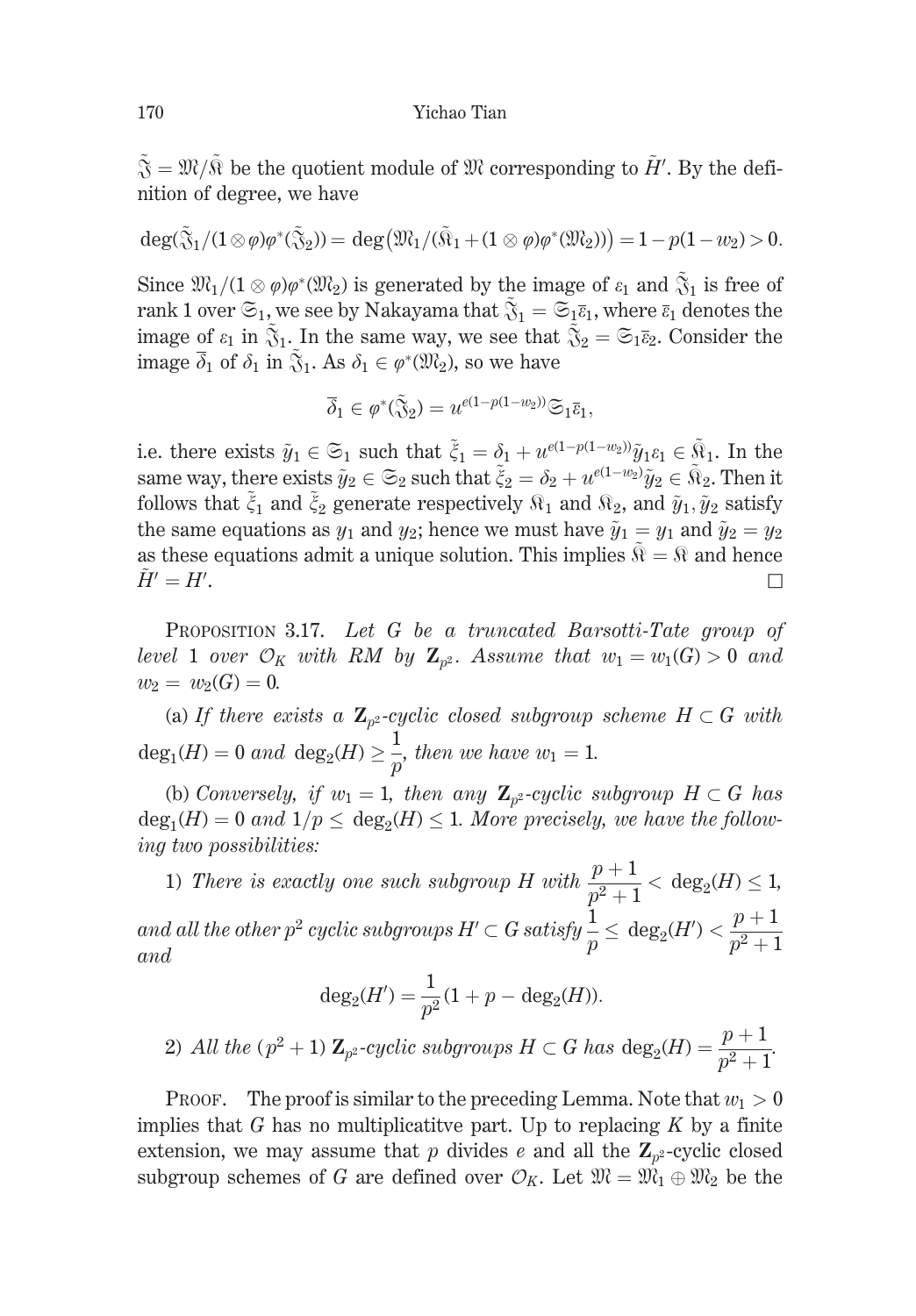$\tilde{\mathfrak{I}} = \mathfrak{M}/\tilde{\mathfrak{K}}$ be the quotient module of $\mathfrak{M}$ corresponding to $\tilde{H}'$. By the definition of degree, we have

$$\deg(\tilde{\mathfrak{I}}_1/(1\otimes\varphi)\varphi^*(\tilde{\mathfrak{I}}_2)) = \deg\big(\mathfrak{M}_1/(\tilde{\mathfrak{K}}_1 + (1\otimes\varphi)\varphi^*(\mathfrak{M}_2))\big) = 1 - p(1-w_2) > 0.$$

Since $\mathfrak{M}_1/(1\otimes\varphi)\varphi^*(\mathfrak{M}_2)$ is generated by the image of $\varepsilon_1$ and $\tilde{\mathfrak{I}}_1$ is free of rank 1 over $\mathfrak{S}_1$, we see by Nakayama that $\tilde{\mathfrak{I}}_1 = \mathfrak{S}_1\bar{\varepsilon}_1$, where $\bar{\varepsilon}_1$ denotes the image of $\varepsilon_1$ in $\tilde{\mathfrak{I}}_1$. In the same way, we see that $\tilde{\mathfrak{I}}_2 = \mathfrak{S}_1\bar{\varepsilon}_2$. Consider the image $\overline{\delta}_1$ of $\delta_1$ in $\tilde{\mathfrak{I}}_1$. As $\delta_1 \in \varphi^*(\mathfrak{M}_2)$, so we have

$$\overline{\delta}_1 \in \varphi^*(\tilde{\mathfrak{I}}_2) = u^{e(1-p(1-w_2))}\mathfrak{S}_1\bar{\varepsilon}_1,$$

i.e. there exists $\tilde{y}_1 \in \mathfrak{S}_1$ such that $\tilde{\xi}_1 = \delta_1 + u^{e(1-p(1-w_2))}\tilde{y}_1\varepsilon_1 \in \tilde{\mathfrak{K}}_1$. In the same way, there exists $\tilde{y}_2 \in \mathfrak{S}_2$ such that $\tilde{\xi}_2 = \delta_2 + u^{e(1-w_2)}\tilde{y}_2 \in \tilde{\mathfrak{K}}_2$. Then it follows that $\tilde{\xi}_1$ and $\tilde{\xi}_2$ generate respectively $\mathfrak{K}_1$ and $\mathfrak{K}_2$, and $\tilde{y}_1, \tilde{y}_2$ satisfy the same equations as $y_1$ and $y_2$; hence we must have $\tilde{y}_1 = y_1$ and $\tilde{y}_2 = y_2$ as these equations admit a unique solution. This implies $\tilde{\mathfrak{K}} = \mathfrak{K}$ and hence $\tilde{H}' = H'$. □

Proposition 3.17. *Let $G$ be a truncated Barsotti-Tate group of level 1 over $\mathcal{O}_K$ with RM by $\mathbf{Z}_{p^2}$. Assume that $w_1 = w_1(G) > 0$ and $w_2 = w_2(G) = 0$.*

(a) *If there exists a $\mathbf{Z}_{p^2}$-cyclic closed subgroup scheme $H \subset G$ with $\deg_1(H) = 0$ and $\deg_2(H) \geq \dfrac{1}{p}$, then we have $w_1 = 1$.*

(b) *Conversely, if $w_1 = 1$, then any $\mathbf{Z}_{p^2}$-cyclic subgroup $H \subset G$ has $\deg_1(H) = 0$ and $1/p \leq \deg_2(H) \leq 1$. More precisely, we have the following two possibilities:*

1) *There is exactly one such subgroup $H$ with $\dfrac{p+1}{p^2+1} < \deg_2(H) \leq 1$, and all the other $p^2$ cyclic subgroups $H' \subset G$ satisfy $\dfrac{1}{p} \leq \deg_2(H') < \dfrac{p+1}{p^2+1}$ and*

$$\deg_2(H') = \frac{1}{p^2}(1 + p - \deg_2(H)).$$

2) *All the $(p^2+1)$ $\mathbf{Z}_{p^2}$-cyclic subgroups $H \subset G$ has $\deg_2(H) = \dfrac{p+1}{p^2+1}$.*

Proof. The proof is similar to the preceding Lemma. Note that $w_1 > 0$ implies that $G$ has no multiplicatitve part. Up to replacing $K$ by a finite extension, we may assume that $p$ divides $e$ and all the $\mathbf{Z}_{p^2}$-cyclic closed subgroup schemes of $G$ are defined over $\mathcal{O}_K$. Let $\mathfrak{M} = \mathfrak{M}_1 \oplus \mathfrak{M}_2$ be the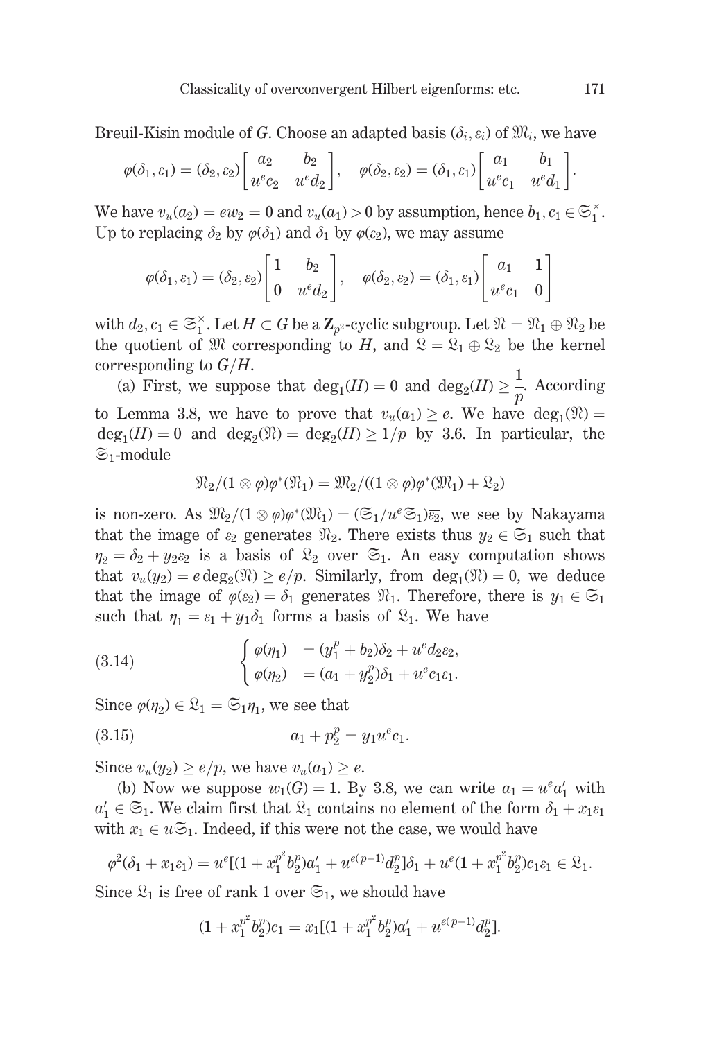Breuil-Kisin module of $G$. Choose an adapted basis $(\delta_i, \varepsilon_i)$ of $\mathfrak{M}_i$, we have

$$\varphi(\delta_1, \varepsilon_1) = (\delta_2, \varepsilon_2)\begin{bmatrix} a_2 & b_2 \\ u^e c_2 & u^e d_2 \end{bmatrix}, \quad \varphi(\delta_2, \varepsilon_2) = (\delta_1, \varepsilon_1)\begin{bmatrix} a_1 & b_1 \\ u^e c_1 & u^e d_1 \end{bmatrix}.$$

We have $v_u(a_2) = ew_2 = 0$ and $v_u(a_1) > 0$ by assumption, hence $b_1, c_1 \in \mathfrak{S}_1^\times$. Up to replacing $\delta_2$ by $\varphi(\delta_1)$ and $\delta_1$ by $\varphi(\varepsilon_2)$, we may assume

$$\varphi(\delta_1, \varepsilon_1) = (\delta_2, \varepsilon_2)\begin{bmatrix} 1 & b_2 \\ 0 & u^e d_2 \end{bmatrix}, \quad \varphi(\delta_2, \varepsilon_2) = (\delta_1, \varepsilon_1)\begin{bmatrix} a_1 & 1 \\ u^e c_1 & 0 \end{bmatrix}$$

with $d_2, c_1 \in \mathfrak{S}_1^\times$. Let $H \subset G$ be a $\mathbf{Z}_{p^2}$-cyclic subgroup. Let $\mathfrak{N} = \mathfrak{N}_1 \oplus \mathfrak{N}_2$ be the quotient of $\mathfrak{M}$ corresponding to $H$, and $\mathfrak{L} = \mathfrak{L}_1 \oplus \mathfrak{L}_2$ be the kernel corresponding to $G/H$.

(a) First, we suppose that $\deg_1(H) = 0$ and $\deg_2(H) \geq \dfrac{1}{p}$. According to Lemma 3.8, we have to prove that $v_u(a_1) \geq e$. We have $\deg_1(\mathfrak{N}) = \deg_1(H) = 0$ and $\deg_2(\mathfrak{N}) = \deg_2(H) \geq 1/p$ by 3.6. In particular, the $\mathfrak{S}_1$-module

$$\mathfrak{N}_2/(1 \otimes \varphi)\varphi^*(\mathfrak{N}_1) = \mathfrak{M}_2/((1 \otimes \varphi)\varphi^*(\mathfrak{M}_1) + \mathfrak{L}_2)$$

is non-zero. As $\mathfrak{M}_2/(1 \otimes \varphi)\varphi^*(\mathfrak{M}_1) = (\mathfrak{S}_1/u^e\mathfrak{S}_1)\overline{\varepsilon_2}$, we see by Nakayama that the image of $\varepsilon_2$ generates $\mathfrak{N}_2$. There exists thus $y_2 \in \mathfrak{S}_1$ such that $\eta_2 = \delta_2 + y_2\varepsilon_2$ is a basis of $\mathfrak{L}_2$ over $\mathfrak{S}_1$. An easy computation shows that $v_u(y_2) = e\deg_2(\mathfrak{N}) \geq e/p$. Similarly, from $\deg_1(\mathfrak{N}) = 0$, we deduce that the image of $\varphi(\varepsilon_2) = \delta_1$ generates $\mathfrak{N}_1$. Therefore, there is $y_1 \in \mathfrak{S}_1$ such that $\eta_1 = \varepsilon_1 + y_1\delta_1$ forms a basis of $\mathfrak{L}_1$. We have

$$\begin{cases} \varphi(\eta_1) &= (y_1^p + b_2)\delta_2 + u^e d_2\varepsilon_2, \\ \varphi(\eta_2) &= (a_1 + y_2^p)\delta_1 + u^e c_1\varepsilon_1. \end{cases} \tag{3.14}$$

Since $\varphi(\eta_2) \in \mathfrak{L}_1 = \mathfrak{S}_1\eta_1$, we see that

$$a_1 + p_2^p = y_1 u^e c_1. \tag{3.15}$$

Since $v_u(y_2) \geq e/p$, we have $v_u(a_1) \geq e$.

(b) Now we suppose $w_1(G) = 1$. By 3.8, we can write $a_1 = u^e a_1'$ with $a_1' \in \mathfrak{S}_1$. We claim first that $\mathfrak{L}_1$ contains no element of the form $\delta_1 + x_1\varepsilon_1$ with $x_1 \in u\mathfrak{S}_1$. Indeed, if this were not the case, we would have

$$\varphi^2(\delta_1 + x_1\varepsilon_1) = u^e[(1 + x_1^{p^2}b_2^p)a_1' + u^{e(p-1)}d_2^p]\delta_1 + u^e(1 + x_1^{p^2}b_2^p)c_1\varepsilon_1 \in \mathfrak{L}_1.$$

Since $\mathfrak{L}_1$ is free of rank 1 over $\mathfrak{S}_1$, we should have

$$(1 + x_1^{p^2}b_2^p)c_1 = x_1[(1 + x_1^{p^2}b_2^p)a_1' + u^{e(p-1)}d_2^p].$$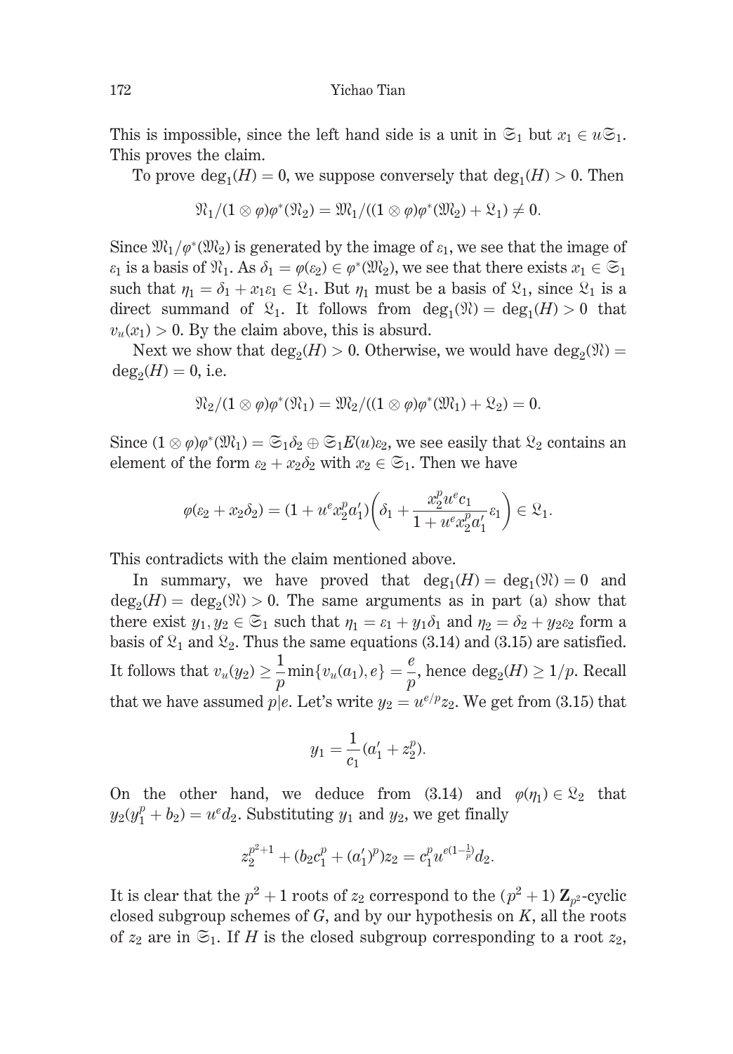This is impossible, since the left hand side is a unit in $\mathfrak{S}_1$ but $x_1 \in u\mathfrak{S}_1$. This proves the claim.

To prove $\deg_1(H) = 0$, we suppose conversely that $\deg_1(H) > 0$. Then

$$\mathfrak{N}_1/(1\otimes\varphi)\varphi^*(\mathfrak{N}_2) = \mathfrak{M}_1/((1\otimes\varphi)\varphi^*(\mathfrak{M}_2) + \mathfrak{L}_1) \neq 0.$$

Since $\mathfrak{M}_1/\varphi^*(\mathfrak{M}_2)$ is generated by the image of $\varepsilon_1$, we see that the image of $\varepsilon_1$ is a basis of $\mathfrak{N}_1$. As $\delta_1 = \varphi(\varepsilon_2) \in \varphi^*(\mathfrak{M}_2)$, we see that there exists $x_1 \in \mathfrak{S}_1$ such that $\eta_1 = \delta_1 + x_1\varepsilon_1 \in \mathfrak{L}_1$. But $\eta_1$ must be a basis of $\mathfrak{L}_1$, since $\mathfrak{L}_1$ is a direct summand of $\mathfrak{L}_1$. It follows from $\deg_1(\mathfrak{N}) = \deg_1(H) > 0$ that $v_u(x_1) > 0$. By the claim above, this is absurd.

Next we show that $\deg_2(H) > 0$. Otherwise, we would have $\deg_2(\mathfrak{N}) = \deg_2(H) = 0$, i.e.

$$\mathfrak{N}_2/(1\otimes\varphi)\varphi^*(\mathfrak{N}_1) = \mathfrak{M}_2/((1\otimes\varphi)\varphi^*(\mathfrak{M}_1) + \mathfrak{L}_2) = 0.$$

Since $(1\otimes\varphi)\varphi^*(\mathfrak{M}_1) = \mathfrak{S}_1\delta_2 \oplus \mathfrak{S}_1E(u)\varepsilon_2$, we see easily that $\mathfrak{L}_2$ contains an element of the form $\varepsilon_2 + x_2\delta_2$ with $x_2 \in \mathfrak{S}_1$. Then we have

$$\varphi(\varepsilon_2 + x_2\delta_2) = (1 + u^e x_2^p a_1')\left(\delta_1 + \frac{x_2^p u^e c_1}{1 + u^e x_2^p a_1'}\varepsilon_1\right) \in \mathfrak{L}_1.$$

This contradicts with the claim mentioned above.

In summary, we have proved that $\deg_1(H) = \deg_1(\mathfrak{N}) = 0$ and $\deg_2(H) = \deg_2(\mathfrak{N}) > 0$. The same arguments as in part (a) show that there exist $y_1, y_2 \in \mathfrak{S}_1$ such that $\eta_1 = \varepsilon_1 + y_1\delta_1$ and $\eta_2 = \delta_2 + y_2\varepsilon_2$ form a basis of $\mathfrak{L}_1$ and $\mathfrak{L}_2$. Thus the same equations (3.14) and (3.15) are satisfied. It follows that $v_u(y_2) \geq \dfrac{1}{p}\min\{v_u(a_1), e\} = \dfrac{e}{p}$, hence $\deg_2(H) \geq 1/p$. Recall that we have assumed $p|e$. Let's write $y_2 = u^{e/p}z_2$. We get from (3.15) that

$$y_1 = \frac{1}{c_1}(a_1' + z_2^p).$$

On the other hand, we deduce from (3.14) and $\varphi(\eta_1) \in \mathfrak{L}_2$ that $y_2(y_1^p + b_2) = u^e d_2$. Substituting $y_1$ and $y_2$, we get finally

$$z_2^{p^2+1} + (b_2c_1^p + (a_1')^p)z_2 = c_1^p u^{e(1-\frac{1}{p})}d_2.$$

It is clear that the $p^2+1$ roots of $z_2$ correspond to the $(p^2+1)$ $\mathbf{Z}_{p^2}$-cyclic closed subgroup schemes of $G$, and by our hypothesis on $K$, all the roots of $z_2$ are in $\mathfrak{S}_1$. If $H$ is the closed subgroup corresponding to a root $z_2$,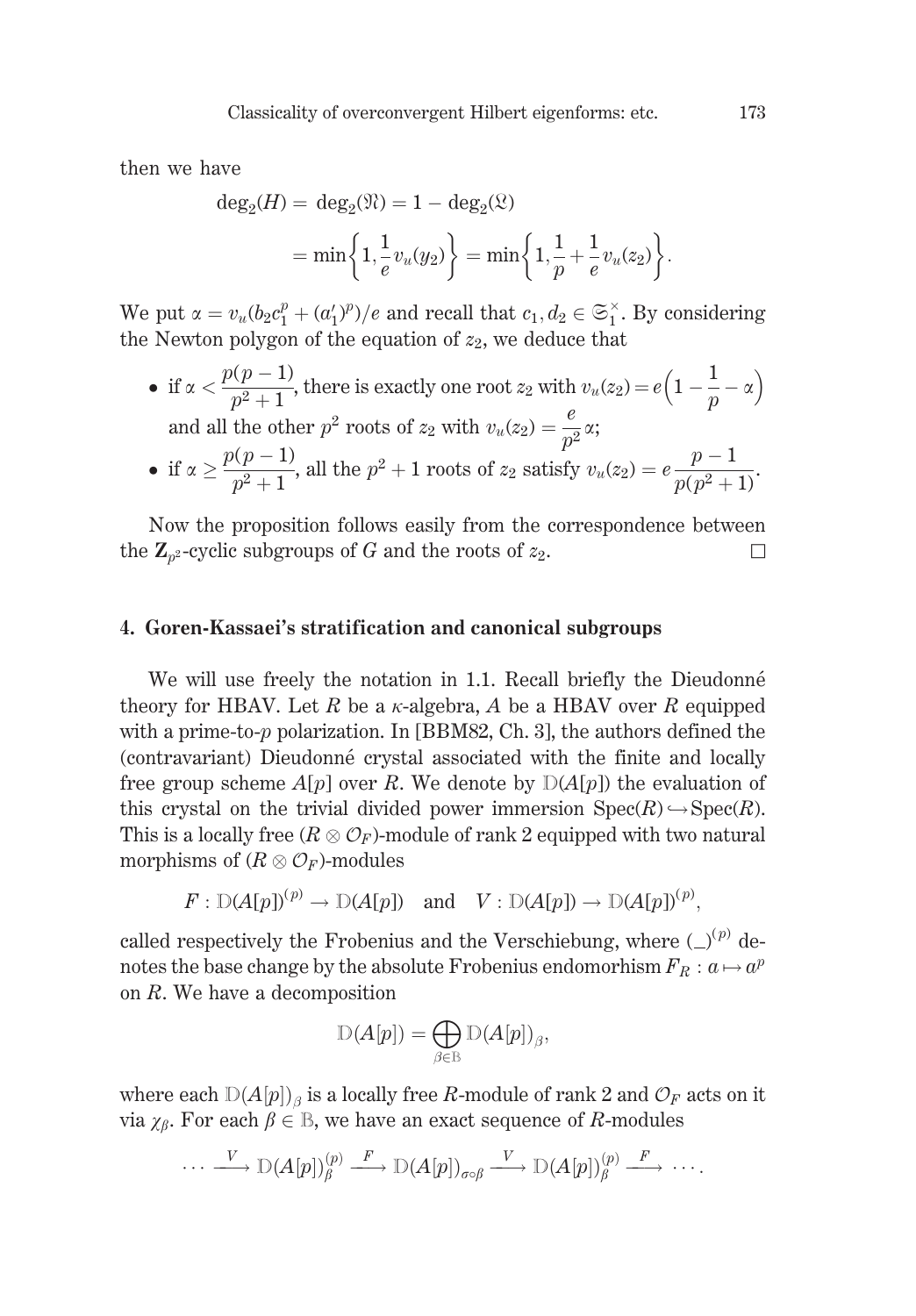then we have

$$\deg_2(H) = \deg_2(\mathfrak{N}) = 1 - \deg_2(\mathfrak{L})$$
$$= \min\left\{1, \frac{1}{e}v_u(y_2)\right\} = \min\left\{1, \frac{1}{p} + \frac{1}{e}v_u(z_2)\right\}.$$

We put $\alpha = v_u(b_2 c_1^p + (a_1')^p)/e$ and recall that $c_1, d_2 \in \mathfrak{S}_1^\times$. By considering the Newton polygon of the equation of $z_2$, we deduce that

- if $\alpha < \dfrac{p(p-1)}{p^2+1}$, there is exactly one root $z_2$ with $v_u(z_2) = e\left(1 - \dfrac{1}{p} - \alpha\right)$ and all the other $p^2$ roots of $z_2$ with $v_u(z_2) = \dfrac{e}{p^2}\alpha$;
- if $\alpha \geq \dfrac{p(p-1)}{p^2+1}$, all the $p^2+1$ roots of $z_2$ satisfy $v_u(z_2) = e\dfrac{p-1}{p(p^2+1)}$.

Now the proposition follows easily from the correspondence between the $\mathbf{Z}_{p^2}$-cyclic subgroups of $G$ and the roots of $z_2$. □

## 4. Goren-Kassaei's stratification and canonical subgroups

We will use freely the notation in 1.1. Recall briefly the Dieudonné theory for HBAV. Let $R$ be a $\kappa$-algebra, $A$ be a HBAV over $R$ equipped with a prime-to-$p$ polarization. In [BBM82, Ch. 3], the authors defined the (contravariant) Dieudonné crystal associated with the finite and locally free group scheme $A[p]$ over $R$. We denote by $\mathbb{D}(A[p])$ the evaluation of this crystal on the trivial divided power immersion $\mathrm{Spec}(R) \hookrightarrow \mathrm{Spec}(R)$. This is a locally free $(R \otimes \mathcal{O}_F)$-module of rank 2 equipped with two natural morphisms of $(R \otimes \mathcal{O}_F)$-modules

$$F : \mathbb{D}(A[p])^{(p)} \to \mathbb{D}(A[p]) \quad \text{and} \quad V : \mathbb{D}(A[p]) \to \mathbb{D}(A[p])^{(p)},$$

called respectively the Frobenius and the Verschiebung, where $(\_)^{(p)}$ denotes the base change by the absolute Frobenius endomorhism $F_R : a \mapsto a^p$ on $R$. We have a decomposition

$$\mathbb{D}(A[p]) = \bigoplus_{\beta \in \mathbb{B}} \mathbb{D}(A[p])_\beta,$$

where each $\mathbb{D}(A[p])_\beta$ is a locally free $R$-module of rank 2 and $\mathcal{O}_F$ acts on it via $\chi_\beta$. For each $\beta \in \mathbb{B}$, we have an exact sequence of $R$-modules

$$\cdots \xrightarrow{V} \mathbb{D}(A[p])_\beta^{(p)} \xrightarrow{F} \mathbb{D}(A[p])_{\sigma\circ\beta} \xrightarrow{V} \mathbb{D}(A[p])_\beta^{(p)} \xrightarrow{F} \cdots.$$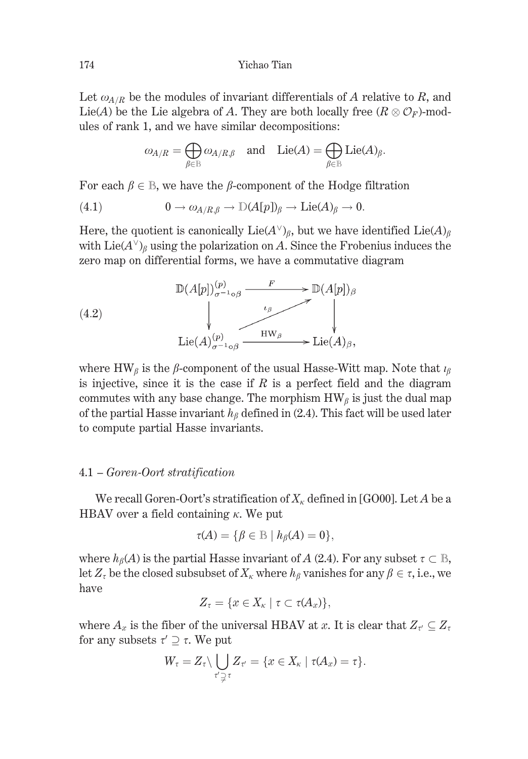Let $\omega_{A/R}$ be the modules of invariant differentials of $A$ relative to $R$, and $\mathrm{Lie}(A)$ be the Lie algebra of $A$. They are both locally free $(R \otimes \mathcal{O}_F)$-modules of rank 1, and we have similar decompositions:

$$\omega_{A/R} = \bigoplus_{\beta \in \mathbb{B}} \omega_{A/R,\beta} \quad \text{and} \quad \mathrm{Lie}(A) = \bigoplus_{\beta \in \mathbb{B}} \mathrm{Lie}(A)_\beta.$$

For each $\beta \in \mathbb{B}$, we have the $\beta$-component of the Hodge filtration

$$0 \to \omega_{A/R,\beta} \to \mathbb{D}(A[p])_\beta \to \mathrm{Lie}(A)_\beta \to 0. \tag{4.1}$$

Here, the quotient is canonically $\mathrm{Lie}(A^\vee)_\beta$, but we have identified $\mathrm{Lie}(A)_\beta$ with $\mathrm{Lie}(A^\vee)_\beta$ using the polarization on $A$. Since the Frobenius induces the zero map on differential forms, we have a commutative diagram

$$\begin{array}{ccc} \mathbb{D}(A[p])^{(p)}_{\sigma^{-1}\circ\beta} & \xrightarrow{\quad F \quad} & \mathbb{D}(A[p])_\beta \\ \downarrow & \overset{\iota_\beta}{\nearrow} & \downarrow \\ \mathrm{Lie}(A)^{(p)}_{\sigma^{-1}\circ\beta} & \xrightarrow{\quad \mathrm{HW}_\beta \quad} & \mathrm{Lie}(A)_\beta, \end{array} \tag{4.2}$$

where $\mathrm{HW}_\beta$ is the $\beta$-component of the usual Hasse-Witt map. Note that $\iota_\beta$ is injective, since it is the case if $R$ is a perfect field and the diagram commutes with any base change. The morphism $\mathrm{HW}_\beta$ is just the dual map of the partial Hasse invariant $h_\beta$ defined in (2.4). This fact will be used later to compute partial Hasse invariants.

### 4.1 – *Goren-Oort stratification*

We recall Goren-Oort's stratification of $X_\kappa$ defined in [GO00]. Let $A$ be a HBAV over a field containing $\kappa$. We put

$$\tau(A) = \{\beta \in \mathbb{B} \mid h_\beta(A) = 0\},$$

where $h_\beta(A)$ is the partial Hasse invariant of $A$ (2.4). For any subset $\tau \subset \mathbb{B}$, let $Z_\tau$ be the closed subsubset of $X_\kappa$ where $h_\beta$ vanishes for any $\beta \in \tau$, i.e., we have

$$Z_\tau = \{x \in X_\kappa \mid \tau \subset \tau(A_x)\},$$

where $A_x$ is the fiber of the universal HBAV at $x$. It is clear that $Z_{\tau'} \subseteq Z_\tau$ for any subsets $\tau' \supseteq \tau$. We put

$$W_\tau = Z_\tau \backslash \bigcup_{\tau' \supsetneq \tau} Z_{\tau'} = \{x \in X_\kappa \mid \tau(A_x) = \tau\}.$$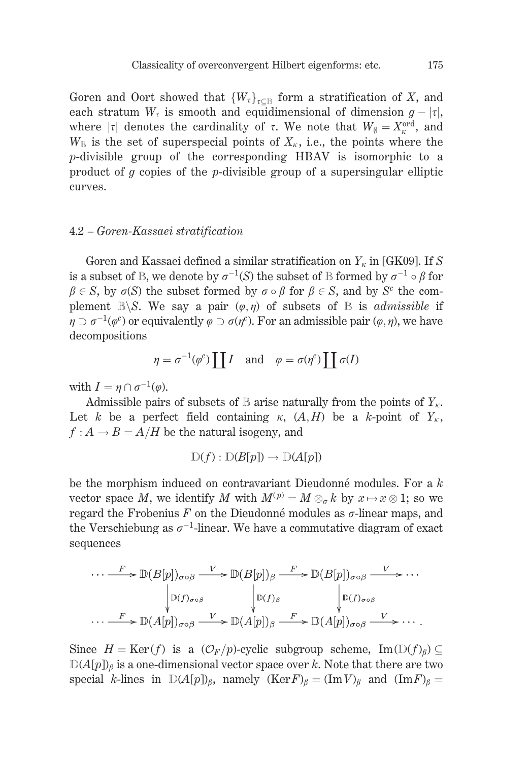Goren and Oort showed that $\{W_\tau\}_{\tau\subseteq\mathbb{B}}$ form a stratification of $X$, and each stratum $W_\tau$ is smooth and equidimensional of dimension $g-|\tau|$, where $|\tau|$ denotes the cardinality of $\tau$. We note that $W_\emptyset = X_\kappa^{\mathrm{ord}}$, and $W_{\mathbb{B}}$ is the set of superspecial points of $X_\kappa$, i.e., the points where the $p$-divisible group of the corresponding HBAV is isomorphic to a product of $g$ copies of the $p$-divisible group of a supersingular elliptic curves.

### 4.2 – *Goren-Kassaei stratification*

Goren and Kassaei defined a similar stratification on $Y_\kappa$ in [GK09]. If $S$ is a subset of $\mathbb{B}$, we denote by $\sigma^{-1}(S)$ the subset of $\mathbb{B}$ formed by $\sigma^{-1}\circ\beta$ for $\beta\in S$, by $\sigma(S)$ the subset formed by $\sigma\circ\beta$ for $\beta\in S$, and by $S^c$ the complement $\mathbb{B}\backslash S$. We say a pair $(\varphi,\eta)$ of subsets of $\mathbb{B}$ is *admissible* if $\eta\supset\sigma^{-1}(\varphi^c)$ or equivalently $\varphi\supset\sigma(\eta^c)$. For an admissible pair $(\varphi,\eta)$, we have decompositions

$$\eta = \sigma^{-1}(\varphi^c)\coprod I \quad \text{and} \quad \varphi = \sigma(\eta^c)\coprod \sigma(I)$$

with $I = \eta\cap\sigma^{-1}(\varphi)$.

Admissible pairs of subsets of $\mathbb{B}$ arise naturally from the points of $Y_\kappa$. Let $k$ be a perfect field containing $\kappa$, $(A,H)$ be a $k$-point of $Y_\kappa$, $f: A\to B = A/H$ be the natural isogeny, and

$$\mathbb{D}(f): \mathbb{D}(B[p]) \to \mathbb{D}(A[p])$$

be the morphism induced on contravariant Dieudonné modules. For a $k$ vector space $M$, we identify $M$ with $M^{(p)} = M\otimes_\sigma k$ by $x\mapsto x\otimes 1$; so we regard the Frobenius $F$ on the Dieudonné modules as $\sigma$-linear maps, and the Verschiebung as $\sigma^{-1}$-linear. We have a commutative diagram of exact sequences

$$\begin{array}{ccccccccc}
\cdots \xrightarrow{F} & \mathbb{D}(B[p])_{\sigma\circ\beta} & \xrightarrow{V} & \mathbb{D}(B[p])_\beta & \xrightarrow{F} & \mathbb{D}(B[p])_{\sigma\circ\beta} & \xrightarrow{V} \cdots \\
& \downarrow{\scriptstyle \mathbb{D}(f)_{\sigma\circ\beta}} & & \downarrow{\scriptstyle \mathbb{D}(f)_\beta} & & \downarrow{\scriptstyle \mathbb{D}(f)_{\sigma\circ\beta}} & \\
\cdots \xrightarrow{F} & \mathbb{D}(A[p])_{\sigma\circ\beta} & \xrightarrow{V} & \mathbb{D}(A[p])_\beta & \xrightarrow{F} & \mathbb{D}(A[p])_{\sigma\circ\beta} & \xrightarrow{V} \cdots .
\end{array}$$

Since $H = \mathrm{Ker}(f)$ is a $(\mathcal{O}_F/p)$-cyclic subgroup scheme, $\mathrm{Im}(\mathbb{D}(f)_\beta)\subseteq \mathbb{D}(A[p])_\beta$ is a one-dimensional vector space over $k$. Note that there are two special $k$-lines in $\mathbb{D}(A[p])_\beta$, namely $(\mathrm{Ker} F)_\beta = (\mathrm{Im} V)_\beta$ and $(\mathrm{Im} F)_\beta =$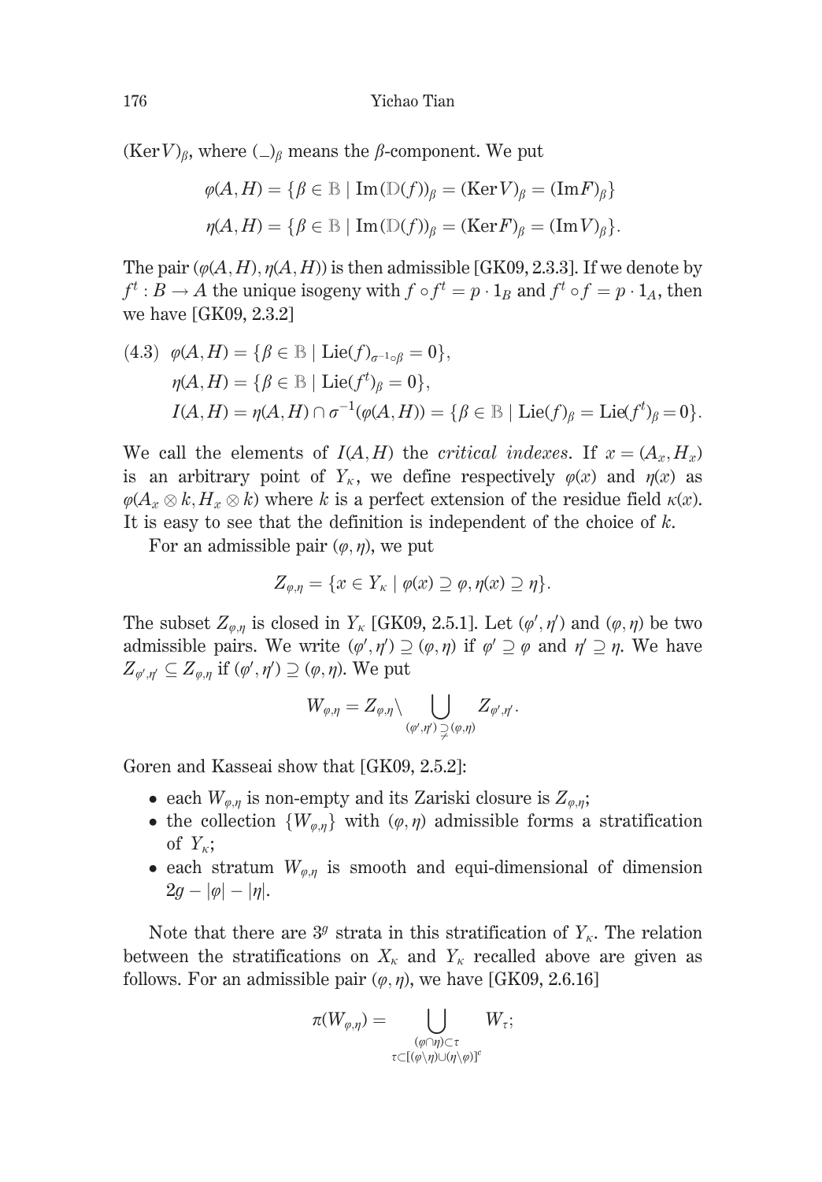$(\mathrm{Ker}V)_\beta$, where $(\_)_\beta$ means the $\beta$-component. We put

$$\varphi(A,H) = \{\beta \in \mathbb{B} \mid \mathrm{Im}(\mathbb{D}(f))_\beta = (\mathrm{Ker}V)_\beta = (\mathrm{Im}F)_\beta\}$$

$$\eta(A,H) = \{\beta \in \mathbb{B} \mid \mathrm{Im}(\mathbb{D}(f))_\beta = (\mathrm{Ker}F)_\beta = (\mathrm{Im}V)_\beta\}.$$

The pair $(\varphi(A,H), \eta(A,H))$ is then admissible [GK09, 2.3.3]. If we denote by $f^t : B \to A$ the unique isogeny with $f \circ f^t = p \cdot 1_B$ and $f^t \circ f = p \cdot 1_A$, then we have [GK09, 2.3.2]

$$\begin{aligned}
(4.3)\quad & \varphi(A,H) = \{\beta \in \mathbb{B} \mid \mathrm{Lie}(f)_{\sigma^{-1}\circ\beta} = 0\}, \\
& \eta(A,H) = \{\beta \in \mathbb{B} \mid \mathrm{Lie}(f^t)_\beta = 0\}, \\
& I(A,H) = \eta(A,H) \cap \sigma^{-1}(\varphi(A,H)) = \{\beta \in \mathbb{B} \mid \mathrm{Lie}(f)_\beta = \mathrm{Lie}(f^t)_\beta = 0\}.
\end{aligned}$$

We call the elements of $I(A,H)$ the *critical indexes*. If $x = (A_x, H_x)$ is an arbitrary point of $Y_\kappa$, we define respectively $\varphi(x)$ and $\eta(x)$ as $\varphi(A_x \otimes k, H_x \otimes k)$ where $k$ is a perfect extension of the residue field $\kappa(x)$. It is easy to see that the definition is independent of the choice of $k$.

For an admissible pair $(\varphi, \eta)$, we put

$$Z_{\varphi,\eta} = \{x \in Y_\kappa \mid \varphi(x) \supseteq \varphi, \eta(x) \supseteq \eta\}.$$

The subset $Z_{\varphi,\eta}$ is closed in $Y_\kappa$ [GK09, 2.5.1]. Let $(\varphi', \eta')$ and $(\varphi, \eta)$ be two admissible pairs. We write $(\varphi', \eta') \supseteq (\varphi, \eta)$ if $\varphi' \supseteq \varphi$ and $\eta' \supseteq \eta$. We have $Z_{\varphi',\eta'} \subseteq Z_{\varphi,\eta}$ if $(\varphi', \eta') \supseteq (\varphi, \eta)$. We put

$$W_{\varphi,\eta} = Z_{\varphi,\eta} \setminus \bigcup_{(\varphi',\eta') \supsetneq (\varphi,\eta)} Z_{\varphi',\eta'}.$$

Goren and Kasseai show that [GK09, 2.5.2]:

- each $W_{\varphi,\eta}$ is non-empty and its Zariski closure is $Z_{\varphi,\eta}$;
- the collection $\{W_{\varphi,\eta}\}$ with $(\varphi, \eta)$ admissible forms a stratification of $Y_\kappa$;
- each stratum $W_{\varphi,\eta}$ is smooth and equi-dimensional of dimension $2g - |\varphi| - |\eta|$.

Note that there are $3^g$ strata in this stratification of $Y_\kappa$. The relation between the stratifications on $X_\kappa$ and $Y_\kappa$ recalled above are given as follows. For an admissible pair $(\varphi, \eta)$, we have [GK09, 2.6.16]

$$\pi(W_{\varphi,\eta}) = \bigcup_{\substack{(\varphi \cap \eta) \subset \tau \\ \tau \subset [(\varphi \setminus \eta) \cup (\eta \setminus \varphi)]^c}} W_\tau;$$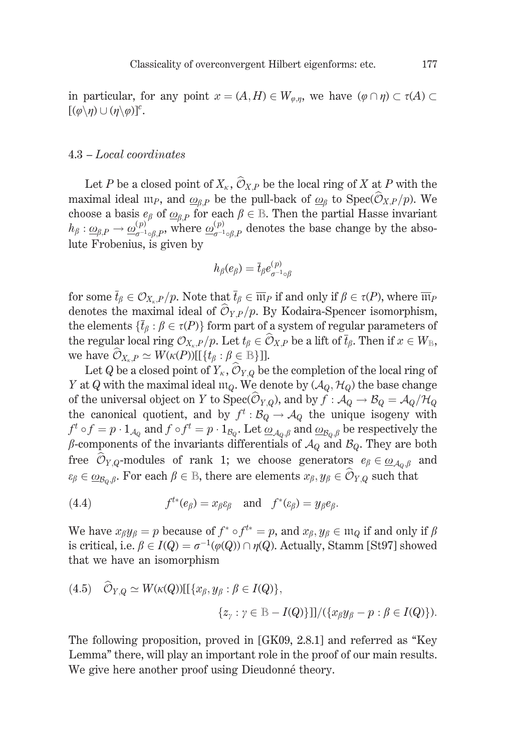in particular, for any point $x = (A, H) \in W_{\varphi,\eta}$, we have $(\varphi \cap \eta) \subset \tau(A) \subset [(\varphi\backslash\eta) \cup (\eta\backslash\varphi)]^c$.

### 4.3 – *Local coordinates*

Let $P$ be a closed point of $X_\kappa$, $\widehat{\mathcal{O}}_{X,P}$ be the local ring of $X$ at $P$ with the maximal ideal $\mathfrak{m}_P$, and $\underline{\omega}_{\beta,P}$ be the pull-back of $\underline{\omega}_\beta$ to $\mathrm{Spec}(\widehat{\mathcal{O}}_{X,P}/p)$. We choose a basis $e_\beta$ of $\underline{\omega}_{\beta,P}$ for each $\beta \in \mathbb{B}$. Then the partial Hasse invariant $h_\beta : \underline{\omega}_{\beta,P} \to \underline{\omega}^{(p)}_{\sigma^{-1}\circ\beta,P}$, where $\underline{\omega}^{(p)}_{\sigma^{-1}\circ\beta,P}$ denotes the base change by the absolute Frobenius, is given by

$$h_\beta(e_\beta) = \bar{t}_\beta e^{(p)}_{\sigma^{-1}\circ\beta}$$

for some $\bar{t}_\beta \in \mathcal{O}_{X_\kappa,P}/p$. Note that $\bar{t}_\beta \in \overline{\mathfrak{m}}_P$ if and only if $\beta \in \tau(P)$, where $\overline{\mathfrak{m}}_P$ denotes the maximal ideal of $\widehat{\mathcal{O}}_{Y,P}/p$. By Kodaira-Spencer isomorphism, the elements $\{\bar{t}_\beta : \beta \in \tau(P)\}$ form part of a system of regular parameters of the regular local ring $\mathcal{O}_{X_\kappa,P}/p$. Let $t_\beta \in \widehat{\mathcal{O}}_{X,P}$ be a lift of $\bar{t}_\beta$. Then if $x \in W_{\mathbb{B}}$, we have $\widehat{\mathcal{O}}_{X_\kappa,P} \simeq W(\kappa(P))[[\{t_\beta : \beta \in \mathbb{B}\}]]$.

Let $Q$ be a closed point of $Y_\kappa$, $\widehat{\mathcal{O}}_{Y,Q}$ be the completion of the local ring of $Y$ at $Q$ with the maximal ideal $\mathfrak{m}_Q$. We denote by $(\mathcal{A}_Q, \mathcal{H}_Q)$ the base change of the universal object on $Y$ to $\mathrm{Spec}(\widehat{\mathcal{O}}_{Y,Q})$, and by $f : \mathcal{A}_Q \to \mathcal{B}_Q = \mathcal{A}_Q/\mathcal{H}_Q$ the canonical quotient, and by $f^t : \mathcal{B}_Q \to \mathcal{A}_Q$ the unique isogeny with $f^t \circ f = p \cdot 1_{\mathcal{A}_Q}$ and $f \circ f^t = p \cdot 1_{\mathcal{B}_Q}$. Let $\underline{\omega}_{\mathcal{A}_Q,\beta}$ and $\underline{\omega}_{\mathcal{B}_Q,\beta}$ be respectively the $\beta$-components of the invariants differentials of $\mathcal{A}_Q$ and $\mathcal{B}_Q$. They are both free $\widehat{\mathcal{O}}_{Y,Q}$-modules of rank 1; we choose generators $e_\beta \in \underline{\omega}_{\mathcal{A}_Q,\beta}$ and $\varepsilon_\beta \in \underline{\omega}_{\mathcal{B}_Q,\beta}$. For each $\beta \in \mathbb{B}$, there are elements $x_\beta, y_\beta \in \widehat{\mathcal{O}}_{Y,Q}$ such that

$$f^{t*}(e_\beta) = x_\beta \varepsilon_\beta \quad \text{and} \quad f^*(\varepsilon_\beta) = y_\beta e_\beta. \tag{4.4}$$

We have $x_\beta y_\beta = p$ because of $f^* \circ f^{t*} = p$, and $x_\beta, y_\beta \in \mathfrak{m}_Q$ if and only if $\beta$ is critical, i.e. $\beta \in I(Q) = \sigma^{-1}(\varphi(Q)) \cap \eta(Q)$. Actually, Stamm [St97] showed that we have an isomorphism

$$\widehat{\mathcal{O}}_{Y,Q} \simeq W(\kappa(Q))[[\{x_\beta, y_\beta : \beta \in I(Q)\}, \{z_\gamma : \gamma \in \mathbb{B} - I(Q)\}]]/(\{x_\beta y_\beta - p : \beta \in I(Q)\}). \tag{4.5}$$

The following proposition, proved in [GK09, 2.8.1] and referred as "Key Lemma" there, will play an important role in the proof of our main results. We give here another proof using Dieudonné theory.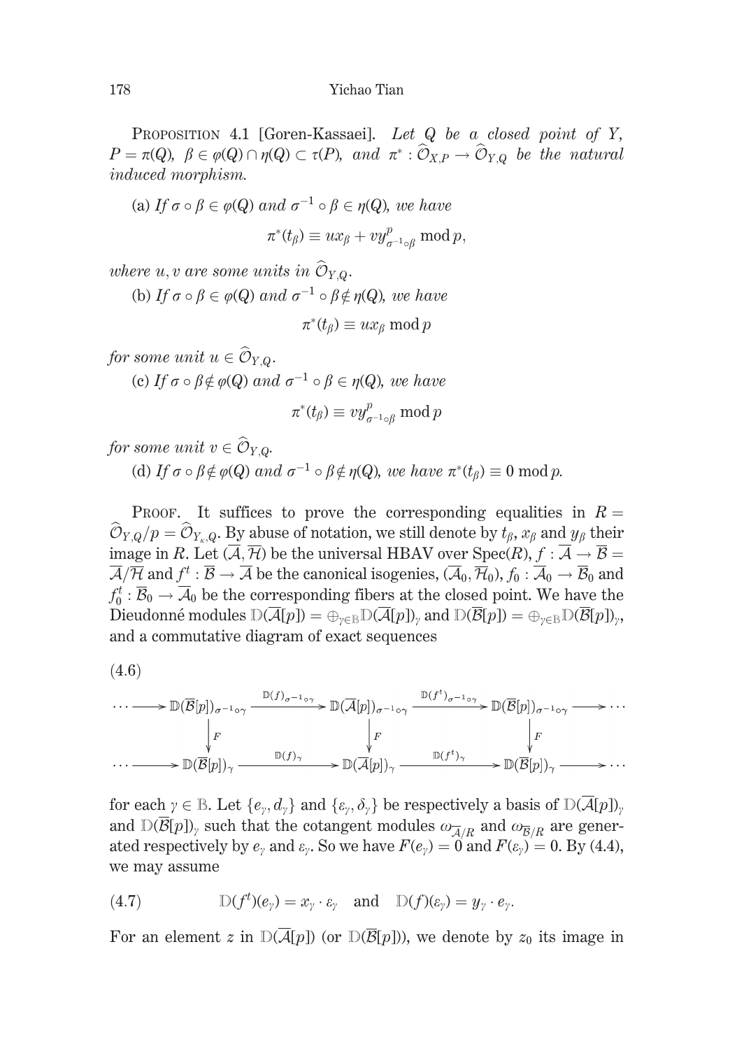PROPOSITION 4.1 [Goren-Kassaei]. *Let $Q$ be a closed point of $Y$, $P=\pi(Q)$, $\beta\in\varphi(Q)\cap\eta(Q)\subset\tau(P)$, and $\pi^*:\widehat{\mathcal{O}}_{X,P}\to\widehat{\mathcal{O}}_{Y,Q}$ be the natural induced morphism.*

(a) *If $\sigma\circ\beta\in\varphi(Q)$ and $\sigma^{-1}\circ\beta\in\eta(Q)$, we have*

$$\pi^*(t_\beta)\equiv ux_\beta+vy^p_{\sigma^{-1}\circ\beta}\bmod p,$$

*where $u,v$ are some units in $\widehat{\mathcal{O}}_{Y,Q}$.*

(b) *If $\sigma\circ\beta\in\varphi(Q)$ and $\sigma^{-1}\circ\beta\notin\eta(Q)$, we have*

$$\pi^*(t_\beta)\equiv ux_\beta\bmod p$$

*for some unit $u\in\widehat{\mathcal{O}}_{Y,Q}$.*

(c) *If $\sigma\circ\beta\notin\varphi(Q)$ and $\sigma^{-1}\circ\beta\in\eta(Q)$, we have*

$$\pi^*(t_\beta)\equiv vy^p_{\sigma^{-1}\circ\beta}\bmod p$$

*for some unit $v\in\widehat{\mathcal{O}}_{Y,Q}$.*

(d) *If $\sigma\circ\beta\notin\varphi(Q)$ and $\sigma^{-1}\circ\beta\notin\eta(Q)$, we have $\pi^*(t_\beta)\equiv 0\bmod p$.*

PROOF. It suffices to prove the corresponding equalities in $R=\widehat{\mathcal{O}}_{Y,Q}/p=\widehat{\mathcal{O}}_{Y_\kappa,Q}$. By abuse of notation, we still denote by $t_\beta$, $x_\beta$ and $y_\beta$ their image in $R$. Let $(\overline{\mathcal{A}},\overline{\mathcal{H}})$ be the universal HBAV over $\mathrm{Spec}(R)$, $f:\overline{\mathcal{A}}\to\overline{\mathcal{B}}=\overline{\mathcal{A}}/\overline{\mathcal{H}}$ and $f^t:\overline{\mathcal{B}}\to\overline{\mathcal{A}}$ be the canonical isogenies, $(\overline{\mathcal{A}}_0,\overline{\mathcal{H}}_0)$, $f_0:\overline{\mathcal{A}}_0\to\overline{\mathcal{B}}_0$ and $f_0^t:\overline{\mathcal{B}}_0\to\overline{\mathcal{A}}_0$ be the corresponding fibers at the closed point. We have the Dieudonné modules $\mathbb{D}(\overline{\mathcal{A}}[p])=\oplus_{\gamma\in\mathbb{B}}\mathbb{D}(\overline{\mathcal{A}}[p])_\gamma$ and $\mathbb{D}(\overline{\mathcal{B}}[p])=\oplus_{\gamma\in\mathbb{B}}\mathbb{D}(\overline{\mathcal{B}}[p])_\gamma$, and a commutative diagram of exact sequences

(4.6)

$$\begin{array}{ccccccccc}
\cdots\longrightarrow & \mathbb{D}(\overline{\mathcal{B}}[p])_{\sigma^{-1}\circ\gamma} & \xrightarrow{\mathbb{D}(f)_{\sigma^{-1}\circ\gamma}} & \mathbb{D}(\overline{\mathcal{A}}[p])_{\sigma^{-1}\circ\gamma} & \xrightarrow{\mathbb{D}(f^t)_{\sigma^{-1}\circ\gamma}} & \mathbb{D}(\overline{\mathcal{B}}[p])_{\sigma^{-1}\circ\gamma} & \longrightarrow\cdots \\
 & \big\downarrow F & & \big\downarrow F & & \big\downarrow F & \\
\cdots\longrightarrow & \mathbb{D}(\overline{\mathcal{B}}[p])_{\gamma} & \xrightarrow{\mathbb{D}(f)_{\gamma}} & \mathbb{D}(\overline{\mathcal{A}}[p])_{\gamma} & \xrightarrow{\mathbb{D}(f^t)_{\gamma}} & \mathbb{D}(\overline{\mathcal{B}}[p])_{\gamma} & \longrightarrow\cdots
\end{array}$$

for each $\gamma\in\mathbb{B}$. Let $\{e_\gamma,d_\gamma\}$ and $\{\varepsilon_\gamma,\delta_\gamma\}$ be respectively a basis of $\mathbb{D}(\overline{\mathcal{A}}[p])_\gamma$ and $\mathbb{D}(\overline{\mathcal{B}}[p])_\gamma$ such that the cotangent modules $\omega_{\overline{\mathcal{A}}/R}$ and $\omega_{\overline{\mathcal{B}}/R}$ are generated respectively by $e_\gamma$ and $\varepsilon_\gamma$. So we have $F(e_\gamma)=0$ and $F(\varepsilon_\gamma)=0$. By (4.4), we may assume

$$\mathbb{D}(f^t)(e_\gamma)=x_\gamma\cdot\varepsilon_\gamma\quad\text{and}\quad\mathbb{D}(f)(\varepsilon_\gamma)=y_\gamma\cdot e_\gamma. \tag{4.7}$$

For an element $z$ in $\mathbb{D}(\overline{\mathcal{A}}[p])$ (or $\mathbb{D}(\overline{\mathcal{B}}[p])$), we denote by $z_0$ its image in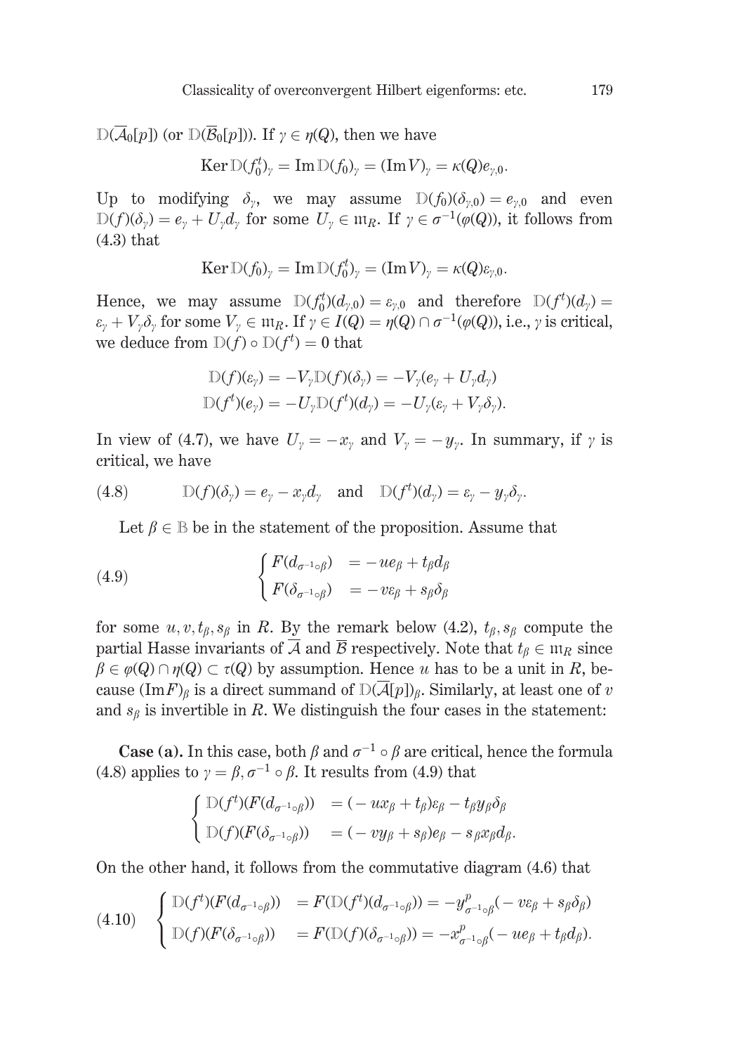$\mathbb{D}(\overline{\mathcal{A}}_0[p])$ (or $\mathbb{D}(\overline{\mathcal{B}}_0[p])$). If $\gamma \in \eta(Q)$, then we have

$$\operatorname{Ker}\mathbb{D}(f_0^t)_\gamma = \operatorname{Im}\mathbb{D}(f_0)_\gamma = (\operatorname{Im}V)_\gamma = \kappa(Q)e_{\gamma,0}.$$

Up to modifying $\delta_\gamma$, we may assume $\mathbb{D}(f_0)(\delta_{\gamma,0}) = e_{\gamma,0}$ and even $\mathbb{D}(f)(\delta_\gamma) = e_\gamma + U_\gamma d_\gamma$ for some $U_\gamma \in \mathfrak{m}_R$. If $\gamma \in \sigma^{-1}(\varphi(Q))$, it follows from (4.3) that

$$\operatorname{Ker}\mathbb{D}(f_0)_\gamma = \operatorname{Im}\mathbb{D}(f_0^t)_\gamma = (\operatorname{Im}V)_\gamma = \kappa(Q)\varepsilon_{\gamma,0}.$$

Hence, we may assume $\mathbb{D}(f_0^t)(d_{\gamma,0}) = \varepsilon_{\gamma,0}$ and therefore $\mathbb{D}(f^t)(d_\gamma) = \varepsilon_\gamma + V_\gamma\delta_\gamma$ for some $V_\gamma \in \mathfrak{m}_R$. If $\gamma \in I(Q) = \eta(Q) \cap \sigma^{-1}(\varphi(Q))$, i.e., $\gamma$ is critical, we deduce from $\mathbb{D}(f) \circ \mathbb{D}(f^t) = 0$ that

$$\begin{aligned}
\mathbb{D}(f)(\varepsilon_\gamma) &= -V_\gamma\mathbb{D}(f)(\delta_\gamma) = -V_\gamma(e_\gamma + U_\gamma d_\gamma)\\
\mathbb{D}(f^t)(e_\gamma) &= -U_\gamma\mathbb{D}(f^t)(d_\gamma) = -U_\gamma(\varepsilon_\gamma + V_\gamma\delta_\gamma).
\end{aligned}$$

In view of (4.7), we have $U_\gamma = -x_\gamma$ and $V_\gamma = -y_\gamma$. In summary, if $\gamma$ is critical, we have

$$\mathbb{D}(f)(\delta_\gamma) = e_\gamma - x_\gamma d_\gamma \quad \text{and} \quad \mathbb{D}(f^t)(d_\gamma) = \varepsilon_\gamma - y_\gamma\delta_\gamma. \tag{4.8}$$

Let $\beta \in \mathbb{B}$ be in the statement of the proposition. Assume that

$$\begin{cases} F(d_{\sigma^{-1}\circ\beta}) &= -ue_\beta + t_\beta d_\beta \\ F(\delta_{\sigma^{-1}\circ\beta}) &= -v\varepsilon_\beta + s_\beta\delta_\beta \end{cases} \tag{4.9}$$

for some $u, v, t_\beta, s_\beta$ in $R$. By the remark below (4.2), $t_\beta, s_\beta$ compute the partial Hasse invariants of $\overline{\mathcal{A}}$ and $\overline{\mathcal{B}}$ respectively. Note that $t_\beta \in \mathfrak{m}_R$ since $\beta \in \varphi(Q) \cap \eta(Q) \subset \tau(Q)$ by assumption. Hence $u$ has to be a unit in $R$, because $(\operatorname{Im}F)_\beta$ is a direct summand of $\mathbb{D}(\overline{\mathcal{A}}[p])_\beta$. Similarly, at least one of $v$ and $s_\beta$ is invertible in $R$. We distinguish the four cases in the statement:

**Case (a).** In this case, both $\beta$ and $\sigma^{-1}\circ\beta$ are critical, hence the formula (4.8) applies to $\gamma = \beta, \sigma^{-1}\circ\beta$. It results from (4.9) that

$$\begin{cases} \mathbb{D}(f^t)(F(d_{\sigma^{-1}\circ\beta})) &= (-ux_\beta + t_\beta)\varepsilon_\beta - t_\beta y_\beta\delta_\beta \\ \mathbb{D}(f)(F(\delta_{\sigma^{-1}\circ\beta})) &= (-vy_\beta + s_\beta)e_\beta - s_\beta x_\beta d_\beta. \end{cases}$$

On the other hand, it follows from the commutative diagram (4.6) that

$$\begin{cases} \mathbb{D}(f^t)(F(d_{\sigma^{-1}\circ\beta})) &= F(\mathbb{D}(f^t)(d_{\sigma^{-1}\circ\beta})) = -y^p_{\sigma^{-1}\circ\beta}(-v\varepsilon_\beta + s_\beta\delta_\beta) \\ \mathbb{D}(f)(F(\delta_{\sigma^{-1}\circ\beta})) &= F(\mathbb{D}(f)(\delta_{\sigma^{-1}\circ\beta})) = -x^p_{\sigma^{-1}\circ\beta}(-ue_\beta + t_\beta d_\beta). \end{cases} \tag{4.10}$$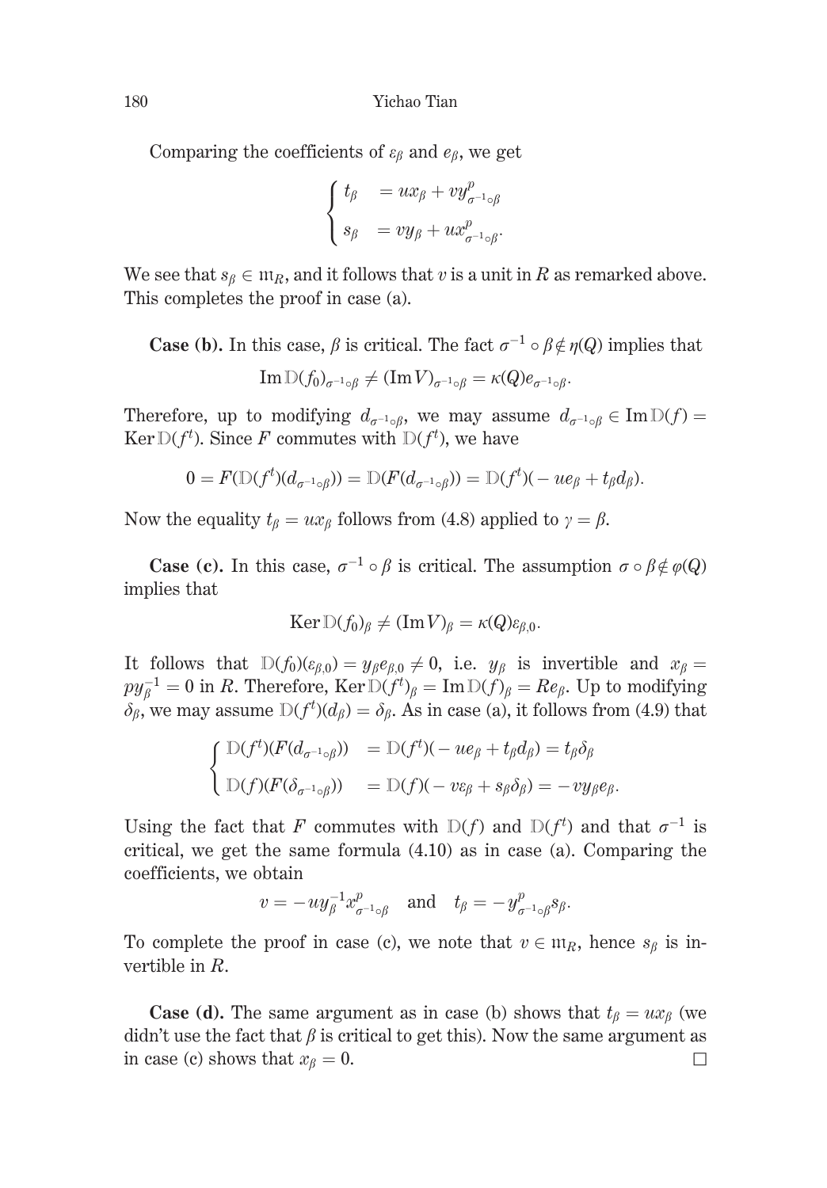Comparing the coefficients of $\varepsilon_\beta$ and $e_\beta$, we get

$$\begin{cases} t_\beta &= ux_\beta + vy^p_{\sigma^{-1}\circ\beta} \\ s_\beta &= vy_\beta + ux^p_{\sigma^{-1}\circ\beta}. \end{cases}$$

We see that $s_\beta \in \mathfrak{m}_R$, and it follows that $v$ is a unit in $R$ as remarked above. This completes the proof in case (a).

**Case (b).** In this case, $\beta$ is critical. The fact $\sigma^{-1}\circ\beta \notin \eta(Q)$ implies that

$$\operatorname{Im}\mathbb{D}(f_0)_{\sigma^{-1}\circ\beta} \neq (\operatorname{Im}V)_{\sigma^{-1}\circ\beta} = \kappa(Q)e_{\sigma^{-1}\circ\beta}.$$

Therefore, up to modifying $d_{\sigma^{-1}\circ\beta}$, we may assume $d_{\sigma^{-1}\circ\beta} \in \operatorname{Im}\mathbb{D}(f) = \operatorname{Ker}\mathbb{D}(f^t)$. Since $F$ commutes with $\mathbb{D}(f^t)$, we have

$$0 = F(\mathbb{D}(f^t)(d_{\sigma^{-1}\circ\beta})) = \mathbb{D}(F(d_{\sigma^{-1}\circ\beta})) = \mathbb{D}(f^t)(-ue_\beta + t_\beta d_\beta).$$

Now the equality $t_\beta = ux_\beta$ follows from (4.8) applied to $\gamma = \beta$.

**Case (c).** In this case, $\sigma^{-1}\circ\beta$ is critical. The assumption $\sigma\circ\beta \notin \varphi(Q)$ implies that

$$\operatorname{Ker}\mathbb{D}(f_0)_\beta \neq (\operatorname{Im}V)_\beta = \kappa(Q)\varepsilon_{\beta,0}.$$

It follows that $\mathbb{D}(f_0)(\varepsilon_{\beta,0}) = y_\beta e_{\beta,0} \neq 0$, i.e. $y_\beta$ is invertible and $x_\beta = py_\beta^{-1} = 0$ in $R$. Therefore, $\operatorname{Ker}\mathbb{D}(f^t)_\beta = \operatorname{Im}\mathbb{D}(f)_\beta = Re_\beta$. Up to modifying $\delta_\beta$, we may assume $\mathbb{D}(f^t)(d_\beta) = \delta_\beta$. As in case (a), it follows from (4.9) that

$$\begin{cases} \mathbb{D}(f^t)(F(d_{\sigma^{-1}\circ\beta})) &= \mathbb{D}(f^t)(-ue_\beta + t_\beta d_\beta) = t_\beta\delta_\beta \\ \mathbb{D}(f)(F(\delta_{\sigma^{-1}\circ\beta})) &= \mathbb{D}(f)(-v\varepsilon_\beta + s_\beta\delta_\beta) = -vy_\beta e_\beta. \end{cases}$$

Using the fact that $F$ commutes with $\mathbb{D}(f)$ and $\mathbb{D}(f^t)$ and that $\sigma^{-1}$ is critical, we get the same formula (4.10) as in case (a). Comparing the coefficients, we obtain

$$v = -uy_\beta^{-1}x^p_{\sigma^{-1}\circ\beta} \quad \text{and} \quad t_\beta = -y^p_{\sigma^{-1}\circ\beta}s_\beta.$$

To complete the proof in case (c), we note that $v \in \mathfrak{m}_R$, hence $s_\beta$ is invertible in $R$.

**Case (d).** The same argument as in case (b) shows that $t_\beta = ux_\beta$ (we didn't use the fact that $\beta$ is critical to get this). Now the same argument as in case (c) shows that $x_\beta = 0$. □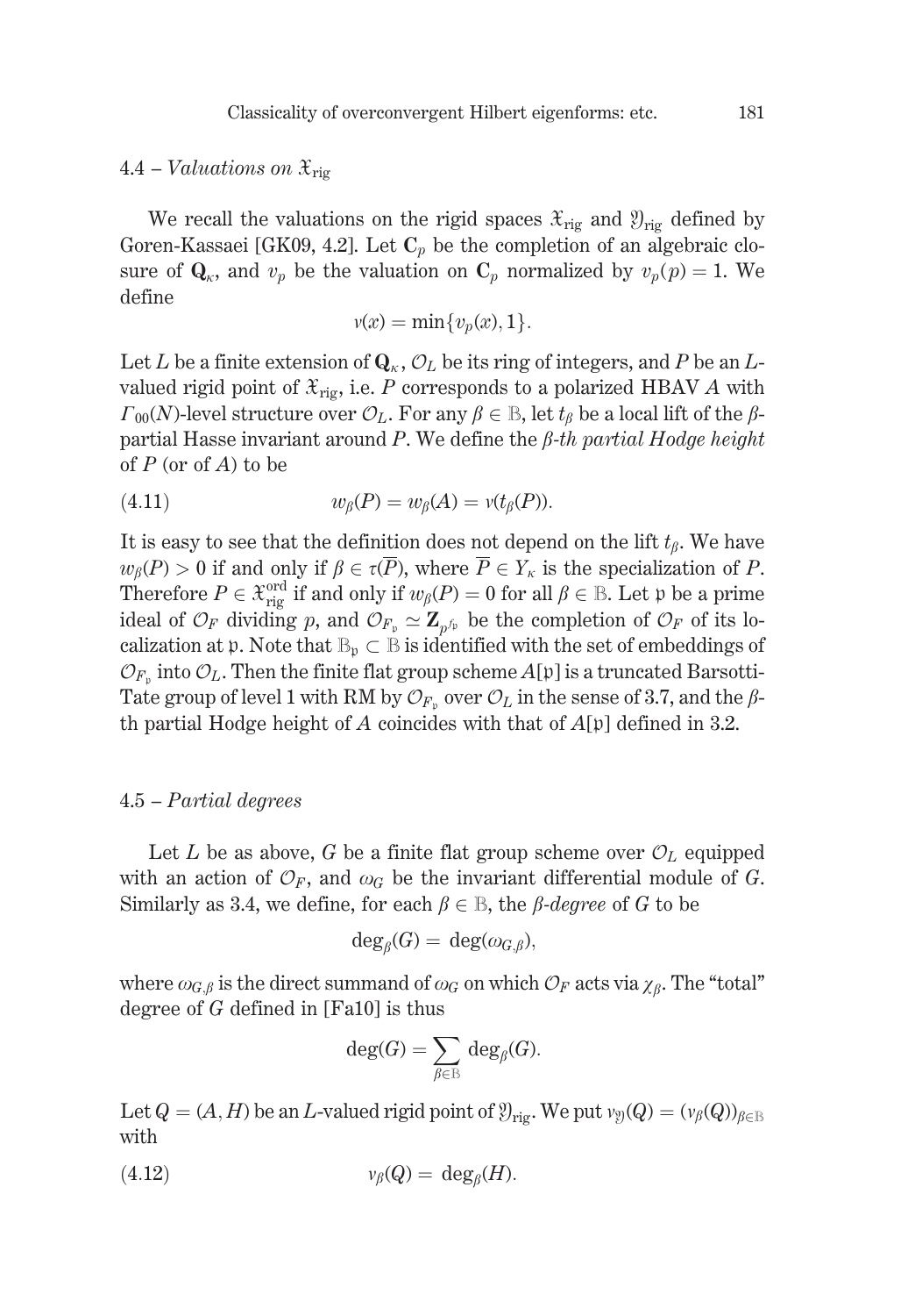### 4.4 – *Valuations on* $\mathfrak{X}_{\mathrm{rig}}$

We recall the valuations on the rigid spaces $\mathfrak{X}_{\mathrm{rig}}$ and $\mathfrak{Y}_{\mathrm{rig}}$ defined by Goren-Kassaei [GK09, 4.2]. Let $\mathbf{C}_p$ be the completion of an algebraic closure of $\mathbf{Q}_\kappa$, and $v_p$ be the valuation on $\mathbf{C}_p$ normalized by $v_p(p) = 1$. We define

$$v(x) = \min\{v_p(x), 1\}.$$

Let $L$ be a finite extension of $\mathbf{Q}_\kappa$, $\mathcal{O}_L$ be its ring of integers, and $P$ be an $L$-valued rigid point of $\mathfrak{X}_{\mathrm{rig}}$, i.e. $P$ corresponds to a polarized HBAV $A$ with $\Gamma_{00}(N)$-level structure over $\mathcal{O}_L$. For any $\beta \in \mathbb{B}$, let $t_\beta$ be a local lift of the $\beta$-partial Hasse invariant around $P$. We define the *$\beta$-th partial Hodge height* of $P$ (or of $A$) to be

$$w_\beta(P) = w_\beta(A) = v(t_\beta(P)). \tag{4.11}$$

It is easy to see that the definition does not depend on the lift $t_\beta$. We have $w_\beta(P) > 0$ if and only if $\beta \in \tau(\overline{P})$, where $\overline{P} \in Y_\kappa$ is the specialization of $P$. Therefore $P \in \mathfrak{X}_{\mathrm{rig}}^{\mathrm{ord}}$ if and only if $w_\beta(P) = 0$ for all $\beta \in \mathbb{B}$. Let $\mathfrak{p}$ be a prime ideal of $\mathcal{O}_F$ dividing $p$, and $\mathcal{O}_{F_\mathfrak{p}} \simeq \mathbf{Z}_{p^{f_\mathfrak{p}}}$ be the completion of $\mathcal{O}_F$ of its localization at $\mathfrak{p}$. Note that $\mathbb{B}_\mathfrak{p} \subset \mathbb{B}$ is identified with the set of embeddings of $\mathcal{O}_{F_\mathfrak{p}}$ into $\mathcal{O}_L$. Then the finite flat group scheme $A[\mathfrak{p}]$ is a truncated Barsotti-Tate group of level 1 with RM by $\mathcal{O}_{F_\mathfrak{p}}$ over $\mathcal{O}_L$ in the sense of 3.7, and the $\beta$-th partial Hodge height of $A$ coincides with that of $A[\mathfrak{p}]$ defined in 3.2.

### 4.5 – *Partial degrees*

Let $L$ be as above, $G$ be a finite flat group scheme over $\mathcal{O}_L$ equipped with an action of $\mathcal{O}_F$, and $\omega_G$ be the invariant differential module of $G$. Similarly as 3.4, we define, for each $\beta \in \mathbb{B}$, the *$\beta$-degree* of $G$ to be

$$\deg_\beta(G) = \deg(\omega_{G,\beta}),$$

where $\omega_{G,\beta}$ is the direct summand of $\omega_G$ on which $\mathcal{O}_F$ acts via $\chi_\beta$. The "total" degree of $G$ defined in [Fa10] is thus

$$\deg(G) = \sum_{\beta \in \mathbb{B}} \deg_\beta(G).$$

Let $Q = (A, H)$ be an $L$-valued rigid point of $\mathfrak{Y}_{\mathrm{rig}}$. We put $v_{\mathfrak{Y}}(Q) = (v_\beta(Q))_{\beta \in \mathbb{B}}$ with

$$v_\beta(Q) = \deg_\beta(H). \tag{4.12}$$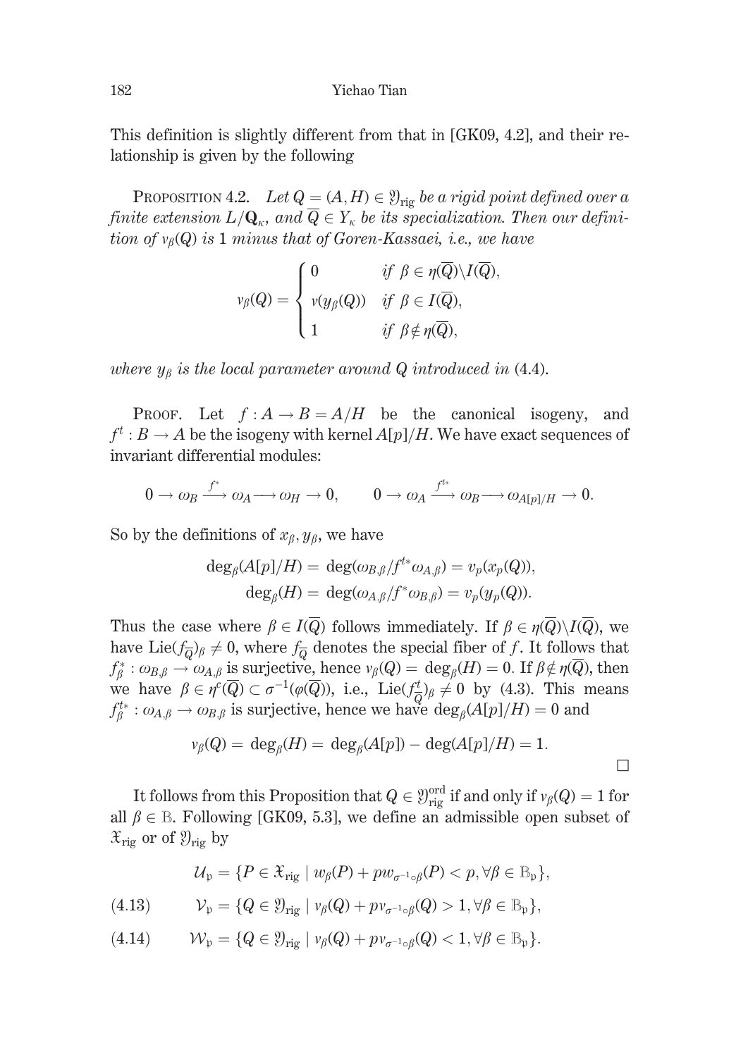This definition is slightly different from that in [GK09, 4.2], and their relationship is given by the following

PROPOSITION 4.2. *Let $Q = (A, H) \in \mathfrak{Y}_{\mathrm{rig}}$ be a rigid point defined over a finite extension $L/\mathbf{Q}_\kappa$, and $\overline{Q} \in Y_\kappa$ be its specialization. Then our definition of $v_\beta(Q)$ is* 1 *minus that of Goren-Kassaei, i.e., we have*

$$v_\beta(Q) = \begin{cases} 0 & \text{if } \beta \in \eta(\overline{Q}) \backslash I(\overline{Q}), \\ v(y_\beta(Q)) & \text{if } \beta \in I(\overline{Q}), \\ 1 & \text{if } \beta \notin \eta(\overline{Q}), \end{cases}$$

*where $y_\beta$ is the local parameter around $Q$ introduced in* (4.4).

PROOF. Let $f : A \to B = A/H$ be the canonical isogeny, and $f^t : B \to A$ be the isogeny with kernel $A[p]/H$. We have exact sequences of invariant differential modules:

$$0 \to \omega_B \xrightarrow{f^*} \omega_A \longrightarrow \omega_H \to 0, \qquad 0 \to \omega_A \xrightarrow{f^{t*}} \omega_B \longrightarrow \omega_{A[p]/H} \to 0.$$

So by the definitions of $x_\beta, y_\beta$, we have

$$\deg_\beta(A[p]/H) = \deg(\omega_{B,\beta}/f^{t*}\omega_{A,\beta}) = v_p(x_p(Q)),$$
$$\deg_\beta(H) = \deg(\omega_{A,\beta}/f^*\omega_{B,\beta}) = v_p(y_p(Q)).$$

Thus the case where $\beta \in I(\overline{Q})$ follows immediately. If $\beta \in \eta(\overline{Q}) \backslash I(\overline{Q})$, we have $\mathrm{Lie}(f_{\overline{Q}})_\beta \neq 0$, where $f_{\overline{Q}}$ denotes the special fiber of $f$. It follows that $f_\beta^* : \omega_{B,\beta} \to \omega_{A,\beta}$ is surjective, hence $v_\beta(Q) = \deg_\beta(H) = 0$. If $\beta \notin \eta(\overline{Q})$, then we have $\beta \in \eta^c(\overline{Q}) \subset \sigma^{-1}(\varphi(\overline{Q}))$, i.e., $\mathrm{Lie}(f^t_{\overline{Q}})_\beta \neq 0$ by (4.3). This means $f_\beta^{t*} : \omega_{A,\beta} \to \omega_{B,\beta}$ is surjective, hence we have $\deg_\beta(A[p]/H) = 0$ and

$$v_\beta(Q) = \deg_\beta(H) = \deg_\beta(A[p]) - \deg(A[p]/H) = 1.$$

$\square$

It follows from this Proposition that $Q \in \mathfrak{Y}^{\mathrm{ord}}_{\mathrm{rig}}$ if and only if $v_\beta(Q) = 1$ for all $\beta \in \mathbb{B}$. Following [GK09, 5.3], we define an admissible open subset of $\mathfrak{X}_{\mathrm{rig}}$ or of $\mathfrak{Y}_{\mathrm{rig}}$ by

$$\mathcal{U}_\mathfrak{p} = \{P \in \mathfrak{X}_{\mathrm{rig}} \mid w_\beta(P) + p w_{\sigma^{-1}\circ\beta}(P) < p, \forall \beta \in \mathbb{B}_\mathfrak{p}\},$$

$$\mathcal{V}_\mathfrak{p} = \{Q \in \mathfrak{Y}_{\mathrm{rig}} \mid v_\beta(Q) + p v_{\sigma^{-1}\circ\beta}(Q) > 1, \forall \beta \in \mathbb{B}_\mathfrak{p}\}, \tag{4.13}$$

$$\mathcal{W}_\mathfrak{p} = \{Q \in \mathfrak{Y}_{\mathrm{rig}} \mid v_\beta(Q) + p v_{\sigma^{-1}\circ\beta}(Q) < 1, \forall \beta \in \mathbb{B}_\mathfrak{p}\}. \tag{4.14}$$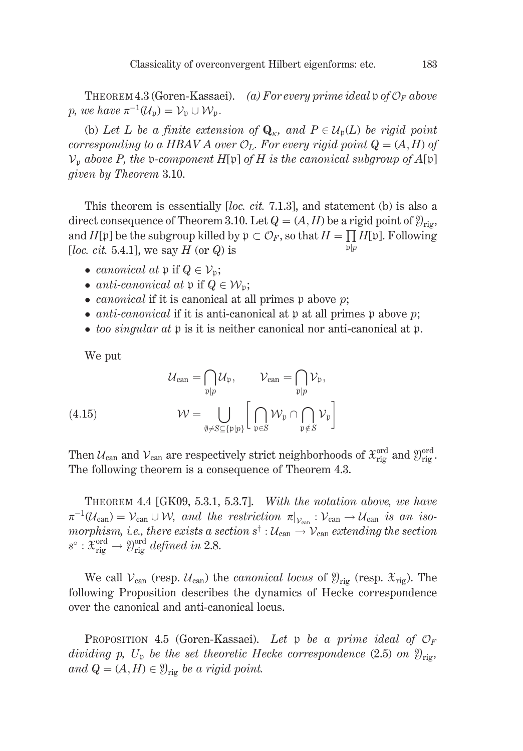THEOREM 4.3 (Goren-Kassaei). *(a) For every prime ideal $\mathfrak{p}$ of $\mathcal{O}_F$ above $p$, we have $\pi^{-1}(\mathcal{U}_\mathfrak{p}) = \mathcal{V}_\mathfrak{p} \cup \mathcal{W}_\mathfrak{p}$.*

(b) *Let $L$ be a finite extension of $\mathbf{Q}_\kappa$, and $P \in \mathcal{U}_\mathfrak{p}(L)$ be rigid point corresponding to a HBAV $A$ over $\mathcal{O}_L$. For every rigid point $Q = (A, H)$ of $\mathcal{V}_\mathfrak{p}$ above $P$, the $\mathfrak{p}$-component $H[\mathfrak{p}]$ of $H$ is the canonical subgroup of $A[\mathfrak{p}]$ given by Theorem* 3.10.

This theorem is essentially [*loc. cit.* 7.1.3], and statement (b) is also a direct consequence of Theorem 3.10. Let $Q = (A, H)$ be a rigid point of $\mathfrak{Y}_{\mathrm{rig}}$, and $H[\mathfrak{p}]$ be the subgroup killed by $\mathfrak{p} \subset \mathcal{O}_F$, so that $H = \prod_{\mathfrak{p}|p} H[\mathfrak{p}]$. Following [*loc. cit.* 5.4.1], we say $H$ (or $Q$) is

- *canonical at* $\mathfrak{p}$ if $Q \in \mathcal{V}_\mathfrak{p}$;
- *anti-canonical at* $\mathfrak{p}$ if $Q \in \mathcal{W}_\mathfrak{p}$;
- *canonical* if it is canonical at all primes $\mathfrak{p}$ above $p$;
- *anti-canonical* if it is anti-canonical at $\mathfrak{p}$ at all primes $\mathfrak{p}$ above $p$;
- *too singular at* $\mathfrak{p}$ is it is neither canonical nor anti-canonical at $\mathfrak{p}$.

We put

$$\mathcal{U}_{\mathrm{can}} = \bigcap_{\mathfrak{p}|p} \mathcal{U}_\mathfrak{p}, \qquad \mathcal{V}_{\mathrm{can}} = \bigcap_{\mathfrak{p}|p} \mathcal{V}_\mathfrak{p},$$

$$\mathcal{W} = \bigcup_{\emptyset \neq S \subseteq \{\mathfrak{p}|p\}} \left[ \bigcap_{\mathfrak{p} \in S} \mathcal{W}_\mathfrak{p} \cap \bigcap_{\mathfrak{p} \notin S} \mathcal{V}_\mathfrak{p} \right] \tag{4.15}$$

Then $\mathcal{U}_{\mathrm{can}}$ and $\mathcal{V}_{\mathrm{can}}$ are respectively strict neighborhoods of $\mathfrak{X}^{\mathrm{ord}}_{\mathrm{rig}}$ and $\mathfrak{Y}^{\mathrm{ord}}_{\mathrm{rig}}$. The following theorem is a consequence of Theorem 4.3.

THEOREM 4.4 [GK09, 5.3.1, 5.3.7]. *With the notation above, we have $\pi^{-1}(\mathcal{U}_{\mathrm{can}}) = \mathcal{V}_{\mathrm{can}} \cup \mathcal{W}$, and the restriction $\pi|_{\mathcal{V}_{\mathrm{can}}} : \mathcal{V}_{\mathrm{can}} \to \mathcal{U}_{\mathrm{can}}$ is an isomorphism, i.e., there exists a section $s^\dagger : \mathcal{U}_{\mathrm{can}} \to \mathcal{V}_{\mathrm{can}}$ extending the section $s^\circ : \mathfrak{X}^{\mathrm{ord}}_{\mathrm{rig}} \to \mathfrak{Y}^{\mathrm{ord}}_{\mathrm{rig}}$ defined in* 2.8.

We call $\mathcal{V}_{\mathrm{can}}$ (resp. $\mathcal{U}_{\mathrm{can}}$) the *canonical locus* of $\mathfrak{Y}_{\mathrm{rig}}$ (resp. $\mathfrak{X}_{\mathrm{rig}}$). The following Proposition describes the dynamics of Hecke correspondence over the canonical and anti-canonical locus.

PROPOSITION 4.5 (Goren-Kassaei). *Let $\mathfrak{p}$ be a prime ideal of $\mathcal{O}_F$ dividing $p$, $U_\mathfrak{p}$ be the set theoretic Hecke correspondence* (2.5) *on $\mathfrak{Y}_{\mathrm{rig}}$, and $Q = (A, H) \in \mathfrak{Y}_{\mathrm{rig}}$ be a rigid point.*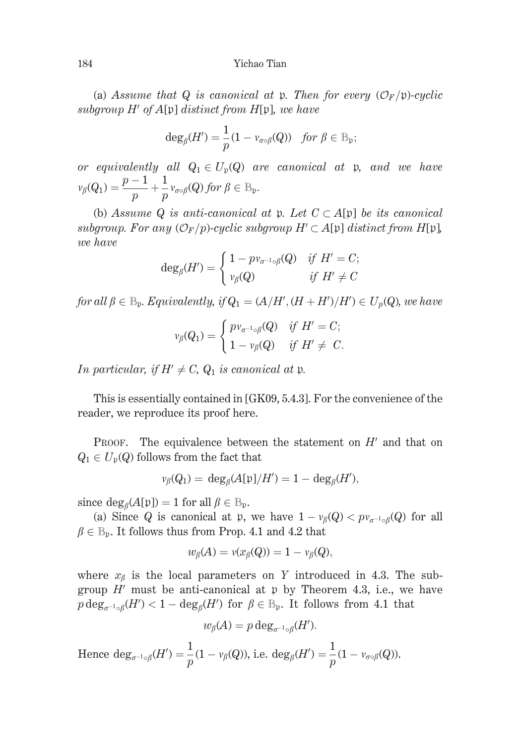(a) *Assume that $Q$ is canonical at $\mathfrak{p}$. Then for every $(\mathcal{O}_F/\mathfrak{p})$-cyclic subgroup $H'$ of $A[\mathfrak{p}]$ distinct from $H[\mathfrak{p}]$, we have*

$$\deg_\beta(H') = \frac{1}{p}(1 - v_{\sigma\circ\beta}(Q)) \quad \textit{for } \beta \in \mathbb{B}_\mathfrak{p};$$

*or equivalently all $Q_1 \in U_\mathfrak{p}(Q)$ are canonical at $\mathfrak{p}$, and we have $v_\beta(Q_1) = \dfrac{p-1}{p} + \dfrac{1}{p} v_{\sigma\circ\beta}(Q)$ for $\beta \in \mathbb{B}_\mathfrak{p}$.*

(b) *Assume $Q$ is anti-canonical at $\mathfrak{p}$. Let $C \subset A[\mathfrak{p}]$ be its canonical subgroup. For any $(\mathcal{O}_F/p)$-cyclic subgroup $H' \subset A[\mathfrak{p}]$ distinct from $H[\mathfrak{p}]$, we have*

$$\deg_\beta(H') = \begin{cases} 1 - p v_{\sigma^{-1}\circ\beta}(Q) & \textit{if } H' = C; \\ v_\beta(Q) & \textit{if } H' \neq C \end{cases}$$

*for all $\beta \in \mathbb{B}_\mathfrak{p}$. Equivalently, if $Q_1 = (A/H', (H + H')/H') \in U_p(Q)$, we have*

$$v_\beta(Q_1) = \begin{cases} p v_{\sigma^{-1}\circ\beta}(Q) & \textit{if } H' = C; \\ 1 - v_\beta(Q) & \textit{if } H' \neq C. \end{cases}$$

*In particular, if $H' \neq C$, $Q_1$ is canonical at $\mathfrak{p}$.*

This is essentially contained in [GK09, 5.4.3]. For the convenience of the reader, we reproduce its proof here.

Proof. The equivalence between the statement on $H'$ and that on $Q_1 \in U_\mathfrak{p}(Q)$ follows from the fact that

$$v_\beta(Q_1) = \deg_\beta(A[\mathfrak{p}]/H') = 1 - \deg_\beta(H'),$$

since $\deg_\beta(A[\mathfrak{p}]) = 1$ for all $\beta \in \mathbb{B}_\mathfrak{p}$.

(a) Since $Q$ is canonical at $\mathfrak{p}$, we have $1 - v_\beta(Q) < p v_{\sigma^{-1}\circ\beta}(Q)$ for all $\beta \in \mathbb{B}_\mathfrak{p}$. It follows thus from Prop. 4.1 and 4.2 that

$$w_\beta(A) = v(x_\beta(Q)) = 1 - v_\beta(Q),$$

where $x_\beta$ is the local parameters on $Y$ introduced in 4.3. The subgroup $H'$ must be anti-canonical at $\mathfrak{p}$ by Theorem 4.3, i.e., we have $p \deg_{\sigma^{-1}\circ\beta}(H') < 1 - \deg_\beta(H')$ for $\beta \in \mathbb{B}_\mathfrak{p}$. It follows from 4.1 that

$$w_\beta(A) = p \deg_{\sigma^{-1}\circ\beta}(H').$$

Hence $\deg_{\sigma^{-1}\circ\beta}(H') = \dfrac{1}{p}(1 - v_\beta(Q))$, i.e. $\deg_\beta(H') = \dfrac{1}{p}(1 - v_{\sigma\circ\beta}(Q))$.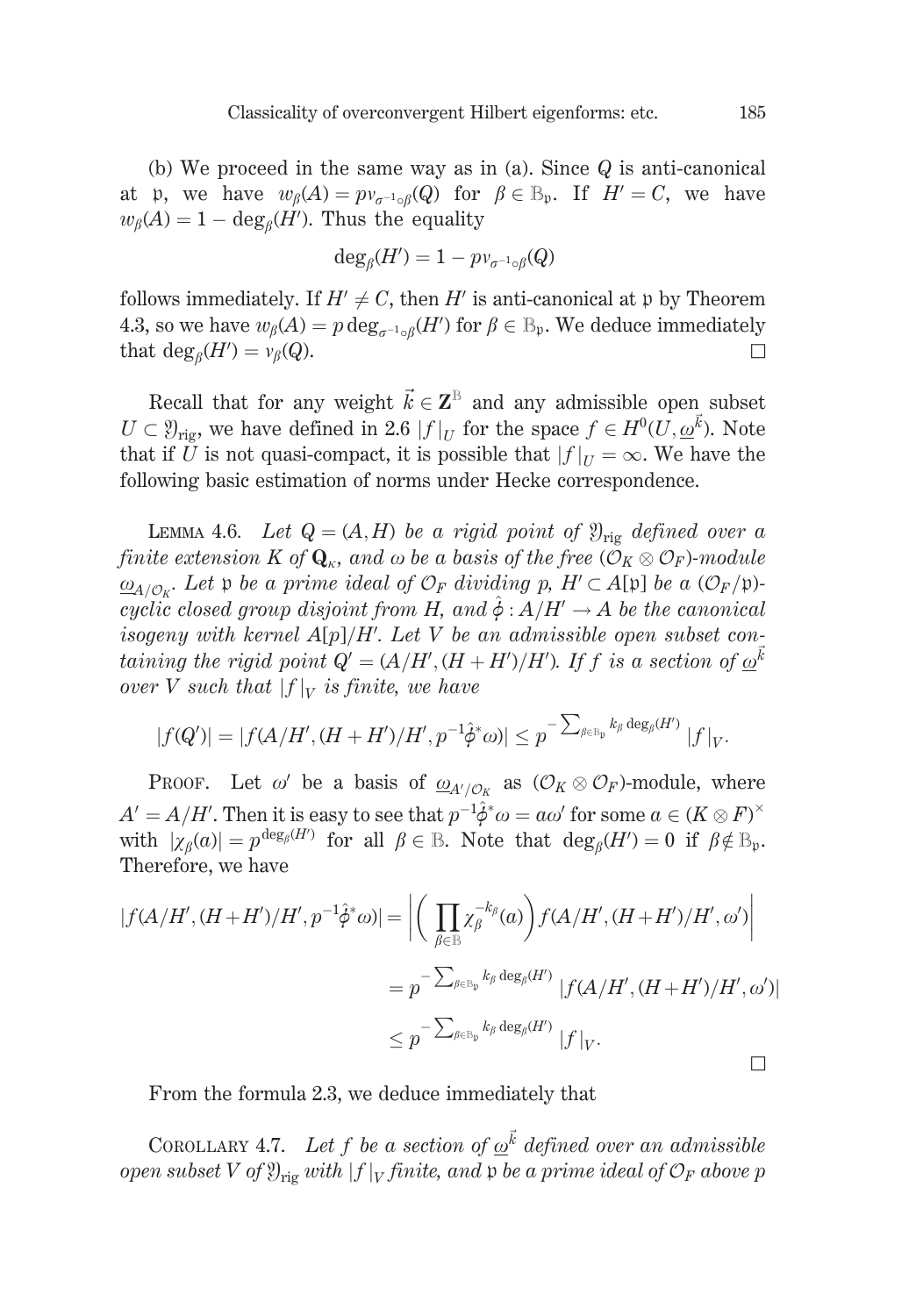(b) We proceed in the same way as in (a). Since $Q$ is anti-canonical at $\mathfrak{p}$, we have $w_\beta(A) = pv_{\sigma^{-1}\circ\beta}(Q)$ for $\beta \in \mathbb{B}_\mathfrak{p}$. If $H' = C$, we have $w_\beta(A) = 1 - \deg_\beta(H')$. Thus the equality

$$\deg_\beta(H') = 1 - pv_{\sigma^{-1}\circ\beta}(Q)$$

follows immediately. If $H' \neq C$, then $H'$ is anti-canonical at $\mathfrak{p}$ by Theorem 4.3, so we have $w_\beta(A) = p\deg_{\sigma^{-1}\circ\beta}(H')$ for $\beta \in \mathbb{B}_\mathfrak{p}$. We deduce immediately that $\deg_\beta(H') = v_\beta(Q)$. $\square$

Recall that for any weight $\vec{k} \in \mathbf{Z}^\mathbb{B}$ and any admissible open subset $U \subset \mathfrak{Y}_{\mathrm{rig}}$, we have defined in 2.6 $|f|_U$ for the space $f \in H^0(U, \underline{\omega}^{\vec{k}})$. Note that if $U$ is not quasi-compact, it is possible that $|f|_U = \infty$. We have the following basic estimation of norms under Hecke correspondence.

Lemma 4.6. *Let $Q = (A, H)$ be a rigid point of $\mathfrak{Y}_{\mathrm{rig}}$ defined over a finite extension $K$ of $\mathbf{Q}_\kappa$, and $\omega$ be a basis of the free $(\mathcal{O}_K \otimes \mathcal{O}_F)$-module $\underline{\omega}_{A/\mathcal{O}_K}$. Let $\mathfrak{p}$ be a prime ideal of $\mathcal{O}_F$ dividing $p$, $H' \subset A[\mathfrak{p}]$ be a $(\mathcal{O}_F/\mathfrak{p})$-cyclic closed group disjoint from $H$, and $\hat{\phi} : A/H' \to A$ be the canonical isogeny with kernel $A[p]/H'$. Let $V$ be an admissible open subset containing the rigid point $Q' = (A/H', (H + H')/H')$. If $f$ is a section of $\underline{\omega}^{\vec{k}}$ over $V$ such that $|f|_V$ is finite, we have*

$$|f(Q')| = |f(A/H', (H+H')/H', p^{-1}\hat{\phi}^*\omega)| \leq p^{-\sum_{\beta\in\mathbb{B}_\mathfrak{p}} k_\beta \deg_\beta(H')} |f|_V.$$

Proof. Let $\omega'$ be a basis of $\underline{\omega}_{A'/\mathcal{O}_K}$ as $(\mathcal{O}_K \otimes \mathcal{O}_F)$-module, where $A' = A/H'$. Then it is easy to see that $p^{-1}\hat{\phi}^*\omega = a\omega'$ for some $a \in (K \otimes F)^\times$ with $|\chi_\beta(a)| = p^{\deg_\beta(H')}$ for all $\beta \in \mathbb{B}$. Note that $\deg_\beta(H') = 0$ if $\beta \notin \mathbb{B}_\mathfrak{p}$. Therefore, we have

$$\begin{aligned}
|f(A/H', (H+H')/H', p^{-1}\hat{\phi}^*\omega)| &= \left| \left( \prod_{\beta\in\mathbb{B}} \chi_\beta^{-k_\beta}(a) \right) f(A/H', (H+H')/H', \omega') \right| \\
&= p^{-\sum_{\beta\in\mathbb{B}_\mathfrak{p}} k_\beta \deg_\beta(H')} |f(A/H', (H+H')/H', \omega')| \\
&\leq p^{-\sum_{\beta\in\mathbb{B}_\mathfrak{p}} k_\beta \deg_\beta(H')} |f|_V.
\end{aligned}$$

$\square$

From the formula 2.3, we deduce immediately that

Corollary 4.7. *Let $f$ be a section of $\underline{\omega}^{\vec{k}}$ defined over an admissible open subset $V$ of $\mathfrak{Y}_{\mathrm{rig}}$ with $|f|_V$ finite, and $\mathfrak{p}$ be a prime ideal of $\mathcal{O}_F$ above $p$*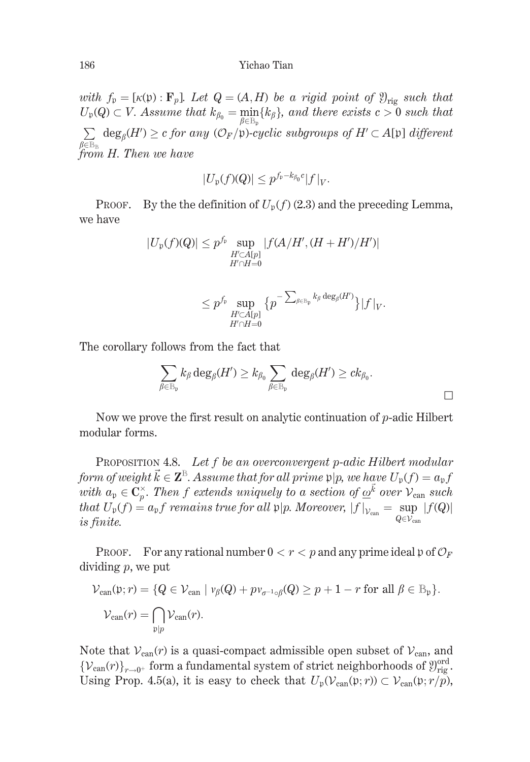*with $f_{\mathfrak{p}} = [\kappa(\mathfrak{p}) : \mathbf{F}_p]$. Let $Q = (A, H)$ be a rigid point of $\mathfrak{Y}_{\mathrm{rig}}$ such that $U_{\mathfrak{p}}(Q) \subset V$. Assume that $k_{\beta_0} = \min_{\beta \in \mathbb{B}_{\mathfrak{p}}} \{k_\beta\}$, and there exists $c > 0$ such that $\sum_{\beta \in \mathbb{B}_{\mathbb{B}}} \deg_\beta(H') \geq c$ for any $(\mathcal{O}_F/\mathfrak{p})$-cyclic subgroups of $H' \subset A[\mathfrak{p}]$ different from $H$. Then we have*

$$|U_{\mathfrak{p}}(f)(Q)| \leq p^{f_{\mathfrak{p}} - k_{\beta_0} c} |f|_V.$$

Proof. By the the definition of $U_{\mathfrak{p}}(f)$ (2.3) and the preceding Lemma, we have

$$|U_{\mathfrak{p}}(f)(Q)| \leq p^{f_{\mathfrak{p}}} \sup_{\substack{H' \subset A[p] \\ H' \cap H = 0}} |f(A/H', (H + H')/H')|$$

$$\leq p^{f_{\mathfrak{p}}} \sup_{\substack{H' \subset A[p] \\ H' \cap H = 0}} \{p^{-\sum_{\beta \in \mathbb{B}_{\mathfrak{p}}} k_\beta \deg_\beta(H')}\} |f|_V.$$

The corollary follows from the fact that

$$\sum_{\beta \in \mathbb{B}_{\mathfrak{p}}} k_\beta \deg_\beta(H') \geq k_{\beta_0} \sum_{\beta \in \mathbb{B}_{\mathfrak{p}}} \deg_\beta(H') \geq c k_{\beta_0}.$$

□

Now we prove the first result on analytic continuation of $p$-adic Hilbert modular forms.

Proposition 4.8. *Let $f$ be an overconvergent $p$-adic Hilbert modular form of weight $\vec{k} \in \mathbf{Z}^{\mathbb{B}}$. Assume that for all prime $\mathfrak{p}|p$, we have $U_{\mathfrak{p}}(f) = a_{\mathfrak{p}} f$ with $a_{\mathfrak{p}} \in \mathbf{C}_p^\times$. Then $f$ extends uniquely to a section of $\underline{\omega}^{\vec{k}}$ over $\mathcal{V}_{\mathrm{can}}$ such that $U_{\mathfrak{p}}(f) = a_{\mathfrak{p}} f$ remains true for all $\mathfrak{p}|p$. Moreover, $|f|_{\mathcal{V}_{\mathrm{can}}} = \sup_{Q \in \mathcal{V}_{\mathrm{can}}} |f(Q)|$ is finite.*

Proof. For any rational number $0 < r < p$ and any prime ideal $\mathfrak{p}$ of $\mathcal{O}_F$ dividing $p$, we put

$$\mathcal{V}_{\mathrm{can}}(\mathfrak{p}; r) = \{Q \in \mathcal{V}_{\mathrm{can}} \mid v_\beta(Q) + p v_{\sigma^{-1} \circ \beta}(Q) \geq p + 1 - r \text{ for all } \beta \in \mathbb{B}_{\mathfrak{p}}\}.$$

$$\mathcal{V}_{\mathrm{can}}(r) = \bigcap_{\mathfrak{p}|p} \mathcal{V}_{\mathrm{can}}(r).$$

Note that $\mathcal{V}_{\mathrm{can}}(r)$ is a quasi-compact admissible open subset of $\mathcal{V}_{\mathrm{can}}$, and $\{\mathcal{V}_{\mathrm{can}}(r)\}_{r \to 0^+}$ form a fundamental system of strict neighborhoods of $\mathfrak{Y}^{\mathrm{ord}}_{\mathrm{rig}}$. Using Prop. 4.5(a), it is easy to check that $U_{\mathfrak{p}}(\mathcal{V}_{\mathrm{can}}(\mathfrak{p}; r)) \subset \mathcal{V}_{\mathrm{can}}(\mathfrak{p}; r/p)$,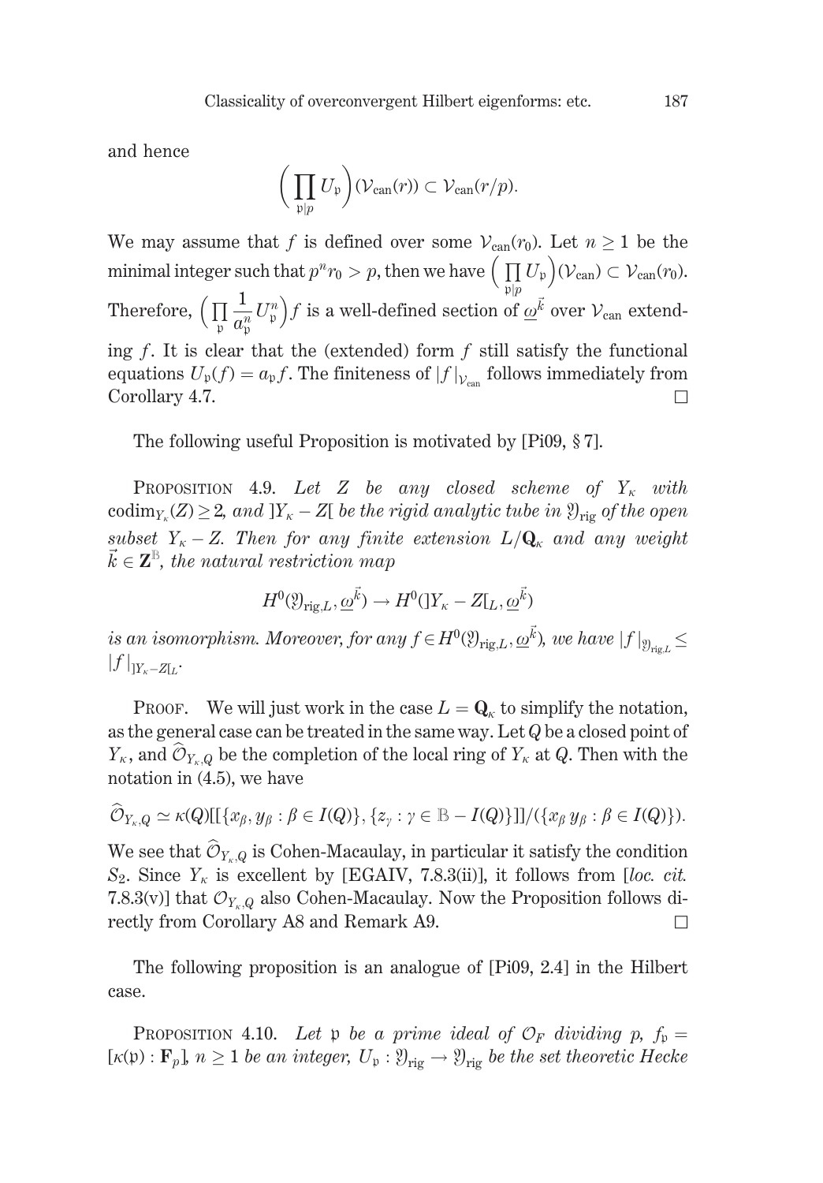and hence

$$\Big(\prod_{\mathfrak{p}|p} U_{\mathfrak{p}}\Big)(\mathcal{V}_{\mathrm{can}}(r)) \subset \mathcal{V}_{\mathrm{can}}(r/p).$$

We may assume that $f$ is defined over some $\mathcal{V}_{\mathrm{can}}(r_0)$. Let $n \geq 1$ be the minimal integer such that $p^n r_0 > p$, then we have $\Big(\prod_{\mathfrak{p}|p} U_{\mathfrak{p}}\Big)(\mathcal{V}_{\mathrm{can}}) \subset \mathcal{V}_{\mathrm{can}}(r_0)$. Therefore, $\Big(\prod_{\mathfrak{p}} \frac{1}{a_{\mathfrak{p}}^n} U_{\mathfrak{p}}^n\Big) f$ is a well-defined section of $\underline{\omega}^{\vec{k}}$ over $\mathcal{V}_{\mathrm{can}}$ extending $f$. It is clear that the (extended) form $f$ still satisfy the functional equations $U_{\mathfrak{p}}(f) = a_{\mathfrak{p}} f$. The finiteness of $|f|_{\mathcal{V}_{\mathrm{can}}}$ follows immediately from Corollary 4.7. $\square$

The following useful Proposition is motivated by [Pi09, § 7].

Proposition 4.9. *Let $Z$ be any closed scheme of $Y_\kappa$ with $\mathrm{codim}_{Y_\kappa}(Z) \geq 2$, and $]Y_\kappa - Z[$ be the rigid analytic tube in $\mathfrak{Y}_{\mathrm{rig}}$ of the open subset $Y_\kappa - Z$. Then for any finite extension $L/\mathbf{Q}_\kappa$ and any weight $\vec{k} \in \mathbf{Z}^{\mathbb{B}}$, the natural restriction map*

$$H^0(\mathfrak{Y}_{\mathrm{rig},L}, \underline{\omega}^{\vec{k}}) \to H^0(]Y_\kappa - Z[_L, \underline{\omega}^{\vec{k}})$$

*is an isomorphism. Moreover, for any $f \in H^0(\mathfrak{Y}_{\mathrm{rig},L}, \underline{\omega}^{\vec{k}})$, we have $|f|_{\mathfrak{Y}_{\mathrm{rig},L}} \leq |f|_{]Y_\kappa - Z[_L}$.*

Proof. We will just work in the case $L = \mathbf{Q}_\kappa$ to simplify the notation, as the general case can be treated in the same way. Let $Q$ be a closed point of $Y_\kappa$, and $\widehat{\mathcal{O}}_{Y_\kappa,Q}$ be the completion of the local ring of $Y_\kappa$ at $Q$. Then with the notation in (4.5), we have

$$\widehat{\mathcal{O}}_{Y_\kappa,Q} \simeq \kappa(Q)[[\{x_\beta, y_\beta : \beta \in I(Q)\}, \{z_\gamma : \gamma \in \mathbb{B} - I(Q)\}]]/(\{x_\beta\, y_\beta : \beta \in I(Q)\}).$$

We see that $\widehat{\mathcal{O}}_{Y_\kappa,Q}$ is Cohen-Macaulay, in particular it satisfy the condition $S_2$. Since $Y_\kappa$ is excellent by [EGAIV, 7.8.3(ii)], it follows from [*loc. cit.* 7.8.3(v)] that $\mathcal{O}_{Y_\kappa,Q}$ also Cohen-Macaulay. Now the Proposition follows directly from Corollary A8 and Remark A9. $\square$

The following proposition is an analogue of [Pi09, 2.4] in the Hilbert case.

Proposition 4.10. *Let $\mathfrak{p}$ be a prime ideal of $\mathcal{O}_F$ dividing $p$, $f_{\mathfrak{p}} = [\kappa(\mathfrak{p}) : \mathbf{F}_p]$, $n \geq 1$ be an integer, $U_{\mathfrak{p}} : \mathfrak{Y}_{\mathrm{rig}} \to \mathfrak{Y}_{\mathrm{rig}}$ be the set theoretic Hecke*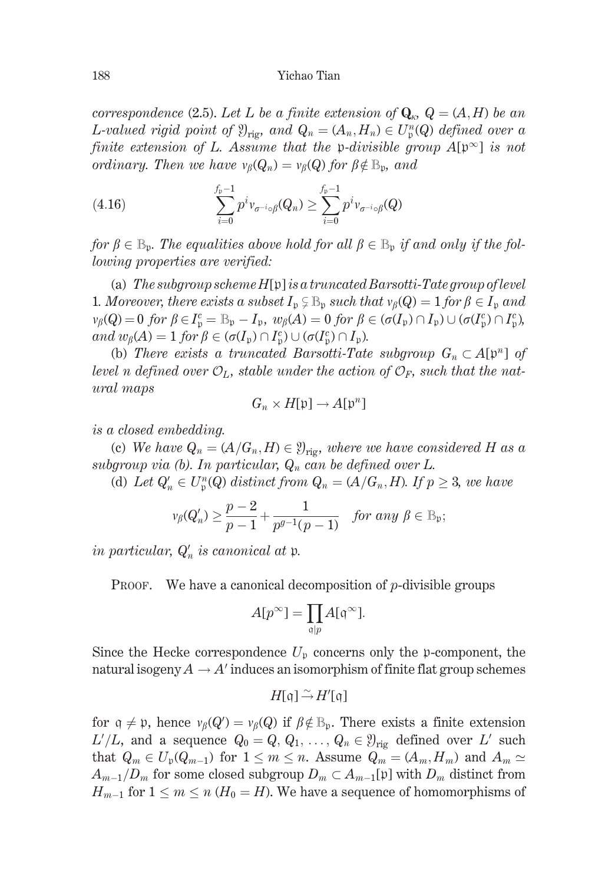*correspondence* (2.5). *Let $L$ be a finite extension of $\mathbf{Q}_\kappa$, $Q=(A,H)$ be an $L$-valued rigid point of $\mathfrak{Y}_{\mathrm{rig}}$, and $Q_n=(A_n,H_n)\in U^n_{\mathfrak{p}}(Q)$ defined over a finite extension of $L$. Assume that the $\mathfrak{p}$-divisible group $A[\mathfrak{p}^\infty]$ is not ordinary. Then we have $v_\beta(Q_n)=v_\beta(Q)$ for $\beta\notin\mathbb{B}_{\mathfrak{p}}$, and*

$$\sum_{i=0}^{f_{\mathfrak{p}}-1}p^i v_{\sigma^{-i}\circ\beta}(Q_n)\geq\sum_{i=0}^{f_{\mathfrak{p}}-1}p^i v_{\sigma^{-i}\circ\beta}(Q) \tag{4.16}$$

*for $\beta\in\mathbb{B}_{\mathfrak{p}}$. The equalities above hold for all $\beta\in\mathbb{B}_{\mathfrak{p}}$ if and only if the following properties are verified:*

(a) *The subgroup scheme $H[\mathfrak{p}]$ is a truncated Barsotti-Tate group of level 1. Moreover, there exists a subset $I_{\mathfrak{p}}\subsetneq\mathbb{B}_{\mathfrak{p}}$ such that $v_\beta(Q)=1$ for $\beta\in I_{\mathfrak{p}}$ and $v_\beta(Q)=0$ for $\beta\in I^c_{\mathfrak{p}}=\mathbb{B}_{\mathfrak{p}}-I_{\mathfrak{p}}$, $w_\beta(A)=0$ for $\beta\in(\sigma(I_{\mathfrak{p}})\cap I_{\mathfrak{p}})\cup(\sigma(I^c_{\mathfrak{p}})\cap I^c_{\mathfrak{p}})$, and $w_\beta(A)=1$ for $\beta\in(\sigma(I_{\mathfrak{p}})\cap I^c_{\mathfrak{p}})\cup(\sigma(I^c_{\mathfrak{p}})\cap I_{\mathfrak{p}})$.*

(b) *There exists a truncated Barsotti-Tate subgroup $G_n\subset A[\mathfrak{p}^n]$ of level $n$ defined over $\mathcal{O}_L$, stable under the action of $\mathcal{O}_F$, such that the natural maps*

$$G_n\times H[\mathfrak{p}]\to A[\mathfrak{p}^n]$$

*is a closed embedding.*

(c) *We have $Q_n=(A/G_n,H)\in\mathfrak{Y}_{\mathrm{rig}}$, where we have considered $H$ as a subgroup via (b). In particular, $Q_n$ can be defined over $L$.*

(d) *Let $Q'_n\in U^n_{\mathfrak{p}}(Q)$ distinct from $Q_n=(A/G_n,H)$. If $p\geq 3$, we have*

$$v_\beta(Q'_n)\geq\frac{p-2}{p-1}+\frac{1}{p^{g-1}(p-1)}\quad\text{for any }\beta\in\mathbb{B}_{\mathfrak{p}};$$

*in particular, $Q'_n$ is canonical at $\mathfrak{p}$.*

Proof. We have a canonical decomposition of $p$-divisible groups

$$A[p^\infty]=\prod_{\mathfrak{q}|p}A[\mathfrak{q}^\infty].$$

Since the Hecke correspondence $U_{\mathfrak{p}}$ concerns only the $\mathfrak{p}$-component, the natural isogeny $A\to A'$ induces an isomorphism of finite flat group schemes

$$H[\mathfrak{q}]\xrightarrow{\sim}H'[\mathfrak{q}]$$

for $\mathfrak{q}\neq\mathfrak{p}$, hence $v_\beta(Q')=v_\beta(Q)$ if $\beta\notin\mathbb{B}_{\mathfrak{p}}$. There exists a finite extension $L'/L$, and a sequence $Q_0=Q,Q_1,\ldots,Q_n\in\mathfrak{Y}_{\mathrm{rig}}$ defined over $L'$ such that $Q_m\in U_{\mathfrak{p}}(Q_{m-1})$ for $1\leq m\leq n$. Assume $Q_m=(A_m,H_m)$ and $A_m\simeq A_{m-1}/D_m$ for some closed subgroup $D_m\subset A_{m-1}[\mathfrak{p}]$ with $D_m$ distinct from $H_{m-1}$ for $1\leq m\leq n$ ($H_0=H$). We have a sequence of homomorphisms of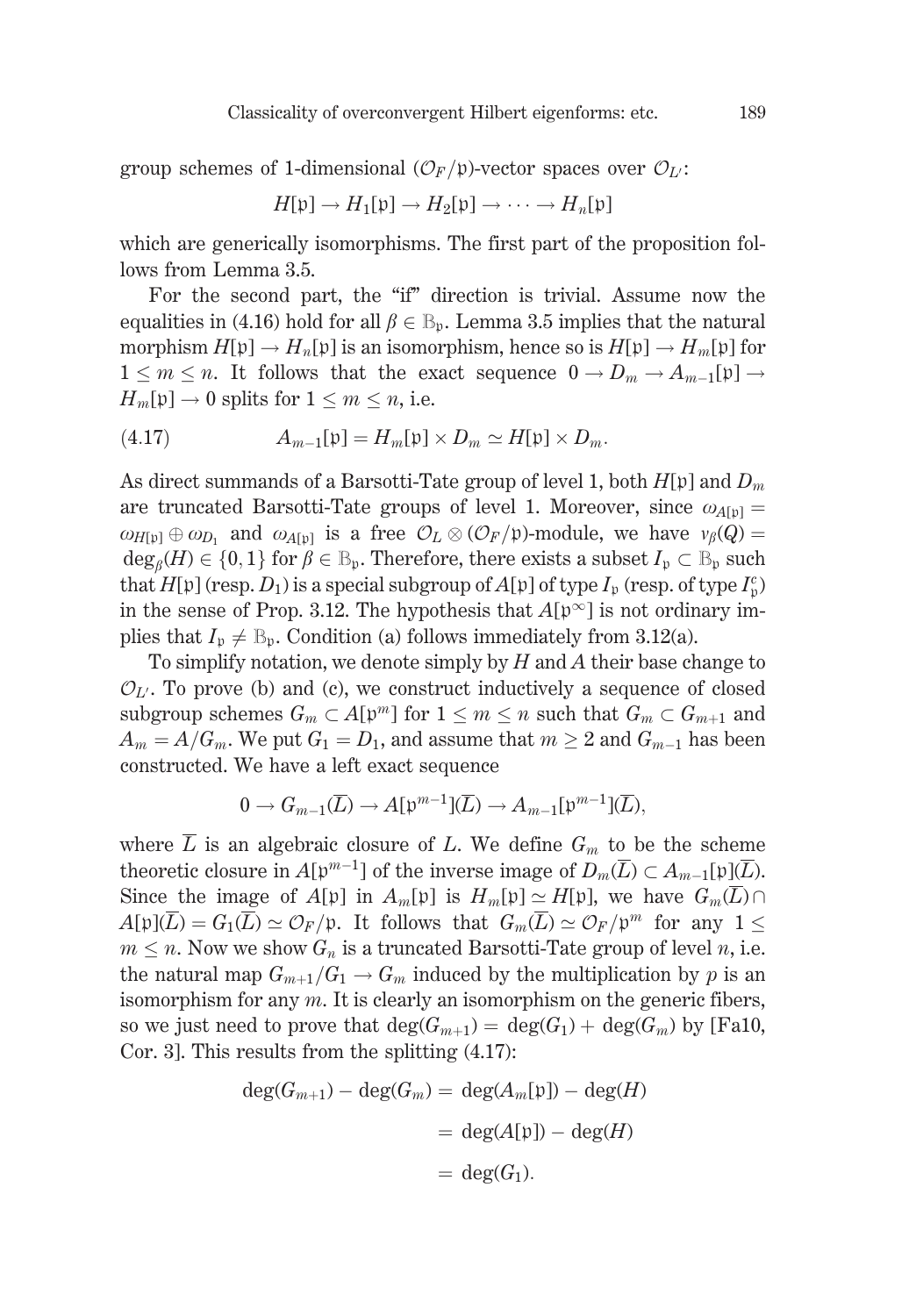group schemes of 1-dimensional $(\mathcal{O}_F/\mathfrak{p})$-vector spaces over $\mathcal{O}_{L'}$:

$$H[\mathfrak{p}] \to H_1[\mathfrak{p}] \to H_2[\mathfrak{p}] \to \cdots \to H_n[\mathfrak{p}]$$

which are generically isomorphisms. The first part of the proposition follows from Lemma 3.5.

For the second part, the "if" direction is trivial. Assume now the equalities in (4.16) hold for all $\beta \in \mathbb{B}_{\mathfrak{p}}$. Lemma 3.5 implies that the natural morphism $H[\mathfrak{p}] \to H_n[\mathfrak{p}]$ is an isomorphism, hence so is $H[\mathfrak{p}] \to H_m[\mathfrak{p}]$ for $1 \leq m \leq n$. It follows that the exact sequence $0 \to D_m \to A_{m-1}[\mathfrak{p}] \to H_m[\mathfrak{p}] \to 0$ splits for $1 \leq m \leq n$, i.e.

$$A_{m-1}[\mathfrak{p}] = H_m[\mathfrak{p}] \times D_m \simeq H[\mathfrak{p}] \times D_m. \tag{4.17}$$

As direct summands of a Barsotti-Tate group of level 1, both $H[\mathfrak{p}]$ and $D_m$ are truncated Barsotti-Tate groups of level 1. Moreover, since $\omega_{A[\mathfrak{p}]} = \omega_{H[\mathfrak{p}]} \oplus \omega_{D_1}$ and $\omega_{A[\mathfrak{p}]}$ is a free $\mathcal{O}_L \otimes (\mathcal{O}_F/\mathfrak{p})$-module, we have $v_\beta(Q) = \deg_\beta(H) \in \{0, 1\}$ for $\beta \in \mathbb{B}_{\mathfrak{p}}$. Therefore, there exists a subset $I_{\mathfrak{p}} \subset \mathbb{B}_{\mathfrak{p}}$ such that $H[\mathfrak{p}]$ (resp. $D_1$) is a special subgroup of $A[\mathfrak{p}]$ of type $I_{\mathfrak{p}}$ (resp. of type $I_{\mathfrak{p}}^c$) in the sense of Prop. 3.12. The hypothesis that $A[\mathfrak{p}^\infty]$ is not ordinary implies that $I_{\mathfrak{p}} \neq \mathbb{B}_{\mathfrak{p}}$. Condition (a) follows immediately from 3.12(a).

To simplify notation, we denote simply by $H$ and $A$ their base change to $\mathcal{O}_{L'}$. To prove (b) and (c), we construct inductively a sequence of closed subgroup schemes $G_m \subset A[\mathfrak{p}^m]$ for $1 \leq m \leq n$ such that $G_m \subset G_{m+1}$ and $A_m = A/G_m$. We put $G_1 = D_1$, and assume that $m \geq 2$ and $G_{m-1}$ has been constructed. We have a left exact sequence

$$0 \to G_{m-1}(\overline{L}) \to A[\mathfrak{p}^{m-1}](\overline{L}) \to A_{m-1}[\mathfrak{p}^{m-1}](\overline{L}),$$

where $\overline{L}$ is an algebraic closure of $L$. We define $G_m$ to be the scheme theoretic closure in $A[\mathfrak{p}^{m-1}]$ of the inverse image of $D_m(\overline{L}) \subset A_{m-1}[\mathfrak{p}](\overline{L})$. Since the image of $A[\mathfrak{p}]$ in $A_m[\mathfrak{p}]$ is $H_m[\mathfrak{p}] \simeq H[\mathfrak{p}]$, we have $G_m(\overline{L}) \cap A[\mathfrak{p}](\overline{L}) = G_1(\overline{L}) \simeq \mathcal{O}_F/\mathfrak{p}$. It follows that $G_m(\overline{L}) \simeq \mathcal{O}_F/\mathfrak{p}^m$ for any $1 \leq m \leq n$. Now we show $G_n$ is a truncated Barsotti-Tate group of level $n$, i.e. the natural map $G_{m+1}/G_1 \to G_m$ induced by the multiplication by $p$ is an isomorphism for any $m$. It is clearly an isomorphism on the generic fibers, so we just need to prove that $\deg(G_{m+1}) = \deg(G_1) + \deg(G_m)$ by [Fa10, Cor. 3]. This results from the splitting (4.17):

$$\begin{aligned}
\deg(G_{m+1}) - \deg(G_m) &= \deg(A_m[\mathfrak{p}]) - \deg(H) \\
&= \deg(A[\mathfrak{p}]) - \deg(H) \\
&= \deg(G_1).
\end{aligned}$$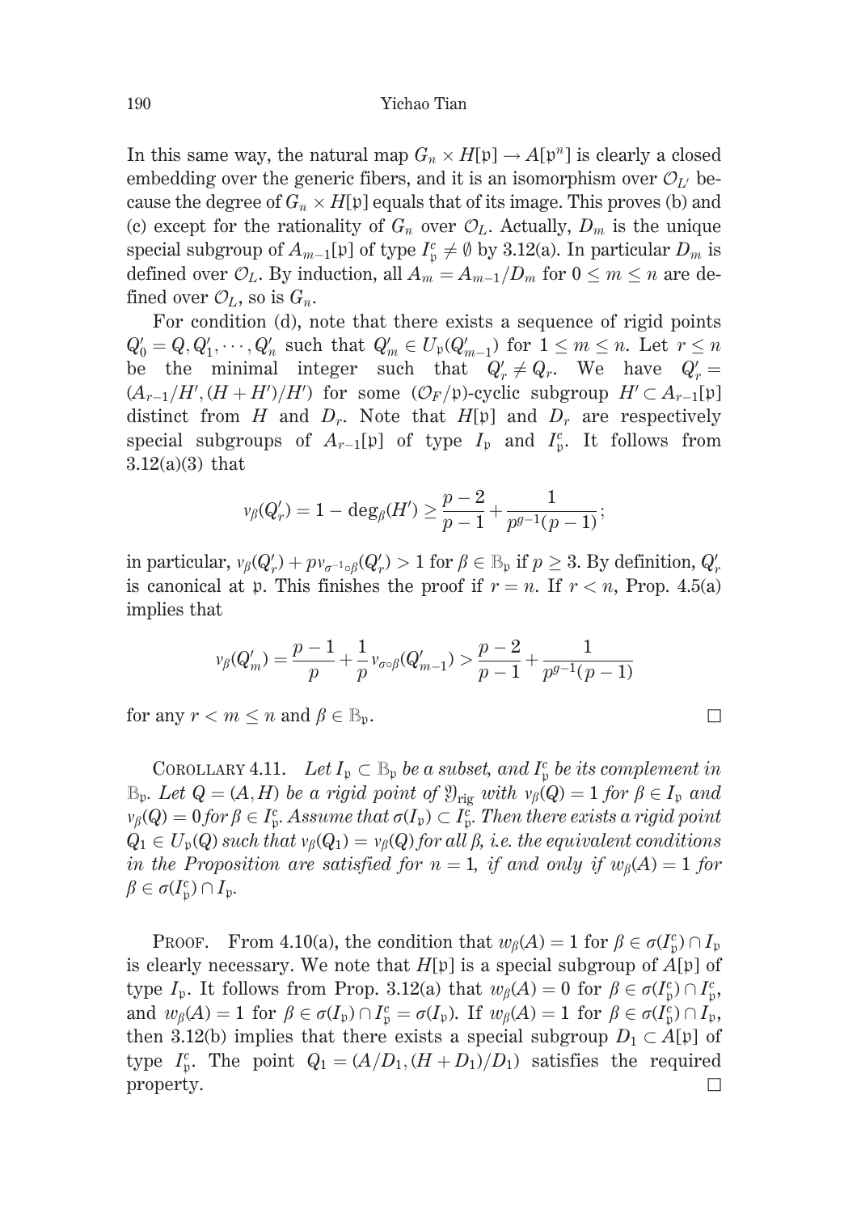In this same way, the natural map $G_n \times H[\mathfrak{p}] \to A[\mathfrak{p}^n]$ is clearly a closed embedding over the generic fibers, and it is an isomorphism over $\mathcal{O}_{L'}$ because the degree of $G_n \times H[\mathfrak{p}]$ equals that of its image. This proves (b) and (c) except for the rationality of $G_n$ over $\mathcal{O}_L$. Actually, $D_m$ is the unique special subgroup of $A_{m-1}[\mathfrak{p}]$ of type $I^c_\mathfrak{p} \neq \emptyset$ by 3.12(a). In particular $D_m$ is defined over $\mathcal{O}_L$. By induction, all $A_m = A_{m-1}/D_m$ for $0 \leq m \leq n$ are defined over $\mathcal{O}_L$, so is $G_n$.

For condition (d), note that there exists a sequence of rigid points $Q'_0 = Q, Q'_1, \cdots, Q'_n$ such that $Q'_m \in U_\mathfrak{p}(Q'_{m-1})$ for $1 \leq m \leq n$. Let $r \leq n$ be the minimal integer such that $Q'_r \neq Q_r$. We have $Q'_r = (A_{r-1}/H', (H+H')/H')$ for some $(\mathcal{O}_F/\mathfrak{p})$-cyclic subgroup $H' \subset A_{r-1}[\mathfrak{p}]$ distinct from $H$ and $D_r$. Note that $H[\mathfrak{p}]$ and $D_r$ are respectively special subgroups of $A_{r-1}[\mathfrak{p}]$ of type $I_\mathfrak{p}$ and $I^c_\mathfrak{p}$. It follows from 3.12(a)(3) that

$$v_\beta(Q'_r) = 1 - \deg_\beta(H') \geq \frac{p-2}{p-1} + \frac{1}{p^{g-1}(p-1)};$$

in particular, $v_\beta(Q'_r) + pv_{\sigma^{-1}\circ\beta}(Q'_r) > 1$ for $\beta \in \mathbb{B}_\mathfrak{p}$ if $p \geq 3$. By definition, $Q'_r$ is canonical at $\mathfrak{p}$. This finishes the proof if $r = n$. If $r < n$, Prop. 4.5(a) implies that

$$v_\beta(Q'_m) = \frac{p-1}{p} + \frac{1}{p} v_{\sigma\circ\beta}(Q'_{m-1}) > \frac{p-2}{p-1} + \frac{1}{p^{g-1}(p-1)}$$

for any $r < m \leq n$ and $\beta \in \mathbb{B}_\mathfrak{p}$. $\square$

COROLLARY 4.11. *Let $I_\mathfrak{p} \subset \mathbb{B}_\mathfrak{p}$ be a subset, and $I^c_\mathfrak{p}$ be its complement in $\mathbb{B}_\mathfrak{p}$. Let $Q = (A, H)$ be a rigid point of $\mathfrak{Y}_{\mathrm{rig}}$ with $v_\beta(Q) = 1$ for $\beta \in I_\mathfrak{p}$ and $v_\beta(Q) = 0$ for $\beta \in I^c_\mathfrak{p}$. Assume that $\sigma(I_\mathfrak{p}) \subset I^c_\mathfrak{p}$. Then there exists a rigid point $Q_1 \in U_\mathfrak{p}(Q)$ such that $v_\beta(Q_1) = v_\beta(Q)$ for all $\beta$, i.e. the equivalent conditions in the Proposition are satisfied for $n = 1$, if and only if $w_\beta(A) = 1$ for $\beta \in \sigma(I^c_\mathfrak{p}) \cap I_\mathfrak{p}$.*

PROOF. From 4.10(a), the condition that $w_\beta(A) = 1$ for $\beta \in \sigma(I^c_\mathfrak{p}) \cap I_\mathfrak{p}$ is clearly necessary. We note that $H[\mathfrak{p}]$ is a special subgroup of $A[\mathfrak{p}]$ of type $I_\mathfrak{p}$. It follows from Prop. 3.12(a) that $w_\beta(A) = 0$ for $\beta \in \sigma(I^c_\mathfrak{p}) \cap I^c_\mathfrak{p}$, and $w_\beta(A) = 1$ for $\beta \in \sigma(I_\mathfrak{p}) \cap I^c_\mathfrak{p} = \sigma(I_\mathfrak{p})$. If $w_\beta(A) = 1$ for $\beta \in \sigma(I^c_\mathfrak{p}) \cap I_\mathfrak{p}$, then 3.12(b) implies that there exists a special subgroup $D_1 \subset A[\mathfrak{p}]$ of type $I^c_\mathfrak{p}$. The point $Q_1 = (A/D_1, (H+D_1)/D_1)$ satisfies the required property. $\square$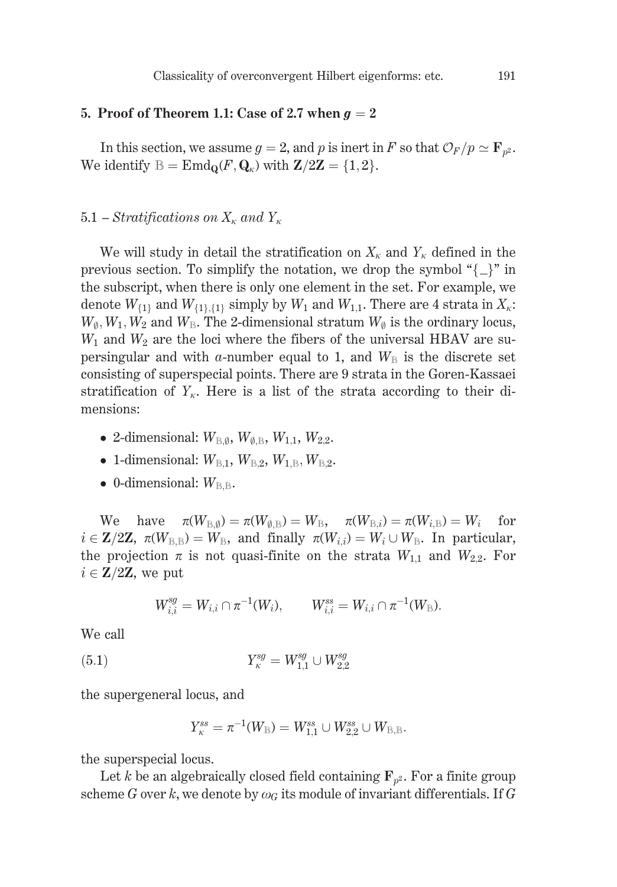## 5. Proof of Theorem 1.1: Case of 2.7 when $g = 2$

In this section, we assume $g = 2$, and $p$ is inert in $F$ so that $\mathcal{O}_F/p \simeq \mathbf{F}_{p^2}$. We identify $\mathbb{B} = \mathrm{Emd}_{\mathbf{Q}}(F, \mathbf{Q}_\kappa)$ with $\mathbf{Z}/2\mathbf{Z} = \{1, 2\}$.

### 5.1 – *Stratifications on $X_\kappa$ and $Y_\kappa$*

We will study in detail the stratification on $X_\kappa$ and $Y_\kappa$ defined in the previous section. To simplify the notation, we drop the symbol "$\{\_\}$" in the subscript, when there is only one element in the set. For example, we denote $W_{\{1\}}$ and $W_{\{1\},\{1\}}$ simply by $W_1$ and $W_{1,1}$. There are 4 strata in $X_\kappa$: $W_\emptyset, W_1, W_2$ and $W_\mathbb{B}$. The 2-dimensional stratum $W_\emptyset$ is the ordinary locus, $W_1$ and $W_2$ are the loci where the fibers of the universal HBAV are supersingular and with $a$-number equal to 1, and $W_\mathbb{B}$ is the discrete set consisting of superspecial points. There are 9 strata in the Goren-Kassaei stratification of $Y_\kappa$. Here is a list of the strata according to their dimensions:

- 2-dimensional: $W_{\mathbb{B},\emptyset}$, $W_{\emptyset,\mathbb{B}}$, $W_{1,1}$, $W_{2,2}$.
- 1-dimensional: $W_{\mathbb{B},1}$, $W_{\mathbb{B},2}$, $W_{1,\mathbb{B}}, W_{\mathbb{B},2}$.
- 0-dimensional: $W_{\mathbb{B},\mathbb{B}}$.

We have $\pi(W_{\mathbb{B},\emptyset}) = \pi(W_{\emptyset,\mathbb{B}}) = W_\mathbb{B}$, $\pi(W_{\mathbb{B},i}) = \pi(W_{i,\mathbb{B}}) = W_i$ for $i \in \mathbf{Z}/2\mathbf{Z}$, $\pi(W_{\mathbb{B},\mathbb{B}}) = W_\mathbb{B}$, and finally $\pi(W_{i,i}) = W_i \cup W_\mathbb{B}$. In particular, the projection $\pi$ is not quasi-finite on the strata $W_{1,1}$ and $W_{2,2}$. For $i \in \mathbf{Z}/2\mathbf{Z}$, we put

$$W_{i,i}^{sg} = W_{i,i} \cap \pi^{-1}(W_i), \qquad W_{i,i}^{ss} = W_{i,i} \cap \pi^{-1}(W_\mathbb{B}).$$

We call

$$Y_\kappa^{sg} = W_{1,1}^{sg} \cup W_{2,2}^{sg} \tag{5.1}$$

the supergeneral locus, and

$$Y_\kappa^{ss} = \pi^{-1}(W_\mathbb{B}) = W_{1,1}^{ss} \cup W_{2,2}^{ss} \cup W_{\mathbb{B},\mathbb{B}}.$$

the superspecial locus.

Let $k$ be an algebraically closed field containing $\mathbf{F}_{p^2}$. For a finite group scheme $G$ over $k$, we denote by $\omega_G$ its module of invariant differentials. If $G$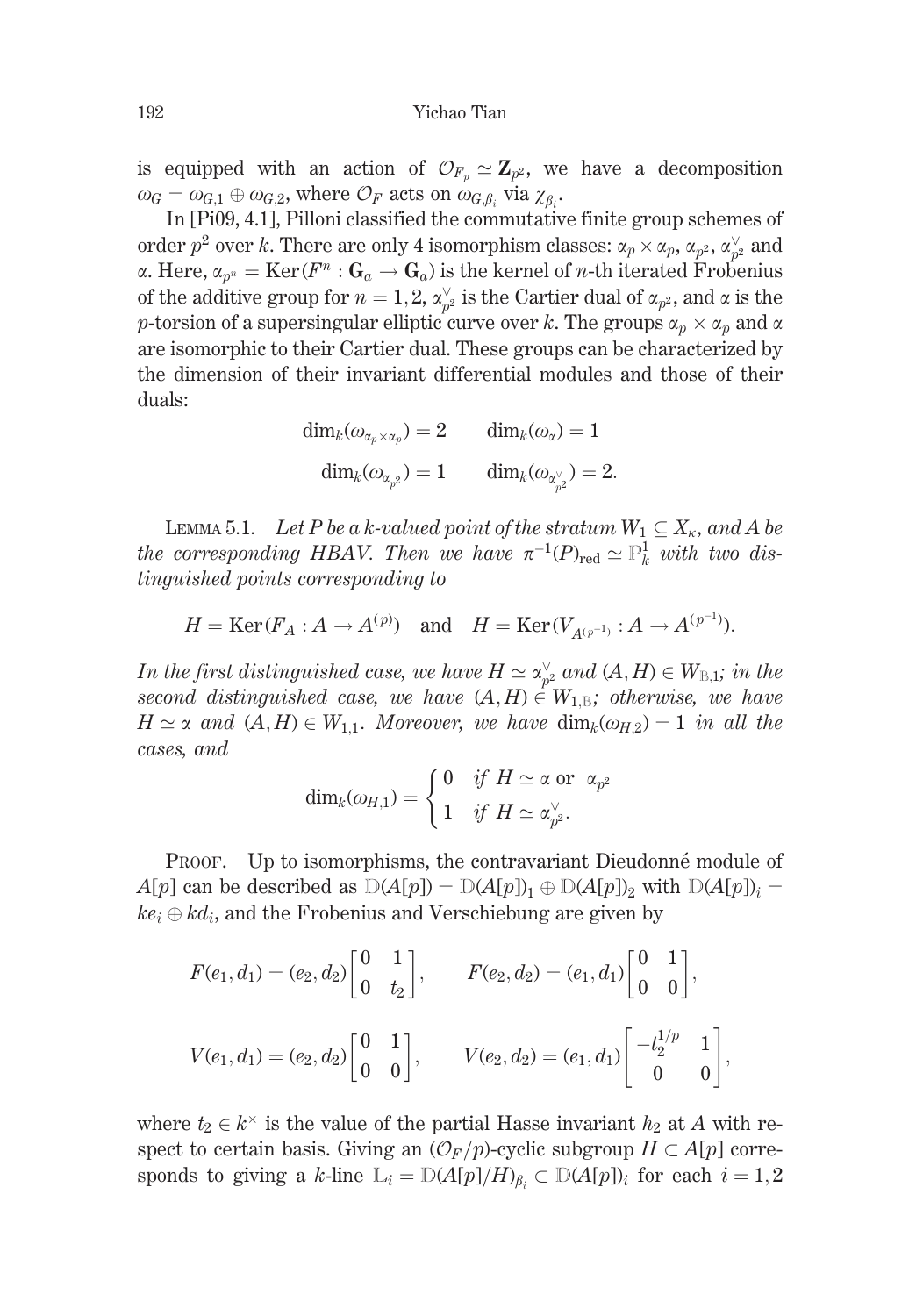is equipped with an action of $\mathcal{O}_{F_p} \simeq \mathbf{Z}_{p^2}$, we have a decomposition $\omega_G = \omega_{G,1} \oplus \omega_{G,2}$, where $\mathcal{O}_F$ acts on $\omega_{G,\beta_i}$ via $\chi_{\beta_i}$.

In [Pi09, 4.1], Pilloni classified the commutative finite group schemes of order $p^2$ over $k$. There are only 4 isomorphism classes: $\alpha_p \times \alpha_p$, $\alpha_{p^2}$, $\alpha_{p^2}^\vee$ and $\alpha$. Here, $\alpha_{p^n} = \mathrm{Ker}(F^n : \mathbf{G}_a \to \mathbf{G}_a)$ is the kernel of $n$-th iterated Frobenius of the additive group for $n = 1, 2$, $\alpha_{p^2}^\vee$ is the Cartier dual of $\alpha_{p^2}$, and $\alpha$ is the $p$-torsion of a supersingular elliptic curve over $k$. The groups $\alpha_p \times \alpha_p$ and $\alpha$ are isomorphic to their Cartier dual. These groups can be characterized by the dimension of their invariant differential modules and those of their duals:

$$\dim_k(\omega_{\alpha_p \times \alpha_p}) = 2 \qquad \dim_k(\omega_{\alpha}) = 1$$

$$\dim_k(\omega_{\alpha_{p^2}}) = 1 \qquad \dim_k(\omega_{\alpha_{p^2}^\vee}) = 2.$$

Lemma 5.1. *Let $P$ be a $k$-valued point of the stratum $W_1 \subseteq X_\kappa$, and $A$ be the corresponding HBAV. Then we have $\pi^{-1}(P)_{\mathrm{red}} \simeq \mathbb{P}^1_k$ with two distinguished points corresponding to*

$$H = \mathrm{Ker}(F_A : A \to A^{(p)}) \quad \text{and} \quad H = \mathrm{Ker}(V_{A^{(p^{-1})}} : A \to A^{(p^{-1})}).$$

*In the first distinguished case, we have $H \simeq \alpha_{p^2}^\vee$ and $(A, H) \in W_{\mathbb{B},1}$; in the second distinguished case, we have $(A, H) \in W_{1,\mathbb{B}}$; otherwise, we have $H \simeq \alpha$ and $(A, H) \in W_{1,1}$. Moreover, we have $\dim_k(\omega_{H,2}) = 1$ in all the cases, and*

$$\dim_k(\omega_{H,1}) = \begin{cases} 0 & \text{if } H \simeq \alpha \text{ or } \alpha_{p^2} \\ 1 & \text{if } H \simeq \alpha_{p^2}^\vee. \end{cases}$$

Proof. Up to isomorphisms, the contravariant Dieudonné module of $A[p]$ can be described as $\mathbb{D}(A[p]) = \mathbb{D}(A[p])_1 \oplus \mathbb{D}(A[p])_2$ with $\mathbb{D}(A[p])_i = ke_i \oplus kd_i$, and the Frobenius and Verschiebung are given by

$$F(e_1, d_1) = (e_2, d_2)\begin{bmatrix} 0 & 1 \\ 0 & t_2 \end{bmatrix}, \qquad F(e_2, d_2) = (e_1, d_1)\begin{bmatrix} 0 & 1 \\ 0 & 0 \end{bmatrix},$$

$$V(e_1, d_1) = (e_2, d_2)\begin{bmatrix} 0 & 1 \\ 0 & 0 \end{bmatrix}, \qquad V(e_2, d_2) = (e_1, d_1)\begin{bmatrix} -t_2^{1/p} & 1 \\ 0 & 0 \end{bmatrix},$$

where $t_2 \in k^\times$ is the value of the partial Hasse invariant $h_2$ at $A$ with respect to certain basis. Giving an $(\mathcal{O}_F/p)$-cyclic subgroup $H \subset A[p]$ corresponds to giving a $k$-line $\mathbb{L}_i = \mathbb{D}(A[p]/H)_{\beta_i} \subset \mathbb{D}(A[p])_i$ for each $i = 1, 2$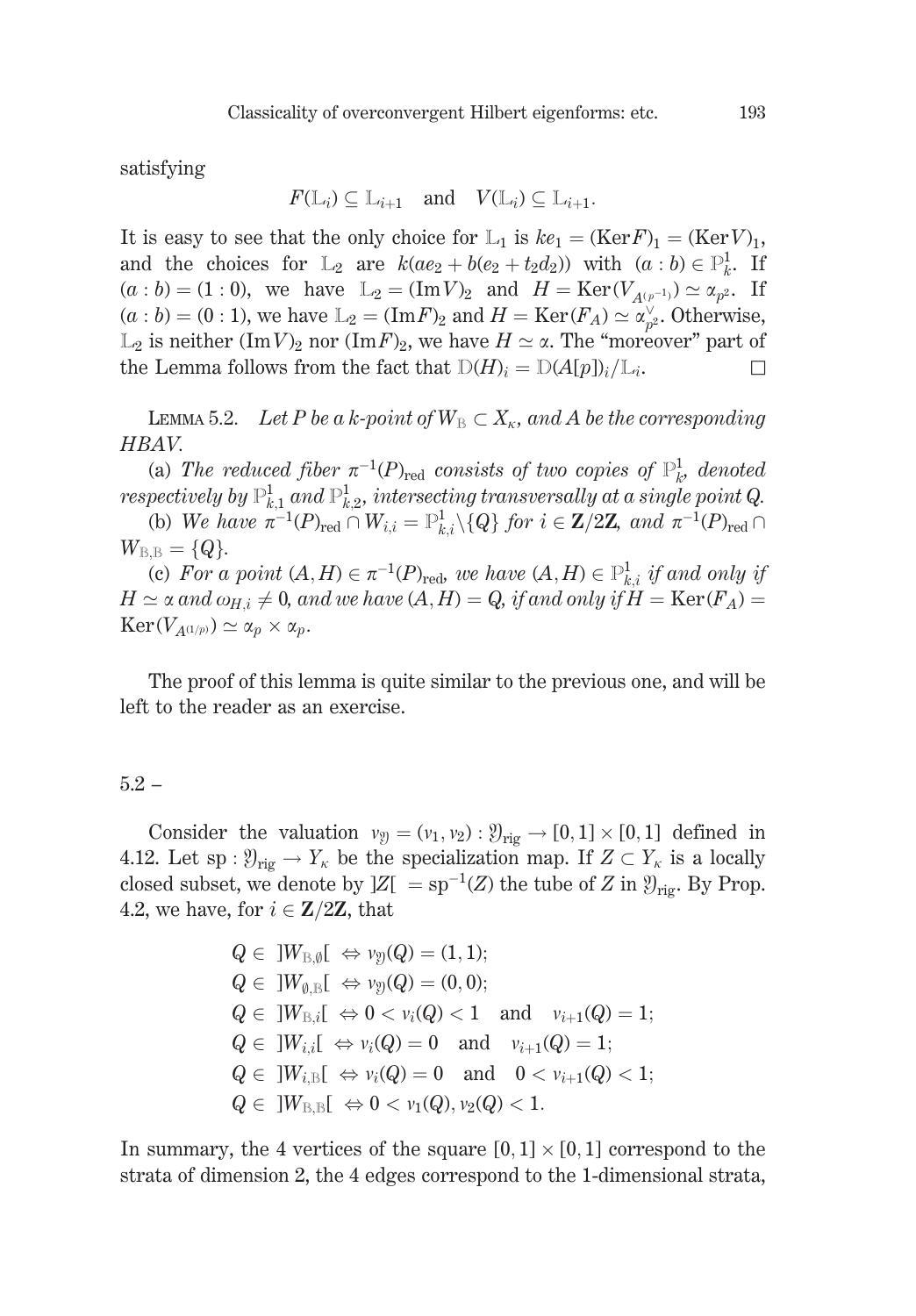satisfying

$$F(\mathbb{L}_i) \subseteq \mathbb{L}_{i+1} \quad \text{and} \quad V(\mathbb{L}_i) \subseteq \mathbb{L}_{i+1}.$$

It is easy to see that the only choice for $\mathbb{L}_1$ is $ke_1 = (\mathrm{Ker} F)_1 = (\mathrm{Ker} V)_1$, and the choices for $\mathbb{L}_2$ are $k(ae_2 + b(e_2 + t_2 d_2))$ with $(a:b) \in \mathbb{P}^1_k$. If $(a:b) = (1:0)$, we have $\mathbb{L}_2 = (\mathrm{Im} V)_2$ and $H = \mathrm{Ker}(V_{A^{(p^{-1})}}) \simeq \alpha_{p^2}$. If $(a:b) = (0:1)$, we have $\mathbb{L}_2 = (\mathrm{Im} F)_2$ and $H = \mathrm{Ker}(F_A) \simeq \alpha_{p^2}^{\vee}$. Otherwise, $\mathbb{L}_2$ is neither $(\mathrm{Im} V)_2$ nor $(\mathrm{Im} F)_2$, we have $H \simeq \alpha$. The "moreover" part of the Lemma follows from the fact that $\mathbb{D}(H)_i = \mathbb{D}(A[p])_i / \mathbb{L}_i$. $\square$

LEMMA 5.2. *Let $P$ be a $k$-point of $W_{\mathbb{B}} \subset X_\kappa$, and $A$ be the corresponding HBAV.*

(a) *The reduced fiber $\pi^{-1}(P)_{\mathrm{red}}$ consists of two copies of $\mathbb{P}^1_k$, denoted respectively by $\mathbb{P}^1_{k,1}$ and $\mathbb{P}^1_{k,2}$, intersecting transversally at a single point $Q$.*

(b) *We have $\pi^{-1}(P)_{\mathrm{red}} \cap W_{i,i} = \mathbb{P}^1_{k,i} \backslash \{Q\}$ for $i \in \mathbf{Z}/2\mathbf{Z}$, and $\pi^{-1}(P)_{\mathrm{red}} \cap W_{\mathbb{B},\mathbb{B}} = \{Q\}$.*

(c) *For a point $(A, H) \in \pi^{-1}(P)_{\mathrm{red}}$, we have $(A, H) \in \mathbb{P}^1_{k,i}$ if and only if $H \simeq \alpha$ and $\omega_{H,i} \neq 0$, and we have $(A, H) = Q$, if and only if $H = \mathrm{Ker}(F_A) = \mathrm{Ker}(V_{A^{(1/p)}}) \simeq \alpha_p \times \alpha_p$.*

The proof of this lemma is quite similar to the previous one, and will be left to the reader as an exercise.

## 5.2 –

Consider the valuation $v_{\mathfrak{Y}} = (v_1, v_2) : \mathfrak{Y}_{\mathrm{rig}} \to [0,1] \times [0,1]$ defined in 4.12. Let $\mathrm{sp} : \mathfrak{Y}_{\mathrm{rig}} \to Y_\kappa$ be the specialization map. If $Z \subset Y_\kappa$ is a locally closed subset, we denote by $]Z[ \; = \mathrm{sp}^{-1}(Z)$ the tube of $Z$ in $\mathfrak{Y}_{\mathrm{rig}}$. By Prop. 4.2, we have, for $i \in \mathbf{Z}/2\mathbf{Z}$, that

$$
\begin{aligned}
&Q \in \; ]W_{\mathbb{B},\emptyset}[ \; \Leftrightarrow v_{\mathfrak{Y}}(Q) = (1,1);\\
&Q \in \; ]W_{\emptyset,\mathbb{B}}[ \; \Leftrightarrow v_{\mathfrak{Y}}(Q) = (0,0);\\
&Q \in \; ]W_{\mathbb{B},i}[ \; \Leftrightarrow 0 < v_i(Q) < 1 \quad \text{and} \quad v_{i+1}(Q) = 1;\\
&Q \in \; ]W_{i,i}[ \; \Leftrightarrow v_i(Q) = 0 \quad \text{and} \quad v_{i+1}(Q) = 1;\\
&Q \in \; ]W_{i,\mathbb{B}}[ \; \Leftrightarrow v_i(Q) = 0 \quad \text{and} \quad 0 < v_{i+1}(Q) < 1;\\
&Q \in \; ]W_{\mathbb{B},\mathbb{B}}[ \; \Leftrightarrow 0 < v_1(Q), v_2(Q) < 1.
\end{aligned}
$$

In summary, the 4 vertices of the square $[0,1] \times [0,1]$ correspond to the strata of dimension 2, the 4 edges correspond to the 1-dimensional strata,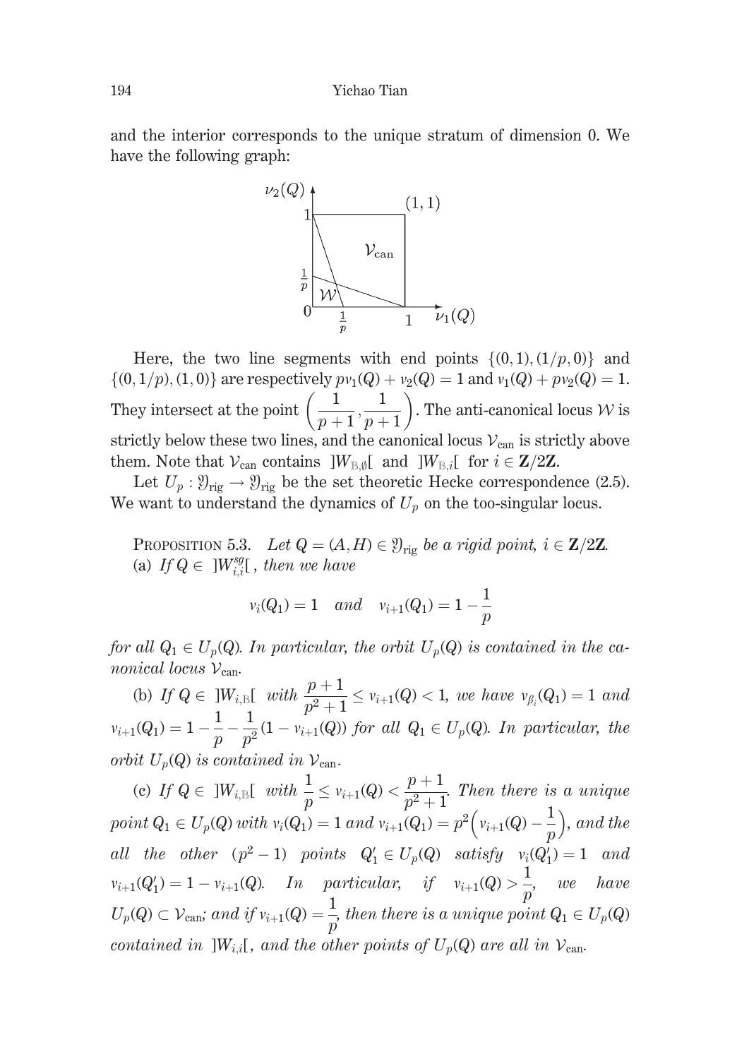and the interior corresponds to the unique stratum of dimension 0. We have the following graph:

Here, the two line segments with end points $\{(0,1),(1/p,0)\}$ and $\{(0,1/p),(1,0)\}$ are respectively $pv_1(Q)+v_2(Q)=1$ and $v_1(Q)+pv_2(Q)=1$. They intersect at the point $\left(\frac{1}{p+1},\frac{1}{p+1}\right)$. The anti-canonical locus $\mathcal{W}$ is strictly below these two lines, and the canonical locus $\mathcal{V}_{\mathrm{can}}$ is strictly above them. Note that $\mathcal{V}_{\mathrm{can}}$ contains $]W_{\mathbb{B},\emptyset}[$ and $]W_{\mathbb{B},i}[$ for $i\in\mathbf{Z}/2\mathbf{Z}$.

Let $U_p:\mathfrak{Y}_{\mathrm{rig}}\to\mathfrak{Y}_{\mathrm{rig}}$ be the set theoretic Hecke correspondence (2.5). We want to understand the dynamics of $U_p$ on the too-singular locus.

Proposition 5.3. *Let $Q=(A,H)\in\mathfrak{Y}_{\mathrm{rig}}$ be a rigid point, $i\in\mathbf{Z}/2\mathbf{Z}$.*
(a) *If $Q\in\ ]W_{i,i}^{sg}[$, then we have*

$$v_i(Q_1)=1 \quad and \quad v_{i+1}(Q_1)=1-\frac{1}{p}$$

*for all $Q_1\in U_p(Q)$. In particular, the orbit $U_p(Q)$ is contained in the canonical locus $\mathcal{V}_{\mathrm{can}}$.*

(b) *If $Q\in\ ]W_{i,\mathbb{B}}[$ with $\frac{p+1}{p^2+1}\le v_{i+1}(Q)<1$, we have $v_{\beta_i}(Q_1)=1$ and $v_{i+1}(Q_1)=1-\frac{1}{p}-\frac{1}{p^2}(1-v_{i+1}(Q))$ for all $Q_1\in U_p(Q)$. In particular, the orbit $U_p(Q)$ is contained in $\mathcal{V}_{\mathrm{can}}$.*

(c) *If $Q\in\ ]W_{i,\mathbb{B}}[$ with $\frac{1}{p}\le v_{i+1}(Q)<\frac{p+1}{p^2+1}$. Then there is a unique point $Q_1\in U_p(Q)$ with $v_i(Q_1)=1$ and $v_{i+1}(Q_1)=p^2\Big(v_{i+1}(Q)-\frac{1}{p}\Big)$, and the all the other $(p^2-1)$ points $Q_1'\in U_p(Q)$ satisfy $v_i(Q_1')=1$ and $v_{i+1}(Q_1')=1-v_{i+1}(Q)$. In particular, if $v_{i+1}(Q)>\frac{1}{p}$, we have $U_p(Q)\subset\mathcal{V}_{\mathrm{can}}$; and if $v_{i+1}(Q)=\frac{1}{p}$, then there is a unique point $Q_1\in U_p(Q)$ contained in $]W_{i,i}[$, and the other points of $U_p(Q)$ are all in $\mathcal{V}_{\mathrm{can}}$.*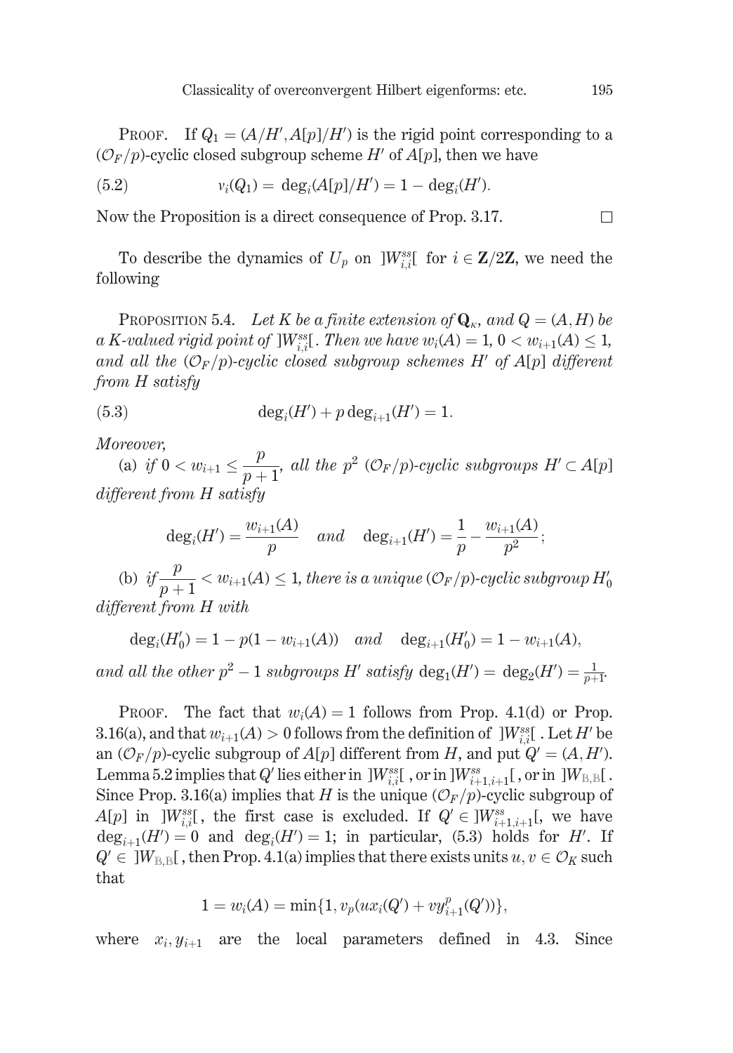PROOF. If $Q_1 = (A/H', A[p]/H')$ is the rigid point corresponding to a $(\mathcal{O}_F/p)$-cyclic closed subgroup scheme $H'$ of $A[p]$, then we have

$$v_i(Q_1) = \deg_i(A[p]/H') = 1 - \deg_i(H'). \tag{5.2}$$

Now the Proposition is a direct consequence of Prop. 3.17. $\square$

To describe the dynamics of $U_p$ on $]W^{ss}_{i,i}[$ for $i \in \mathbf{Z}/2\mathbf{Z}$, we need the following

PROPOSITION 5.4. *Let $K$ be a finite extension of $\mathbf{Q}_\kappa$, and $Q = (A, H)$ be a $K$-valued rigid point of $]W^{ss}_{i,i}[$. Then we have $w_i(A) = 1$, $0 < w_{i+1}(A) \leq 1$, and all the $(\mathcal{O}_F/p)$-cyclic closed subgroup schemes $H'$ of $A[p]$ different from $H$ satisfy*

$$\deg_i(H') + p \deg_{i+1}(H') = 1. \tag{5.3}$$

*Moreover,*

(a) *if $0 < w_{i+1} \leq \dfrac{p}{p+1}$, all the $p^2$ $(\mathcal{O}_F/p)$-cyclic subgroups $H' \subset A[p]$ different from $H$ satisfy*

$$\deg_i(H') = \frac{w_{i+1}(A)}{p} \quad \textit{and} \quad \deg_{i+1}(H') = \frac{1}{p} - \frac{w_{i+1}(A)}{p^2};$$

(b) *if $\dfrac{p}{p+1} < w_{i+1}(A) \leq 1$, there is a unique $(\mathcal{O}_F/p)$-cyclic subgroup $H'_0$ different from $H$ with*

$$\deg_i(H'_0) = 1 - p(1 - w_{i+1}(A)) \quad \textit{and} \quad \deg_{i+1}(H'_0) = 1 - w_{i+1}(A),$$

*and all the other $p^2 - 1$ subgroups $H'$ satisfy $\deg_1(H') = \deg_2(H') = \frac{1}{p+1}$.*

PROOF. The fact that $w_i(A) = 1$ follows from Prop. 4.1(d) or Prop. 3.16(a), and that $w_{i+1}(A) > 0$ follows from the definition of $]W^{ss}_{i,i}[$. Let $H'$ be an $(\mathcal{O}_F/p)$-cyclic subgroup of $A[p]$ different from $H$, and put $Q' = (A, H')$. Lemma 5.2 implies that $Q'$ lies either in $]W^{ss}_{i,i}[$, or in $]W^{ss}_{i+1,i+1}[$, or in $]W_{\mathbb{B},\mathbb{B}}[$. Since Prop. 3.16(a) implies that $H$ is the unique $(\mathcal{O}_F/p)$-cyclic subgroup of $A[p]$ in $]W^{ss}_{i,i}[$, the first case is excluded. If $Q' \in ]W^{ss}_{i+1,i+1}[$, we have $\deg_{i+1}(H') = 0$ and $\deg_i(H') = 1$; in particular, (5.3) holds for $H'$. If $Q' \in ]W_{\mathbb{B},\mathbb{B}}[$, then Prop. 4.1(a) implies that there exists units $u, v \in \mathcal{O}_K$ such that

$$1 = w_i(A) = \min\{1, v_p(ux_i(Q') + vy^p_{i+1}(Q'))\},$$

where $x_i, y_{i+1}$ are the local parameters defined in 4.3. Since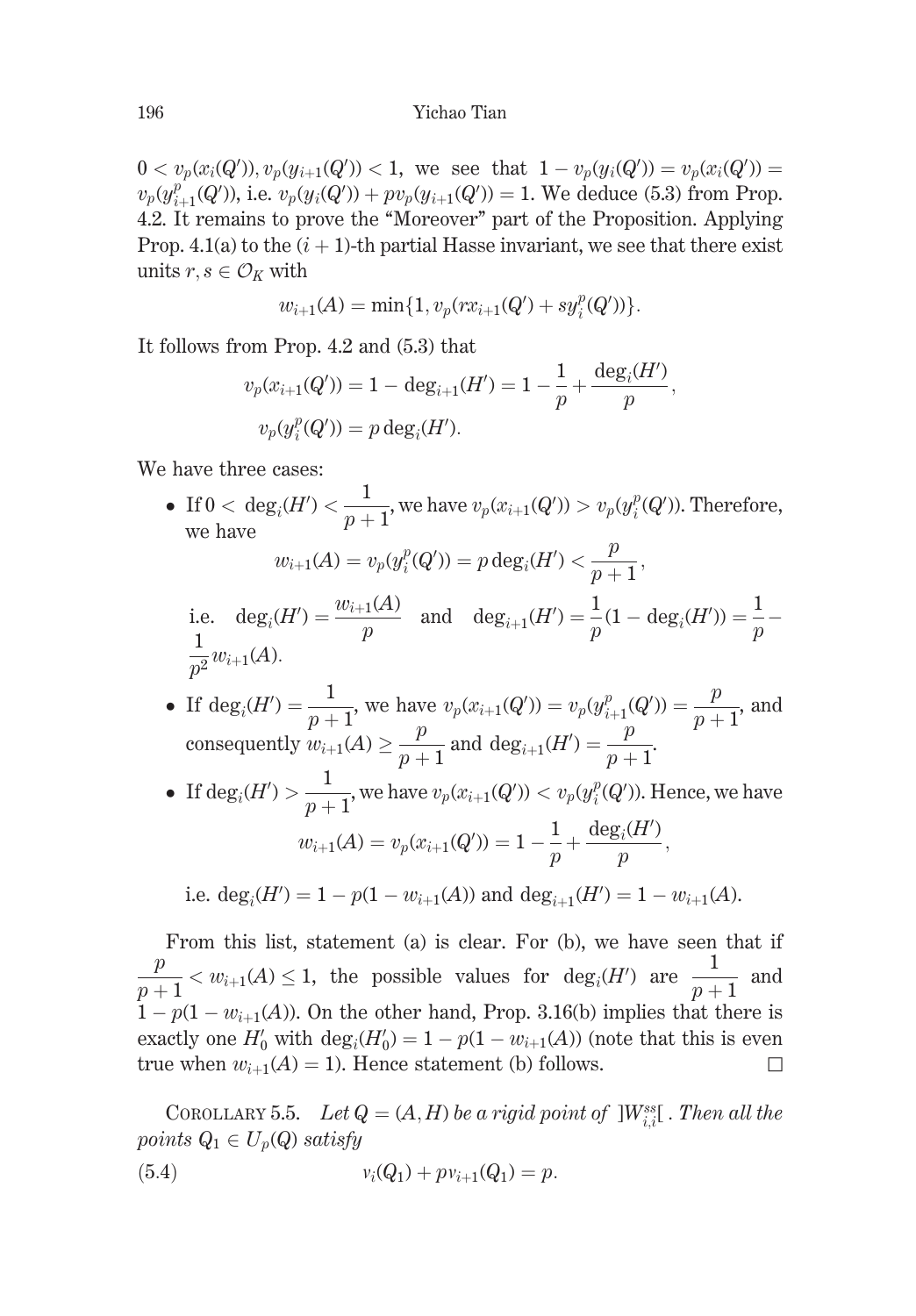$0 < v_p(x_i(Q')), v_p(y_{i+1}(Q')) < 1$, we see that $1 - v_p(y_i(Q')) = v_p(x_i(Q')) = v_p(y^p_{i+1}(Q'))$, i.e. $v_p(y_i(Q')) + pv_p(y_{i+1}(Q')) = 1$. We deduce (5.3) from Prop. 4.2. It remains to prove the "Moreover" part of the Proposition. Applying Prop. 4.1(a) to the $(i+1)$-th partial Hasse invariant, we see that there exist units $r, s \in \mathcal{O}_K$ with

$$w_{i+1}(A) = \min\{1, v_p(rx_{i+1}(Q') + sy_i^p(Q'))\}.$$

It follows from Prop. 4.2 and (5.3) that

$$v_p(x_{i+1}(Q')) = 1 - \deg_{i+1}(H') = 1 - \frac{1}{p} + \frac{\deg_i(H')}{p},$$
$$v_p(y_i^p(Q')) = p \deg_i(H').$$

We have three cases:

- If $0 < \deg_i(H') < \dfrac{1}{p+1}$, we have $v_p(x_{i+1}(Q')) > v_p(y_i^p(Q'))$. Therefore, we have
$$w_{i+1}(A) = v_p(y_i^p(Q')) = p \deg_i(H') < \frac{p}{p+1},$$
i.e. $\deg_i(H') = \dfrac{w_{i+1}(A)}{p}$ and $\deg_{i+1}(H') = \dfrac{1}{p}(1 - \deg_i(H')) = \dfrac{1}{p} - \dfrac{1}{p^2} w_{i+1}(A)$.
- If $\deg_i(H') = \dfrac{1}{p+1}$, we have $v_p(x_{i+1}(Q')) = v_p(y^p_{i+1}(Q')) = \dfrac{p}{p+1}$, and consequently $w_{i+1}(A) \geq \dfrac{p}{p+1}$ and $\deg_{i+1}(H') = \dfrac{p}{p+1}$.
- If $\deg_i(H') > \dfrac{1}{p+1}$, we have $v_p(x_{i+1}(Q')) < v_p(y_i^p(Q'))$. Hence, we have
$$w_{i+1}(A) = v_p(x_{i+1}(Q')) = 1 - \frac{1}{p} + \frac{\deg_i(H')}{p},$$
i.e. $\deg_i(H') = 1 - p(1 - w_{i+1}(A))$ and $\deg_{i+1}(H') = 1 - w_{i+1}(A)$.

From this list, statement (a) is clear. For (b), we have seen that if $\dfrac{p}{p+1} < w_{i+1}(A) \leq 1$, the possible values for $\deg_i(H')$ are $\dfrac{1}{p+1}$ and $1 - p(1 - w_{i+1}(A))$. On the other hand, Prop. 3.16(b) implies that there is exactly one $H'_0$ with $\deg_i(H'_0) = 1 - p(1 - w_{i+1}(A))$ (note that this is even true when $w_{i+1}(A) = 1$). Hence statement (b) follows. $\square$

COROLLARY 5.5. *Let $Q = (A, H)$ be a rigid point of $]W^{ss}_{i,i}[$. Then all the points $Q_1 \in U_p(Q)$ satisfy*

$$v_i(Q_1) + pv_{i+1}(Q_1) = p. \tag{5.4}$$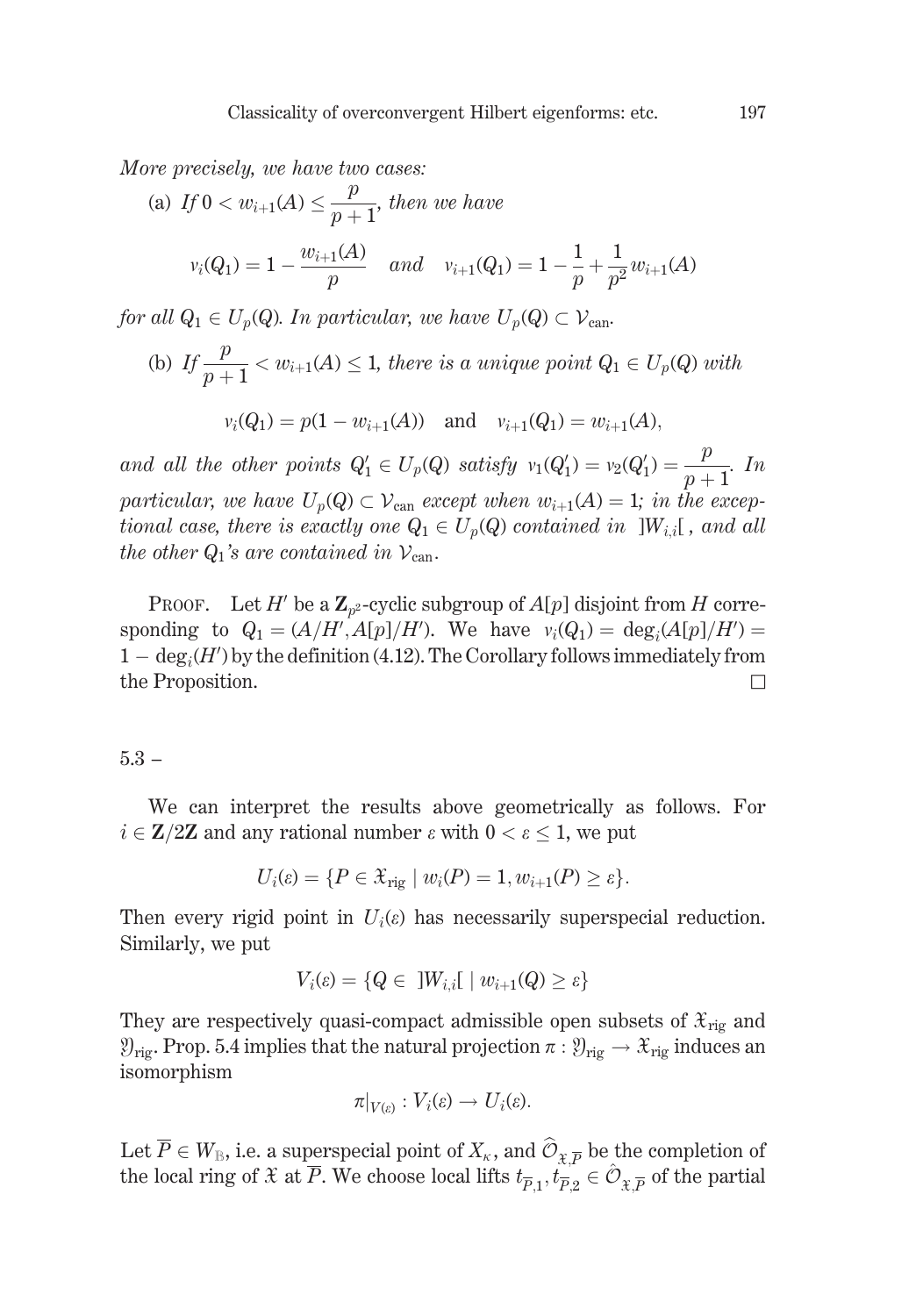*More precisely, we have two cases:*

(a) *If* $0 < w_{i+1}(A) \leq \dfrac{p}{p+1}$*, then we have*

$$v_i(Q_1) = 1 - \frac{w_{i+1}(A)}{p} \quad \textit{and} \quad v_{i+1}(Q_1) = 1 - \frac{1}{p} + \frac{1}{p^2}w_{i+1}(A)$$

*for all* $Q_1 \in U_p(Q)$*. In particular, we have* $U_p(Q) \subset \mathcal{V}_{\mathrm{can}}$*.*

(b) *If* $\dfrac{p}{p+1} < w_{i+1}(A) \leq 1$*, there is a unique point* $Q_1 \in U_p(Q)$ *with*

$$v_i(Q_1) = p(1 - w_{i+1}(A)) \quad \text{and} \quad v_{i+1}(Q_1) = w_{i+1}(A),$$

*and all the other points* $Q_1' \in U_p(Q)$ *satisfy* $v_1(Q_1') = v_2(Q_1') = \dfrac{p}{p+1}$*. In particular, we have* $U_p(Q) \subset \mathcal{V}_{\mathrm{can}}$ *except when* $w_{i+1}(A) = 1$*; in the exceptional case, there is exactly one* $Q_1 \in U_p(Q)$ *contained in* $]W_{i,i}[$*, and all the other* $Q_1$*'s are contained in* $\mathcal{V}_{\mathrm{can}}$*.*

PROOF. Let $H'$ be a $\mathbf{Z}_{p^2}$-cyclic subgroup of $A[p]$ disjoint from $H$ corresponding to $Q_1 = (A/H', A[p]/H')$. We have $v_i(Q_1) = \deg_i(A[p]/H') = 1 - \deg_i(H')$ by the definition (4.12). The Corollary follows immediately from the Proposition. $\square$

5.3 –

We can interpret the results above geometrically as follows. For $i \in \mathbf{Z}/2\mathbf{Z}$ and any rational number $\varepsilon$ with $0 < \varepsilon \leq 1$, we put

$$U_i(\varepsilon) = \{P \in \mathfrak{X}_{\mathrm{rig}} \mid w_i(P) = 1, w_{i+1}(P) \geq \varepsilon\}.$$

Then every rigid point in $U_i(\varepsilon)$ has necessarily superspecial reduction. Similarly, we put

$$V_i(\varepsilon) = \{Q \in \ ]W_{i,i}[ \ \mid w_{i+1}(Q) \geq \varepsilon\}$$

They are respectively quasi-compact admissible open subsets of $\mathfrak{X}_{\mathrm{rig}}$ and $\mathfrak{Y}_{\mathrm{rig}}$. Prop. 5.4 implies that the natural projection $\pi : \mathfrak{Y}_{\mathrm{rig}} \to \mathfrak{X}_{\mathrm{rig}}$ induces an isomorphism

$$\pi|_{V(\varepsilon)} : V_i(\varepsilon) \to U_i(\varepsilon).$$

Let $\overline{P} \in W_{\mathbb{B}}$, i.e. a superspecial point of $X_\kappa$, and $\widehat{\mathcal{O}}_{\mathfrak{X},\overline{P}}$ be the completion of the local ring of $\mathfrak{X}$ at $\overline{P}$. We choose local lifts $t_{\overline{P},1}, t_{\overline{P},2} \in \hat{\mathcal{O}}_{\mathfrak{X},\overline{P}}$ of the partial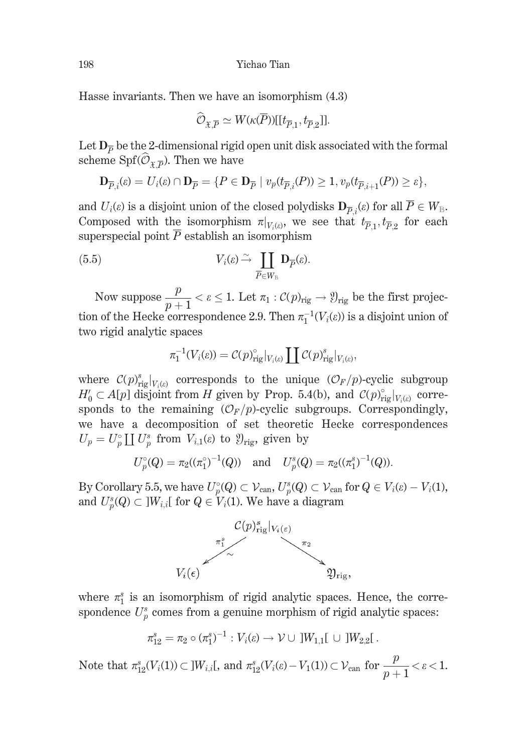Hasse invariants. Then we have an isomorphism (4.3)

$$\widehat{\mathcal{O}}_{\mathfrak{X},\overline{P}} \simeq W(\kappa(\overline{P}))[[t_{\overline{P},1}, t_{\overline{P},2}]].$$

Let $\mathbf{D}_{\overline{P}}$ be the 2-dimensional rigid open unit disk associated with the formal scheme $\mathrm{Spf}(\widehat{\mathcal{O}}_{\mathfrak{X},\overline{P}})$. Then we have

$$\mathbf{D}_{\overline{P},i}(\varepsilon) = U_i(\varepsilon) \cap \mathbf{D}_{\overline{P}} = \{P \in \mathbf{D}_{\overline{P}} \mid v_p(t_{\overline{P},i}(P)) \geq 1, v_p(t_{\overline{P},i+1}(P)) \geq \varepsilon\},$$

and $U_i(\varepsilon)$ is a disjoint union of the closed polydisks $\mathbf{D}_{\overline{P},i}(\varepsilon)$ for all $\overline{P} \in W_{\mathbb{B}}$. Composed with the isomorphism $\pi|_{V_i(\varepsilon)}$, we see that $t_{\overline{P},1}, t_{\overline{P},2}$ for each superspecial point $\overline{P}$ establish an isomorphism

$$V_i(\varepsilon) \xrightarrow{\sim} \coprod_{\overline{P} \in W_{\mathbb{B}}} \mathbf{D}_{\overline{P}}(\varepsilon). \tag{5.5}$$

Now suppose $\dfrac{p}{p+1} < \varepsilon \leq 1$. Let $\pi_1 : \mathcal{C}(p)_{\mathrm{rig}} \to \mathfrak{Y}_{\mathrm{rig}}$ be the first projection of the Hecke correspondence 2.9. Then $\pi_1^{-1}(V_i(\varepsilon))$ is a disjoint union of two rigid analytic spaces

$$\pi_1^{-1}(V_i(\varepsilon)) = \mathcal{C}(p)^{\circ}_{\mathrm{rig}}|_{V_i(\varepsilon)} \coprod \mathcal{C}(p)^{s}_{\mathrm{rig}}|_{V_i(\varepsilon)},$$

where $\mathcal{C}(p)^{s}_{\mathrm{rig}}|_{V_i(\varepsilon)}$ corresponds to the unique $(\mathcal{O}_F/p)$-cyclic subgroup $H'_0 \subset A[p]$ disjoint from $H$ given by Prop. 5.4(b), and $\mathcal{C}(p)^{\circ}_{\mathrm{rig}}|_{V_i(\varepsilon)}$ corresponds to the remaining $(\mathcal{O}_F/p)$-cyclic subgroups. Correspondingly, we have a decomposition of set theoretic Hecke correspondences $U_p = U_p^{\circ} \coprod U_p^{s}$ from $V_{i,1}(\varepsilon)$ to $\mathfrak{Y}_{\mathrm{rig}}$, given by

$$U_p^{\circ}(Q) = \pi_2((\pi_1^{\circ})^{-1}(Q)) \quad \text{and} \quad U_p^{s}(Q) = \pi_2((\pi_1^{s})^{-1}(Q)).$$

By Corollary 5.5, we have $U_p^{\circ}(Q) \subset \mathcal{V}_{\mathrm{can}}$, $U_p^{s}(Q) \subset \mathcal{V}_{\mathrm{can}}$ for $Q \in V_i(\varepsilon) - V_i(1)$, and $U_p^{s}(Q) \subset \,]W_{i,i}[$ for $Q \in V_i(1)$. We have a diagram

$$\begin{array}{ccc} & \mathcal{C}(p)^{s}_{\mathrm{rig}}|_{V_i(\varepsilon)} & \\ {\scriptstyle \pi_1^s,\ \sim}\swarrow & & \searrow{\scriptstyle \pi_2} \\ V_i(\epsilon) & & \mathfrak{Y}_{\mathrm{rig}}, \end{array}$$

where $\pi_1^s$ is an isomorphism of rigid analytic spaces. Hence, the correspondence $U_p^s$ comes from a genuine morphism of rigid analytic spaces:

$$\pi_{12}^{s} = \pi_2 \circ (\pi_1^{s})^{-1} : V_i(\varepsilon) \to \mathcal{V} \cup \,]W_{1,1}[\, \cup \,]W_{2,2}[\,.$$

Note that $\pi_{12}^{s}(V_i(1)) \subset \,]W_{i,i}[$, and $\pi_{12}^{s}(V_i(\varepsilon) - V_1(1)) \subset \mathcal{V}_{\mathrm{can}}$ for $\dfrac{p}{p+1} < \varepsilon < 1$.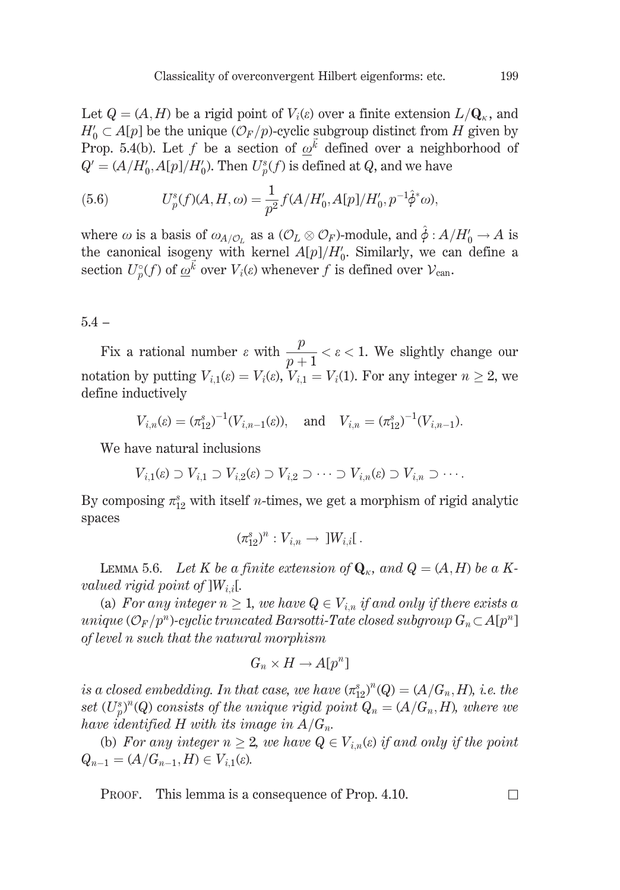Let $Q = (A, H)$ be a rigid point of $V_i(\varepsilon)$ over a finite extension $L/\mathbf{Q}_\kappa$, and $H'_0 \subset A[p]$ be the unique $(\mathcal{O}_F/p)$-cyclic subgroup distinct from $H$ given by Prop. 5.4(b). Let $f$ be a section of $\underline{\omega}^{\vec{k}}$ defined over a neighborhood of $Q' = (A/H'_0, A[p]/H'_0)$. Then $U_p^s(f)$ is defined at $Q$, and we have

$$U_p^s(f)(A, H, \omega) = \frac{1}{p^2} f(A/H'_0, A[p]/H'_0, p^{-1}\hat{\phi}^*\omega), \tag{5.6}$$

where $\omega$ is a basis of $\omega_{A/\mathcal{O}_L}$ as a $(\mathcal{O}_L \otimes \mathcal{O}_F)$-module, and $\hat{\phi} : A/H'_0 \to A$ is the canonical isogeny with kernel $A[p]/H'_0$. Similarly, we can define a section $U_p^\circ(f)$ of $\underline{\omega}^{\vec{k}}$ over $V_i(\varepsilon)$ whenever $f$ is defined over $\mathcal{V}_{\text{can}}$.

5.4 –

Fix a rational number $\varepsilon$ with $\dfrac{p}{p+1} < \varepsilon < 1$. We slightly change our notation by putting $V_{i,1}(\varepsilon) = V_i(\varepsilon)$, $V_{i,1} = V_i(1)$. For any integer $n \geq 2$, we define inductively

$$V_{i,n}(\varepsilon) = (\pi_{12}^s)^{-1}(V_{i,n-1}(\varepsilon)), \quad \text{and} \quad V_{i,n} = (\pi_{12}^s)^{-1}(V_{i,n-1}).$$

We have natural inclusions

$$V_{i,1}(\varepsilon) \supset V_{i,1} \supset V_{i,2}(\varepsilon) \supset V_{i,2} \supset \cdots \supset V_{i,n}(\varepsilon) \supset V_{i,n} \supset \cdots.$$

By composing $\pi_{12}^s$ with itself $n$-times, we get a morphism of rigid analytic spaces

$$(\pi_{12}^s)^n : V_{i,n} \to \, ]W_{i,i}[\,.$$

LEMMA 5.6. *Let $K$ be a finite extension of $\mathbf{Q}_\kappa$, and $Q = (A, H)$ be a $K$-valued rigid point of $]W_{i,i}[$.*

(a) *For any integer $n \geq 1$, we have $Q \in V_{i,n}$ if and only if there exists a unique $(\mathcal{O}_F/p^n)$-cyclic truncated Barsotti-Tate closed subgroup $G_n \subset A[p^n]$ of level $n$ such that the natural morphism*

$$G_n \times H \to A[p^n]$$

*is a closed embedding. In that case, we have $(\pi_{12}^s)^n(Q) = (A/G_n, H)$, i.e. the set $(U_p^s)^n(Q)$ consists of the unique rigid point $Q_n = (A/G_n, H)$, where we have identified $H$ with its image in $A/G_n$.*

(b) *For any integer $n \geq 2$, we have $Q \in V_{i,n}(\varepsilon)$ if and only if the point $Q_{n-1} = (A/G_{n-1}, H) \in V_{i,1}(\varepsilon)$.*

PROOF. This lemma is a consequence of Prop. 4.10. □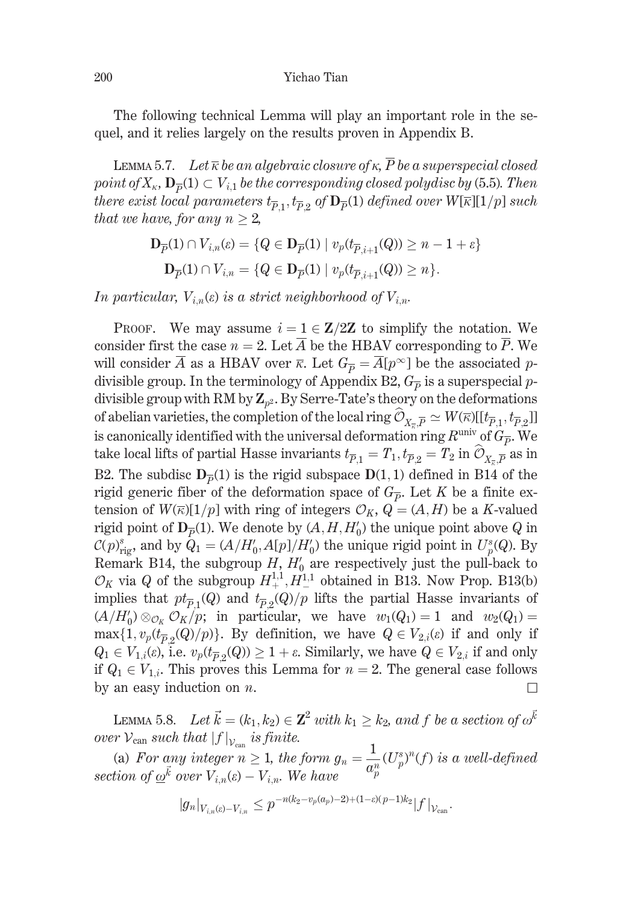The following technical Lemma will play an important role in the sequel, and it relies largely on the results proven in Appendix B.

LEMMA 5.7. *Let $\overline{\kappa}$ be an algebraic closure of $\kappa$, $\overline{P}$ be a superspecial closed point of $X_\kappa$, $\mathbf{D}_{\overline{P}}(1) \subset V_{i,1}$ be the corresponding closed polydisc by* (5.5)*. Then there exist local parameters $t_{\overline{P},1}, t_{\overline{P},2}$ of $\mathbf{D}_{\overline{P}}(1)$ defined over $W[\overline{\kappa}][1/p]$ such that we have, for any $n \geq 2$,*

$$\mathbf{D}_{\overline{P}}(1) \cap V_{i,n}(\varepsilon) = \{Q \in \mathbf{D}_{\overline{P}}(1) \mid v_p(t_{\overline{P},i+1}(Q)) \geq n - 1 + \varepsilon\}$$

$$\mathbf{D}_{\overline{P}}(1) \cap V_{i,n} = \{Q \in \mathbf{D}_{\overline{P}}(1) \mid v_p(t_{\overline{P},i+1}(Q)) \geq n\}.$$

*In particular, $V_{i,n}(\varepsilon)$ is a strict neighborhood of $V_{i,n}$.*

PROOF. We may assume $i = 1 \in \mathbf{Z}/2\mathbf{Z}$ to simplify the notation. We consider first the case $n = 2$. Let $\overline{A}$ be the HBAV corresponding to $\overline{P}$. We will consider $\overline{A}$ as a HBAV over $\overline{\kappa}$. Let $G_{\overline{P}} = \overline{A}[p^\infty]$ be the associated $p$-divisible group. In the terminology of Appendix B2, $G_{\overline{P}}$ is a superspecial $p$-divisible group with RM by $\mathbf{Z}_{p^2}$. By Serre-Tate's theory on the deformations of abelian varieties, the completion of the local ring $\widehat{\mathcal{O}}_{X_{\overline{\kappa}},\overline{P}} \simeq W(\overline{\kappa})[[t_{\overline{P},1}, t_{\overline{P},2}]]$ is canonically identified with the universal deformation ring $R^{\text{univ}}$ of $G_{\overline{P}}$. We take local lifts of partial Hasse invariants $t_{\overline{P},1} = T_1, t_{\overline{P},2} = T_2$ in $\widehat{\mathcal{O}}_{X_{\overline{\kappa}},\overline{P}}$ as in B2. The subdisc $\mathbf{D}_{\overline{P}}(1)$ is the rigid subspace $\mathbf{D}(1,1)$ defined in B14 of the rigid generic fiber of the deformation space of $G_{\overline{P}}$. Let $K$ be a finite extension of $W(\overline{\kappa})[1/p]$ with ring of integers $\mathcal{O}_K$, $Q = (A, H)$ be a $K$-valued rigid point of $\mathbf{D}_{\overline{P}}(1)$. We denote by $(A, H, H_0')$ the unique point above $Q$ in $\mathcal{C}(p)^s_{\text{rig}}$, and by $Q_1 = (A/H_0', A[p]/H_0')$ the unique rigid point in $U_p^s(Q)$. By Remark B14, the subgroup $H$, $H_0'$ are respectively just the pull-back to $\mathcal{O}_K$ via $Q$ of the subgroup $H_+^{1,1}, H_-^{1,1}$ obtained in B13. Now Prop. B13(b) implies that $pt_{\overline{P},1}(Q)$ and $t_{\overline{P},2}(Q)/p$ lifts the partial Hasse invariants of $(A/H_0') \otimes_{\mathcal{O}_K} \mathcal{O}_K/p$; in particular, we have $w_1(Q_1) = 1$ and $w_2(Q_1) = \max\{1, v_p(t_{\overline{P},2}(Q)/p)\}$. By definition, we have $Q \in V_{2,i}(\varepsilon)$ if and only if $Q_1 \in V_{1,i}(\varepsilon)$, i.e. $v_p(t_{\overline{P},2}(Q)) \geq 1 + \varepsilon$. Similarly, we have $Q \in V_{2,i}$ if and only if $Q_1 \in V_{1,i}$. This proves this Lemma for $n = 2$. The general case follows by an easy induction on $n$. $\square$

LEMMA 5.8. *Let $\vec{k} = (k_1, k_2) \in \mathbf{Z}^2$ with $k_1 \geq k_2$, and $f$ be a section of $\omega^{\vec{k}}$ over $\mathcal{V}_{\text{can}}$ such that $|f|_{\mathcal{V}_{\text{can}}}$ is finite.*

(a) *For any integer $n \geq 1$, the form $g_n = \dfrac{1}{a_p^n}(U_p^s)^n(f)$ is a well-defined section of $\underline{\omega}^{\vec{k}}$ over $V_{i,n}(\varepsilon) - V_{i,n}$. We have*

$$|g_n|_{V_{i,n}(\varepsilon) - V_{i,n}} \leq p^{-n(k_2 - v_p(a_p) - 2) + (1-\varepsilon)(p-1)k_2} |f|_{\mathcal{V}_{\text{can}}}.$$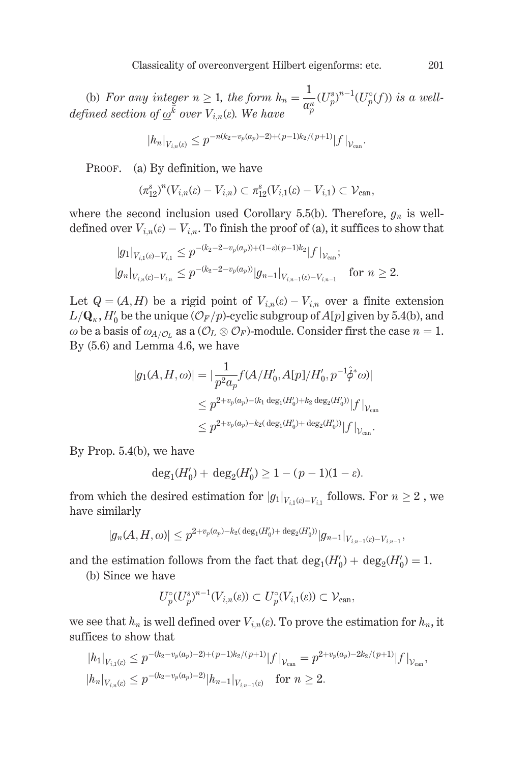(b) *For any integer $n \geq 1$, the form $h_n = \dfrac{1}{a_p^n}(U_p^s)^{n-1}(U_p^\circ(f))$ is a well-defined section of $\underline{\omega}^{\vec{k}}$ over $V_{i,n}(\varepsilon)$. We have*

$$|h_n|_{V_{i,n}(\varepsilon)} \leq p^{-n(k_2 - v_p(a_p) - 2) + (p-1)k_2/(p+1)} |f|_{\mathcal{V}_{\mathrm{can}}}.$$

Proof. (a) By definition, we have

$$(\pi_{12}^s)^n(V_{i,n}(\varepsilon) - V_{i,n}) \subset \pi_{12}^s(V_{i,1}(\varepsilon) - V_{i,1}) \subset \mathcal{V}_{\mathrm{can}},$$

where the second inclusion used Corollary 5.5(b). Therefore, $g_n$ is well-defined over $V_{i,n}(\varepsilon) - V_{i,n}$. To finish the proof of (a), it suffices to show that

$$|g_1|_{V_{i,1}(\varepsilon) - V_{i,1}} \leq p^{-(k_2 - 2 - v_p(a_p)) + (1-\varepsilon)(p-1)k_2} |f|_{\mathcal{V}_{\mathrm{can}}};$$
$$|g_n|_{V_{i,n}(\varepsilon) - V_{i,n}} \leq p^{-(k_2 - 2 - v_p(a_p))} |g_{n-1}|_{V_{i,n-1}(\varepsilon) - V_{i,n-1}} \quad \text{for } n \geq 2.$$

Let $Q = (A, H)$ be a rigid point of $V_{i,n}(\varepsilon) - V_{i,n}$ over a finite extension $L/\mathbf{Q}_\kappa$, $H_0'$ be the unique $(\mathcal{O}_F/p)$-cyclic subgroup of $A[p]$ given by 5.4(b), and $\omega$ be a basis of $\omega_{A/\mathcal{O}_L}$ as a $(\mathcal{O}_L \otimes \mathcal{O}_F)$-module. Consider first the case $n = 1$. By (5.6) and Lemma 4.6, we have

$$\begin{aligned}
|g_1(A, H, \omega)| &= \left|\frac{1}{p^2 a_p} f(A/H_0', A[p]/H_0', p^{-1}\hat{\phi}^*\omega)\right| \\
&\leq p^{2 + v_p(a_p) - (k_1 \deg_1(H_0') + k_2 \deg_2(H_0'))} |f|_{\mathcal{V}_{\mathrm{can}}} \\
&\leq p^{2 + v_p(a_p) - k_2(\deg_1(H_0') + \deg_2(H_0'))} |f|_{\mathcal{V}_{\mathrm{can}}}.
\end{aligned}$$

By Prop. 5.4(b), we have

$$\deg_1(H_0') + \deg_2(H_0') \geq 1 - (p-1)(1-\varepsilon).$$

from which the desired estimation for $|g_1|_{V_{i,1}(\varepsilon) - V_{i,1}}$ follows. For $n \geq 2$, we have similarly

$$|g_n(A, H, \omega)| \leq p^{2 + v_p(a_p) - k_2(\deg_1(H_0') + \deg_2(H_0'))} |g_{n-1}|_{V_{i,n-1}(\varepsilon) - V_{i,n-1}},$$

and the estimation follows from the fact that $\deg_1(H_0') + \deg_2(H_0') = 1$.

(b) Since we have

$$U_p^\circ (U_p^s)^{n-1}(V_{i,n}(\varepsilon)) \subset U_p^\circ(V_{i,1}(\varepsilon)) \subset \mathcal{V}_{\mathrm{can}},$$

we see that $h_n$ is well defined over $V_{i,n}(\varepsilon)$. To prove the estimation for $h_n$, it suffices to show that

$$|h_1|_{V_{i,1}(\varepsilon)} \leq p^{-(k_2 - v_p(a_p) - 2) + (p-1)k_2/(p+1)} |f|_{\mathcal{V}_{\mathrm{can}}} = p^{2 + v_p(a_p) - 2k_2/(p+1)} |f|_{\mathcal{V}_{\mathrm{can}}},$$
$$|h_n|_{V_{i,n}(\varepsilon)} \leq p^{-(k_2 - v_p(a_p) - 2)} |h_{n-1}|_{V_{i,n-1}(\varepsilon)} \quad \text{for } n \geq 2.$$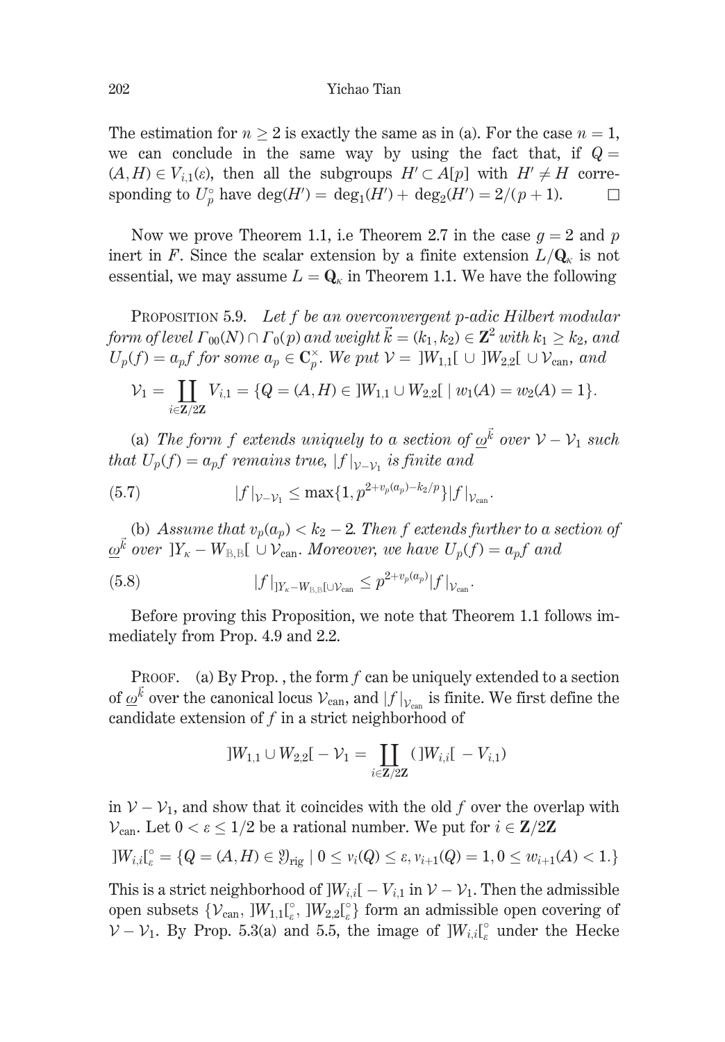The estimation for $n \geq 2$ is exactly the same as in (a). For the case $n = 1$, we can conclude in the same way by using the fact that, if $Q = (A, H) \in V_{i,1}(\varepsilon)$, then all the subgroups $H' \subset A[p]$ with $H' \neq H$ corresponding to $U_p^\circ$ have $\deg(H') = \deg_1(H') + \deg_2(H') = 2/(p+1)$. $\square$

Now we prove Theorem 1.1, i.e Theorem 2.7 in the case $g = 2$ and $p$ inert in $F$. Since the scalar extension by a finite extension $L/\mathbf{Q}_\kappa$ is not essential, we may assume $L = \mathbf{Q}_\kappa$ in Theorem 1.1. We have the following

Proposition 5.9. *Let $f$ be an overconvergent $p$-adic Hilbert modular form of level $\Gamma_{00}(N) \cap \Gamma_0(p)$ and weight $\vec{k} = (k_1, k_2) \in \mathbf{Z}^2$ with $k_1 \geq k_2$, and $U_p(f) = a_p f$ for some $a_p \in \mathbf{C}_p^\times$. We put $\mathcal{V} = \,]W_{1,1}[\, \cup \,]W_{2,2}[\, \cup \mathcal{V}_{\mathrm{can}}$, and*

$$\mathcal{V}_1 = \coprod_{i \in \mathbf{Z}/2\mathbf{Z}} V_{i,1} = \{Q = (A, H) \in \,]W_{1,1} \cup W_{2,2}[\, \mid w_1(A) = w_2(A) = 1\}.$$

(a) *The form $f$ extends uniquely to a section of $\underline{\omega}^{\vec{k}}$ over $\mathcal{V} - \mathcal{V}_1$ such that $U_p(f) = a_p f$ remains true, $|f|_{\mathcal{V}-\mathcal{V}_1}$ is finite and*

$$|f|_{\mathcal{V}-\mathcal{V}_1} \leq \max\{1, p^{2+v_p(a_p)-k_2/p}\} |f|_{\mathcal{V}_{\mathrm{can}}}. \tag{5.7}$$

(b) *Assume that $v_p(a_p) < k_2 - 2$. Then $f$ extends further to a section of $\underline{\omega}^{\vec{k}}$ over $]Y_\kappa - W_{\mathbb{B},\mathbb{B}}[\, \cup \mathcal{V}_{\mathrm{can}}$. Moreover, we have $U_p(f) = a_p f$ and*

$$|f|_{]Y_\kappa - W_{\mathbb{B},\mathbb{B}}[\cup \mathcal{V}_{\mathrm{can}}} \leq p^{2+v_p(a_p)} |f|_{\mathcal{V}_{\mathrm{can}}}. \tag{5.8}$$

Before proving this Proposition, we note that Theorem 1.1 follows immediately from Prop. 4.9 and 2.2.

Proof. (a) By Prop. , the form $f$ can be uniquely extended to a section of $\underline{\omega}^{\vec{k}}$ over the canonical locus $\mathcal{V}_{\mathrm{can}}$, and $|f|_{\mathcal{V}_{\mathrm{can}}}$ is finite. We first define the candidate extension of $f$ in a strict neighborhood of

$$]W_{1,1} \cup W_{2,2}[\, - \mathcal{V}_1 = \coprod_{i \in \mathbf{Z}/2\mathbf{Z}} (\,]W_{i,i}[\, - V_{i,1})$$

in $\mathcal{V} - \mathcal{V}_1$, and show that it coincides with the old $f$ over the overlap with $\mathcal{V}_{\mathrm{can}}$. Let $0 < \varepsilon \leq 1/2$ be a rational number. We put for $i \in \mathbf{Z}/2\mathbf{Z}$

$$]W_{i,i}[_\varepsilon^\circ = \{Q = (A, H) \in \mathfrak{Y}_{\mathrm{rig}} \mid 0 \leq v_i(Q) \leq \varepsilon, v_{i+1}(Q) = 1, 0 \leq w_{i+1}(A) < 1.\}$$

This is a strict neighborhood of $]W_{i,i}[\, - V_{i,1}$ in $\mathcal{V} - \mathcal{V}_1$. Then the admissible open subsets $\{\mathcal{V}_{\mathrm{can}}, \,]W_{1,1}[_\varepsilon^\circ, \,]W_{2,2}[_\varepsilon^\circ\}$ form an admissible open covering of $\mathcal{V} - \mathcal{V}_1$. By Prop. 5.3(a) and 5.5, the image of $]W_{i,i}[_\varepsilon^\circ$ under the Hecke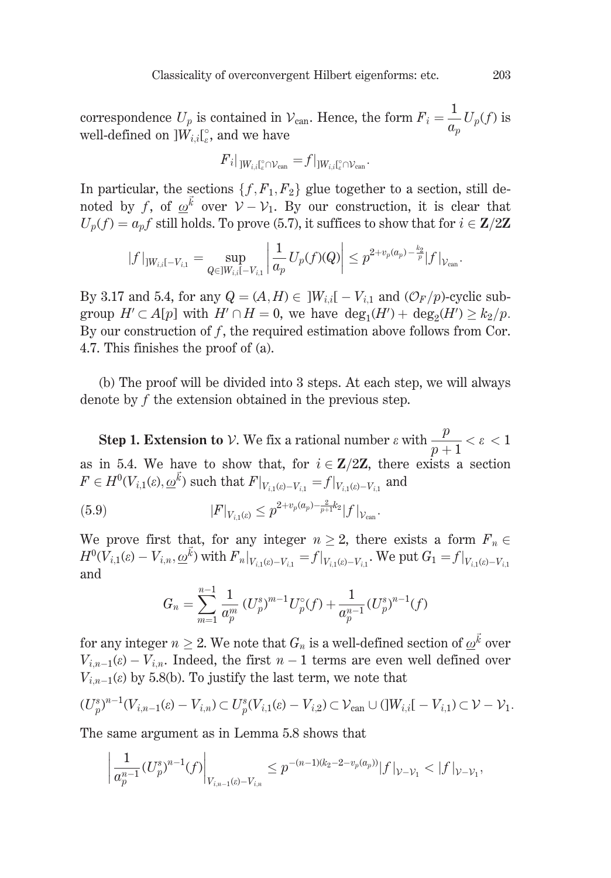correspondence $U_p$ is contained in $\mathcal{V}_{\mathrm{can}}$. Hence, the form $F_i = \dfrac{1}{a_p} U_p(f)$ is well-defined on $]W_{i,i}[^\circ_\varepsilon$, and we have

$$F_i|_{]W_{i,i}[^\circ_\varepsilon \cap \mathcal{V}_{\mathrm{can}}} = f|_{]W_{i,i}[^\circ_\varepsilon \cap \mathcal{V}_{\mathrm{can}}}.$$

In particular, the sections $\{f, F_1, F_2\}$ glue together to a section, still denoted by $f$, of $\underline{\omega}^{\vec{k}}$ over $\mathcal{V} - \mathcal{V}_1$. By our construction, it is clear that $U_p(f) = a_p f$ still holds. To prove (5.7), it suffices to show that for $i \in \mathbf{Z}/2\mathbf{Z}$

$$|f|_{]W_{i,i}[ - V_{i,1}} = \sup_{Q \in ]W_{i,i}[ - V_{i,1}} \left| \frac{1}{a_p} U_p(f)(Q) \right| \le p^{2 + v_p(a_p) - \frac{k_2}{p}} |f|_{\mathcal{V}_{\mathrm{can}}}.$$

By 3.17 and 5.4, for any $Q = (A, H) \in\ ]W_{i,i}[ - V_{i,1}$ and $(\mathcal{O}_F/p)$-cyclic subgroup $H' \subset A[p]$ with $H' \cap H = 0$, we have $\deg_1(H') + \deg_2(H') \ge k_2/p$. By our construction of $f$, the required estimation above follows from Cor. 4.7. This finishes the proof of (a).

(b) The proof will be divided into 3 steps. At each step, we will always denote by $f$ the extension obtained in the previous step.

**Step 1. Extension to $\mathcal{V}$.** We fix a rational number $\varepsilon$ with $\dfrac{p}{p+1} < \varepsilon < 1$ as in 5.4. We have to show that, for $i \in \mathbf{Z}/2\mathbf{Z}$, there exists a section $F \in H^0(V_{i,1}(\varepsilon), \underline{\omega}^{\vec{k}})$ such that $F|_{V_{i,1}(\varepsilon) - V_{i,1}} = f|_{V_{i,1}(\varepsilon) - V_{i,1}}$ and

$$|F|_{V_{i,1}(\varepsilon)} \le p^{2 + v_p(a_p) - \frac{2}{p+1} k_2} |f|_{\mathcal{V}_{\mathrm{can}}}. \tag{5.9}$$

We prove first that, for any integer $n \ge 2$, there exists a form $F_n \in H^0(V_{i,1}(\varepsilon) - V_{i,n}, \underline{\omega}^{\vec{k}})$ with $F_n|_{V_{i,1}(\varepsilon) - V_{i,1}} = f|_{V_{i,1}(\varepsilon) - V_{i,1}}$. We put $G_1 = f|_{V_{i,1}(\varepsilon) - V_{i,1}}$ and

$$G_n = \sum_{m=1}^{n-1} \frac{1}{a_p^m} (U_p^s)^{m-1} U_p^\circ(f) + \frac{1}{a_p^{n-1}} (U_p^s)^{n-1}(f)$$

for any integer $n \ge 2$. We note that $G_n$ is a well-defined section of $\underline{\omega}^{\vec{k}}$ over $V_{i,n-1}(\varepsilon) - V_{i,n}$. Indeed, the first $n-1$ terms are even well defined over $V_{i,n-1}(\varepsilon)$ by 5.8(b). To justify the last term, we note that

$$(U_p^s)^{n-1}(V_{i,n-1}(\varepsilon) - V_{i,n}) \subset U_p^s(V_{i,1}(\varepsilon) - V_{i,2}) \subset \mathcal{V}_{\mathrm{can}} \cup (]W_{i,i}[ - V_{i,1}) \subset \mathcal{V} - \mathcal{V}_1.$$

The same argument as in Lemma 5.8 shows that

$$\left| \frac{1}{a_p^{n-1}} (U_p^s)^{n-1}(f) \right|_{V_{i,n-1}(\varepsilon) - V_{i,n}} \le p^{-(n-1)(k_2 - 2 - v_p(a_p))} |f|_{\mathcal{V} - \mathcal{V}_1} < |f|_{\mathcal{V} - \mathcal{V}_1},$$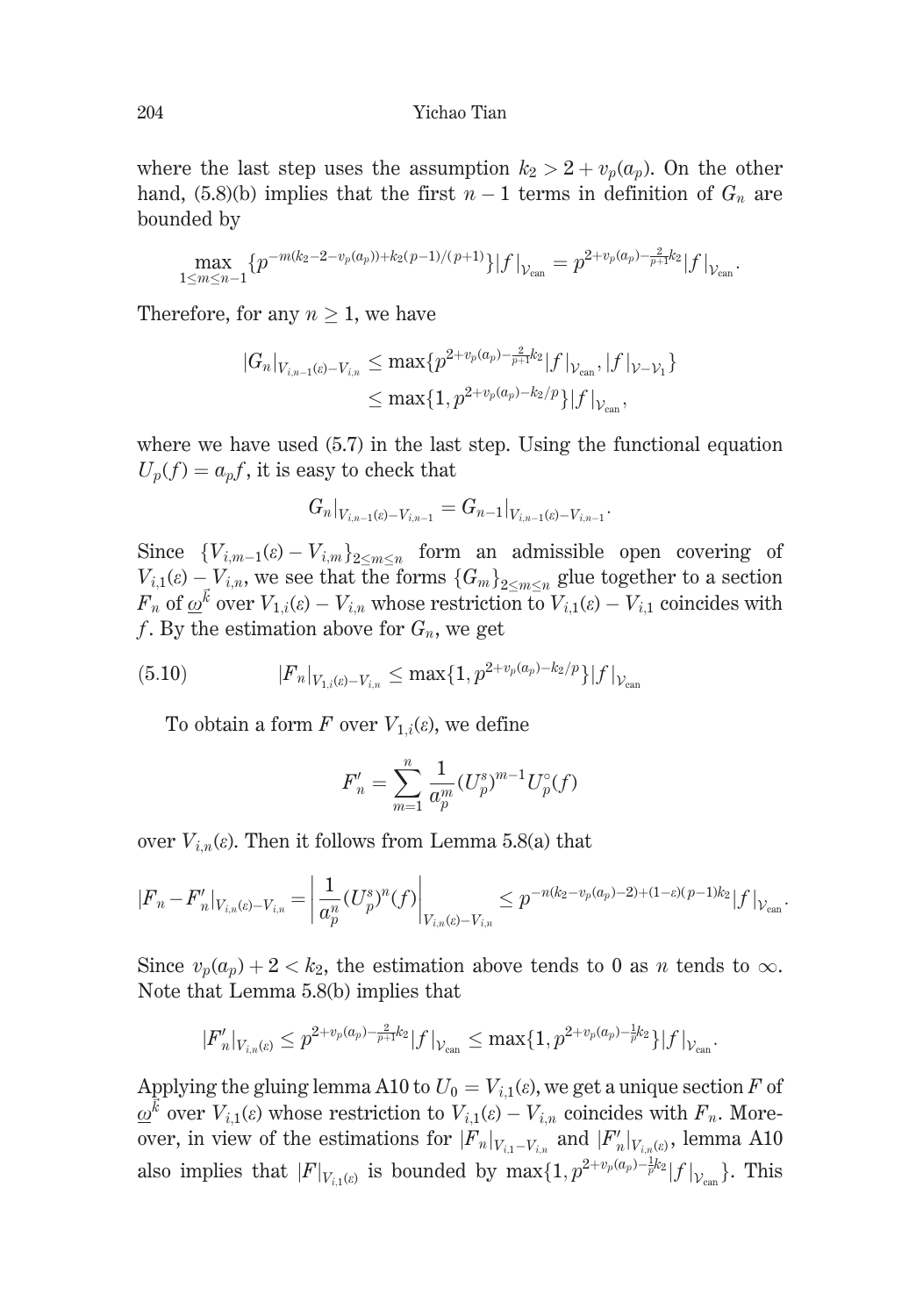where the last step uses the assumption $k_2 > 2 + v_p(a_p)$. On the other hand, (5.8)(b) implies that the first $n-1$ terms in definition of $G_n$ are bounded by

$$\max_{1\leq m\leq n-1}\{p^{-m(k_2-2-v_p(a_p))+k_2(p-1)/(p+1)}\}|f|_{\mathcal{V}_{\mathrm{can}}} = p^{2+v_p(a_p)-\frac{2}{p+1}k_2}|f|_{\mathcal{V}_{\mathrm{can}}}.$$

Therefore, for any $n \geq 1$, we have

$$\begin{aligned}|G_n|_{V_{i,n-1}(\varepsilon)-V_{i,n}} &\leq \max\{p^{2+v_p(a_p)-\frac{2}{p+1}k_2}|f|_{\mathcal{V}_{\mathrm{can}}}, |f|_{\mathcal{V}-\mathcal{V}_1}\}\\ &\leq \max\{1, p^{2+v_p(a_p)-k_2/p}\}|f|_{\mathcal{V}_{\mathrm{can}}},\end{aligned}$$

where we have used (5.7) in the last step. Using the functional equation $U_p(f) = a_p f$, it is easy to check that

$$G_n|_{V_{i,n-1}(\varepsilon)-V_{i,n-1}} = G_{n-1}|_{V_{i,n-1}(\varepsilon)-V_{i,n-1}}.$$

Since $\{V_{i,m-1}(\varepsilon) - V_{i,m}\}_{2\leq m\leq n}$ form an admissible open covering of $V_{i,1}(\varepsilon) - V_{i,n}$, we see that the forms $\{G_m\}_{2\leq m\leq n}$ glue together to a section $F_n$ of $\underline{\omega}^{\vec{k}}$ over $V_{1,i}(\varepsilon) - V_{i,n}$ whose restriction to $V_{i,1}(\varepsilon) - V_{i,1}$ coincides with $f$. By the estimation above for $G_n$, we get

$$|F_n|_{V_{1,i}(\varepsilon)-V_{i,n}} \leq \max\{1, p^{2+v_p(a_p)-k_2/p}\}|f|_{\mathcal{V}_{\mathrm{can}}} \tag{5.10}$$

To obtain a form $F$ over $V_{1,i}(\varepsilon)$, we define

$$F'_n = \sum_{m=1}^{n}\frac{1}{a_p^m}(U_p^s)^{m-1}U_p^\circ(f)$$

over $V_{i,n}(\varepsilon)$. Then it follows from Lemma 5.8(a) that

$$|F_n - F'_n|_{V_{i,n}(\varepsilon)-V_{i,n}} = \left|\frac{1}{a_p^n}(U_p^s)^n(f)\right|_{V_{i,n}(\varepsilon)-V_{i,n}} \leq p^{-n(k_2-v_p(a_p)-2)+(1-\varepsilon)(p-1)k_2}|f|_{\mathcal{V}_{\mathrm{can}}}.$$

Since $v_p(a_p) + 2 < k_2$, the estimation above tends to 0 as $n$ tends to $\infty$. Note that Lemma 5.8(b) implies that

$$|F'_n|_{V_{i,n}(\varepsilon)} \leq p^{2+v_p(a_p)-\frac{2}{p+1}k_2}|f|_{\mathcal{V}_{\mathrm{can}}} \leq \max\{1, p^{2+v_p(a_p)-\frac{1}{p}k_2}\}|f|_{\mathcal{V}_{\mathrm{can}}}.$$

Applying the gluing lemma A10 to $U_0 = V_{i,1}(\varepsilon)$, we get a unique section $F$ of $\underline{\omega}^{\vec{k}}$ over $V_{i,1}(\varepsilon)$ whose restriction to $V_{i,1}(\varepsilon) - V_{i,n}$ coincides with $F_n$. Moreover, in view of the estimations for $|F_n|_{V_{i,1}-V_{i,n}}$ and $|F'_n|_{V_{i,n}(\varepsilon)}$, lemma A10 also implies that $|F|_{V_{i,1}(\varepsilon)}$ is bounded by $\max\{1, p^{2+v_p(a_p)-\frac{1}{p}k_2}|f|_{\mathcal{V}_{\mathrm{can}}}\}$. This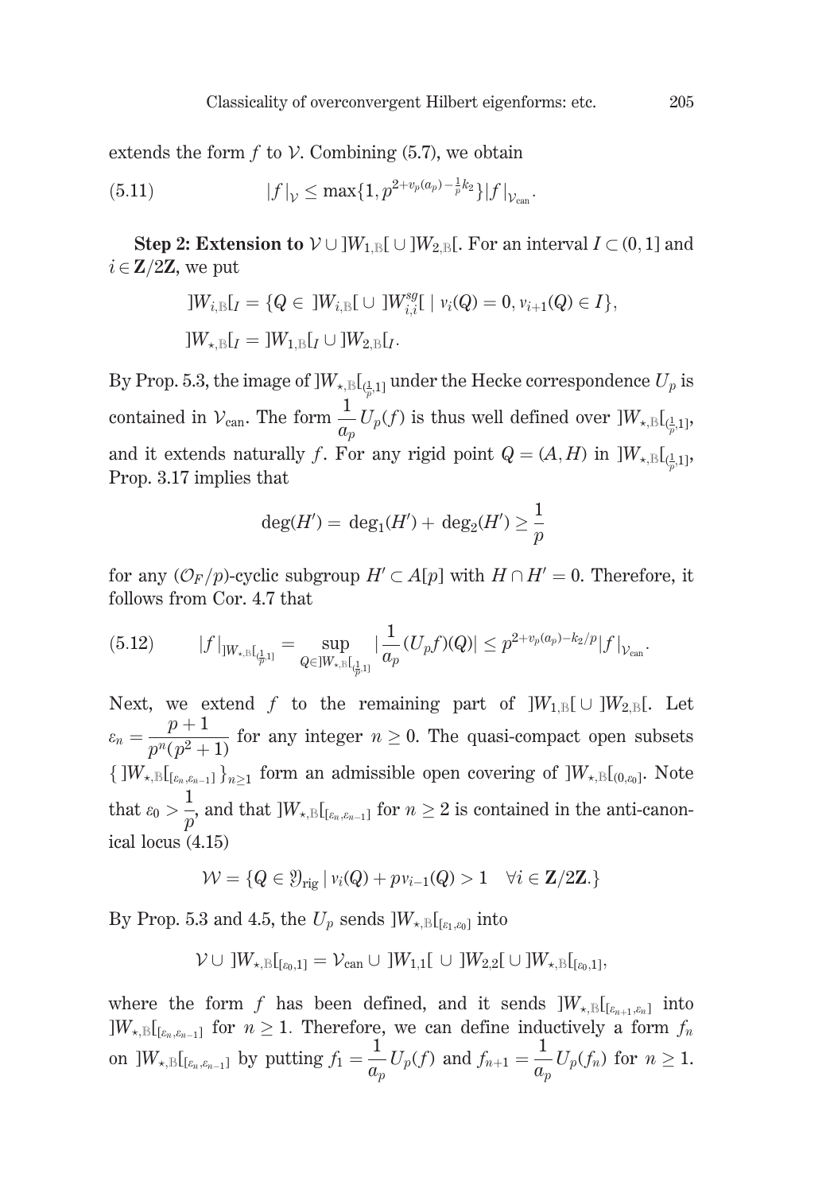extends the form $f$ to $\mathcal{V}$. Combining (5.7), we obtain

$$|f|_{\mathcal{V}} \leq \max\{1, p^{2+v_p(a_p)-\frac{1}{p}k_2}\}|f|_{\mathcal{V}_{\mathrm{can}}}. \tag{5.11}$$

**Step 2: Extension to $\mathcal{V} \cup ]W_{1,\mathbb{B}}[ \cup ]W_{2,\mathbb{B}}[$.** For an interval $I \subset (0,1]$ and $i \in \mathbf{Z}/2\mathbf{Z}$, we put

$$]W_{i,\mathbb{B}}[_I = \{Q \in \ ]W_{i,\mathbb{B}}[ \cup ]W_{i,i}^{sg}[ \mid v_i(Q) = 0, v_{i+1}(Q) \in I\},$$

$$]W_{\star,\mathbb{B}}[_I = ]W_{1,\mathbb{B}}[_I \cup ]W_{2,\mathbb{B}}[_I.$$

By Prop. 5.3, the image of $]W_{\star,\mathbb{B}}[_{(\frac{1}{p},1]}$ under the Hecke correspondence $U_p$ is contained in $\mathcal{V}_{\mathrm{can}}$. The form $\dfrac{1}{a_p}U_p(f)$ is thus well defined over $]W_{\star,\mathbb{B}}[_{(\frac{1}{p},1]}$, and it extends naturally $f$. For any rigid point $Q = (A, H)$ in $]W_{\star,\mathbb{B}}[_{(\frac{1}{p},1]}$, Prop. 3.17 implies that

$$\deg(H') = \deg_1(H') + \deg_2(H') \geq \frac{1}{p}$$

for any $(\mathcal{O}_F/p)$-cyclic subgroup $H' \subset A[p]$ with $H \cap H' = 0$. Therefore, it follows from Cor. 4.7 that

$$|f|_{]W_{\star,\mathbb{B}}[_{(\frac{1}{p},1]}} = \sup_{Q \in ]W_{\star,\mathbb{B}}[_{(\frac{1}{p},1]}} |\frac{1}{a_p}(U_p f)(Q)| \leq p^{2+v_p(a_p)-k_2/p}|f|_{\mathcal{V}_{\mathrm{can}}}. \tag{5.12}$$

Next, we extend $f$ to the remaining part of $]W_{1,\mathbb{B}}[ \cup ]W_{2,\mathbb{B}}[$. Let $\varepsilon_n = \dfrac{p+1}{p^n(p^2+1)}$ for any integer $n \geq 0$. The quasi-compact open subsets $\{\, ]W_{\star,\mathbb{B}}[_{[\varepsilon_n,\varepsilon_{n-1}]}\,\}_{n \geq 1}$ form an admissible open covering of $]W_{\star,\mathbb{B}}[_{(0,\varepsilon_0]}$. Note that $\varepsilon_0 > \dfrac{1}{p}$, and that $]W_{\star,\mathbb{B}}[_{[\varepsilon_n,\varepsilon_{n-1}]}$ for $n \geq 2$ is contained in the anti-canonical locus (4.15)

$$\mathcal{W} = \{Q \in \mathfrak{Y}_{\mathrm{rig}} \mid v_i(Q) + p v_{i-1}(Q) > 1 \quad \forall i \in \mathbf{Z}/2\mathbf{Z}.\}$$

By Prop. 5.3 and 4.5, the $U_p$ sends $]W_{\star,\mathbb{B}}[_{[\varepsilon_1,\varepsilon_0]}$ into

$$\mathcal{V} \cup \ ]W_{\star,\mathbb{B}}[_{[\varepsilon_0,1]} = \mathcal{V}_{\mathrm{can}} \cup \ ]W_{1,1}[ \ \cup \ ]W_{2,2}[ \cup ]W_{\star,\mathbb{B}}[_{[\varepsilon_0,1]},$$

where the form $f$ has been defined, and it sends $]W_{\star,\mathbb{B}}[_{[\varepsilon_{n+1},\varepsilon_n]}$ into $]W_{\star,\mathbb{B}}[_{[\varepsilon_n,\varepsilon_{n-1}]}$ for $n \geq 1$. Therefore, we can define inductively a form $f_n$ on $]W_{\star,\mathbb{B}}[_{[\varepsilon_n,\varepsilon_{n-1}]}$ by putting $f_1 = \dfrac{1}{a_p}U_p(f)$ and $f_{n+1} = \dfrac{1}{a_p}U_p(f_n)$ for $n \geq 1$.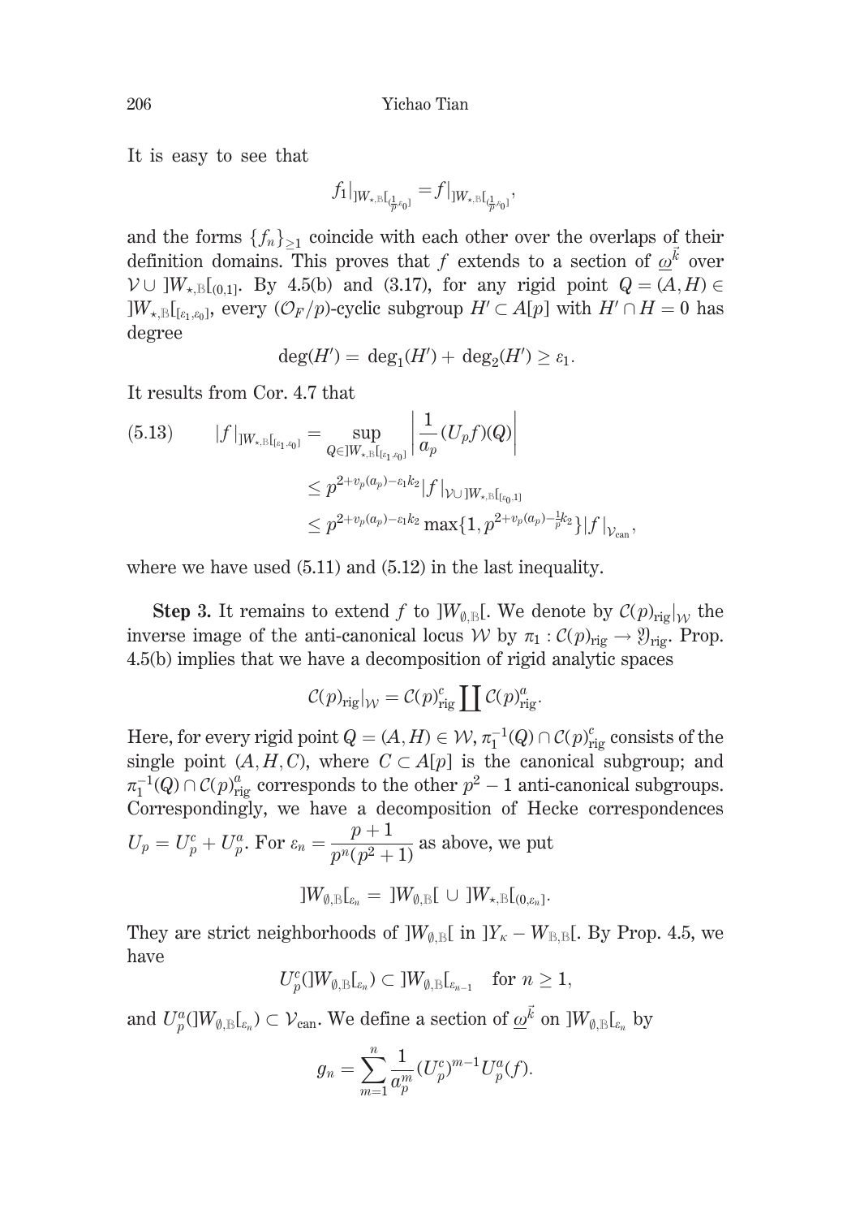It is easy to see that

$$f_1|_{]W_{\star,\mathbb{B}}[_{(\frac{1}{p}\varepsilon_0]}} = f|_{]W_{\star,\mathbb{B}}[_{(\frac{1}{p}\varepsilon_0]}},$$

and the forms $\{f_n\}_{\geq 1}$ coincide with each other over the overlaps of their definition domains. This proves that $f$ extends to a section of $\underline{\omega}^{\vec{k}}$ over $\mathcal{V} \cup \, ]W_{\star,\mathbb{B}}[_{(0,1]}$. By 4.5(b) and (3.17), for any rigid point $Q = (A, H) \in \, ]W_{\star,\mathbb{B}}[_{[\varepsilon_1,\varepsilon_0]}$, every $(\mathcal{O}_F/p)$-cyclic subgroup $H' \subset A[p]$ with $H' \cap H = 0$ has degree

$$\deg(H') = \deg_1(H') + \deg_2(H') \geq \varepsilon_1.$$

It results from Cor. 4.7 that

$$\begin{aligned}
(5.13) \qquad |f|_{]W_{\star,\mathbb{B}}[_{[\varepsilon_1,\varepsilon_0]}} &= \sup_{Q \in ]W_{\star,\mathbb{B}}[_{[\varepsilon_1,\varepsilon_0]}} \left| \frac{1}{a_p}(U_p f)(Q) \right| \\
&\leq p^{2+v_p(a_p)-\varepsilon_1 k_2} |f|_{\mathcal{V} \cup ]W_{\star,\mathbb{B}}[_{[\varepsilon_0,1]}} \\
&\leq p^{2+v_p(a_p)-\varepsilon_1 k_2} \max\{1, p^{2+v_p(a_p)-\frac{1}{p}k_2}\} |f|_{\mathcal{V}_{\mathrm{can}}},
\end{aligned}$$

where we have used (5.11) and (5.12) in the last inequality.

**Step 3.** It remains to extend $f$ to $]W_{\emptyset,\mathbb{B}}[$. We denote by $\mathcal{C}(p)_{\mathrm{rig}}|_{\mathcal{W}}$ the inverse image of the anti-canonical locus $\mathcal{W}$ by $\pi_1 : \mathcal{C}(p)_{\mathrm{rig}} \to \mathfrak{Y}_{\mathrm{rig}}$. Prop. 4.5(b) implies that we have a decomposition of rigid analytic spaces

$$\mathcal{C}(p)_{\mathrm{rig}}|_{\mathcal{W}} = \mathcal{C}(p)^c_{\mathrm{rig}} \coprod \mathcal{C}(p)^a_{\mathrm{rig}}.$$

Here, for every rigid point $Q = (A, H) \in \mathcal{W}$, $\pi_1^{-1}(Q) \cap \mathcal{C}(p)^c_{\mathrm{rig}}$ consists of the single point $(A, H, C)$, where $C \subset A[p]$ is the canonical subgroup; and $\pi_1^{-1}(Q) \cap \mathcal{C}(p)^a_{\mathrm{rig}}$ corresponds to the other $p^2 - 1$ anti-canonical subgroups. Correspondingly, we have a decomposition of Hecke correspondences $U_p = U_p^c + U_p^a$. For $\varepsilon_n = \dfrac{p+1}{p^n(p^2+1)}$ as above, we put

$$]W_{\emptyset,\mathbb{B}}[_{\varepsilon_n} = \, ]W_{\emptyset,\mathbb{B}}[ \, \cup \, ]W_{\star,\mathbb{B}}[_{(0,\varepsilon_n]}.$$

They are strict neighborhoods of $]W_{\emptyset,\mathbb{B}}[$ in $]Y_\kappa - W_{\mathbb{B},\mathbb{B}}[$. By Prop. 4.5, we have

$$U_p^c(]W_{\emptyset,\mathbb{B}}[_{\varepsilon_n}) \subset \, ]W_{\emptyset,\mathbb{B}}[_{\varepsilon_{n-1}} \quad \text{for } n \geq 1,$$

and $U_p^a(]W_{\emptyset,\mathbb{B}}[_{\varepsilon_n}) \subset \mathcal{V}_{\mathrm{can}}$. We define a section of $\underline{\omega}^{\vec{k}}$ on $]W_{\emptyset,\mathbb{B}}[_{\varepsilon_n}$ by

$$g_n = \sum_{m=1}^{n} \frac{1}{a_p^m} (U_p^c)^{m-1} U_p^a(f).$$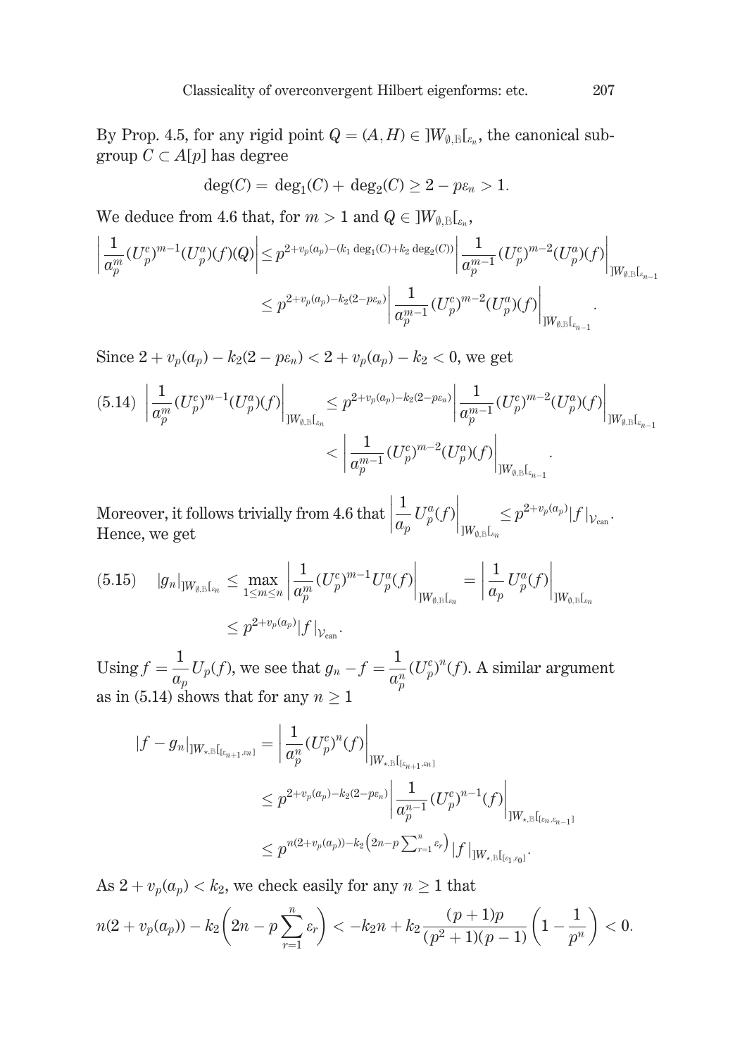By Prop. 4.5, for any rigid point $Q = (A, H) \in ]W_{\emptyset,\mathbb{B}}[_{\varepsilon_n}$, the canonical subgroup $C \subset A[p]$ has degree

$$\deg(C) = \deg_1(C) + \deg_2(C) \geq 2 - p\varepsilon_n > 1.$$

We deduce from 4.6 that, for $m > 1$ and $Q \in ]W_{\emptyset,\mathbb{B}}[_{\varepsilon_n}$,

$$\left|\frac{1}{a_p^m}(U_p^c)^{m-1}(U_p^a)(f)(Q)\right| \leq p^{2+v_p(a_p)-(k_1 \deg_1(C)+k_2 \deg_2(C))}\left|\frac{1}{a_p^{m-1}}(U_p^c)^{m-2}(U_p^a)(f)\right|_{]W_{\emptyset,\mathbb{B}}[_{\varepsilon_{n-1}}}$$
$$\leq p^{2+v_p(a_p)-k_2(2-p\varepsilon_n)}\left|\frac{1}{a_p^{m-1}}(U_p^c)^{m-2}(U_p^a)(f)\right|_{]W_{\emptyset,\mathbb{B}}[_{\varepsilon_{n-1}}}.$$

Since $2 + v_p(a_p) - k_2(2 - p\varepsilon_n) < 2 + v_p(a_p) - k_2 < 0$, we get

$$(5.14)\quad \left|\frac{1}{a_p^m}(U_p^c)^{m-1}(U_p^a)(f)\right|_{]W_{\emptyset,\mathbb{B}}[_{\varepsilon_n}} \leq p^{2+v_p(a_p)-k_2(2-p\varepsilon_n)}\left|\frac{1}{a_p^{m-1}}(U_p^c)^{m-2}(U_p^a)(f)\right|_{]W_{\emptyset,\mathbb{B}}[_{\varepsilon_{n-1}}}$$
$$< \left|\frac{1}{a_p^{m-1}}(U_p^c)^{m-2}(U_p^a)(f)\right|_{]W_{\emptyset,\mathbb{B}}[_{\varepsilon_{n-1}}}.$$

Moreover, it follows trivially from 4.6 that $\left|\frac{1}{a_p}U_p^a(f)\right|_{]W_{\emptyset,\mathbb{B}}[_{\varepsilon_n}} \leq p^{2+v_p(a_p)}|f|_{\mathcal{V}_{\text{can}}}$. Hence, we get

$$(5.15)\quad |g_n|_{]W_{\emptyset,\mathbb{B}}[_{\varepsilon_n}} \leq \max_{1\leq m\leq n}\left|\frac{1}{a_p^m}(U_p^c)^{m-1}U_p^a(f)\right|_{]W_{\emptyset,\mathbb{B}}[_{\varepsilon_n}} = \left|\frac{1}{a_p}U_p^a(f)\right|_{]W_{\emptyset,\mathbb{B}}[_{\varepsilon_n}}$$
$$\leq p^{2+v_p(a_p)}|f|_{\mathcal{V}_{\text{can}}}.$$

Using $f = \frac{1}{a_p}U_p(f)$, we see that $g_n - f = \frac{1}{a_p^n}(U_p^c)^n(f)$. A similar argument as in (5.14) shows that for any $n \geq 1$

$$|f - g_n|_{]W_{\star,\mathbb{B}}[_{[\varepsilon_{n+1},\varepsilon_n]}} = \left|\frac{1}{a_p^n}(U_p^c)^n(f)\right|_{]W_{\star,\mathbb{B}}[_{[\varepsilon_{n+1},\varepsilon_n]}}$$
$$\leq p^{2+v_p(a_p)-k_2(2-p\varepsilon_n)}\left|\frac{1}{a_p^{n-1}}(U_p^c)^{n-1}(f)\right|_{]W_{\star,\mathbb{B}}[_{[\varepsilon_n,\varepsilon_{n-1}]}}$$
$$\leq p^{n(2+v_p(a_p))-k_2\left(2n-p\sum_{r=1}^n \varepsilon_r\right)}|f|_{]W_{\star,\mathbb{B}}[_{[\varepsilon_1,\varepsilon_0]}}.$$

As $2 + v_p(a_p) < k_2$, we check easily for any $n \geq 1$ that

$$n(2 + v_p(a_p)) - k_2\left(2n - p\sum_{r=1}^n \varepsilon_r\right) < -k_2 n + k_2\frac{(p+1)p}{(p^2+1)(p-1)}\left(1 - \frac{1}{p^n}\right) < 0.$$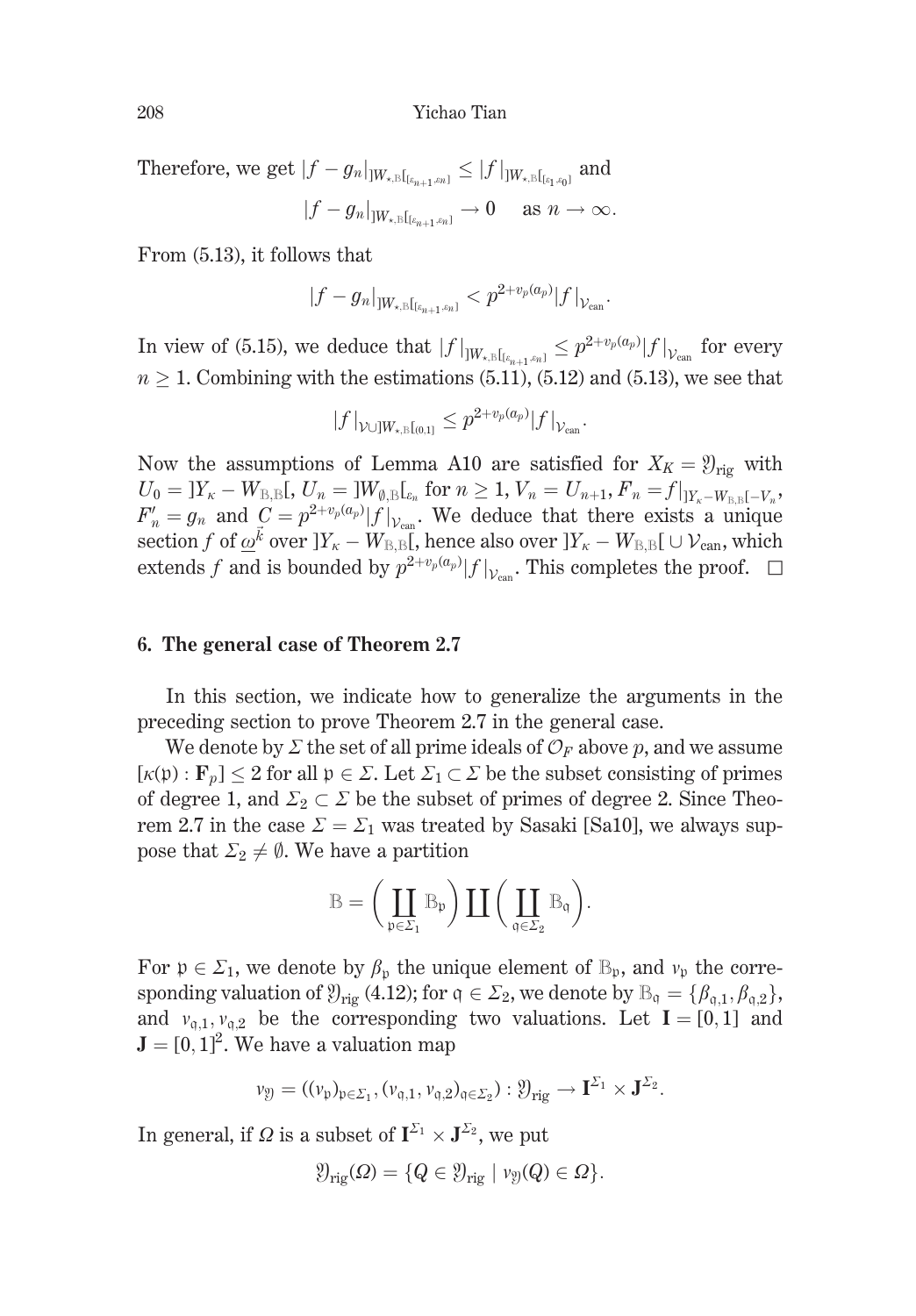Therefore, we get $|f - g_n|_{]W_{\star,\mathbb{B}}[_{[\varepsilon_{n+1},\varepsilon_n]}} \leq |f|_{]W_{\star,\mathbb{B}}[_{[\varepsilon_1,\varepsilon_0]}}$ and

$$|f - g_n|_{]W_{\star,\mathbb{B}}[_{[\varepsilon_{n+1},\varepsilon_n]}} \to 0 \quad \text{as } n \to \infty.$$

From (5.13), it follows that

$$|f - g_n|_{]W_{\star,\mathbb{B}}[_{[\varepsilon_{n+1},\varepsilon_n]}} < p^{2+v_p(a_p)}|f|_{\mathcal{V}_{\mathrm{can}}}.$$

In view of (5.15), we deduce that $|f|_{]W_{\star,\mathbb{B}}[_{[\varepsilon_{n+1},\varepsilon_n]}} \leq p^{2+v_p(a_p)}|f|_{\mathcal{V}_{\mathrm{can}}}$ for every $n \geq 1$. Combining with the estimations (5.11), (5.12) and (5.13), we see that

$$|f|_{\mathcal{V}\cup ]W_{\star,\mathbb{B}}[_{(0,1]}} \leq p^{2+v_p(a_p)}|f|_{\mathcal{V}_{\mathrm{can}}}.$$

Now the assumptions of Lemma A10 are satisfied for $X_K = \mathfrak{Y}_{\mathrm{rig}}$ with $U_0 = ]Y_\kappa - W_{\mathbb{B},\mathbb{B}}[$, $U_n = ]W_{\emptyset,\mathbb{B}}[_{\varepsilon_n}$ for $n \geq 1$, $V_n = U_{n+1}$, $F_n = f|_{]Y_\kappa - W_{\mathbb{B},\mathbb{B}}[-V_n}$, $F'_n = g_n$ and $C = p^{2+v_p(a_p)}|f|_{\mathcal{V}_{\mathrm{can}}}$. We deduce that there exists a unique section $f$ of $\underline{\omega}^{\vec{k}}$ over $]Y_\kappa - W_{\mathbb{B},\mathbb{B}}[$, hence also over $]Y_\kappa - W_{\mathbb{B},\mathbb{B}}[\, \cup \mathcal{V}_{\mathrm{can}}$, which extends $f$ and is bounded by $p^{2+v_p(a_p)}|f|_{\mathcal{V}_{\mathrm{can}}}$. This completes the proof. $\square$

## 6. The general case of Theorem 2.7

In this section, we indicate how to generalize the arguments in the preceding section to prove Theorem 2.7 in the general case.

We denote by $\Sigma$ the set of all prime ideals of $\mathcal{O}_F$ above $p$, and we assume $[\kappa(\mathfrak{p}) : \mathbf{F}_p] \leq 2$ for all $\mathfrak{p} \in \Sigma$. Let $\Sigma_1 \subset \Sigma$ be the subset consisting of primes of degree 1, and $\Sigma_2 \subset \Sigma$ be the subset of primes of degree 2. Since Theorem 2.7 in the case $\Sigma = \Sigma_1$ was treated by Sasaki [Sa10], we always suppose that $\Sigma_2 \neq \emptyset$. We have a partition

$$\mathbb{B} = \Big(\coprod_{\mathfrak{p}\in\Sigma_1} \mathbb{B}_\mathfrak{p}\Big) \coprod \Big(\coprod_{\mathfrak{q}\in\Sigma_2} \mathbb{B}_\mathfrak{q}\Big).$$

For $\mathfrak{p} \in \Sigma_1$, we denote by $\beta_\mathfrak{p}$ the unique element of $\mathbb{B}_\mathfrak{p}$, and $v_\mathfrak{p}$ the corresponding valuation of $\mathfrak{Y}_{\mathrm{rig}}$ (4.12); for $\mathfrak{q} \in \Sigma_2$, we denote by $\mathbb{B}_\mathfrak{q} = \{\beta_{\mathfrak{q},1}, \beta_{\mathfrak{q},2}\}$, and $v_{\mathfrak{q},1}, v_{\mathfrak{q},2}$ be the corresponding two valuations. Let $\mathbf{I} = [0,1]$ and $\mathbf{J} = [0,1]^2$. We have a valuation map

$$v_\mathfrak{Y} = ((v_\mathfrak{p})_{\mathfrak{p}\in\Sigma_1}, (v_{\mathfrak{q},1}, v_{\mathfrak{q},2})_{\mathfrak{q}\in\Sigma_2}) : \mathfrak{Y}_{\mathrm{rig}} \to \mathbf{I}^{\Sigma_1} \times \mathbf{J}^{\Sigma_2}.$$

In general, if $\Omega$ is a subset of $\mathbf{I}^{\Sigma_1} \times \mathbf{J}^{\Sigma_2}$, we put

$$\mathfrak{Y}_{\mathrm{rig}}(\Omega) = \{Q \in \mathfrak{Y}_{\mathrm{rig}} \mid v_\mathfrak{Y}(Q) \in \Omega\}.$$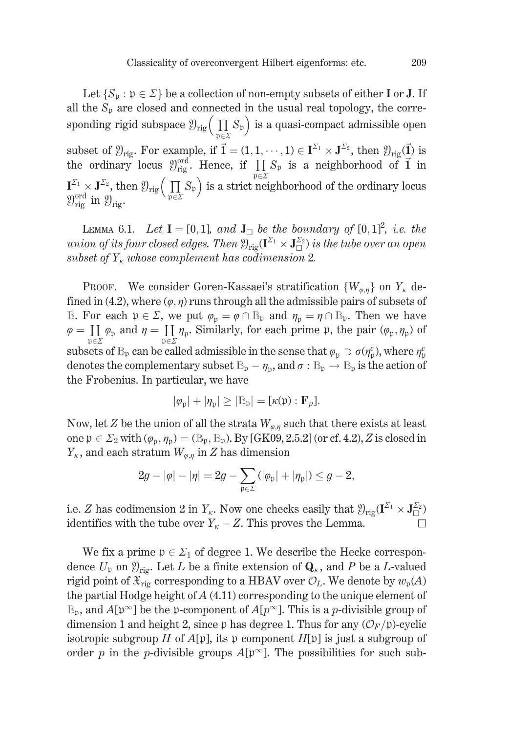Let $\{S_{\mathfrak{p}} : \mathfrak{p} \in \Sigma\}$ be a collection of non-empty subsets of either $\mathbf{I}$ or $\mathbf{J}$. If all the $S_{\mathfrak{p}}$ are closed and connected in the usual real topology, the corresponding rigid subspace $\mathfrak{Y}_{\mathrm{rig}}\Big(\prod_{\mathfrak{p}\in\Sigma} S_{\mathfrak{p}}\Big)$ is a quasi-compact admissible open subset of $\mathfrak{Y}_{\mathrm{rig}}$. For example, if $\vec{\mathbf{1}} = (1, 1, \cdots, 1) \in \mathbf{I}^{\Sigma_1} \times \mathbf{J}^{\Sigma_2}$, then $\mathfrak{Y}_{\mathrm{rig}}(\vec{\mathbf{1}})$ is the ordinary locus $\mathfrak{Y}_{\mathrm{rig}}^{\mathrm{ord}}$. Hence, if $\prod_{\mathfrak{p}\in\Sigma} S_{\mathfrak{p}}$ is a neighborhood of $\vec{\mathbf{1}}$ in $\mathbf{I}^{\Sigma_1} \times \mathbf{J}^{\Sigma_2}$, then $\mathfrak{Y}_{\mathrm{rig}}\Big(\prod_{\mathfrak{p}\in\Sigma} S_{\mathfrak{p}}\Big)$ is a strict neighborhood of the ordinary locus $\mathfrak{Y}_{\mathrm{rig}}^{\mathrm{ord}}$ in $\mathfrak{Y}_{\mathrm{rig}}$.

Lemma 6.1. *Let $\mathbf{I} = [0, 1]$, and $\mathbf{J}_{\square}$ be the boundary of $[0, 1]^2$, i.e. the union of its four closed edges. Then $\mathfrak{Y}_{\mathrm{rig}}(\mathbf{I}^{\Sigma_1} \times \mathbf{J}_{\square}^{\Sigma_2})$ is the tube over an open subset of $Y_\kappa$ whose complement has codimension 2.*

Proof. We consider Goren-Kassaei's stratification $\{W_{\varphi,\eta}\}$ on $Y_\kappa$ defined in (4.2), where $(\varphi, \eta)$ runs through all the admissible pairs of subsets of $\mathbb{B}$. For each $\mathfrak{p} \in \Sigma$, we put $\varphi_{\mathfrak{p}} = \varphi \cap \mathbb{B}_{\mathfrak{p}}$ and $\eta_{\mathfrak{p}} = \eta \cap \mathbb{B}_{\mathfrak{p}}$. Then we have $\varphi = \coprod_{\mathfrak{p}\in\Sigma} \varphi_{\mathfrak{p}}$ and $\eta = \coprod_{\mathfrak{p}\in\Sigma} \eta_{\mathfrak{p}}$. Similarly, for each prime $\mathfrak{p}$, the pair $(\varphi_{\mathfrak{p}}, \eta_{\mathfrak{p}})$ of subsets of $\mathbb{B}_{\mathfrak{p}}$ can be called admissible in the sense that $\varphi_{\mathfrak{p}} \supset \sigma(\eta_{\mathfrak{p}}^c)$, where $\eta_{\mathfrak{p}}^c$ denotes the complementary subset $\mathbb{B}_{\mathfrak{p}} - \eta_{\mathfrak{p}}$, and $\sigma : \mathbb{B}_{\mathfrak{p}} \to \mathbb{B}_{\mathfrak{p}}$ is the action of the Frobenius. In particular, we have

$$|\varphi_{\mathfrak{p}}| + |\eta_{\mathfrak{p}}| \geq |\mathbb{B}_{\mathfrak{p}}| = [\kappa(\mathfrak{p}) : \mathbf{F}_p].$$

Now, let $Z$ be the union of all the strata $W_{\varphi,\eta}$ such that there exists at least one $\mathfrak{p} \in \Sigma_2$ with $(\varphi_{\mathfrak{p}}, \eta_{\mathfrak{p}}) = (\mathbb{B}_{\mathfrak{p}}, \mathbb{B}_{\mathfrak{p}})$. By [GK09, 2.5.2] (or cf. 4.2), $Z$ is closed in $Y_\kappa$, and each stratum $W_{\varphi,\eta}$ in $Z$ has dimension

$$2g - |\varphi| - |\eta| = 2g - \sum_{\mathfrak{p}\in\Sigma} (|\varphi_{\mathfrak{p}}| + |\eta_{\mathfrak{p}}|) \leq g - 2,$$

i.e. $Z$ has codimension 2 in $Y_\kappa$. Now one checks easily that $\mathfrak{Y}_{\mathrm{rig}}(\mathbf{I}^{\Sigma_1} \times \mathbf{J}_{\square}^{\Sigma_2})$ identifies with the tube over $Y_\kappa - Z$. This proves the Lemma. $\square$

We fix a prime $\mathfrak{p} \in \Sigma_1$ of degree 1. We describe the Hecke correspondence $U_{\mathfrak{p}}$ on $\mathfrak{Y}_{\mathrm{rig}}$. Let $L$ be a finite extension of $\mathbf{Q}_\kappa$, and $P$ be a $L$-valued rigid point of $\mathfrak{X}_{\mathrm{rig}}$ corresponding to a HBAV over $\mathcal{O}_L$. We denote by $w_{\mathfrak{p}}(A)$ the partial Hodge height of $A$ (4.11) corresponding to the unique element of $\mathbb{B}_{\mathfrak{p}}$, and $A[\mathfrak{p}^\infty]$ be the $\mathfrak{p}$-component of $A[p^\infty]$. This is a $p$-divisible group of dimension 1 and height 2, since $\mathfrak{p}$ has degree 1. Thus for any $(\mathcal{O}_F/\mathfrak{p})$-cyclic isotropic subgroup $H$ of $A[\mathfrak{p}]$, its $\mathfrak{p}$ component $H[\mathfrak{p}]$ is just a subgroup of order $p$ in the $p$-divisible groups $A[\mathfrak{p}^\infty]$. The possibilities for such sub-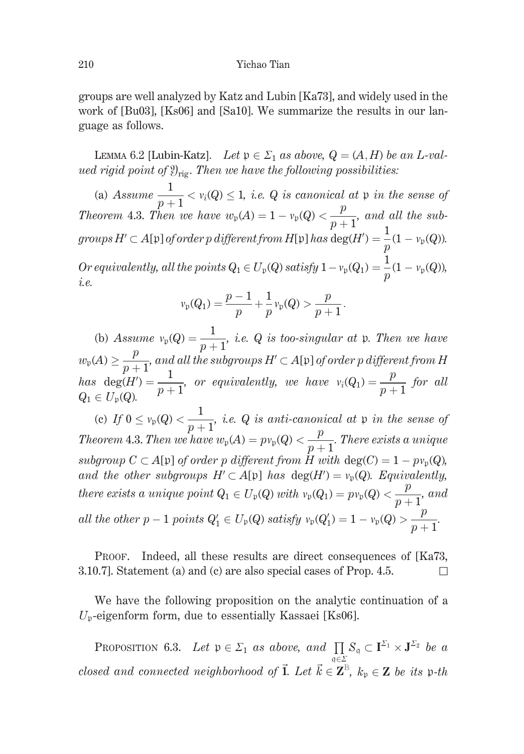groups are well analyzed by Katz and Lubin [Ka73], and widely used in the work of [Bu03], [Ks06] and [Sa10]. We summarize the results in our language as follows.

LEMMA 6.2 [Lubin-Katz]. *Let $\mathfrak{p} \in \Sigma_1$ as above, $Q = (A, H)$ be an $L$-valued rigid point of $\mathfrak{Y}_{\mathrm{rig}}$. Then we have the following possibilities:*

(a) *Assume $\frac{1}{p+1} < v_i(Q) \leq 1$, i.e. $Q$ is canonical at $\mathfrak{p}$ in the sense of Theorem 4.3. Then we have $w_{\mathfrak{p}}(A) = 1 - v_{\mathfrak{p}}(Q) < \frac{p}{p+1}$, and all the subgroups $H' \subset A[\mathfrak{p}]$ of order $p$ different from $H[\mathfrak{p}]$ has $\deg(H') = \frac{1}{p}(1 - v_{\mathfrak{p}}(Q))$. Or equivalently, all the points $Q_1 \in U_{\mathfrak{p}}(Q)$ satisfy $1 - v_{\mathfrak{p}}(Q_1) = \frac{1}{p}(1 - v_{\mathfrak{p}}(Q))$, i.e.*

$$v_{\mathfrak{p}}(Q_1) = \frac{p-1}{p} + \frac{1}{p} v_{\mathfrak{p}}(Q) > \frac{p}{p+1}.$$

(b) *Assume $v_{\mathfrak{p}}(Q) = \frac{1}{p+1}$, i.e. $Q$ is too-singular at $\mathfrak{p}$. Then we have $w_{\mathfrak{p}}(A) \geq \frac{p}{p+1}$, and all the subgroups $H' \subset A[\mathfrak{p}]$ of order $p$ different from $H$ has $\deg(H') = \frac{1}{p+1}$, or equivalently, we have $v_i(Q_1) = \frac{p}{p+1}$ for all $Q_1 \in U_{\mathfrak{p}}(Q)$.*

(c) *If $0 \leq v_{\mathfrak{p}}(Q) < \frac{1}{p+1}$, i.e. $Q$ is anti-canonical at $\mathfrak{p}$ in the sense of Theorem 4.3. Then we have $w_{\mathfrak{p}}(A) = p v_{\mathfrak{p}}(Q) < \frac{p}{p+1}$. There exists a unique subgroup $C \subset A[\mathfrak{p}]$ of order $p$ different from $H$ with $\deg(C) = 1 - p v_{\mathfrak{p}}(Q)$, and the other subgroups $H' \subset A[\mathfrak{p}]$ has $\deg(H') = v_{\mathfrak{p}}(Q)$. Equivalently, there exists a unique point $Q_1 \in U_{\mathfrak{p}}(Q)$ with $v_{\mathfrak{p}}(Q_1) = p v_{\mathfrak{p}}(Q) < \frac{p}{p+1}$, and all the other $p-1$ points $Q_1' \in U_{\mathfrak{p}}(Q)$ satisfy $v_{\mathfrak{p}}(Q_1') = 1 - v_{\mathfrak{p}}(Q) > \frac{p}{p+1}$.*

PROOF. Indeed, all these results are direct consequences of [Ka73, 3.10.7]. Statement (a) and (c) are also special cases of Prop. 4.5. $\square$

We have the following proposition on the analytic continuation of a $U_{\mathfrak{p}}$-eigenform form, due to essentially Kassaei [Ks06].

PROPOSITION 6.3. *Let $\mathfrak{p} \in \Sigma_1$ as above, and $\prod_{\mathfrak{q} \in \Sigma} S_{\mathfrak{q}} \subset \mathbf{I}^{\Sigma_1} \times \mathbf{J}^{\Sigma_2}$ be a closed and connected neighborhood of $\vec{\mathbf{1}}$. Let $\vec{k} \in \mathbf{Z}^{\mathbb{B}}$, $k_{\mathfrak{p}} \in \mathbf{Z}$ be its $\mathfrak{p}$-th*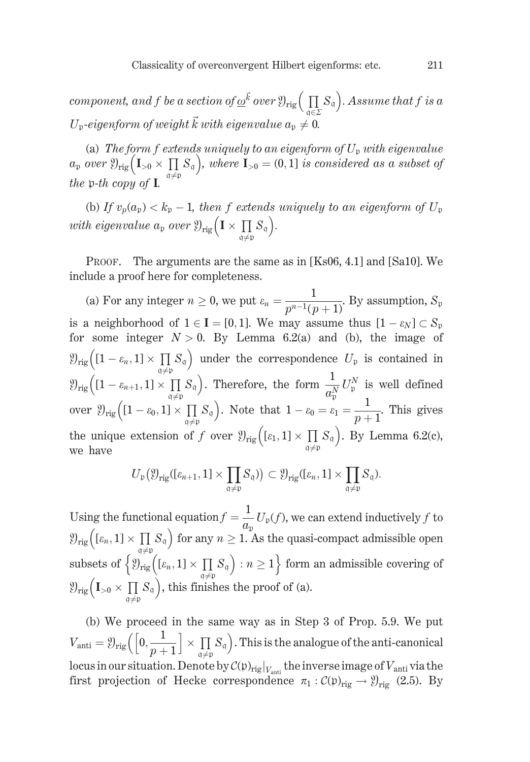*component, and $f$ be a section of $\underline{\omega}^{\vec{k}}$ over $\mathfrak{Y}_{\mathrm{rig}}\Big(\prod_{\mathfrak{q}\in\Sigma} S_{\mathfrak{q}}\Big)$. Assume that $f$ is a $U_{\mathfrak{p}}$-eigenform of weight $\vec{k}$ with eigenvalue $a_{\mathfrak{p}} \neq 0$.*

(a) *The form $f$ extends uniquely to an eigenform of $U_{\mathfrak{p}}$ with eigenvalue $a_{\mathfrak{p}}$ over $\mathfrak{Y}_{\mathrm{rig}}\Big(\mathbf{I}_{>0} \times \prod_{\mathfrak{q}\neq\mathfrak{p}} S_{\mathfrak{q}}\Big)$, where $\mathbf{I}_{>0} = (0, 1]$ is considered as a subset of the $\mathfrak{p}$-th copy of $\mathbf{I}$.*

(b) *If $v_p(a_{\mathfrak{p}}) < k_{\mathfrak{p}} - 1$, then $f$ extends uniquely to an eigenform of $U_{\mathfrak{p}}$ with eigenvalue $a_{\mathfrak{p}}$ over $\mathfrak{Y}_{\mathrm{rig}}\Big(\mathbf{I} \times \prod_{\mathfrak{q}\neq\mathfrak{p}} S_{\mathfrak{q}}\Big)$.*

Proof. The arguments are the same as in [Ks06, 4.1] and [Sa10]. We include a proof here for completeness.

(a) For any integer $n \geq 0$, we put $\varepsilon_n = \dfrac{1}{p^{n-1}(p+1)}$. By assumption, $S_{\mathfrak{p}}$ is a neighborhood of $1 \in \mathbf{I} = [0, 1]$. We may assume thus $[1 - \varepsilon_N] \subset S_{\mathfrak{p}}$ for some integer $N > 0$. By Lemma 6.2(a) and (b), the image of $\mathfrak{Y}_{\mathrm{rig}}\Big([1-\varepsilon_n, 1] \times \prod_{\mathfrak{q}\neq\mathfrak{p}} S_{\mathfrak{q}}\Big)$ under the correspondence $U_{\mathfrak{p}}$ is contained in $\mathfrak{Y}_{\mathrm{rig}}\Big([1-\varepsilon_{n+1}, 1] \times \prod_{\mathfrak{q}\neq\mathfrak{p}} S_{\mathfrak{q}}\Big)$. Therefore, the form $\dfrac{1}{a_{\mathfrak{p}}^N} U_{\mathfrak{p}}^N$ is well defined over $\mathfrak{Y}_{\mathrm{rig}}\Big([1-\varepsilon_0, 1] \times \prod_{\mathfrak{q}\neq\mathfrak{p}} S_{\mathfrak{q}}\Big)$. Note that $1 - \varepsilon_0 = \varepsilon_1 = \dfrac{1}{p+1}$. This gives the unique extension of $f$ over $\mathfrak{Y}_{\mathrm{rig}}\Big([\varepsilon_1, 1] \times \prod_{\mathfrak{q}\neq\mathfrak{p}} S_{\mathfrak{q}}\Big)$. By Lemma 6.2(c), we have

$$U_{\mathfrak{p}}\big(\mathfrak{Y}_{\mathrm{rig}}([\varepsilon_{n+1}, 1] \times \prod_{\mathfrak{q}\neq\mathfrak{p}} S_{\mathfrak{q}})\big) \subset \mathfrak{Y}_{\mathrm{rig}}([\varepsilon_n, 1] \times \prod_{\mathfrak{q}\neq\mathfrak{p}} S_{\mathfrak{q}}).$$

Using the functional equation $f = \dfrac{1}{a_{\mathfrak{p}}} U_{\mathfrak{p}}(f)$, we can extend inductively $f$ to $\mathfrak{Y}_{\mathrm{rig}}\Big([\varepsilon_n, 1] \times \prod_{\mathfrak{q}\neq\mathfrak{p}} S_{\mathfrak{q}}\Big)$ for any $n \geq 1$. As the quasi-compact admissible open subsets of $\Big\{\mathfrak{Y}_{\mathrm{rig}}\Big([\varepsilon_n, 1] \times \prod_{\mathfrak{q}\neq\mathfrak{p}} S_{\mathfrak{q}}\Big) : n \geq 1\Big\}$ form an admissible covering of $\mathfrak{Y}_{\mathrm{rig}}\Big(\mathbf{I}_{>0} \times \prod_{\mathfrak{q}\neq\mathfrak{p}} S_{\mathfrak{q}}\Big)$, this finishes the proof of (a).

(b) We proceed in the same way as in Step 3 of Prop. 5.9. We put $V_{\mathrm{anti}} = \mathfrak{Y}_{\mathrm{rig}}\Big(\Big[0, \dfrac{1}{p+1}\Big] \times \prod_{\mathfrak{q}\neq\mathfrak{p}} S_{\mathfrak{q}}\Big)$. This is the analogue of the anti-canonical locus in our situation. Denote by $\mathcal{C}(\mathfrak{p})_{\mathrm{rig}}|_{V_{\mathrm{anti}}}$ the inverse image of $V_{\mathrm{anti}}$ via the first projection of Hecke correspondence $\pi_1 : \mathcal{C}(\mathfrak{p})_{\mathrm{rig}} \to \mathfrak{Y}_{\mathrm{rig}}$ (2.5). By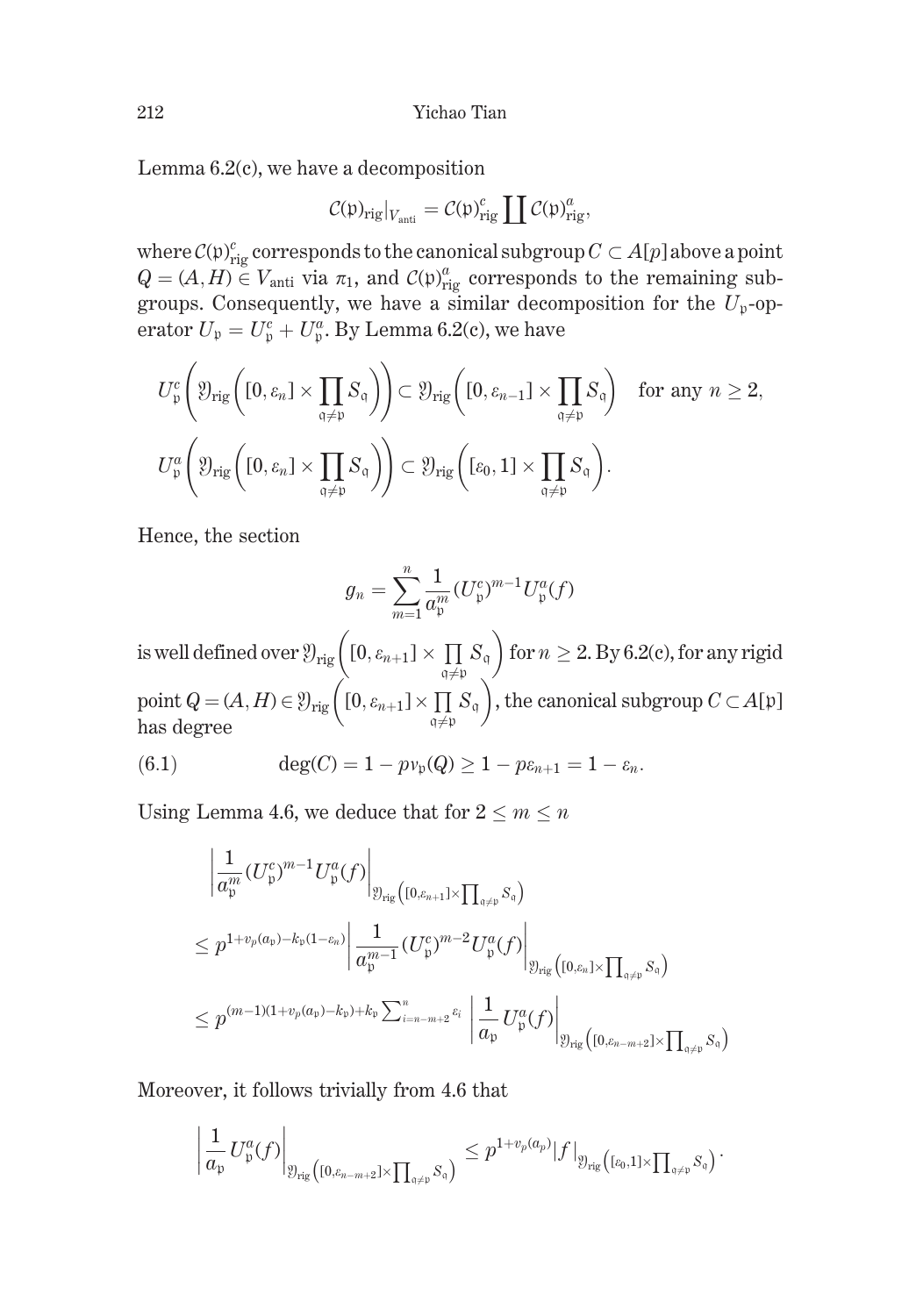Lemma 6.2(c), we have a decomposition

$$\mathcal{C}(\mathfrak{p})_{\mathrm{rig}}|_{V_{\mathrm{anti}}} = \mathcal{C}(\mathfrak{p})^c_{\mathrm{rig}} \coprod \mathcal{C}(\mathfrak{p})^a_{\mathrm{rig}},$$

where $\mathcal{C}(\mathfrak{p})^c_{\mathrm{rig}}$ corresponds to the canonical subgroup $C \subset A[p]$ above a point $Q = (A, H) \in V_{\mathrm{anti}}$ via $\pi_1$, and $\mathcal{C}(\mathfrak{p})^a_{\mathrm{rig}}$ corresponds to the remaining subgroups. Consequently, we have a similar decomposition for the $U_{\mathfrak{p}}$-operator $U_{\mathfrak{p}} = U^c_{\mathfrak{p}} + U^a_{\mathfrak{p}}$. By Lemma 6.2(c), we have

$$U^c_{\mathfrak{p}}\left(\mathfrak{Y}_{\mathrm{rig}}\left([0, \varepsilon_n] \times \prod_{\mathfrak{q} \neq \mathfrak{p}} S_{\mathfrak{q}}\right)\right) \subset \mathfrak{Y}_{\mathrm{rig}}\left([0, \varepsilon_{n-1}] \times \prod_{\mathfrak{q} \neq \mathfrak{p}} S_{\mathfrak{q}}\right) \quad \text{for any } n \geq 2,$$

$$U^a_{\mathfrak{p}}\left(\mathfrak{Y}_{\mathrm{rig}}\left([0, \varepsilon_n] \times \prod_{\mathfrak{q} \neq \mathfrak{p}} S_{\mathfrak{q}}\right)\right) \subset \mathfrak{Y}_{\mathrm{rig}}\left([\varepsilon_0, 1] \times \prod_{\mathfrak{q} \neq \mathfrak{p}} S_{\mathfrak{q}}\right).$$

Hence, the section

$$g_n = \sum_{m=1}^{n} \frac{1}{a^m_{\mathfrak{p}}} (U^c_{\mathfrak{p}})^{m-1} U^a_{\mathfrak{p}}(f)$$

is well defined over $\mathfrak{Y}_{\mathrm{rig}}\left([0, \varepsilon_{n+1}] \times \prod_{\mathfrak{q} \neq \mathfrak{p}} S_{\mathfrak{q}}\right)$ for $n \geq 2$. By 6.2(c), for any rigid point $Q = (A, H) \in \mathfrak{Y}_{\mathrm{rig}}\left([0, \varepsilon_{n+1}] \times \prod_{\mathfrak{q} \neq \mathfrak{p}} S_{\mathfrak{q}}\right)$, the canonical subgroup $C \subset A[\mathfrak{p}]$ has degree

$$\deg(C) = 1 - p v_{\mathfrak{p}}(Q) \geq 1 - p\varepsilon_{n+1} = 1 - \varepsilon_n. \tag{6.1}$$

Using Lemma 4.6, we deduce that for $2 \leq m \leq n$

$$\begin{aligned}
&\left| \frac{1}{a^m_{\mathfrak{p}}} (U^c_{\mathfrak{p}})^{m-1} U^a_{\mathfrak{p}}(f) \right|_{\mathfrak{Y}_{\mathrm{rig}}\left([0,\varepsilon_{n+1}] \times \prod_{\mathfrak{q} \neq \mathfrak{p}} S_{\mathfrak{q}}\right)} \\
&\leq p^{1 + v_p(a_{\mathfrak{p}}) - k_{\mathfrak{p}}(1 - \varepsilon_n)} \left| \frac{1}{a^{m-1}_{\mathfrak{p}}} (U^c_{\mathfrak{p}})^{m-2} U^a_{\mathfrak{p}}(f) \right|_{\mathfrak{Y}_{\mathrm{rig}}\left([0,\varepsilon_n] \times \prod_{\mathfrak{q} \neq \mathfrak{p}} S_{\mathfrak{q}}\right)} \\
&\leq p^{(m-1)(1 + v_p(a_{\mathfrak{p}}) - k_{\mathfrak{p}}) + k_{\mathfrak{p}} \sum_{i=n-m+2}^{n} \varepsilon_i} \left| \frac{1}{a_{\mathfrak{p}}} U^a_{\mathfrak{p}}(f) \right|_{\mathfrak{Y}_{\mathrm{rig}}\left([0,\varepsilon_{n-m+2}] \times \prod_{\mathfrak{q} \neq \mathfrak{p}} S_{\mathfrak{q}}\right)}
\end{aligned}$$

Moreover, it follows trivially from 4.6 that

$$\left| \frac{1}{a_{\mathfrak{p}}} U^a_{\mathfrak{p}}(f) \right|_{\mathfrak{Y}_{\mathrm{rig}}\left([0,\varepsilon_{n-m+2}] \times \prod_{\mathfrak{q} \neq \mathfrak{p}} S_{\mathfrak{q}}\right)} \leq p^{1 + v_p(a_{\mathfrak{p}})} |f|_{\mathfrak{Y}_{\mathrm{rig}}\left([\varepsilon_0, 1] \times \prod_{\mathfrak{q} \neq \mathfrak{p}} S_{\mathfrak{q}}\right)}.$$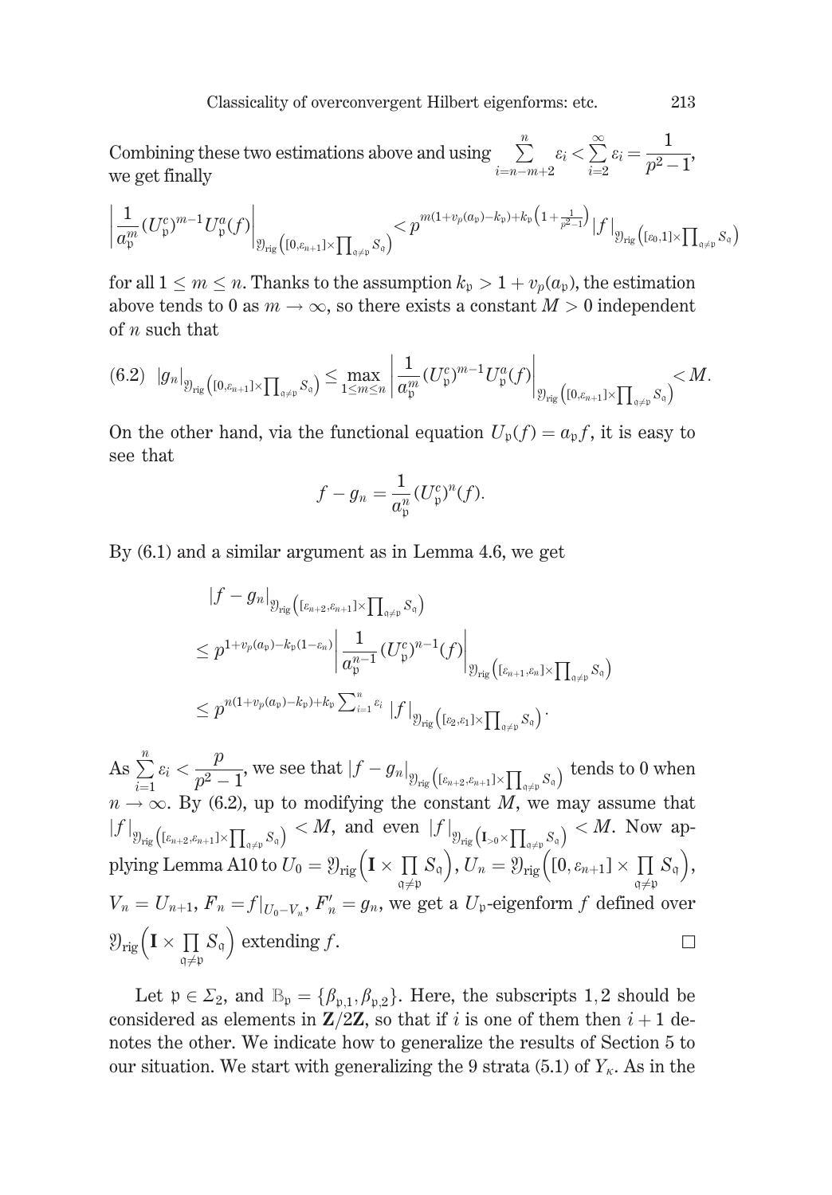Combining these two estimations above and using $\sum_{i=n-m+2}^{n} \varepsilon_i < \sum_{i=2}^{\infty} \varepsilon_i = \dfrac{1}{p^2-1}$, we get finally

$$\left| \frac{1}{a_{\mathfrak{p}}^m} (U_{\mathfrak{p}}^c)^{m-1} U_{\mathfrak{p}}^a(f) \right|_{\mathfrak{Y}_{\mathrm{rig}}\left([0,\varepsilon_{n+1}] \times \prod_{\mathfrak{q}\neq\mathfrak{p}} S_{\mathfrak{q}}\right)} < p^{m(1+v_p(a_{\mathfrak{p}})-k_{\mathfrak{p}})+k_{\mathfrak{p}}\left(1+\frac{1}{p^2-1}\right)} |f|_{\mathfrak{Y}_{\mathrm{rig}}\left([\varepsilon_0,1] \times \prod_{\mathfrak{q}\neq\mathfrak{p}} S_{\mathfrak{q}}\right)}$$

for all $1 \le m \le n$. Thanks to the assumption $k_{\mathfrak{p}} > 1 + v_p(a_{\mathfrak{p}})$, the estimation above tends to 0 as $m \to \infty$, so there exists a constant $M > 0$ independent of $n$ such that

$$|g_n|_{\mathfrak{Y}_{\mathrm{rig}}\left([0,\varepsilon_{n+1}] \times \prod_{\mathfrak{q}\neq\mathfrak{p}} S_{\mathfrak{q}}\right)} \le \max_{1\le m\le n} \left| \frac{1}{a_{\mathfrak{p}}^m} (U_{\mathfrak{p}}^c)^{m-1} U_{\mathfrak{p}}^a(f) \right|_{\mathfrak{Y}_{\mathrm{rig}}\left([0,\varepsilon_{n+1}] \times \prod_{\mathfrak{q}\neq\mathfrak{p}} S_{\mathfrak{q}}\right)} < M. \tag{6.2}$$

On the other hand, via the functional equation $U_{\mathfrak{p}}(f) = a_{\mathfrak{p}} f$, it is easy to see that

$$f - g_n = \frac{1}{a_{\mathfrak{p}}^n} (U_{\mathfrak{p}}^c)^n (f).$$

By (6.1) and a similar argument as in Lemma 4.6, we get

$$\begin{aligned}
&|f - g_n|_{\mathfrak{Y}_{\mathrm{rig}}\left([\varepsilon_{n+2},\varepsilon_{n+1}] \times \prod_{\mathfrak{q}\neq\mathfrak{p}} S_{\mathfrak{q}}\right)} \\
&\le p^{1+v_p(a_{\mathfrak{p}})-k_{\mathfrak{p}}(1-\varepsilon_n)} \left| \frac{1}{a_{\mathfrak{p}}^{n-1}} (U_{\mathfrak{p}}^c)^{n-1}(f) \right|_{\mathfrak{Y}_{\mathrm{rig}}\left([\varepsilon_{n+1},\varepsilon_n] \times \prod_{\mathfrak{q}\neq\mathfrak{p}} S_{\mathfrak{q}}\right)} \\
&\le p^{n(1+v_p(a_{\mathfrak{p}})-k_{\mathfrak{p}})+k_{\mathfrak{p}}\sum_{i=1}^n \varepsilon_i} \, |f|_{\mathfrak{Y}_{\mathrm{rig}}\left([\varepsilon_2,\varepsilon_1] \times \prod_{\mathfrak{q}\neq\mathfrak{p}} S_{\mathfrak{q}}\right)}.
\end{aligned}$$

As $\sum_{i=1}^{n} \varepsilon_i < \dfrac{p}{p^2-1}$, we see that $|f - g_n|_{\mathfrak{Y}_{\mathrm{rig}}\left([\varepsilon_{n+2},\varepsilon_{n+1}] \times \prod_{\mathfrak{q}\neq\mathfrak{p}} S_{\mathfrak{q}}\right)}$ tends to 0 when $n \to \infty$. By (6.2), up to modifying the constant $M$, we may assume that $|f|_{\mathfrak{Y}_{\mathrm{rig}}\left([\varepsilon_{n+2},\varepsilon_{n+1}] \times \prod_{\mathfrak{q}\neq\mathfrak{p}} S_{\mathfrak{q}}\right)} < M$, and even $|f|_{\mathfrak{Y}_{\mathrm{rig}}\left(\mathbf{I}_{>0} \times \prod_{\mathfrak{q}\neq\mathfrak{p}} S_{\mathfrak{q}}\right)} < M$. Now applying Lemma A10 to $U_0 = \mathfrak{Y}_{\mathrm{rig}}\left(\mathbf{I} \times \prod_{\mathfrak{q}\neq\mathfrak{p}} S_{\mathfrak{q}}\right)$, $U_n = \mathfrak{Y}_{\mathrm{rig}}\left([0,\varepsilon_{n+1}] \times \prod_{\mathfrak{q}\neq\mathfrak{p}} S_{\mathfrak{q}}\right)$, $V_n = U_{n+1}$, $F_n = f|_{U_0 - V_n}$, $F_n' = g_n$, we get a $U_{\mathfrak{p}}$-eigenform $f$ defined over $\mathfrak{Y}_{\mathrm{rig}}\left(\mathbf{I} \times \prod_{\mathfrak{q}\neq\mathfrak{p}} S_{\mathfrak{q}}\right)$ extending $f$. $\square$

Let $\mathfrak{p} \in \Sigma_2$, and $\mathbb{B}_{\mathfrak{p}} = \{\beta_{\mathfrak{p},1}, \beta_{\mathfrak{p},2}\}$. Here, the subscripts $1, 2$ should be considered as elements in $\mathbf{Z}/2\mathbf{Z}$, so that if $i$ is one of them then $i+1$ denotes the other. We indicate how to generalize the results of Section 5 to our situation. We start with generalizing the 9 strata (5.1) of $Y_\kappa$. As in the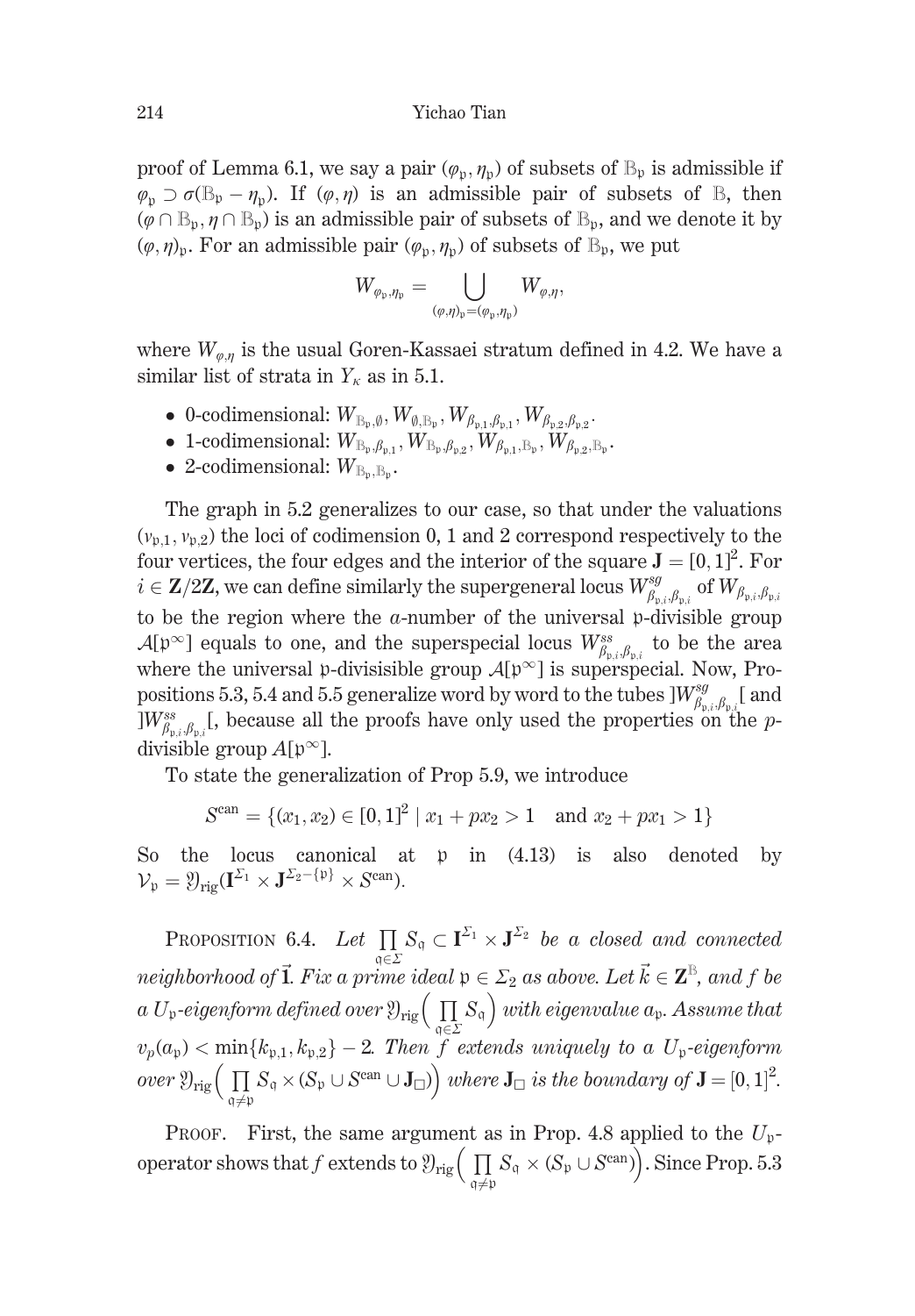proof of Lemma 6.1, we say a pair $(\varphi_{\mathfrak{p}}, \eta_{\mathfrak{p}})$ of subsets of $\mathbb{B}_{\mathfrak{p}}$ is admissible if $\varphi_{\mathfrak{p}} \supset \sigma(\mathbb{B}_{\mathfrak{p}} - \eta_{\mathfrak{p}})$. If $(\varphi, \eta)$ is an admissible pair of subsets of $\mathbb{B}$, then $(\varphi \cap \mathbb{B}_{\mathfrak{p}}, \eta \cap \mathbb{B}_{\mathfrak{p}})$ is an admissible pair of subsets of $\mathbb{B}_{\mathfrak{p}}$, and we denote it by $(\varphi, \eta)_{\mathfrak{p}}$. For an admissible pair $(\varphi_{\mathfrak{p}}, \eta_{\mathfrak{p}})$ of subsets of $\mathbb{B}_{\mathfrak{p}}$, we put

$$W_{\varphi_{\mathfrak{p}}, \eta_{\mathfrak{p}}} = \bigcup_{(\varphi,\eta)_{\mathfrak{p}} = (\varphi_{\mathfrak{p}}, \eta_{\mathfrak{p}})} W_{\varphi, \eta},$$

where $W_{\varphi,\eta}$ is the usual Goren-Kassaei stratum defined in 4.2. We have a similar list of strata in $Y_\kappa$ as in 5.1.

- 0-codimensional: $W_{\mathbb{B}_{\mathfrak{p}}, \emptyset}, W_{\emptyset, \mathbb{B}_{\mathfrak{p}}}, W_{\beta_{\mathfrak{p},1}, \beta_{\mathfrak{p},1}}, W_{\beta_{\mathfrak{p},2}, \beta_{\mathfrak{p},2}}$.
- 1-codimensional: $W_{\mathbb{B}_{\mathfrak{p}}, \beta_{\mathfrak{p},1}}, W_{\mathbb{B}_{\mathfrak{p}}, \beta_{\mathfrak{p},2}}, W_{\beta_{\mathfrak{p},1}, \mathbb{B}_{\mathfrak{p}}}, W_{\beta_{\mathfrak{p},2}, \mathbb{B}_{\mathfrak{p}}}$.
- 2-codimensional: $W_{\mathbb{B}_{\mathfrak{p}}, \mathbb{B}_{\mathfrak{p}}}$.

The graph in 5.2 generalizes to our case, so that under the valuations $(v_{\mathfrak{p},1}, v_{\mathfrak{p},2})$ the loci of codimension 0, 1 and 2 correspond respectively to the four vertices, the four edges and the interior of the square $\mathbf{J} = [0,1]^2$. For $i \in \mathbf{Z}/2\mathbf{Z}$, we can define similarly the supergeneral locus $W^{sg}_{\beta_{\mathfrak{p},i}, \beta_{\mathfrak{p},i}}$ of $W_{\beta_{\mathfrak{p},i}, \beta_{\mathfrak{p},i}}$ to be the region where the $a$-number of the universal $\mathfrak{p}$-divisible group $\mathcal{A}[\mathfrak{p}^\infty]$ equals to one, and the superspecial locus $W^{ss}_{\beta_{\mathfrak{p},i}, \beta_{\mathfrak{p},i}}$ to be the area where the universal $\mathfrak{p}$-divisisible group $\mathcal{A}[\mathfrak{p}^\infty]$ is superspecial. Now, Propositions 5.3, 5.4 and 5.5 generalize word by word to the tubes $]W^{sg}_{\beta_{\mathfrak{p},i}, \beta_{\mathfrak{p},i}}[$ and $]W^{ss}_{\beta_{\mathfrak{p},i}, \beta_{\mathfrak{p},i}}[$, because all the proofs have only used the properties on the $p$-divisible group $A[\mathfrak{p}^\infty]$.

To state the generalization of Prop 5.9, we introduce

$$S^{\mathrm{can}} = \{(x_1, x_2) \in [0,1]^2 \mid x_1 + p x_2 > 1 \quad \text{and } x_2 + p x_1 > 1\}$$

So the locus canonical at $\mathfrak{p}$ in (4.13) is also denoted by $\mathcal{V}_{\mathfrak{p}} = \mathfrak{Y}_{\mathrm{rig}}(\mathbf{I}^{\Sigma_1} \times \mathbf{J}^{\Sigma_2 - \{\mathfrak{p}\}} \times S^{\mathrm{can}})$.

Proposition 6.4. *Let* $\prod_{\mathfrak{q} \in \Sigma} S_{\mathfrak{q}} \subset \mathbf{I}^{\Sigma_1} \times \mathbf{J}^{\Sigma_2}$ *be a closed and connected neighborhood of* $\vec{\mathbf{1}}$. *Fix a prime ideal* $\mathfrak{p} \in \Sigma_2$ *as above. Let* $\vec{k} \in \mathbf{Z}^{\mathbb{B}}$, *and* $f$ *be a* $U_{\mathfrak{p}}$*-eigenform defined over* $\mathfrak{Y}_{\mathrm{rig}}\Big(\prod_{\mathfrak{q} \in \Sigma} S_{\mathfrak{q}}\Big)$ *with eigenvalue* $a_{\mathfrak{p}}$. *Assume that* $v_p(a_{\mathfrak{p}}) < \min\{k_{\mathfrak{p},1}, k_{\mathfrak{p},2}\} - 2$. *Then* $f$ *extends uniquely to a* $U_{\mathfrak{p}}$*-eigenform over* $\mathfrak{Y}_{\mathrm{rig}}\Big(\prod_{\mathfrak{q} \neq \mathfrak{p}} S_{\mathfrak{q}} \times (S_{\mathfrak{p}} \cup S^{\mathrm{can}} \cup \mathbf{J}_{\square})\Big)$ *where* $\mathbf{J}_{\square}$ *is the boundary of* $\mathbf{J} = [0,1]^2$.

Proof. First, the same argument as in Prop. 4.8 applied to the $U_{\mathfrak{p}}$-operator shows that $f$ extends to $\mathfrak{Y}_{\mathrm{rig}}\Big(\prod_{\mathfrak{q} \neq \mathfrak{p}} S_{\mathfrak{q}} \times (S_{\mathfrak{p}} \cup S^{\mathrm{can}})\Big)$. Since Prop. 5.3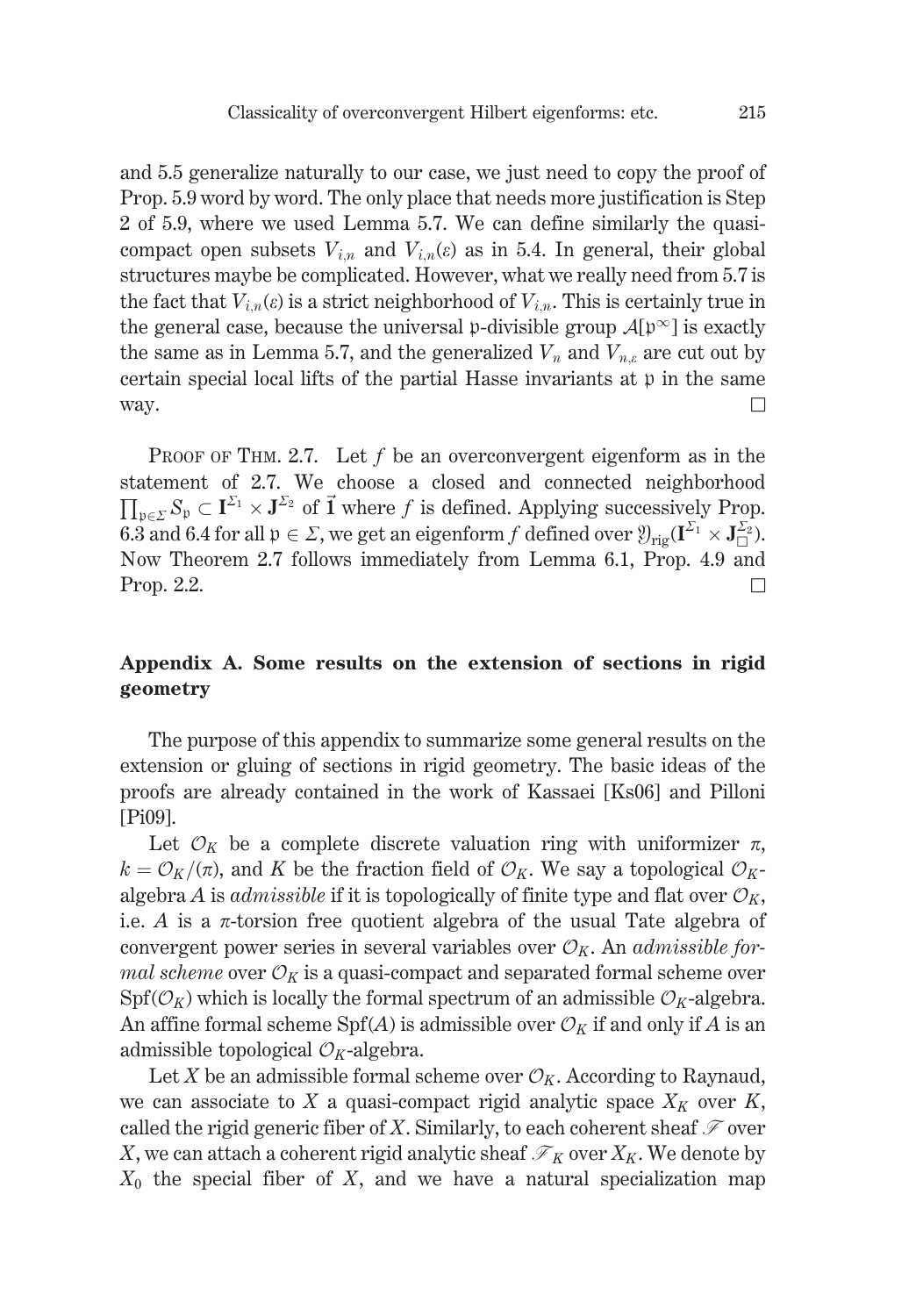and 5.5 generalize naturally to our case, we just need to copy the proof of Prop. 5.9 word by word. The only place that needs more justification is Step 2 of 5.9, where we used Lemma 5.7. We can define similarly the quasi-compact open subsets $V_{i,n}$ and $V_{i,n}(\varepsilon)$ as in 5.4. In general, their global structures maybe be complicated. However, what we really need from 5.7 is the fact that $V_{i,n}(\varepsilon)$ is a strict neighborhood of $V_{i,n}$. This is certainly true in the general case, because the universal $\mathfrak{p}$-divisible group $\mathcal{A}[\mathfrak{p}^\infty]$ is exactly the same as in Lemma 5.7, and the generalized $V_n$ and $V_{n,\varepsilon}$ are cut out by certain special local lifts of the partial Hasse invariants at $\mathfrak{p}$ in the same way. $\square$

PROOF OF THM. 2.7. Let $f$ be an overconvergent eigenform as in the statement of 2.7. We choose a closed and connected neighborhood $\prod_{\mathfrak{p}\in\Sigma} S_{\mathfrak{p}} \subset \mathbf{I}^{\Sigma_1} \times \mathbf{J}^{\Sigma_2}$ of $\vec{\mathbf{1}}$ where $f$ is defined. Applying successively Prop. 6.3 and 6.4 for all $\mathfrak{p} \in \Sigma$, we get an eigenform $f$ defined over $\mathfrak{Y}_{\mathrm{rig}}(\mathbf{I}^{\Sigma_1} \times \mathbf{J}_{\square}^{\Sigma_2})$. Now Theorem 2.7 follows immediately from Lemma 6.1, Prop. 4.9 and Prop. 2.2. $\square$

## Appendix A. Some results on the extension of sections in rigid geometry

The purpose of this appendix to summarize some general results on the extension or gluing of sections in rigid geometry. The basic ideas of the proofs are already contained in the work of Kassaei [Ks06] and Pilloni [Pi09].

Let $\mathcal{O}_K$ be a complete discrete valuation ring with uniformizer $\pi$, $k = \mathcal{O}_K/(\pi)$, and $K$ be the fraction field of $\mathcal{O}_K$. We say a topological $\mathcal{O}_K$-algebra $A$ is *admissible* if it is topologically of finite type and flat over $\mathcal{O}_K$, i.e. $A$ is a $\pi$-torsion free quotient algebra of the usual Tate algebra of convergent power series in several variables over $\mathcal{O}_K$. An *admissible formal scheme* over $\mathcal{O}_K$ is a quasi-compact and separated formal scheme over $\mathrm{Spf}(\mathcal{O}_K)$ which is locally the formal spectrum of an admissible $\mathcal{O}_K$-algebra. An affine formal scheme $\mathrm{Spf}(A)$ is admissible over $\mathcal{O}_K$ if and only if $A$ is an admissible topological $\mathcal{O}_K$-algebra.

Let $X$ be an admissible formal scheme over $\mathcal{O}_K$. According to Raynaud, we can associate to $X$ a quasi-compact rigid analytic space $X_K$ over $K$, called the rigid generic fiber of $X$. Similarly, to each coherent sheaf $\mathscr{F}$ over $X$, we can attach a coherent rigid analytic sheaf $\mathscr{F}_K$ over $X_K$. We denote by $X_0$ the special fiber of $X$, and we have a natural specialization map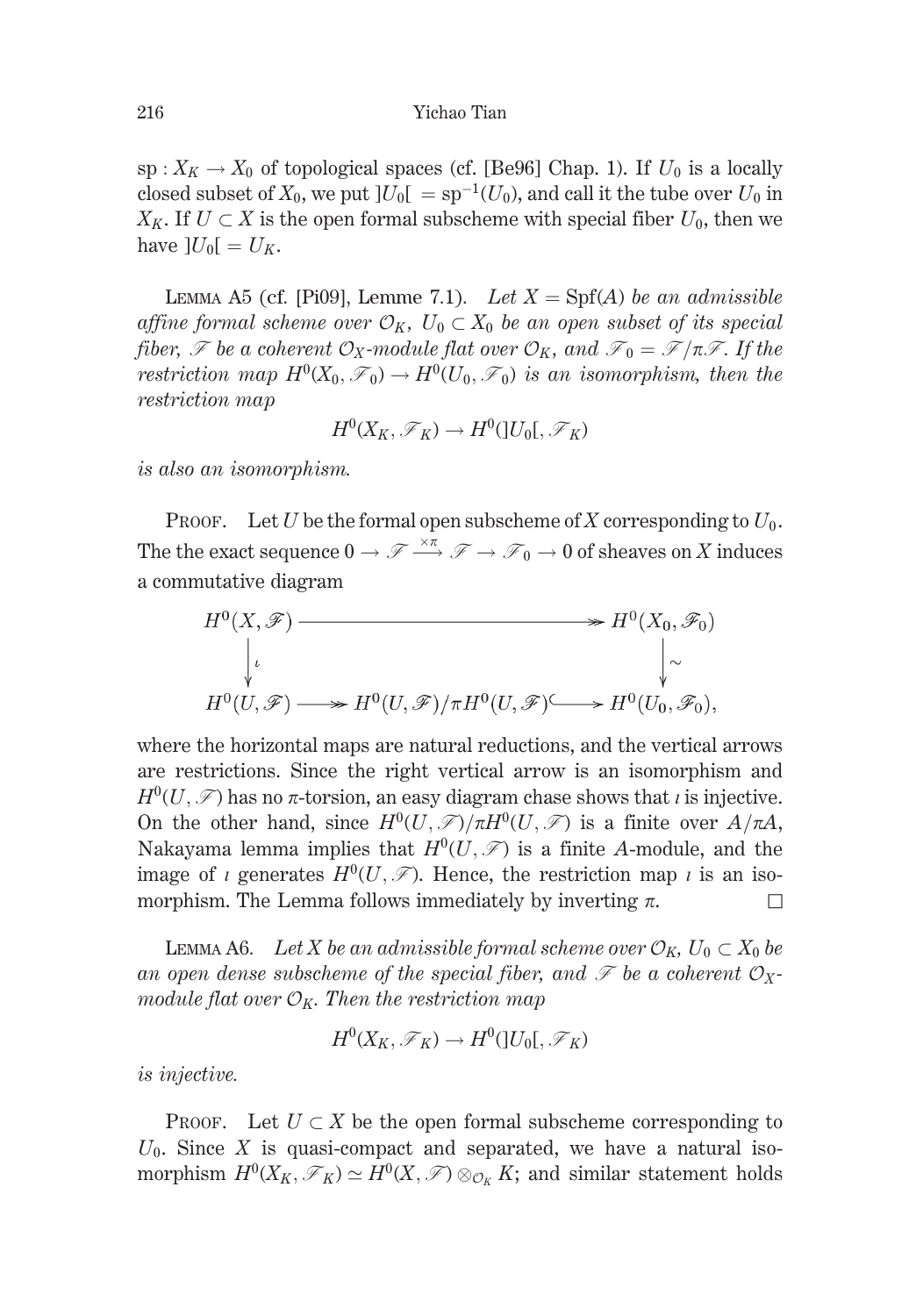$\mathrm{sp}: X_K \to X_0$ of topological spaces (cf. [Be96] Chap. 1). If $U_0$ is a locally closed subset of $X_0$, we put $]U_0[\, = \mathrm{sp}^{-1}(U_0)$, and call it the tube over $U_0$ in $X_K$. If $U \subset X$ is the open formal subscheme with special fiber $U_0$, then we have $]U_0[\, = U_K$.

Lemma A5 (cf. [Pi09], Lemme 7.1). *Let $X = \mathrm{Spf}(A)$ be an admissible affine formal scheme over $\mathcal{O}_K$, $U_0 \subset X_0$ be an open subset of its special fiber, $\mathscr{F}$ be a coherent $\mathcal{O}_X$-module flat over $\mathcal{O}_K$, and $\mathscr{F}_0 = \mathscr{F}/\pi\mathscr{F}$. If the restriction map $H^0(X_0, \mathscr{F}_0) \to H^0(U_0, \mathscr{F}_0)$ is an isomorphism, then the restriction map*

$$H^0(X_K, \mathscr{F}_K) \to H^0(]U_0[, \mathscr{F}_K)$$

*is also an isomorphism.*

Proof. Let $U$ be the formal open subscheme of $X$ corresponding to $U_0$. The the exact sequence $0 \to \mathscr{F} \xrightarrow{\times\pi} \mathscr{F} \to \mathscr{F}_0 \to 0$ of sheaves on $X$ induces a commutative diagram

$$\begin{array}{ccccc} H^0(X,\mathscr{F}) & \longrightarrow\!\!\!\!\!\rightarrow & & & H^0(X_0,\mathscr{F}_0) \\ \downarrow \iota & & & & \downarrow \sim \\ H^0(U,\mathscr{F}) & \longrightarrow\!\!\!\!\!\rightarrow & H^0(U,\mathscr{F})/\pi H^0(U,\mathscr{F}) & \hookrightarrow & H^0(U_0,\mathscr{F}_0), \end{array}$$

where the horizontal maps are natural reductions, and the vertical arrows are restrictions. Since the right vertical arrow is an isomorphism and $H^0(U, \mathscr{F})$ has no $\pi$-torsion, an easy diagram chase shows that $\iota$ is injective. On the other hand, since $H^0(U, \mathscr{F})/\pi H^0(U, \mathscr{F})$ is a finite over $A/\pi A$, Nakayama lemma implies that $H^0(U, \mathscr{F})$ is a finite $A$-module, and the image of $\iota$ generates $H^0(U, \mathscr{F})$. Hence, the restriction map $\iota$ is an isomorphism. The Lemma follows immediately by inverting $\pi$. $\square$

Lemma A6. *Let $X$ be an admissible formal scheme over $\mathcal{O}_K$, $U_0 \subset X_0$ be an open dense subscheme of the special fiber, and $\mathscr{F}$ be a coherent $\mathcal{O}_X$-module flat over $\mathcal{O}_K$. Then the restriction map*

$$H^0(X_K, \mathscr{F}_K) \to H^0(]U_0[, \mathscr{F}_K)$$

*is injective.*

Proof. Let $U \subset X$ be the open formal subscheme corresponding to $U_0$. Since $X$ is quasi-compact and separated, we have a natural isomorphism $H^0(X_K, \mathscr{F}_K) \simeq H^0(X, \mathscr{F}) \otimes_{\mathcal{O}_K} K$; and similar statement holds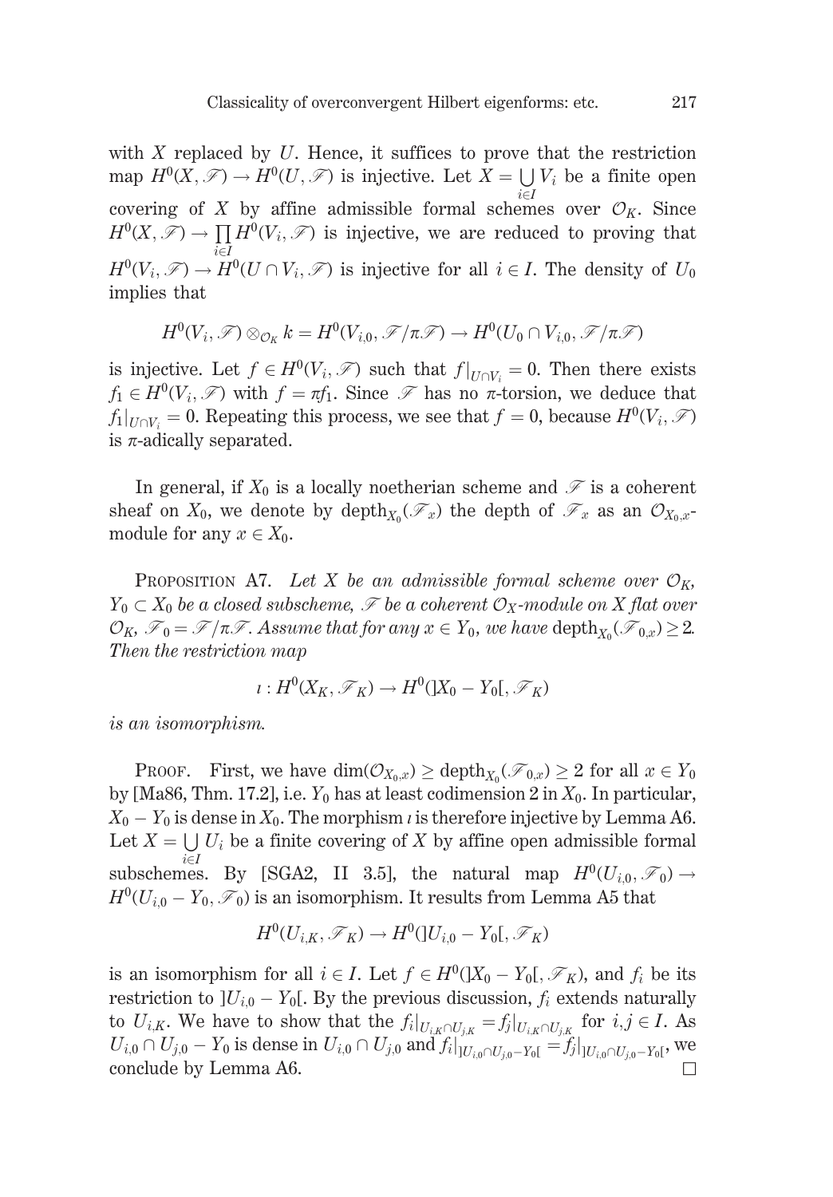with $X$ replaced by $U$. Hence, it suffices to prove that the restriction map $H^0(X, \mathscr{F}) \to H^0(U, \mathscr{F})$ is injective. Let $X = \bigcup_{i \in I} V_i$ be a finite open covering of $X$ by affine admissible formal schemes over $\mathcal{O}_K$. Since $H^0(X, \mathscr{F}) \to \prod_{i \in I} H^0(V_i, \mathscr{F})$ is injective, we are reduced to proving that $H^0(V_i, \mathscr{F}) \to H^0(U \cap V_i, \mathscr{F})$ is injective for all $i \in I$. The density of $U_0$ implies that

$$H^0(V_i, \mathscr{F}) \otimes_{\mathcal{O}_K} k = H^0(V_{i,0}, \mathscr{F}/\pi\mathscr{F}) \to H^0(U_0 \cap V_{i,0}, \mathscr{F}/\pi\mathscr{F})$$

is injective. Let $f \in H^0(V_i, \mathscr{F})$ such that $f|_{U \cap V_i} = 0$. Then there exists $f_1 \in H^0(V_i, \mathscr{F})$ with $f = \pi f_1$. Since $\mathscr{F}$ has no $\pi$-torsion, we deduce that $f_1|_{U \cap V_i} = 0$. Repeating this process, we see that $f = 0$, because $H^0(V_i, \mathscr{F})$ is $\pi$-adically separated.

In general, if $X_0$ is a locally noetherian scheme and $\mathscr{F}$ is a coherent sheaf on $X_0$, we denote by $\operatorname{depth}_{X_0}(\mathscr{F}_x)$ the depth of $\mathscr{F}_x$ as an $\mathcal{O}_{X_0,x}$-module for any $x \in X_0$.

Proposition A7. *Let $X$ be an admissible formal scheme over $\mathcal{O}_K$, $Y_0 \subset X_0$ be a closed subscheme, $\mathscr{F}$ be a coherent $\mathcal{O}_X$-module on $X$ flat over $\mathcal{O}_K$, $\mathscr{F}_0 = \mathscr{F}/\pi\mathscr{F}$. Assume that for any $x \in Y_0$, we have $\operatorname{depth}_{X_0}(\mathscr{F}_{0,x}) \geq 2$. Then the restriction map*

$$\iota : H^0(X_K, \mathscr{F}_K) \to H^0(]X_0 - Y_0[, \mathscr{F}_K)$$

*is an isomorphism.*

Proof. First, we have $\dim(\mathcal{O}_{X_0,x}) \geq \operatorname{depth}_{X_0}(\mathscr{F}_{0,x}) \geq 2$ for all $x \in Y_0$ by [Ma86, Thm. 17.2], i.e. $Y_0$ has at least codimension 2 in $X_0$. In particular, $X_0 - Y_0$ is dense in $X_0$. The morphism $\iota$ is therefore injective by Lemma A6. Let $X = \bigcup_{i \in I} U_i$ be a finite covering of $X$ by affine open admissible formal subschemes. By [SGA2, II 3.5], the natural map $H^0(U_{i,0}, \mathscr{F}_0) \to H^0(U_{i,0} - Y_0, \mathscr{F}_0)$ is an isomorphism. It results from Lemma A5 that

$$H^0(U_{i,K}, \mathscr{F}_K) \to H^0(]U_{i,0} - Y_0[, \mathscr{F}_K)$$

is an isomorphism for all $i \in I$. Let $f \in H^0(]X_0 - Y_0[, \mathscr{F}_K)$, and $f_i$ be its restriction to $]U_{i,0} - Y_0[$. By the previous discussion, $f_i$ extends naturally to $U_{i,K}$. We have to show that the $f_i|_{U_{i,K} \cap U_{j,K}} = f_j|_{U_{i,K} \cap U_{j,K}}$ for $i, j \in I$. As $U_{i,0} \cap U_{j,0} - Y_0$ is dense in $U_{i,0} \cap U_{j,0}$ and $f_i|_{]U_{i,0} \cap U_{j,0} - Y_0[} = f_j|_{]U_{i,0} \cap U_{j,0} - Y_0[}$, we conclude by Lemma A6. $\square$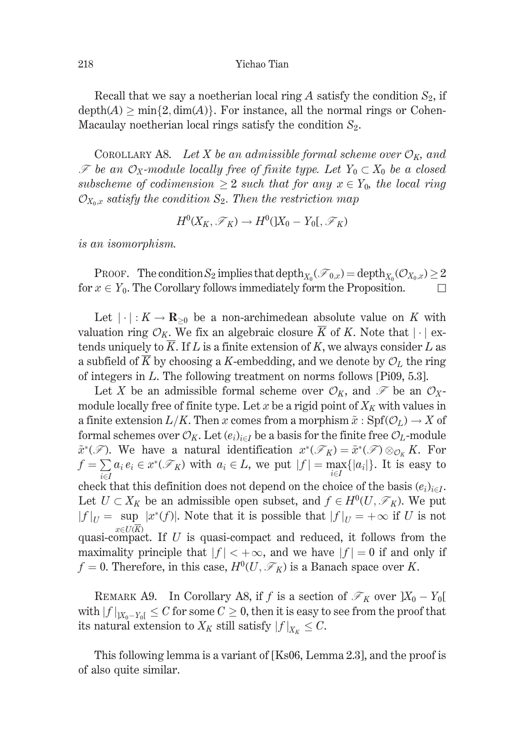Recall that we say a noetherian local ring $A$ satisfy the condition $S_2$, if $\mathrm{depth}(A) \geq \min\{2, \dim(A)\}$. For instance, all the normal rings or Cohen-Macaulay noetherian local rings satisfy the condition $S_2$.

COROLLARY A8. *Let $X$ be an admissible formal scheme over $\mathcal{O}_K$, and $\mathscr{F}$ be an $\mathcal{O}_X$-module locally free of finite type. Let $Y_0 \subset X_0$ be a closed subscheme of codimension $\geq 2$ such that for any $x \in Y_0$, the local ring $\mathcal{O}_{X_0,x}$ satisfy the condition $S_2$. Then the restriction map*

$$H^0(X_K, \mathscr{F}_K) \to H^0(]X_0 - Y_0[, \mathscr{F}_K)$$

*is an isomorphism.*

PROOF. The condition $S_2$ implies that $\mathrm{depth}_{X_0}(\mathscr{F}_{0,x}) = \mathrm{depth}_{X_0}(\mathcal{O}_{X_0,x}) \geq 2$ for $x \in Y_0$. The Corollary follows immediately form the Proposition. $\square$

Let $|\cdot| : K \to \mathbf{R}_{\geq 0}$ be a non-archimedean absolute value on $K$ with valuation ring $\mathcal{O}_K$. We fix an algebraic closure $\overline{K}$ of $K$. Note that $|\cdot|$ extends uniquely to $\overline{K}$. If $L$ is a finite extension of $K$, we always consider $L$ as a subfield of $\overline{K}$ by choosing a $K$-embedding, and we denote by $\mathcal{O}_L$ the ring of integers in $L$. The following treatment on norms follows [Pi09, 5.3].

Let $X$ be an admissible formal scheme over $\mathcal{O}_K$, and $\mathscr{F}$ be an $\mathcal{O}_X$-module locally free of finite type. Let $x$ be a rigid point of $X_K$ with values in a finite extension $L/K$. Then $x$ comes from a morphism $\tilde{x} : \mathrm{Spf}(\mathcal{O}_L) \to X$ of formal schemes over $\mathcal{O}_K$. Let $(e_i)_{i\in I}$ be a basis for the finite free $\mathcal{O}_L$-module $\tilde{x}^*(\mathscr{F})$. We have a natural identification $x^*(\mathscr{F}_K) = \tilde{x}^*(\mathscr{F}) \otimes_{\mathcal{O}_K} K$. For $f = \sum_{i\in I} a_i e_i \in x^*(\mathscr{F}_K)$ with $a_i \in L$, we put $|f| = \max_{i\in I}\{|a_i|\}$. It is easy to check that this definition does not depend on the choice of the basis $(e_i)_{i\in I}$. Let $U \subset X_K$ be an admissible open subset, and $f \in H^0(U, \mathscr{F}_K)$. We put $|f|_U = \sup_{x\in U(\overline{K})} |x^*(f)|$. Note that it is possible that $|f|_U = +\infty$ if $U$ is not quasi-compact. If $U$ is quasi-compact and reduced, it follows from the maximality principle that $|f| < +\infty$, and we have $|f| = 0$ if and only if $f = 0$. Therefore, in this case, $H^0(U, \mathscr{F}_K)$ is a Banach space over $K$.

REMARK A9. In Corollary A8, if $f$ is a section of $\mathscr{F}_K$ over $]X_0 - Y_0[$ with $|f|_{]X_0-Y_0[} \leq C$ for some $C \geq 0$, then it is easy to see from the proof that its natural extension to $X_K$ still satisfy $|f|_{X_K} \leq C$.

This following lemma is a variant of [Ks06, Lemma 2.3], and the proof is of also quite similar.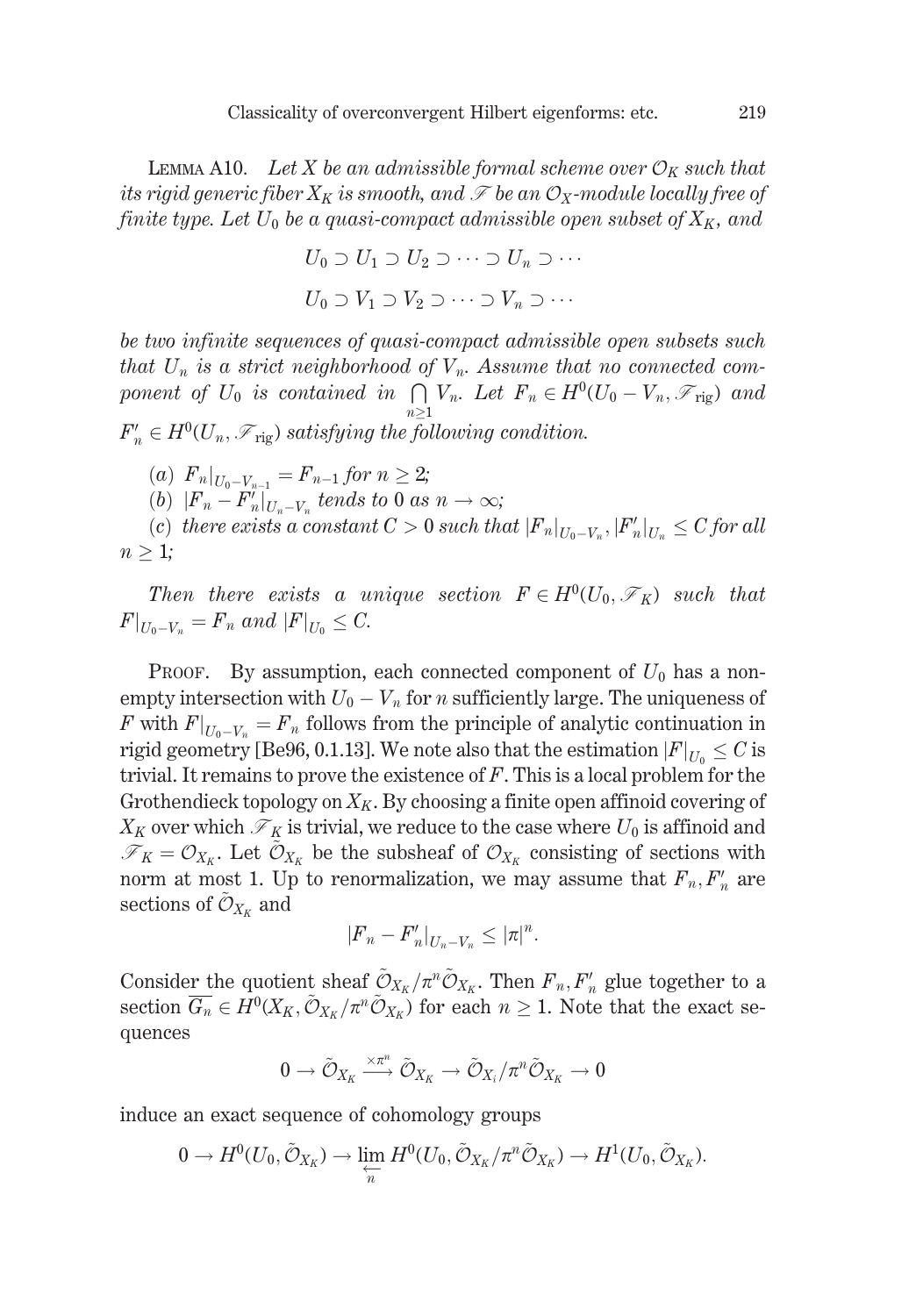Lemma A10. *Let $X$ be an admissible formal scheme over $\mathcal{O}_K$ such that its rigid generic fiber $X_K$ is smooth, and $\mathscr{F}$ be an $\mathcal{O}_X$-module locally free of finite type. Let $U_0$ be a quasi-compact admissible open subset of $X_K$, and*

$$U_0 \supset U_1 \supset U_2 \supset \cdots \supset U_n \supset \cdots$$

$$U_0 \supset V_1 \supset V_2 \supset \cdots \supset V_n \supset \cdots$$

*be two infinite sequences of quasi-compact admissible open subsets such that $U_n$ is a strict neighborhood of $V_n$. Assume that no connected component of $U_0$ is contained in $\bigcap_{n\geq 1} V_n$. Let $F_n \in H^0(U_0 - V_n, \mathscr{F}_{\mathrm{rig}})$ and $F'_n \in H^0(U_n, \mathscr{F}_{\mathrm{rig}})$ satisfying the following condition.*

(*a*) *$F_n|_{U_0-V_{n-1}} = F_{n-1}$ for $n \geq 2$;*

(*b*) *$|F_n - F'_n|_{U_n - V_n}$ tends to $0$ as $n \to \infty$;*

(*c*) *there exists a constant $C > 0$ such that $|F_n|_{U_0-V_n}, |F'_n|_{U_n} \leq C$ for all $n \geq 1$;*

*Then there exists a unique section $F \in H^0(U_0, \mathscr{F}_K)$ such that $F|_{U_0-V_n} = F_n$ and $|F|_{U_0} \leq C$.*

Proof. By assumption, each connected component of $U_0$ has a non-empty intersection with $U_0 - V_n$ for $n$ sufficiently large. The uniqueness of $F$ with $F|_{U_0-V_n} = F_n$ follows from the principle of analytic continuation in rigid geometry [Be96, 0.1.13]. We note also that the estimation $|F|_{U_0} \leq C$ is trivial. It remains to prove the existence of $F$. This is a local problem for the Grothendieck topology on $X_K$. By choosing a finite open affinoid covering of $X_K$ over which $\mathscr{F}_K$ is trivial, we reduce to the case where $U_0$ is affinoid and $\mathscr{F}_K = \mathcal{O}_{X_K}$. Let $\tilde{\mathcal{O}}_{X_K}$ be the subsheaf of $\mathcal{O}_{X_K}$ consisting of sections with norm at most 1. Up to renormalization, we may assume that $F_n, F'_n$ are sections of $\tilde{\mathcal{O}}_{X_K}$ and

$$|F_n - F'_n|_{U_n - V_n} \leq |\pi|^n.$$

Consider the quotient sheaf $\tilde{\mathcal{O}}_{X_K}/\pi^n\tilde{\mathcal{O}}_{X_K}$. Then $F_n, F'_n$ glue together to a section $\overline{G_n} \in H^0(X_K, \tilde{\mathcal{O}}_{X_K}/\pi^n\tilde{\mathcal{O}}_{X_K})$ for each $n \geq 1$. Note that the exact sequences

$$0 \to \tilde{\mathcal{O}}_{X_K} \xrightarrow{\times \pi^n} \tilde{\mathcal{O}}_{X_K} \to \tilde{\mathcal{O}}_{X_i}/\pi^n\tilde{\mathcal{O}}_{X_K} \to 0$$

induce an exact sequence of cohomology groups

$$0 \to H^0(U_0, \tilde{\mathcal{O}}_{X_K}) \to \varprojlim_n H^0(U_0, \tilde{\mathcal{O}}_{X_K}/\pi^n\tilde{\mathcal{O}}_{X_K}) \to H^1(U_0, \tilde{\mathcal{O}}_{X_K}).$$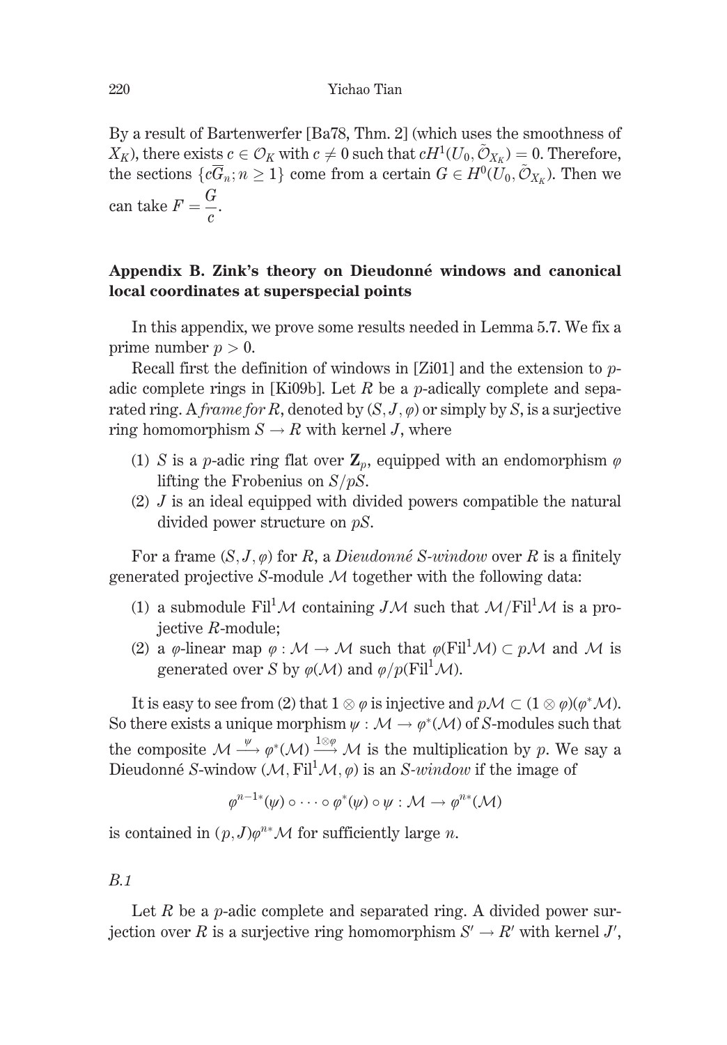By a result of Bartenwerfer [Ba78, Thm. 2] (which uses the smoothness of $X_K$), there exists $c \in \mathcal{O}_K$ with $c \neq 0$ such that $cH^1(U_0, \tilde{\mathcal{O}}_{X_K}) = 0$. Therefore, the sections $\{c\overline{G}_n; n \geq 1\}$ come from a certain $G \in H^0(U_0, \tilde{\mathcal{O}}_{X_K})$. Then we can take $F = \dfrac{G}{c}$.

## Appendix B. Zink's theory on Dieudonné windows and canonical local coordinates at superspecial points

In this appendix, we prove some results needed in Lemma 5.7. We fix a prime number $p > 0$.

Recall first the definition of windows in [Zi01] and the extension to $p$-adic complete rings in [Ki09b]. Let $R$ be a $p$-adically complete and separated ring. A *frame for* $R$, denoted by $(S, J, \varphi)$ or simply by $S$, is a surjective ring homomorphism $S \to R$ with kernel $J$, where

1. $S$ is a $p$-adic ring flat over $\mathbf{Z}_p$, equipped with an endomorphism $\varphi$ lifting the Frobenius on $S/pS$.
2. $J$ is an ideal equipped with divided powers compatible the natural divided power structure on $pS$.

For a frame $(S, J, \varphi)$ for $R$, a *Dieudonné $S$-window* over $R$ is a finitely generated projective $S$-module $\mathcal{M}$ together with the following data:

1. a submodule $\mathrm{Fil}^1\mathcal{M}$ containing $J\mathcal{M}$ such that $\mathcal{M}/\mathrm{Fil}^1\mathcal{M}$ is a projective $R$-module;
2. a $\varphi$-linear map $\varphi : \mathcal{M} \to \mathcal{M}$ such that $\varphi(\mathrm{Fil}^1\mathcal{M}) \subset p\mathcal{M}$ and $\mathcal{M}$ is generated over $S$ by $\varphi(\mathcal{M})$ and $\varphi/p(\mathrm{Fil}^1\mathcal{M})$.

It is easy to see from (2) that $1 \otimes \varphi$ is injective and $p\mathcal{M} \subset (1 \otimes \varphi)(\varphi^*\mathcal{M})$. So there exists a unique morphism $\psi : \mathcal{M} \to \varphi^*(\mathcal{M})$ of $S$-modules such that the composite $\mathcal{M} \xrightarrow{\psi} \varphi^*(\mathcal{M}) \xrightarrow{1\otimes\varphi} \mathcal{M}$ is the multiplication by $p$. We say a Dieudonné $S$-window $(\mathcal{M}, \mathrm{Fil}^1\mathcal{M}, \varphi)$ is an *$S$-window* if the image of

$$\varphi^{n-1*}(\psi) \circ \cdots \circ \varphi^*(\psi) \circ \psi : \mathcal{M} \to \varphi^{n*}(\mathcal{M})$$

is contained in $(p, J)\varphi^{n*}\mathcal{M}$ for sufficiently large $n$.

*B.1*

Let $R$ be a $p$-adic complete and separated ring. A divided power surjection over $R$ is a surjective ring homomorphism $S' \to R'$ with kernel $J'$,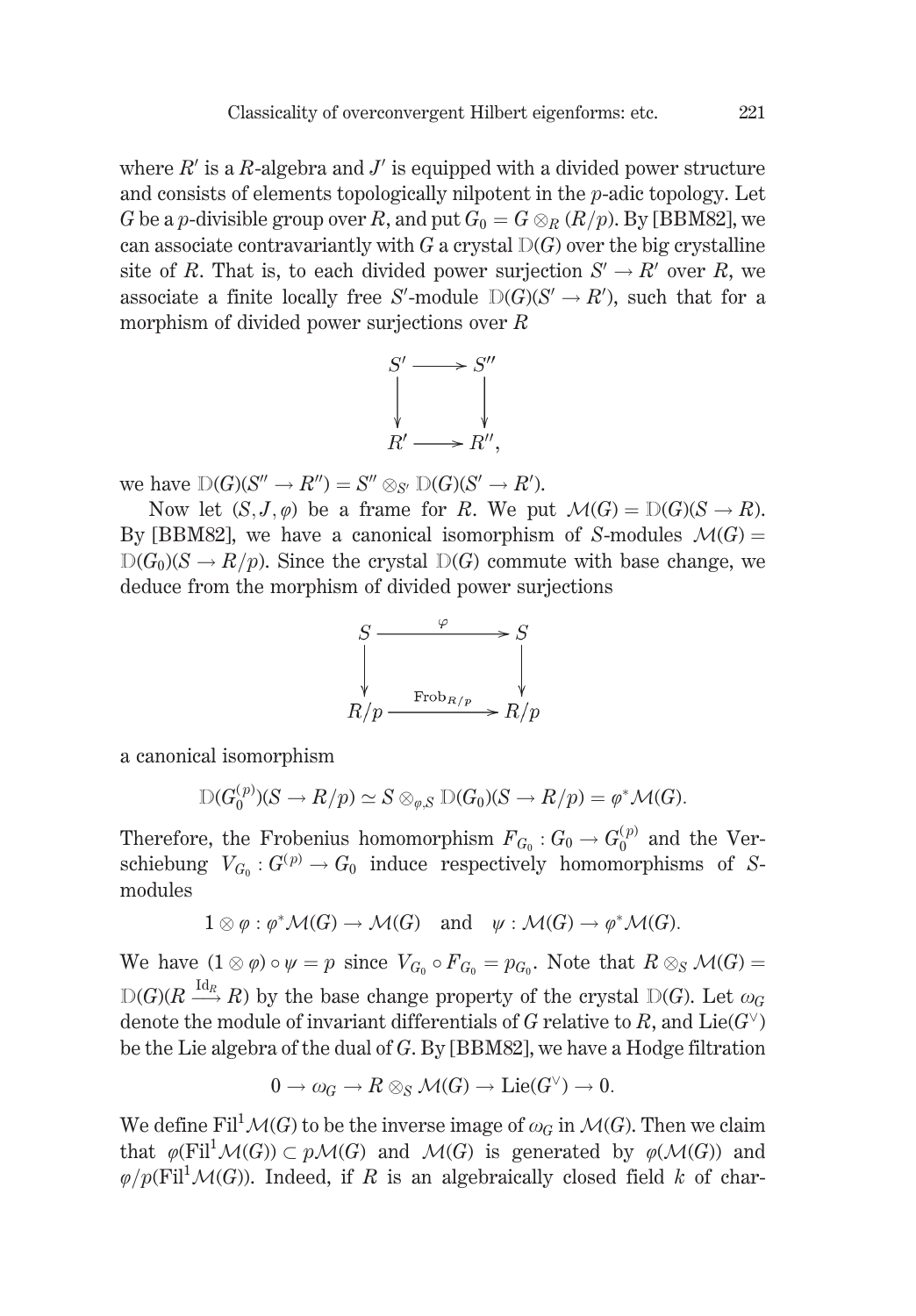where $R'$ is a $R$-algebra and $J'$ is equipped with a divided power structure and consists of elements topologically nilpotent in the $p$-adic topology. Let $G$ be a $p$-divisible group over $R$, and put $G_0 = G \otimes_R (R/p)$. By [BBM82], we can associate contravariantly with $G$ a crystal $\mathbb{D}(G)$ over the big crystalline site of $R$. That is, to each divided power surjection $S' \to R'$ over $R$, we associate a finite locally free $S'$-module $\mathbb{D}(G)(S' \to R')$, such that for a morphism of divided power surjections over $R$

$$\begin{array}{ccc} S' & \longrightarrow & S'' \\ \downarrow & & \downarrow \\ R' & \longrightarrow & R'', \end{array}$$

we have $\mathbb{D}(G)(S'' \to R'') = S'' \otimes_{S'} \mathbb{D}(G)(S' \to R')$.

Now let $(S, J, \varphi)$ be a frame for $R$. We put $\mathcal{M}(G) = \mathbb{D}(G)(S \to R)$. By [BBM82], we have a canonical isomorphism of $S$-modules $\mathcal{M}(G) = \mathbb{D}(G_0)(S \to R/p)$. Since the crystal $\mathbb{D}(G)$ commute with base change, we deduce from the morphism of divided power surjections

$$\begin{array}{ccc} S & \xrightarrow{\quad \varphi \quad} & S \\ \downarrow & & \downarrow \\ R/p & \xrightarrow{\mathrm{Frob}_{R/p}} & R/p \end{array}$$

a canonical isomorphism

$$\mathbb{D}(G_0^{(p)})(S \to R/p) \simeq S \otimes_{\varphi, S} \mathbb{D}(G_0)(S \to R/p) = \varphi^* \mathcal{M}(G).$$

Therefore, the Frobenius homomorphism $F_{G_0} : G_0 \to G_0^{(p)}$ and the Verschiebung $V_{G_0} : G^{(p)} \to G_0$ induce respectively homomorphisms of $S$-modules

$$1 \otimes \varphi : \varphi^* \mathcal{M}(G) \to \mathcal{M}(G) \quad \text{and} \quad \psi : \mathcal{M}(G) \to \varphi^* \mathcal{M}(G).$$

We have $(1 \otimes \varphi) \circ \psi = p$ since $V_{G_0} \circ F_{G_0} = p_{G_0}$. Note that $R \otimes_S \mathcal{M}(G) = \mathbb{D}(G)(R \xrightarrow{\mathrm{Id}_R} R)$ by the base change property of the crystal $\mathbb{D}(G)$. Let $\omega_G$ denote the module of invariant differentials of $G$ relative to $R$, and $\mathrm{Lie}(G^\vee)$ be the Lie algebra of the dual of $G$. By [BBM82], we have a Hodge filtration

$$0 \to \omega_G \to R \otimes_S \mathcal{M}(G) \to \mathrm{Lie}(G^\vee) \to 0.$$

We define $\mathrm{Fil}^1 \mathcal{M}(G)$ to be the inverse image of $\omega_G$ in $\mathcal{M}(G)$. Then we claim that $\varphi(\mathrm{Fil}^1 \mathcal{M}(G)) \subset p\mathcal{M}(G)$ and $\mathcal{M}(G)$ is generated by $\varphi(\mathcal{M}(G))$ and $\varphi/p(\mathrm{Fil}^1 \mathcal{M}(G))$. Indeed, if $R$ is an algebraically closed field $k$ of char-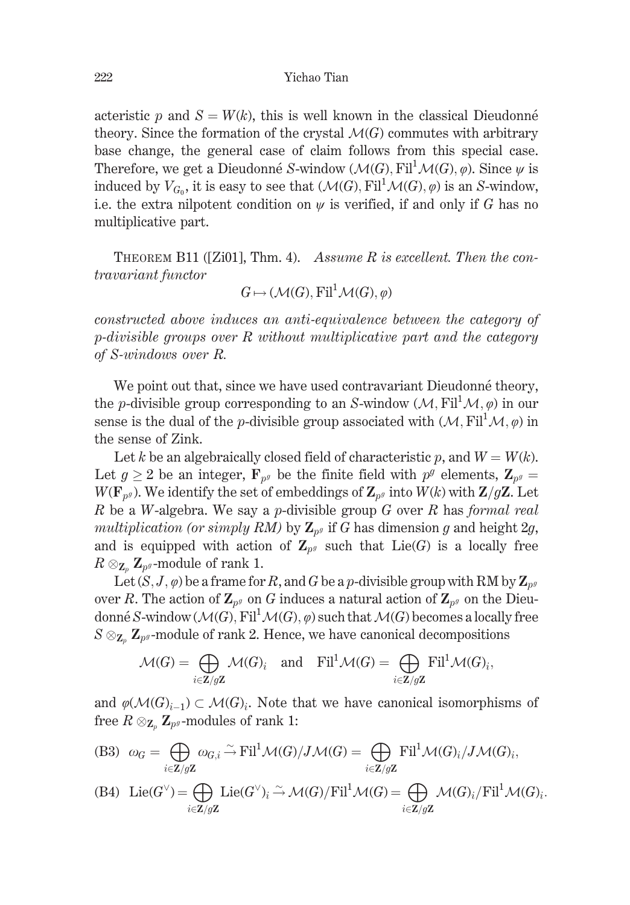acteristic $p$ and $S = W(k)$, this is well known in the classical Dieudonné theory. Since the formation of the crystal $\mathcal{M}(G)$ commutes with arbitrary base change, the general case of claim follows from this special case. Therefore, we get a Dieudonné $S$-window $(\mathcal{M}(G), \mathrm{Fil}^1\mathcal{M}(G), \varphi)$. Since $\psi$ is induced by $V_{G_0}$, it is easy to see that $(\mathcal{M}(G), \mathrm{Fil}^1\mathcal{M}(G), \varphi)$ is an $S$-window, i.e. the extra nilpotent condition on $\psi$ is verified, if and only if $G$ has no multiplicative part.

THEOREM B11 ([Zi01], Thm. 4). *Assume $R$ is excellent. Then the contravariant functor*

$$G \mapsto (\mathcal{M}(G), \mathrm{Fil}^1\mathcal{M}(G), \varphi)$$

*constructed above induces an anti-equivalence between the category of $p$-divisible groups over $R$ without multiplicative part and the category of $S$-windows over $R$.*

We point out that, since we have used contravariant Dieudonné theory, the $p$-divisible group corresponding to an $S$-window $(\mathcal{M}, \mathrm{Fil}^1\mathcal{M}, \varphi)$ in our sense is the dual of the $p$-divisible group associated with $(\mathcal{M}, \mathrm{Fil}^1\mathcal{M}, \varphi)$ in the sense of Zink.

Let $k$ be an algebraically closed field of characteristic $p$, and $W = W(k)$. Let $g \geq 2$ be an integer, $\mathbf{F}_{p^g}$ be the finite field with $p^g$ elements, $\mathbf{Z}_{p^g} = W(\mathbf{F}_{p^g})$. We identify the set of embeddings of $\mathbf{Z}_{p^g}$ into $W(k)$ with $\mathbf{Z}/g\mathbf{Z}$. Let $R$ be a $W$-algebra. We say a $p$-divisible group $G$ over $R$ has *formal real multiplication (or simply RM)* by $\mathbf{Z}_{p^g}$ if $G$ has dimension $g$ and height $2g$, and is equipped with action of $\mathbf{Z}_{p^g}$ such that $\mathrm{Lie}(G)$ is a locally free $R \otimes_{\mathbf{Z}_p} \mathbf{Z}_{p^g}$-module of rank 1.

Let $(S, J, \varphi)$ be a frame for $R$, and $G$ be a $p$-divisible group with RM by $\mathbf{Z}_{p^g}$ over $R$. The action of $\mathbf{Z}_{p^g}$ on $G$ induces a natural action of $\mathbf{Z}_{p^g}$ on the Dieudonné $S$-window $(\mathcal{M}(G), \mathrm{Fil}^1\mathcal{M}(G), \varphi)$ such that $\mathcal{M}(G)$ becomes a locally free $S \otimes_{\mathbf{Z}_p} \mathbf{Z}_{p^g}$-module of rank 2. Hence, we have canonical decompositions

$$\mathcal{M}(G) = \bigoplus_{i \in \mathbf{Z}/g\mathbf{Z}} \mathcal{M}(G)_i \quad \text{and} \quad \mathrm{Fil}^1\mathcal{M}(G) = \bigoplus_{i \in \mathbf{Z}/g\mathbf{Z}} \mathrm{Fil}^1\mathcal{M}(G)_i,$$

and $\varphi(\mathcal{M}(G)_{i-1}) \subset \mathcal{M}(G)_i$. Note that we have canonical isomorphisms of free $R \otimes_{\mathbf{Z}_p} \mathbf{Z}_{p^g}$-modules of rank 1:

$$\text{(B3)} \quad \omega_G = \bigoplus_{i \in \mathbf{Z}/g\mathbf{Z}} \omega_{G,i} \xrightarrow{\sim} \mathrm{Fil}^1\mathcal{M}(G)/J\mathcal{M}(G) = \bigoplus_{i \in \mathbf{Z}/g\mathbf{Z}} \mathrm{Fil}^1\mathcal{M}(G)_i/J\mathcal{M}(G)_i,$$

$$\text{(B4)} \quad \mathrm{Lie}(G^\vee) = \bigoplus_{i \in \mathbf{Z}/g\mathbf{Z}} \mathrm{Lie}(G^\vee)_i \xrightarrow{\sim} \mathcal{M}(G)/\mathrm{Fil}^1\mathcal{M}(G) = \bigoplus_{i \in \mathbf{Z}/g\mathbf{Z}} \mathcal{M}(G)_i/\mathrm{Fil}^1\mathcal{M}(G)_i.$$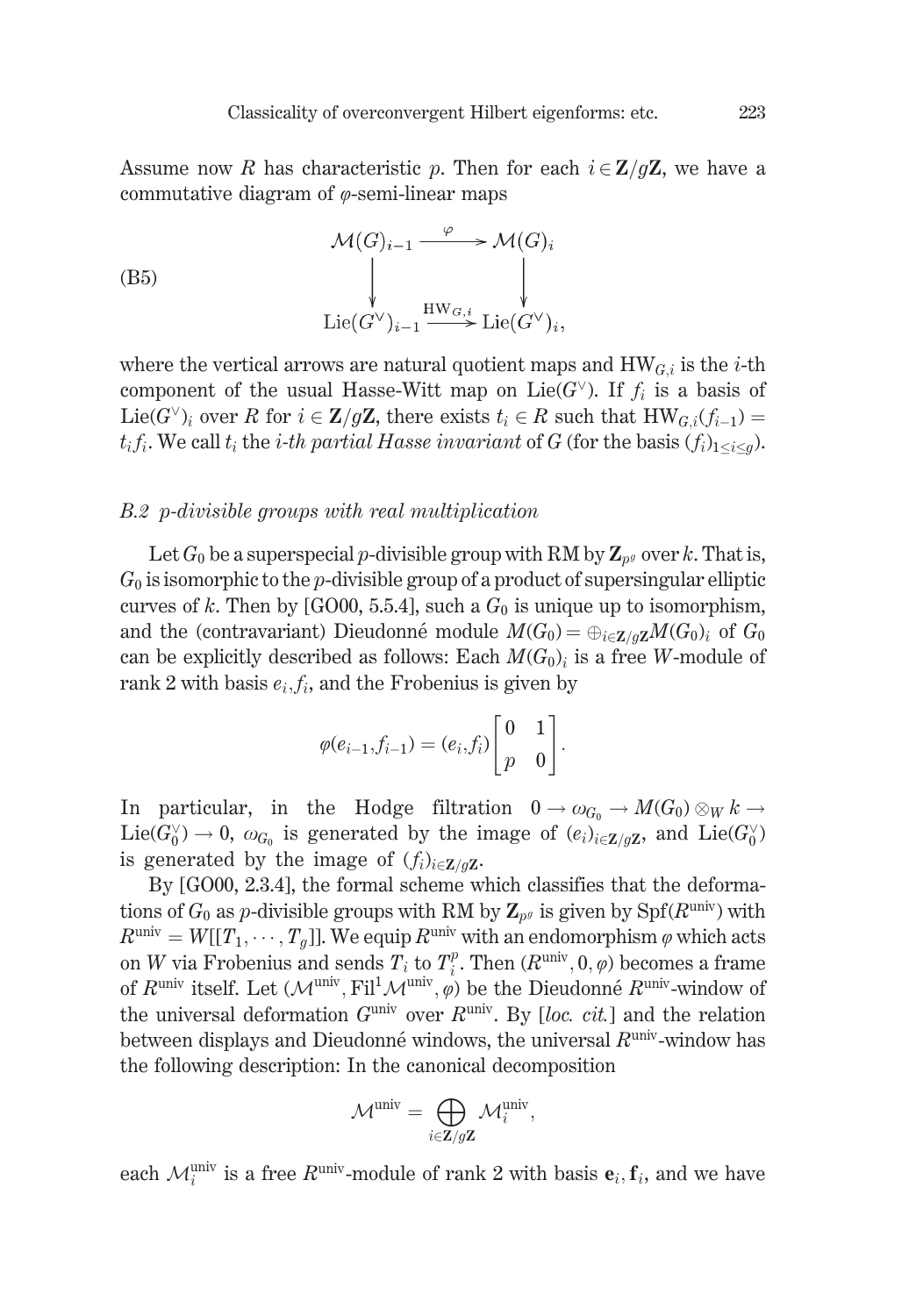Assume now $R$ has characteristic $p$. Then for each $i \in \mathbf{Z}/g\mathbf{Z}$, we have a commutative diagram of $\varphi$-semi-linear maps

$$
\text{(B5)} \qquad
\begin{array}{ccc}
\mathcal{M}(G)_{i-1} & \xrightarrow{\varphi} & \mathcal{M}(G)_i \\
\downarrow & & \downarrow \\
\mathrm{Lie}(G^\vee)_{i-1} & \xrightarrow{\mathrm{HW}_{G,i}} & \mathrm{Lie}(G^\vee)_i,
\end{array}
$$

where the vertical arrows are natural quotient maps and $\mathrm{HW}_{G,i}$ is the $i$-th component of the usual Hasse-Witt map on $\mathrm{Lie}(G^\vee)$. If $f_i$ is a basis of $\mathrm{Lie}(G^\vee)_i$ over $R$ for $i \in \mathbf{Z}/g\mathbf{Z}$, there exists $t_i \in R$ such that $\mathrm{HW}_{G,i}(f_{i-1}) = t_i f_i$. We call $t_i$ the *i-th partial Hasse invariant* of $G$ (for the basis $(f_i)_{1 \le i \le g}$).

### *B.2 p-divisible groups with real multiplication*

Let $G_0$ be a superspecial $p$-divisible group with RM by $\mathbf{Z}_{p^g}$ over $k$. That is, $G_0$ is isomorphic to the $p$-divisible group of a product of supersingular elliptic curves of $k$. Then by [GO00, 5.5.4], such a $G_0$ is unique up to isomorphism, and the (contravariant) Dieudonné module $M(G_0) = \oplus_{i \in \mathbf{Z}/g\mathbf{Z}} M(G_0)_i$ of $G_0$ can be explicitly described as follows: Each $M(G_0)_i$ is a free $W$-module of rank 2 with basis $e_i, f_i$, and the Frobenius is given by

$$
\varphi(e_{i-1}, f_{i-1}) = (e_i, f_i) \begin{bmatrix} 0 & 1 \\ p & 0 \end{bmatrix}.
$$

In particular, in the Hodge filtration $0 \to \omega_{G_0} \to M(G_0) \otimes_W k \to \mathrm{Lie}(G_0^\vee) \to 0$, $\omega_{G_0}$ is generated by the image of $(e_i)_{i \in \mathbf{Z}/g\mathbf{Z}}$, and $\mathrm{Lie}(G_0^\vee)$ is generated by the image of $(f_i)_{i \in \mathbf{Z}/g\mathbf{Z}}$.

By [GO00, 2.3.4], the formal scheme which classifies that the deformations of $G_0$ as $p$-divisible groups with RM by $\mathbf{Z}_{p^g}$ is given by $\mathrm{Spf}(R^{\mathrm{univ}})$ with $R^{\mathrm{univ}} = W[[T_1, \cdots, T_g]]$. We equip $R^{\mathrm{univ}}$ with an endomorphism $\varphi$ which acts on $W$ via Frobenius and sends $T_i$ to $T_i^p$. Then $(R^{\mathrm{univ}}, 0, \varphi)$ becomes a frame of $R^{\mathrm{univ}}$ itself. Let $(\mathcal{M}^{\mathrm{univ}}, \mathrm{Fil}^1\mathcal{M}^{\mathrm{univ}}, \varphi)$ be the Dieudonné $R^{\mathrm{univ}}$-window of the universal deformation $G^{\mathrm{univ}}$ over $R^{\mathrm{univ}}$. By [*loc. cit.*] and the relation between displays and Dieudonné windows, the universal $R^{\mathrm{univ}}$-window has the following description: In the canonical decomposition

$$
\mathcal{M}^{\mathrm{univ}} = \bigoplus_{i \in \mathbf{Z}/g\mathbf{Z}} \mathcal{M}_i^{\mathrm{univ}},
$$

each $\mathcal{M}_i^{\mathrm{univ}}$ is a free $R^{\mathrm{univ}}$-module of rank 2 with basis $\mathbf{e}_i, \mathbf{f}_i$, and we have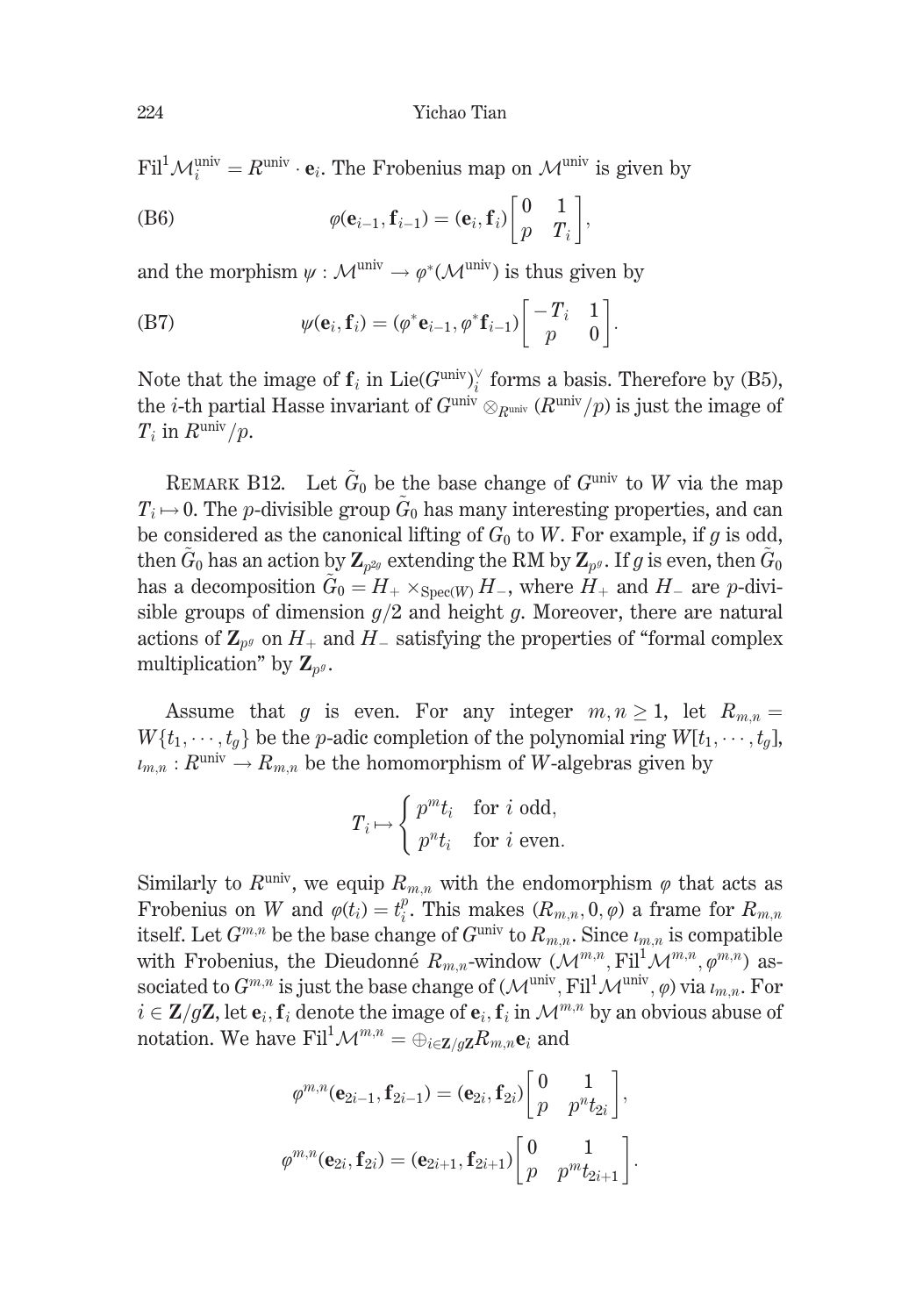$\mathrm{Fil}^1\mathcal{M}_i^{\mathrm{univ}} = R^{\mathrm{univ}} \cdot \mathbf{e}_i$. The Frobenius map on $\mathcal{M}^{\mathrm{univ}}$ is given by

$$\varphi(\mathbf{e}_{i-1}, \mathbf{f}_{i-1}) = (\mathbf{e}_i, \mathbf{f}_i)\begin{bmatrix} 0 & 1 \\ p & T_i \end{bmatrix}, \tag{B6}$$

and the morphism $\psi : \mathcal{M}^{\mathrm{univ}} \to \varphi^*(\mathcal{M}^{\mathrm{univ}})$ is thus given by

$$\psi(\mathbf{e}_i, \mathbf{f}_i) = (\varphi^*\mathbf{e}_{i-1}, \varphi^*\mathbf{f}_{i-1})\begin{bmatrix} -T_i & 1 \\ p & 0 \end{bmatrix}. \tag{B7}$$

Note that the image of $\mathbf{f}_i$ in $\mathrm{Lie}(G^{\mathrm{univ}})_i^\vee$ forms a basis. Therefore by (B5), the $i$-th partial Hasse invariant of $G^{\mathrm{univ}} \otimes_{R^{\mathrm{univ}}} (R^{\mathrm{univ}}/p)$ is just the image of $T_i$ in $R^{\mathrm{univ}}/p$.

REMARK B12. Let $\tilde{G}_0$ be the base change of $G^{\mathrm{univ}}$ to $W$ via the map $T_i \mapsto 0$. The $p$-divisible group $\tilde{G}_0$ has many interesting properties, and can be considered as the canonical lifting of $G_0$ to $W$. For example, if $g$ is odd, then $\tilde{G}_0$ has an action by $\mathbf{Z}_{p^{2g}}$ extending the RM by $\mathbf{Z}_{p^g}$. If $g$ is even, then $\tilde{G}_0$ has a decomposition $\tilde{G}_0 = H_+ \times_{\mathrm{Spec}(W)} H_-$, where $H_+$ and $H_-$ are $p$-divisible groups of dimension $g/2$ and height $g$. Moreover, there are natural actions of $\mathbf{Z}_{p^g}$ on $H_+$ and $H_-$ satisfying the properties of "formal complex multiplication" by $\mathbf{Z}_{p^g}$.

Assume that $g$ is even. For any integer $m, n \geq 1$, let $R_{m,n} = W\{t_1, \cdots, t_g\}$ be the $p$-adic completion of the polynomial ring $W[t_1, \cdots, t_g]$, $\iota_{m,n} : R^{\mathrm{univ}} \to R_{m,n}$ be the homomorphism of $W$-algebras given by

$$T_i \mapsto \begin{cases} p^m t_i & \text{for } i \text{ odd,} \\ p^n t_i & \text{for } i \text{ even.} \end{cases}$$

Similarly to $R^{\mathrm{univ}}$, we equip $R_{m,n}$ with the endomorphism $\varphi$ that acts as Frobenius on $W$ and $\varphi(t_i) = t_i^p$. This makes $(R_{m,n}, 0, \varphi)$ a frame for $R_{m,n}$ itself. Let $G^{m,n}$ be the base change of $G^{\mathrm{univ}}$ to $R_{m,n}$. Since $\iota_{m,n}$ is compatible with Frobenius, the Dieudonné $R_{m,n}$-window $(\mathcal{M}^{m,n}, \mathrm{Fil}^1\mathcal{M}^{m,n}, \varphi^{m,n})$ associated to $G^{m,n}$ is just the base change of $(\mathcal{M}^{\mathrm{univ}}, \mathrm{Fil}^1\mathcal{M}^{\mathrm{univ}}, \varphi)$ via $\iota_{m,n}$. For $i \in \mathbf{Z}/g\mathbf{Z}$, let $\mathbf{e}_i, \mathbf{f}_i$ denote the image of $\mathbf{e}_i, \mathbf{f}_i$ in $\mathcal{M}^{m,n}$ by an obvious abuse of notation. We have $\mathrm{Fil}^1\mathcal{M}^{m,n} = \oplus_{i \in \mathbf{Z}/g\mathbf{Z}} R_{m,n}\mathbf{e}_i$ and

$$\varphi^{m,n}(\mathbf{e}_{2i-1}, \mathbf{f}_{2i-1}) = (\mathbf{e}_{2i}, \mathbf{f}_{2i})\begin{bmatrix} 0 & 1 \\ p & p^n t_{2i} \end{bmatrix},$$

$$\varphi^{m,n}(\mathbf{e}_{2i}, \mathbf{f}_{2i}) = (\mathbf{e}_{2i+1}, \mathbf{f}_{2i+1})\begin{bmatrix} 0 & 1 \\ p & p^m t_{2i+1} \end{bmatrix}.$$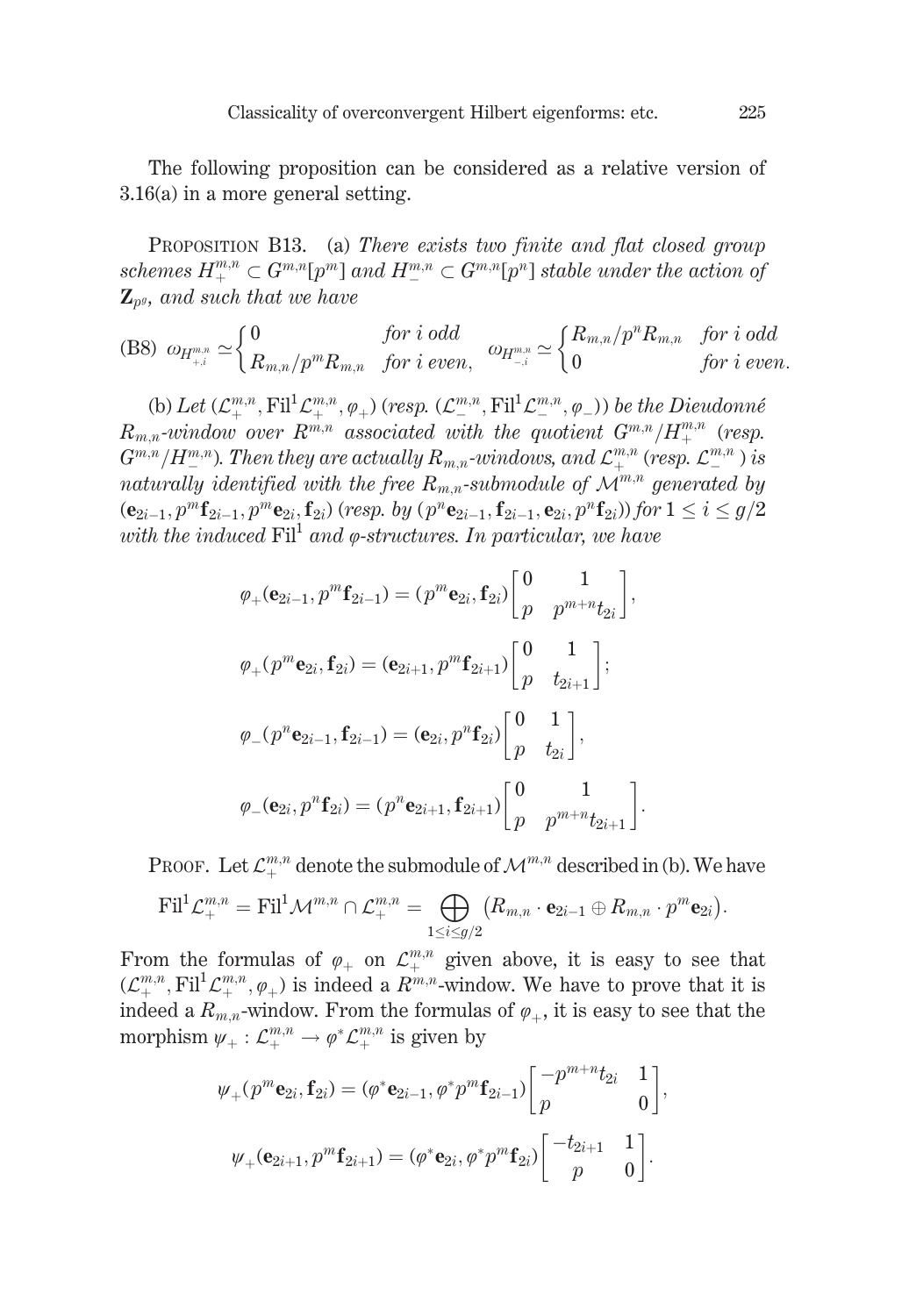The following proposition can be considered as a relative version of 3.16(a) in a more general setting.

PROPOSITION B13. (a) *There exists two finite and flat closed group schemes $H_+^{m,n} \subset G^{m,n}[p^m]$ and $H_-^{m,n} \subset G^{m,n}[p^n]$ stable under the action of $\mathbf{Z}_{p^g}$, and such that we have*

$$\text{(B8)}\quad \omega_{H_{+,i}^{m,n}} \simeq \begin{cases} 0 & \textit{for } i \textit{ odd} \\ R_{m,n}/p^m R_{m,n} & \textit{for } i \textit{ even}, \end{cases} \quad \omega_{H_{-,i}^{m,n}} \simeq \begin{cases} R_{m,n}/p^n R_{m,n} & \textit{for } i \textit{ odd} \\ 0 & \textit{for } i \textit{ even}. \end{cases}$$

(b) *Let $(\mathcal{L}_+^{m,n}, \mathrm{Fil}^1\mathcal{L}_+^{m,n}, \varphi_+)$ (resp. $(\mathcal{L}_-^{m,n}, \mathrm{Fil}^1\mathcal{L}_-^{m,n}, \varphi_-)$) be the Dieudonné $R_{m,n}$-window over $R^{m,n}$ associated with the quotient $G^{m,n}/H_+^{m,n}$ (resp. $G^{m,n}/H_-^{m,n}$). Then they are actually $R_{m,n}$-windows, and $\mathcal{L}_+^{m,n}$ (resp. $\mathcal{L}_-^{m,n}$) is naturally identified with the free $R_{m,n}$-submodule of $\mathcal{M}^{m,n}$ generated by $(\mathbf{e}_{2i-1}, p^m\mathbf{f}_{2i-1}, p^m\mathbf{e}_{2i}, \mathbf{f}_{2i})$ (resp. by $(p^n\mathbf{e}_{2i-1}, \mathbf{f}_{2i-1}, \mathbf{e}_{2i}, p^n\mathbf{f}_{2i})$) for $1 \leq i \leq g/2$ with the induced $\mathrm{Fil}^1$ and $\varphi$-structures. In particular, we have*

$$\varphi_+(\mathbf{e}_{2i-1}, p^m\mathbf{f}_{2i-1}) = (p^m\mathbf{e}_{2i}, \mathbf{f}_{2i})\begin{bmatrix} 0 & 1 \\ p & p^{m+n}t_{2i} \end{bmatrix},$$

$$\varphi_+(p^m\mathbf{e}_{2i}, \mathbf{f}_{2i}) = (\mathbf{e}_{2i+1}, p^m\mathbf{f}_{2i+1})\begin{bmatrix} 0 & 1 \\ p & t_{2i+1} \end{bmatrix};$$

$$\varphi_-(p^n\mathbf{e}_{2i-1}, \mathbf{f}_{2i-1}) = (\mathbf{e}_{2i}, p^n\mathbf{f}_{2i})\begin{bmatrix} 0 & 1 \\ p & t_{2i} \end{bmatrix},$$

$$\varphi_-(\mathbf{e}_{2i}, p^n\mathbf{f}_{2i}) = (p^n\mathbf{e}_{2i+1}, \mathbf{f}_{2i+1})\begin{bmatrix} 0 & 1 \\ p & p^{m+n}t_{2i+1} \end{bmatrix}.$$

PROOF. Let $\mathcal{L}_+^{m,n}$ denote the submodule of $\mathcal{M}^{m,n}$ described in (b). We have

$$\mathrm{Fil}^1\mathcal{L}_+^{m,n} = \mathrm{Fil}^1\mathcal{M}^{m,n} \cap \mathcal{L}_+^{m,n} = \bigoplus_{1 \leq i \leq g/2} \big(R_{m,n} \cdot \mathbf{e}_{2i-1} \oplus R_{m,n} \cdot p^m\mathbf{e}_{2i}\big).$$

From the formulas of $\varphi_+$ on $\mathcal{L}_+^{m,n}$ given above, it is easy to see that $(\mathcal{L}_+^{m,n}, \mathrm{Fil}^1\mathcal{L}_+^{m,n}, \varphi_+)$ is indeed a $R^{m,n}$-window. We have to prove that it is indeed a $R_{m,n}$-window. From the formulas of $\varphi_+$, it is easy to see that the morphism $\psi_+ : \mathcal{L}_+^{m,n} \to \varphi^*\mathcal{L}_+^{m,n}$ is given by

$$\psi_+(p^m\mathbf{e}_{2i}, \mathbf{f}_{2i}) = (\varphi^*\mathbf{e}_{2i-1}, \varphi^*p^m\mathbf{f}_{2i-1})\begin{bmatrix} -p^{m+n}t_{2i} & 1 \\ p & 0 \end{bmatrix},$$

$$\psi_+(\mathbf{e}_{2i+1}, p^m\mathbf{f}_{2i+1}) = (\varphi^*\mathbf{e}_{2i}, \varphi^*p^m\mathbf{f}_{2i})\begin{bmatrix} -t_{2i+1} & 1 \\ p & 0 \end{bmatrix}.$$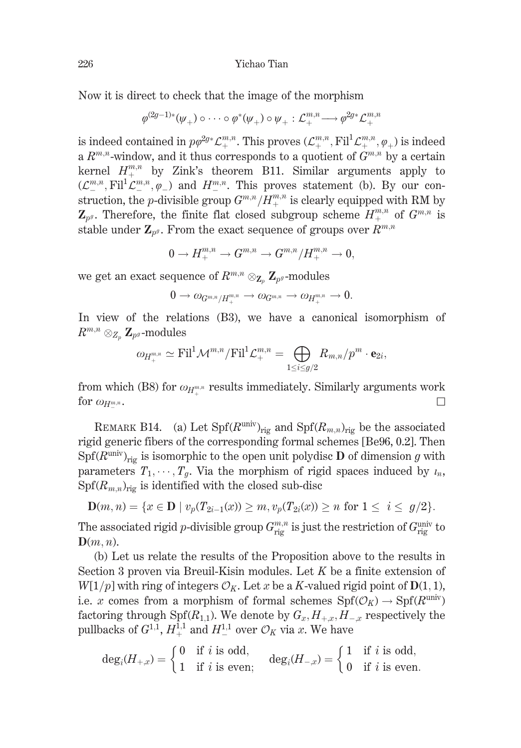Now it is direct to check that the image of the morphism

$$\varphi^{(2g-1)*}(\psi_+) \circ \cdots \circ \varphi^*(\psi_+) \circ \psi_+ : \mathcal{L}_+^{m,n} \longrightarrow \varphi^{2g*}\mathcal{L}_+^{m,n}$$

is indeed contained in $p\varphi^{2g*}\mathcal{L}_+^{m,n}$. This proves $(\mathcal{L}_+^{m,n}, \mathrm{Fil}^1\mathcal{L}_+^{m,n}, \varphi_+)$ is indeed a $R^{m,n}$-window, and it thus corresponds to a quotient of $G^{m,n}$ by a certain kernel $H_+^{m,n}$ by Zink's theorem B11. Similar arguments apply to $(\mathcal{L}_-^{m,n}, \mathrm{Fil}^1\mathcal{L}_-^{m,n}, \varphi_-)$ and $H_-^{m,n}$. This proves statement (b). By our construction, the $p$-divisible group $G^{m,n}/H_+^{m,n}$ is clearly equipped with RM by $\mathbf{Z}_{p^g}$. Therefore, the finite flat closed subgroup scheme $H_+^{m,n}$ of $G^{m,n}$ is stable under $\mathbf{Z}_{p^g}$. From the exact sequence of groups over $R^{m,n}$

$$0 \to H_+^{m,n} \to G^{m,n} \to G^{m,n}/H_+^{m,n} \to 0,$$

we get an exact sequence of $R^{m,n} \otimes_{\mathbf{Z}_p} \mathbf{Z}_{p^g}$-modules

$$0 \to \omega_{G^{m,n}/H_+^{m,n}} \to \omega_{G^{m,n}} \to \omega_{H_+^{m,n}} \to 0.$$

In view of the relations (B3), we have a canonical isomorphism of $R^{m,n} \otimes_{Z_p} \mathbf{Z}_{p^g}$-modules

$$\omega_{H_+^{m,n}} \simeq \mathrm{Fil}^1\mathcal{M}^{m,n}/\mathrm{Fil}^1\mathcal{L}_+^{m,n} = \bigoplus_{1\leq i\leq g/2} R_{m,n}/p^m \cdot \mathbf{e}_{2i},$$

from which (B8) for $\omega_{H_+^{m,n}}$ results immediately. Similarly arguments work for $\omega_{H_-^{m,n}}$. $\square$

Remark B14. (a) Let $\mathrm{Spf}(R^{\mathrm{univ}})_{\mathrm{rig}}$ and $\mathrm{Spf}(R_{m,n})_{\mathrm{rig}}$ be the associated rigid generic fibers of the corresponding formal schemes [Be96, 0.2]. Then $\mathrm{Spf}(R^{\mathrm{univ}})_{\mathrm{rig}}$ is isomorphic to the open unit polydisc $\mathbf{D}$ of dimension $g$ with parameters $T_1, \cdots, T_g$. Via the morphism of rigid spaces induced by $\iota_n$, $\mathrm{Spf}(R_{m,n})_{\mathrm{rig}}$ is identified with the closed sub-disc

$$\mathbf{D}(m,n) = \{x \in \mathbf{D} \mid v_p(T_{2i-1}(x)) \geq m, v_p(T_{2i}(x)) \geq n \text{ for } 1 \leq\ i \leq\ g/2\}.$$

The associated rigid $p$-divisible group $G_{\mathrm{rig}}^{m,n}$ is just the restriction of $G_{\mathrm{rig}}^{\mathrm{univ}}$ to $\mathbf{D}(m,n)$.

(b) Let us relate the results of the Proposition above to the results in Section 3 proven via Breuil-Kisin modules. Let $K$ be a finite extension of $W[1/p]$ with ring of integers $\mathcal{O}_K$. Let $x$ be a $K$-valued rigid point of $\mathbf{D}(1,1)$, i.e. $x$ comes from a morphism of formal schemes $\mathrm{Spf}(\mathcal{O}_K) \to \mathrm{Spf}(R^{\mathrm{univ}})$ factoring through $\mathrm{Spf}(R_{1,1})$. We denote by $G_x, H_{+,x}, H_{-,x}$ respectively the pullbacks of $G^{1,1}$, $H_+^{1,1}$ and $H_-^{1,1}$ over $\mathcal{O}_K$ via $x$. We have

$$\deg_i(H_{+,x}) = \begin{cases} 0 & \text{if } i \text{ is odd,} \\ 1 & \text{if } i \text{ is even;} \end{cases} \qquad \deg_i(H_{-,x}) = \begin{cases} 1 & \text{if } i \text{ is odd,} \\ 0 & \text{if } i \text{ is even.} \end{cases}$$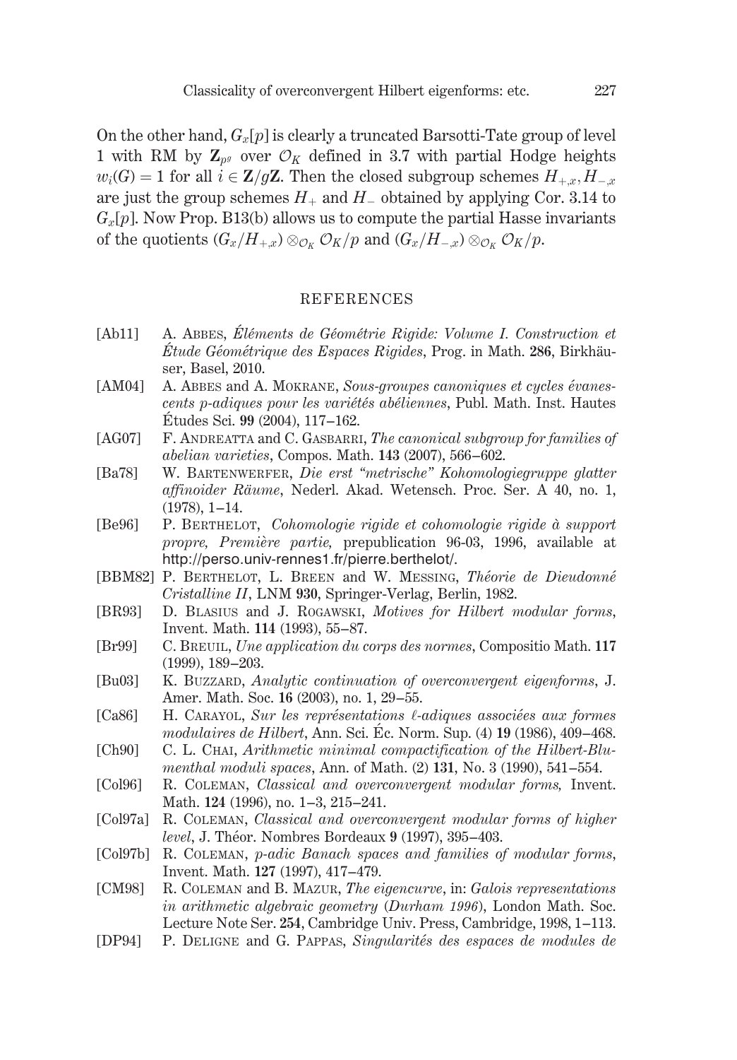On the other hand, $G_x[p]$ is clearly a truncated Barsotti-Tate group of level 1 with RM by $\mathbf{Z}_{p^g}$ over $\mathcal{O}_K$ defined in 3.7 with partial Hodge heights $w_i(G) = 1$ for all $i \in \mathbf{Z}/g\mathbf{Z}$. Then the closed subgroup schemes $H_{+,x}, H_{-,x}$ are just the group schemes $H_+$ and $H_-$ obtained by applying Cor. 3.14 to $G_x[p]$. Now Prop. B13(b) allows us to compute the partial Hasse invariants of the quotients $(G_x/H_{+,x}) \otimes_{\mathcal{O}_K} \mathcal{O}_K/p$ and $(G_x/H_{-,x}) \otimes_{\mathcal{O}_K} \mathcal{O}_K/p$.

## REFERENCES

- [Ab11] A. Abbes, *Éléments de Géométrie Rigide: Volume I. Construction et Étude Géométrique des Espaces Rigides*, Prog. in Math. **286**, Birkhäuser, Basel, 2010.
- [AM04] A. Abbes and A. Mokrane, *Sous-groupes canoniques et cycles évanescents p-adiques pour les variétés abéliennes*, Publ. Math. Inst. Hautes Études Sci. **99** (2004), 117–162.
- [AG07] F. Andreatta and C. Gasbarri, *The canonical subgroup for families of abelian varieties*, Compos. Math. **143** (2007), 566–602.
- [Ba78] W. Bartenwerfer, *Die erst "metrische" Kohomologiegruppe glatter affinoider Räume*, Nederl. Akad. Wetensch. Proc. Ser. A 40, no. 1, (1978), 1–14.
- [Be96] P. Berthelot, *Cohomologie rigide et cohomologie rigide à support propre, Première partie,* prepublication 96-03, 1996, available at http://perso.univ-rennes1.fr/pierre.berthelot/.
- [BBM82] P. Berthelot, L. Breen and W. Messing, *Théorie de Dieudonné Cristalline II*, LNM **930**, Springer-Verlag, Berlin, 1982.
- [BR93] D. Blasius and J. Rogawski, *Motives for Hilbert modular forms*, Invent. Math. **114** (1993), 55–87.
- [Br99] C. Breuil, *Une application du corps des normes*, Compositio Math. **117** (1999), 189–203.
- [Bu03] K. Buzzard, *Analytic continuation of overconvergent eigenforms*, J. Amer. Math. Soc. **16** (2003), no. 1, 29–55.
- [Ca86] H. Carayol, *Sur les représentations ℓ-adiques associées aux formes modulaires de Hilbert*, Ann. Sci. Éc. Norm. Sup. (4) **19** (1986), 409–468.
- [Ch90] C. L. Chai, *Arithmetic minimal compactification of the Hilbert-Blumenthal moduli spaces*, Ann. of Math. (2) **131**, No. 3 (1990), 541–554.
- [Col96] R. Coleman, *Classical and overconvergent modular forms,* Invent. Math. **124** (1996), no. 1–3, 215–241.
- [Col97a] R. Coleman, *Classical and overconvergent modular forms of higher level*, J. Théor. Nombres Bordeaux **9** (1997), 395–403.
- [Col97b] R. Coleman, *p-adic Banach spaces and families of modular forms*, Invent. Math. **127** (1997), 417–479.
- [CM98] R. Coleman and B. Mazur, *The eigencurve*, in: *Galois representations in arithmetic algebraic geometry* (*Durham 1996*), London Math. Soc. Lecture Note Ser. **254**, Cambridge Univ. Press, Cambridge, 1998, 1–113.
- [DP94] P. Deligne and G. Pappas, *Singularités des espaces de modules de*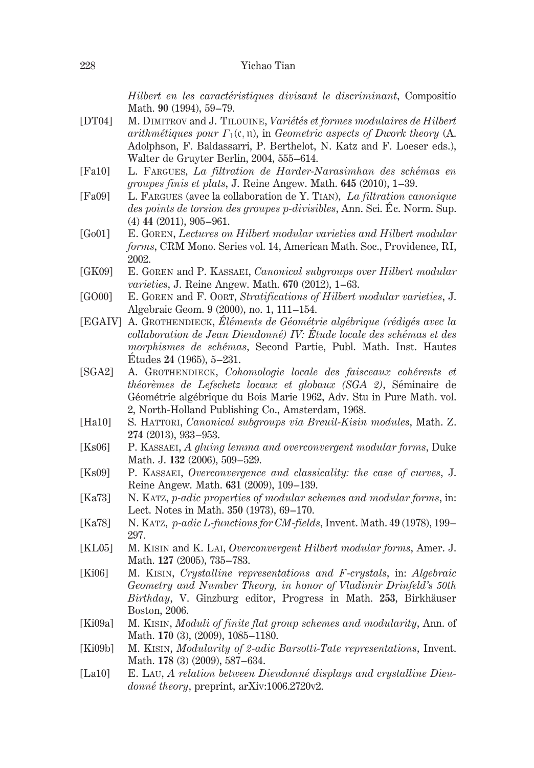*Hilbert en les caractéristiques divisant le discriminant*, Compositio Math. **90** (1994), 59–79.

[DT04] M. Dimitrov and J. Tilouine, *Variétés et formes modulaires de Hilbert arithmétiques pour $\Gamma_1(\mathfrak{c}, \mathfrak{n})$*, in *Geometric aspects of Dwork theory* (A. Adolphson, F. Baldassarri, P. Berthelot, N. Katz and F. Loeser eds.), Walter de Gruyter Berlin, 2004, 555–614.

[Fa10] L. Fargues, *La filtration de Harder-Narasimhan des schémas en groupes finis et plats*, J. Reine Angew. Math. **645** (2010), 1–39.

[Fa09] L. Fargues (avec la collaboration de Y. Tian), *La filtration canonique des points de torsion des groupes p-divisibles*, Ann. Sci. Éc. Norm. Sup. (4) **44** (2011), 905–961.

[Go01] E. Goren, *Lectures on Hilbert modular varieties and Hilbert modular forms*, CRM Mono. Series vol. 14, American Math. Soc., Providence, RI, 2002.

[GK09] E. Goren and P. Kassaei, *Canonical subgroups over Hilbert modular varieties*, J. Reine Angew. Math. **670** (2012), 1–63.

[GO00] E. Goren and F. Oort, *Stratifications of Hilbert modular varieties*, J. Algebraic Geom. **9** (2000), no. 1, 111–154.

[EGAIV] A. Grothendieck, *Éléments de Géométrie algébrique (rédigés avec la collaboration de Jean Dieudonné) IV: Étude locale des schémas et des morphismes de schémas*, Second Partie, Publ. Math. Inst. Hautes Études **24** (1965), 5–231.

[SGA2] A. Grothendieck, *Cohomologie locale des faisceaux cohérents et théorèmes de Lefschetz locaux et globaux (SGA 2)*, Séminaire de Géométrie algébrique du Bois Marie 1962, Adv. Stu in Pure Math. vol. 2, North-Holland Publishing Co., Amsterdam, 1968.

[Ha10] S. Hattori, *Canonical subgroups via Breuil-Kisin modules*, Math. Z. **274** (2013), 933–953.

[Ks06] P. Kassaei, *A gluing lemma and overconvergent modular forms*, Duke Math. J. **132** (2006), 509–529.

[Ks09] P. Kassaei, *Overconvergence and classicality: the case of curves*, J. Reine Angew. Math. **631** (2009), 109–139.

[Ka73] N. Katz, *p-adic properties of modular schemes and modular forms*, in: Lect. Notes in Math. **350** (1973), 69–170.

[Ka78] N. Katz, *p-adic L-functions for CM-fields*, Invent. Math. **49** (1978), 199–297.

[KL05] M. Kisin and K. Lai, *Overconvergent Hilbert modular forms*, Amer. J. Math. **127** (2005), 735–783.

[Ki06] M. Kisin, *Crystalline representations and F-crystals*, in: *Algebraic Geometry and Number Theory, in honor of Vladimir Drinfeld's 50th Birthday*, V. Ginzburg editor, Progress in Math. **253**, Birkhäuser Boston, 2006.

[Ki09a] M. Kisin, *Moduli of finite flat group schemes and modularity*, Ann. of Math. **170** (3), (2009), 1085–1180.

[Ki09b] M. Kisin, *Modularity of 2-adic Barsotti-Tate representations*, Invent. Math. **178** (3) (2009), 587–634.

[La10] E. Lau, *A relation between Dieudonné displays and crystalline Dieudonné theory*, preprint, arXiv:1006.2720v2.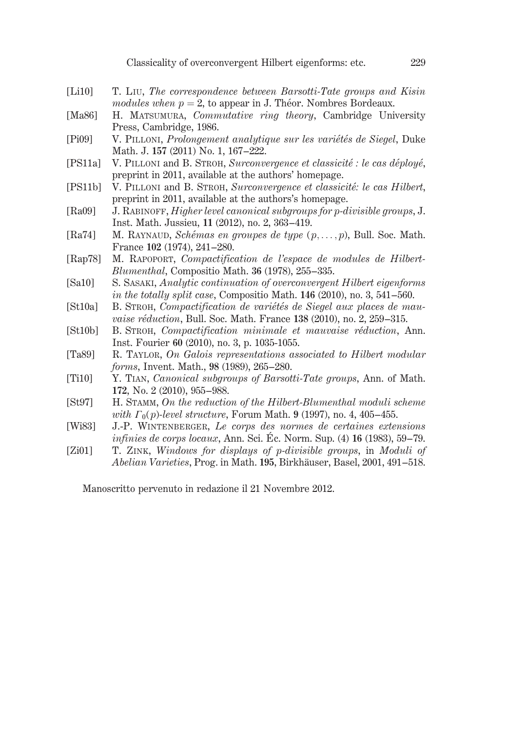[Li10] T. Liu, *The correspondence between Barsotti-Tate groups and Kisin modules when $p = 2$*, to appear in J. Théor. Nombres Bordeaux.

[Ma86] H. Matsumura, *Commutative ring theory*, Cambridge University Press, Cambridge, 1986.

[Pi09] V. Pilloni, *Prolongement analytique sur les variétés de Siegel*, Duke Math. J. **157** (2011) No. 1, 167–222.

[PS11a] V. Pilloni and B. Stroh, *Surconvergence et classicité : le cas déployé*, preprint in 2011, available at the authors' homepage.

[PS11b] V. Pilloni and B. Stroh, *Surconvergence et classicité: le cas Hilbert*, preprint in 2011, available at the authors's homepage.

[Ra09] J. Rabinoff, *Higher level canonical subgroups for p-divisible groups*, J. Inst. Math. Jussieu, **11** (2012), no. 2, 363–419.

[Ra74] M. Raynaud, *Schémas en groupes de type $(p, \dots, p)$*, Bull. Soc. Math. France **102** (1974), 241–280.

[Rap78] M. Rapoport, *Compactification de l'espace de modules de Hilbert-Blumenthal*, Compositio Math. **36** (1978), 255–335.

[Sa10] S. Sasaki, *Analytic continuation of overconvergent Hilbert eigenforms in the totally split case*, Compositio Math. **146** (2010), no. 3, 541–560.

[St10a] B. Stroh, *Compactification de variétés de Siegel aux places de mauvaise réduction*, Bull. Soc. Math. France **138** (2010), no. 2, 259–315.

[St10b] B. Stroh, *Compactification minimale et mauvaise réduction*, Ann. Inst. Fourier **60** (2010), no. 3, p. 1035-1055.

[Ta89] R. Taylor, *On Galois representations associated to Hilbert modular forms*, Invent. Math., **98** (1989), 265–280.

[Ti10] Y. Tian, *Canonical subgroups of Barsotti-Tate groups*, Ann. of Math. **172**, No. 2 (2010), 955–988.

[St97] H. Stamm, *On the reduction of the Hilbert-Blumenthal moduli scheme with $\Gamma_0(p)$-level structure*, Forum Math. **9** (1997), no. 4, 405–455.

[Wi83] J.-P. Wintenberger, *Le corps des normes de certaines extensions infinies de corps locaux*, Ann. Sci. Éc. Norm. Sup. (4) **16** (1983), 59–79.

[Zi01] T. Zink, *Windows for displays of p-divisible groups*, in *Moduli of Abelian Varieties*, Prog. in Math. **195**, Birkhäuser, Basel, 2001, 491–518.

Manoscritto pervenuto in redazione il 21 Novembre 2012.